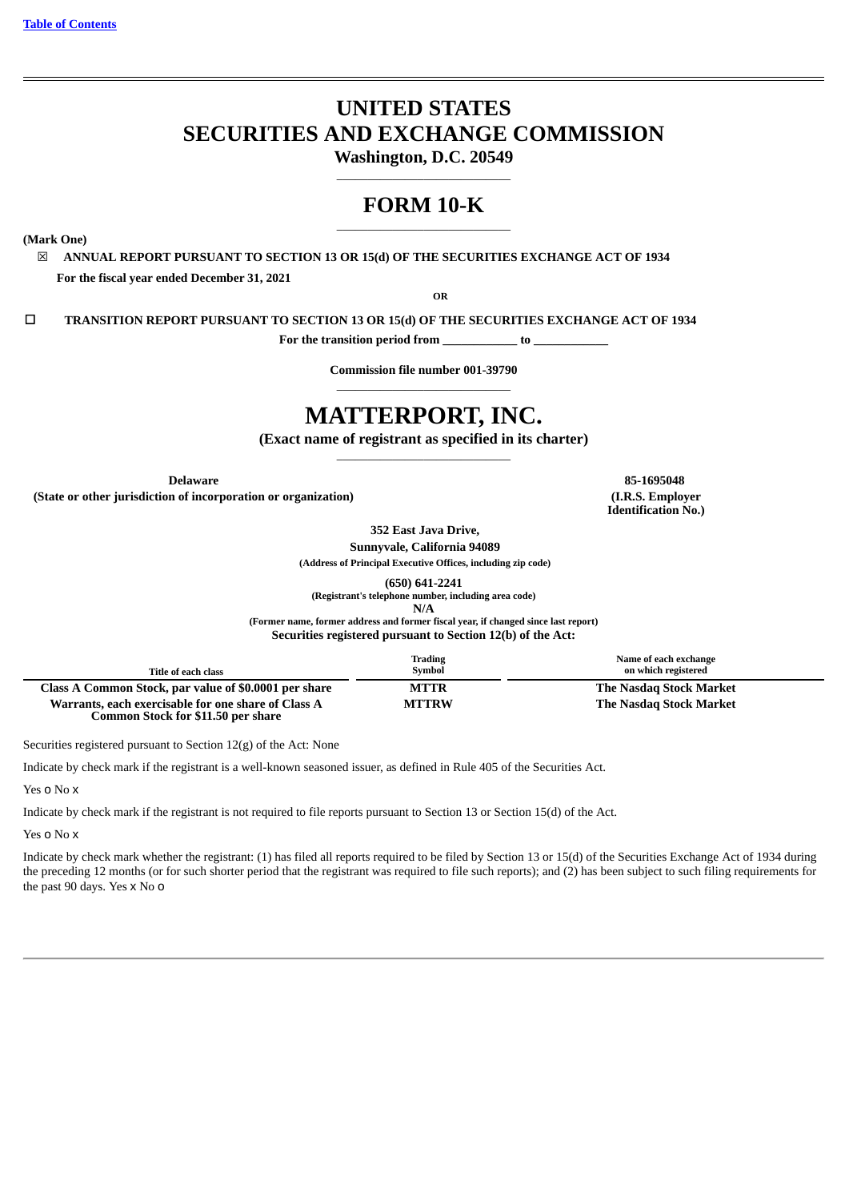[Table of Contents](#)

# UNITED STATES
# SECURITIES AND EXCHANGE COMMISSION

**Washington, D.C. 20549**

## FORM 10-K

**(Mark One)**

☒ **ANNUAL REPORT PURSUANT TO SECTION 13 OR 15(d) OF THE SECURITIES EXCHANGE ACT OF 1934**

**For the fiscal year ended December 31, 2021**

**OR**

☐ **TRANSITION REPORT PURSUANT TO SECTION 13 OR 15(d) OF THE SECURITIES EXCHANGE ACT OF 1934**

**For the transition period from \_\_\_\_\_\_\_\_\_\_\_\_ to \_\_\_\_\_\_\_\_\_\_\_\_**

**Commission file number 001-39790**

# MATTERPORT, INC.

**(Exact name of registrant as specified in its charter)**

| **Delaware** | **85-1695048** |
|---|---|
| **(State or other jurisdiction of incorporation or organization)** | **(I.R.S. Employer Identification No.)** |

**352 East Java Drive,**
**Sunnyvale, California 94089**
**(Address of Principal Executive Offices, including zip code)**

**(650) 641-2241**
**(Registrant's telephone number, including area code)**

**N/A**
**(Former name, former address and former fiscal year, if changed since last report)**

**Securities registered pursuant to Section 12(b) of the Act:**

| Title of each class | Trading Symbol | Name of each exchange on which registered |
|---|---|---|
| **Class A Common Stock, par value of $0.0001 per share** | **MTTR** | **The Nasdaq Stock Market** |
| **Warrants, each exercisable for one share of Class A Common Stock for $11.50 per share** | **MTTRW** | **The Nasdaq Stock Market** |

Securities registered pursuant to Section 12(g) of the Act: None

Indicate by check mark if the registrant is a well-known seasoned issuer, as defined in Rule 405 of the Securities Act.

Yes o No x

Indicate by check mark if the registrant is not required to file reports pursuant to Section 13 or Section 15(d) of the Act.

Yes o No x

Indicate by check mark whether the registrant: (1) has filed all reports required to be filed by Section 13 or 15(d) of the Securities Exchange Act of 1934 during the preceding 12 months (or for such shorter period that the registrant was required to file such reports); and (2) has been subject to such filing requirements for the past 90 days. Yes x No o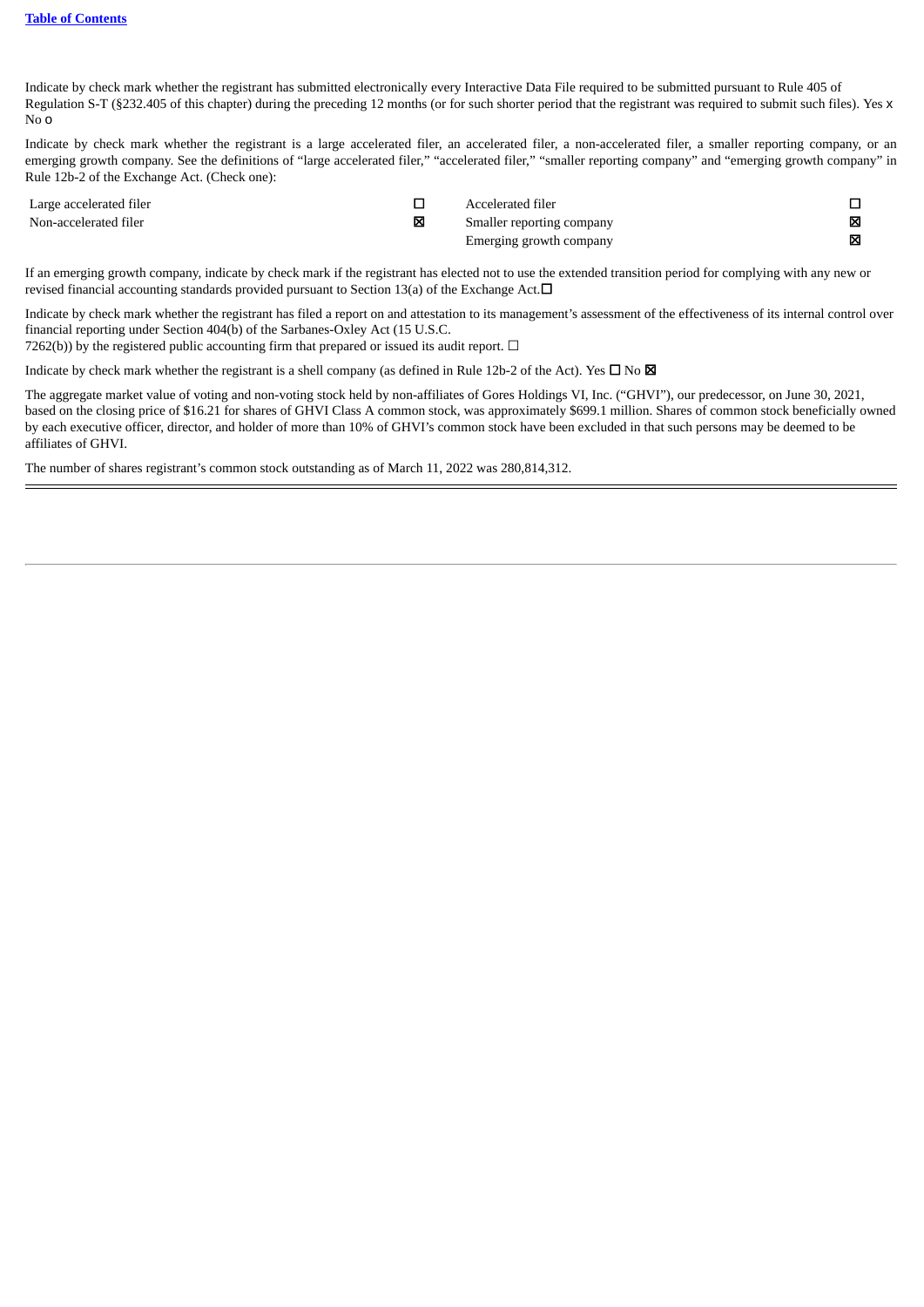Indicate by check mark whether the registrant has submitted electronically every Interactive Data File required to be submitted pursuant to Rule 405 of Regulation S-T (§232.405 of this chapter) during the preceding 12 months (or for such shorter period that the registrant was required to submit such files). Yes x No o

Indicate by check mark whether the registrant is a large accelerated filer, an accelerated filer, a non-accelerated filer, a smaller reporting company, or an emerging growth company. See the definitions of "large accelerated filer," "accelerated filer," "smaller reporting company" and "emerging growth company" in Rule 12b-2 of the Exchange Act. (Check one):

| | | | |
|---|---|---|---|
| Large accelerated filer | ☐ | Accelerated filer | ☐ |
| Non-accelerated filer | ☒ | Smaller reporting company | ☒ |
| | | Emerging growth company | ☒ |

If an emerging growth company, indicate by check mark if the registrant has elected not to use the extended transition period for complying with any new or revised financial accounting standards provided pursuant to Section 13(a) of the Exchange Act.☐

Indicate by check mark whether the registrant has filed a report on and attestation to its management's assessment of the effectiveness of its internal control over financial reporting under Section 404(b) of the Sarbanes-Oxley Act (15 U.S.C. 7262(b)) by the registered public accounting firm that prepared or issued its audit report. ☐

Indicate by check mark whether the registrant is a shell company (as defined in Rule 12b-2 of the Act). Yes ☐ No ☒

The aggregate market value of voting and non-voting stock held by non-affiliates of Gores Holdings VI, Inc. ("GHVI"), our predecessor, on June 30, 2021, based on the closing price of $16.21 for shares of GHVI Class A common stock, was approximately $699.1 million. Shares of common stock beneficially owned by each executive officer, director, and holder of more than 10% of GHVI's common stock have been excluded in that such persons may be deemed to be affiliates of GHVI.

The number of shares registrant's common stock outstanding as of March 11, 2022 was 280,814,312.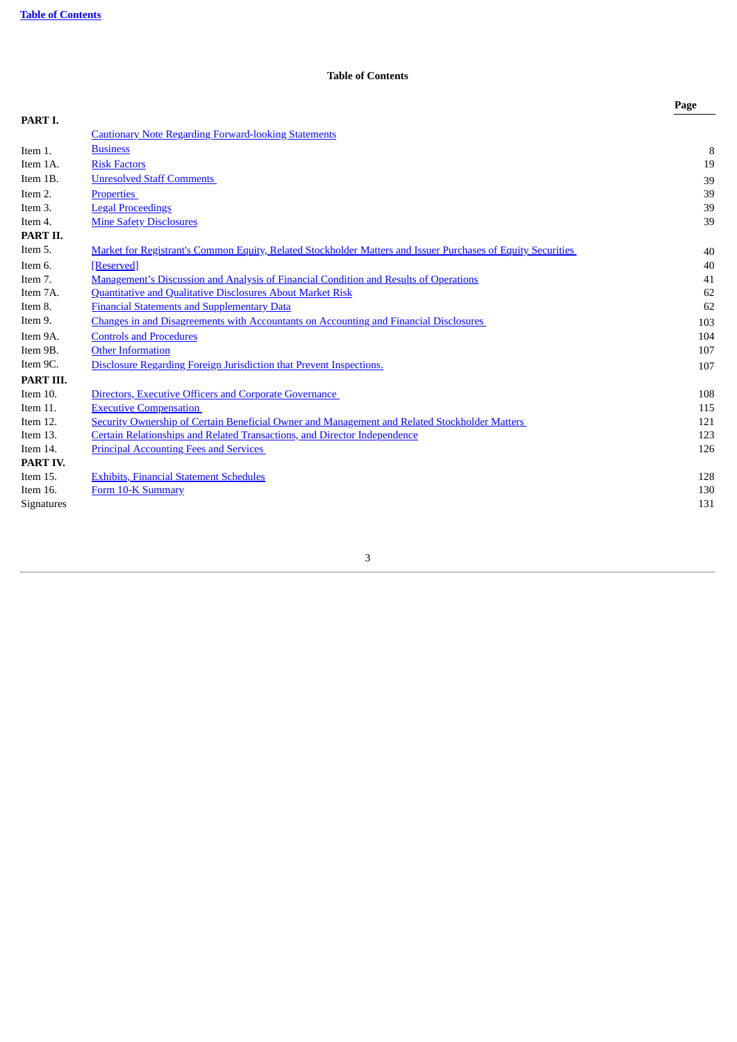# Table of Contents

| | | Page |
|---|---|---|
| **PART I.** | | |
| | Cautionary Note Regarding Forward-looking Statements | |
| Item 1. | Business | 8 |
| Item 1A. | Risk Factors | 19 |
| Item 1B. | Unresolved Staff Comments | 39 |
| Item 2. | Properties | 39 |
| Item 3. | Legal Proceedings | 39 |
| Item 4. | Mine Safety Disclosures | 39 |
| **PART II.** | | |
| Item 5. | Market for Registrant's Common Equity, Related Stockholder Matters and Issuer Purchases of Equity Securities | 40 |
| Item 6. | [Reserved] | 40 |
| Item 7. | Management's Discussion and Analysis of Financial Condition and Results of Operations | 41 |
| Item 7A. | Quantitative and Qualitative Disclosures About Market Risk | 62 |
| Item 8. | Financial Statements and Supplementary Data | 62 |
| Item 9. | Changes in and Disagreements with Accountants on Accounting and Financial Disclosures | 103 |
| Item 9A. | Controls and Procedures | 104 |
| Item 9B. | Other Information | 107 |
| Item 9C. | Disclosure Regarding Foreign Jurisdiction that Prevent Inspections. | 107 |
| **PART III.** | | |
| Item 10. | Directors, Executive Officers and Corporate Governance | 108 |
| Item 11. | Executive Compensation | 115 |
| Item 12. | Security Ownership of Certain Beneficial Owner and Management and Related Stockholder Matters | 121 |
| Item 13. | Certain Relationships and Related Transactions, and Director Independence | 123 |
| Item 14. | Principal Accounting Fees and Services | 126 |
| **PART IV.** | | |
| Item 15. | Exhibits, Financial Statement Schedules | 128 |
| Item 16. | Form 10-K Summary | 130 |
| Signatures | | 131 |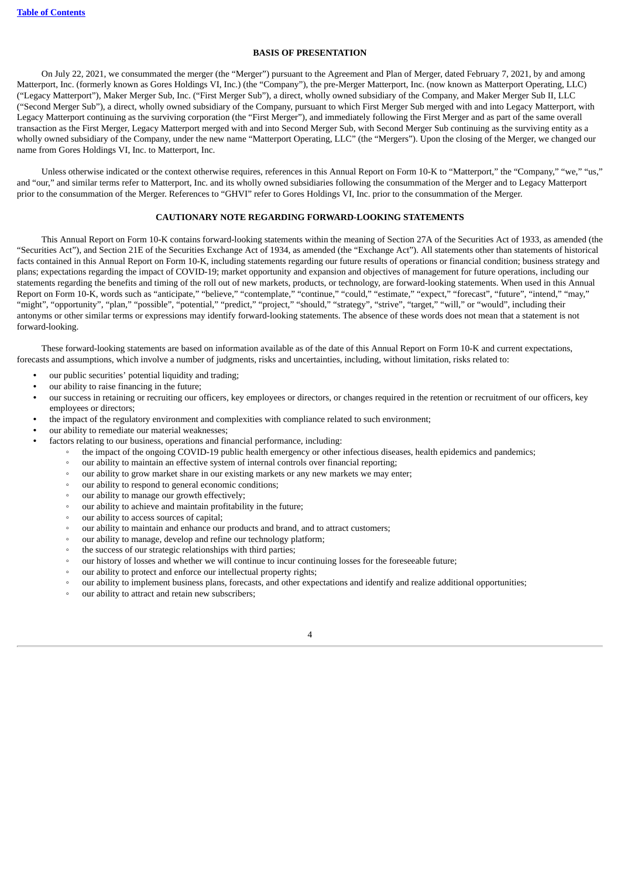## BASIS OF PRESENTATION

On July 22, 2021, we consummated the merger (the "Merger") pursuant to the Agreement and Plan of Merger, dated February 7, 2021, by and among Matterport, Inc. (formerly known as Gores Holdings VI, Inc.) (the "Company"), the pre-Merger Matterport, Inc. (now known as Matterport Operating, LLC) ("Legacy Matterport"), Maker Merger Sub, Inc. ("First Merger Sub"), a direct, wholly owned subsidiary of the Company, and Maker Merger Sub II, LLC ("Second Merger Sub"), a direct, wholly owned subsidiary of the Company, pursuant to which First Merger Sub merged with and into Legacy Matterport, with Legacy Matterport continuing as the surviving corporation (the "First Merger"), and immediately following the First Merger and as part of the same overall transaction as the First Merger, Legacy Matterport merged with and into Second Merger Sub, with Second Merger Sub continuing as the surviving entity as a wholly owned subsidiary of the Company, under the new name "Matterport Operating, LLC" (the "Mergers"). Upon the closing of the Merger, we changed our name from Gores Holdings VI, Inc. to Matterport, Inc.

Unless otherwise indicated or the context otherwise requires, references in this Annual Report on Form 10-K to "Matterport," the "Company," "we," "us," and "our," and similar terms refer to Matterport, Inc. and its wholly owned subsidiaries following the consummation of the Merger and to Legacy Matterport prior to the consummation of the Merger. References to "GHVI" refer to Gores Holdings VI, Inc. prior to the consummation of the Merger.

## CAUTIONARY NOTE REGARDING FORWARD-LOOKING STATEMENTS

This Annual Report on Form 10-K contains forward-looking statements within the meaning of Section 27A of the Securities Act of 1933, as amended (the "Securities Act"), and Section 21E of the Securities Exchange Act of 1934, as amended (the "Exchange Act"). All statements other than statements of historical facts contained in this Annual Report on Form 10-K, including statements regarding our future results of operations or financial condition; business strategy and plans; expectations regarding the impact of COVID-19; market opportunity and expansion and objectives of management for future operations, including our statements regarding the benefits and timing of the roll out of new markets, products, or technology, are forward-looking statements. When used in this Annual Report on Form 10-K, words such as "anticipate," "believe," "contemplate," "continue," "could," "estimate," "expect," "forecast", "future", "intend," "may," "might", "opportunity", "plan," "possible", "potential," "predict," "project," "should," "strategy", "strive", "target," "will," or "would", including their antonyms or other similar terms or expressions may identify forward-looking statements. The absence of these words does not mean that a statement is not forward-looking.

These forward-looking statements are based on information available as of the date of this Annual Report on Form 10-K and current expectations, forecasts and assumptions, which involve a number of judgments, risks and uncertainties, including, without limitation, risks related to:

- our public securities' potential liquidity and trading;
- our ability to raise financing in the future;
- our success in retaining or recruiting our officers, key employees or directors, or changes required in the retention or recruitment of our officers, key employees or directors;
- the impact of the regulatory environment and complexities with compliance related to such environment;
- our ability to remediate our material weaknesses;
- factors relating to our business, operations and financial performance, including:
  - the impact of the ongoing COVID-19 public health emergency or other infectious diseases, health epidemics and pandemics;
  - our ability to maintain an effective system of internal controls over financial reporting;
  - our ability to grow market share in our existing markets or any new markets we may enter;
  - our ability to respond to general economic conditions;
  - our ability to manage our growth effectively;
  - our ability to achieve and maintain profitability in the future;
  - our ability to access sources of capital;
  - our ability to maintain and enhance our products and brand, and to attract customers;
  - our ability to manage, develop and refine our technology platform;
  - the success of our strategic relationships with third parties;
  - our history of losses and whether we will continue to incur continuing losses for the foreseeable future;
  - our ability to protect and enforce our intellectual property rights;
  - our ability to implement business plans, forecasts, and other expectations and identify and realize additional opportunities;
  - our ability to attract and retain new subscribers;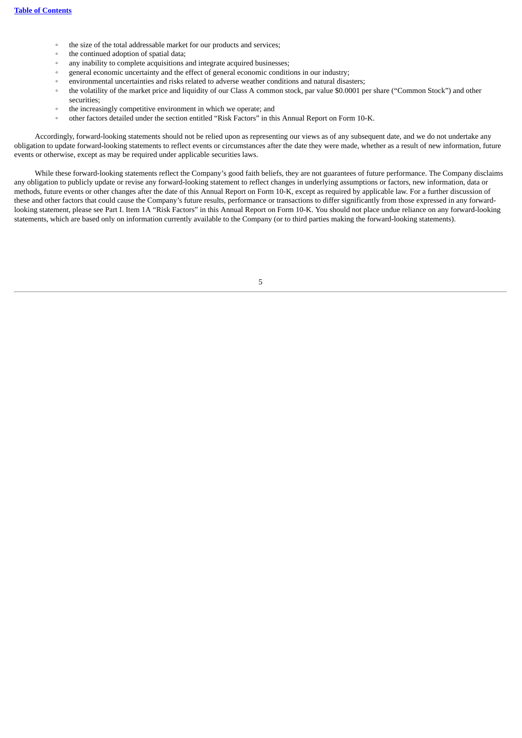- the size of the total addressable market for our products and services;
- the continued adoption of spatial data;
- any inability to complete acquisitions and integrate acquired businesses;
- general economic uncertainty and the effect of general economic conditions in our industry;
- environmental uncertainties and risks related to adverse weather conditions and natural disasters;
- the volatility of the market price and liquidity of our Class A common stock, par value $0.0001 per share ("Common Stock") and other securities;
- the increasingly competitive environment in which we operate; and
- other factors detailed under the section entitled "Risk Factors" in this Annual Report on Form 10-K.

Accordingly, forward-looking statements should not be relied upon as representing our views as of any subsequent date, and we do not undertake any obligation to update forward-looking statements to reflect events or circumstances after the date they were made, whether as a result of new information, future events or otherwise, except as may be required under applicable securities laws.

While these forward-looking statements reflect the Company's good faith beliefs, they are not guarantees of future performance. The Company disclaims any obligation to publicly update or revise any forward-looking statement to reflect changes in underlying assumptions or factors, new information, data or methods, future events or other changes after the date of this Annual Report on Form 10-K, except as required by applicable law. For a further discussion of these and other factors that could cause the Company's future results, performance or transactions to differ significantly from those expressed in any forward-looking statement, please see Part I. Item 1A "Risk Factors" in this Annual Report on Form 10-K. You should not place undue reliance on any forward-looking statements, which are based only on information currently available to the Company (or to third parties making the forward-looking statements).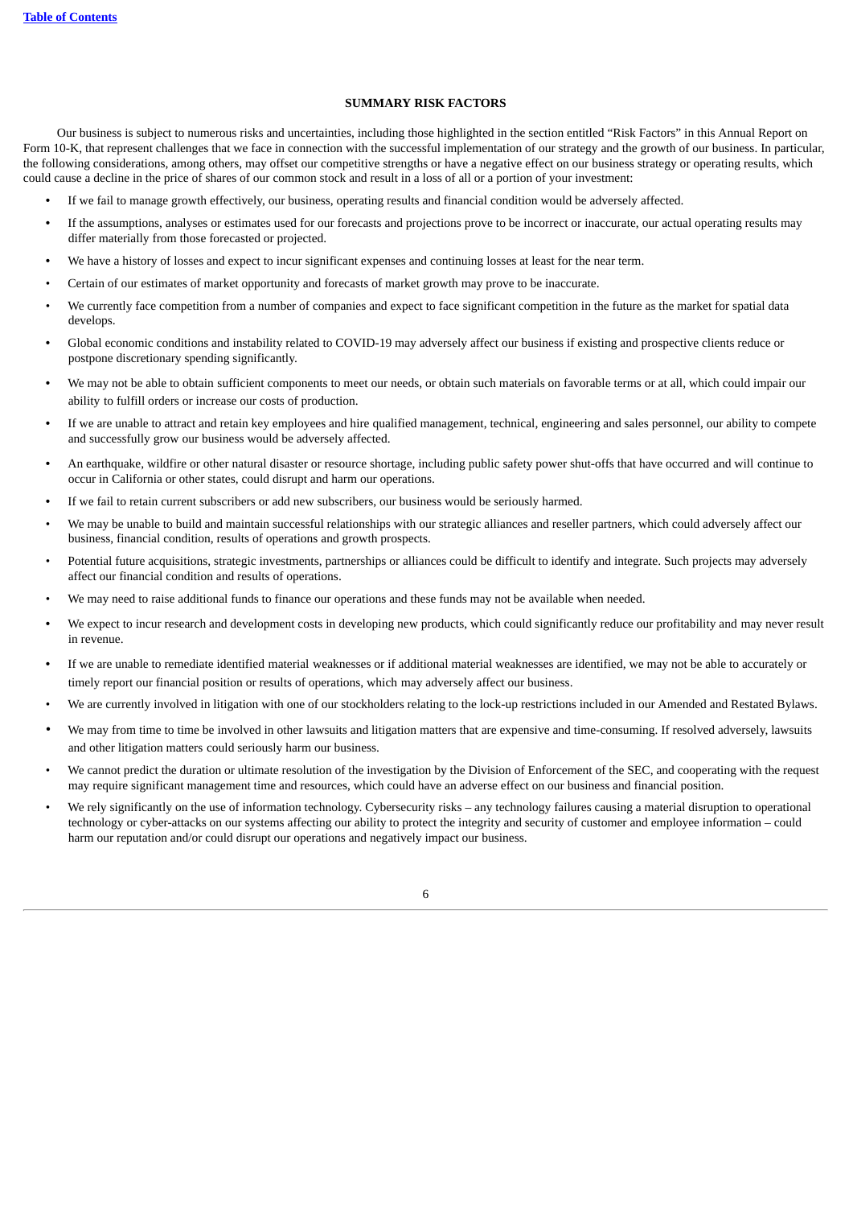## SUMMARY RISK FACTORS

Our business is subject to numerous risks and uncertainties, including those highlighted in the section entitled "Risk Factors" in this Annual Report on Form 10-K, that represent challenges that we face in connection with the successful implementation of our strategy and the growth of our business. In particular, the following considerations, among others, may offset our competitive strengths or have a negative effect on our business strategy or operating results, which could cause a decline in the price of shares of our common stock and result in a loss of all or a portion of your investment:

- If we fail to manage growth effectively, our business, operating results and financial condition would be adversely affected.
- If the assumptions, analyses or estimates used for our forecasts and projections prove to be incorrect or inaccurate, our actual operating results may differ materially from those forecasted or projected.
- We have a history of losses and expect to incur significant expenses and continuing losses at least for the near term.
- Certain of our estimates of market opportunity and forecasts of market growth may prove to be inaccurate.
- We currently face competition from a number of companies and expect to face significant competition in the future as the market for spatial data develops.
- Global economic conditions and instability related to COVID-19 may adversely affect our business if existing and prospective clients reduce or postpone discretionary spending significantly.
- We may not be able to obtain sufficient components to meet our needs, or obtain such materials on favorable terms or at all, which could impair our ability to fulfill orders or increase our costs of production.
- If we are unable to attract and retain key employees and hire qualified management, technical, engineering and sales personnel, our ability to compete and successfully grow our business would be adversely affected.
- An earthquake, wildfire or other natural disaster or resource shortage, including public safety power shut-offs that have occurred and will continue to occur in California or other states, could disrupt and harm our operations.
- If we fail to retain current subscribers or add new subscribers, our business would be seriously harmed.
- We may be unable to build and maintain successful relationships with our strategic alliances and reseller partners, which could adversely affect our business, financial condition, results of operations and growth prospects.
- Potential future acquisitions, strategic investments, partnerships or alliances could be difficult to identify and integrate. Such projects may adversely affect our financial condition and results of operations.
- We may need to raise additional funds to finance our operations and these funds may not be available when needed.
- We expect to incur research and development costs in developing new products, which could significantly reduce our profitability and may never result in revenue.
- If we are unable to remediate identified material weaknesses or if additional material weaknesses are identified, we may not be able to accurately or timely report our financial position or results of operations, which may adversely affect our business.
- We are currently involved in litigation with one of our stockholders relating to the lock-up restrictions included in our Amended and Restated Bylaws.
- We may from time to time be involved in other lawsuits and litigation matters that are expensive and time-consuming. If resolved adversely, lawsuits and other litigation matters could seriously harm our business.
- We cannot predict the duration or ultimate resolution of the investigation by the Division of Enforcement of the SEC, and cooperating with the request may require significant management time and resources, which could have an adverse effect on our business and financial position.
- We rely significantly on the use of information technology. Cybersecurity risks – any technology failures causing a material disruption to operational technology or cyber-attacks on our systems affecting our ability to protect the integrity and security of customer and employee information – could harm our reputation and/or could disrupt our operations and negatively impact our business.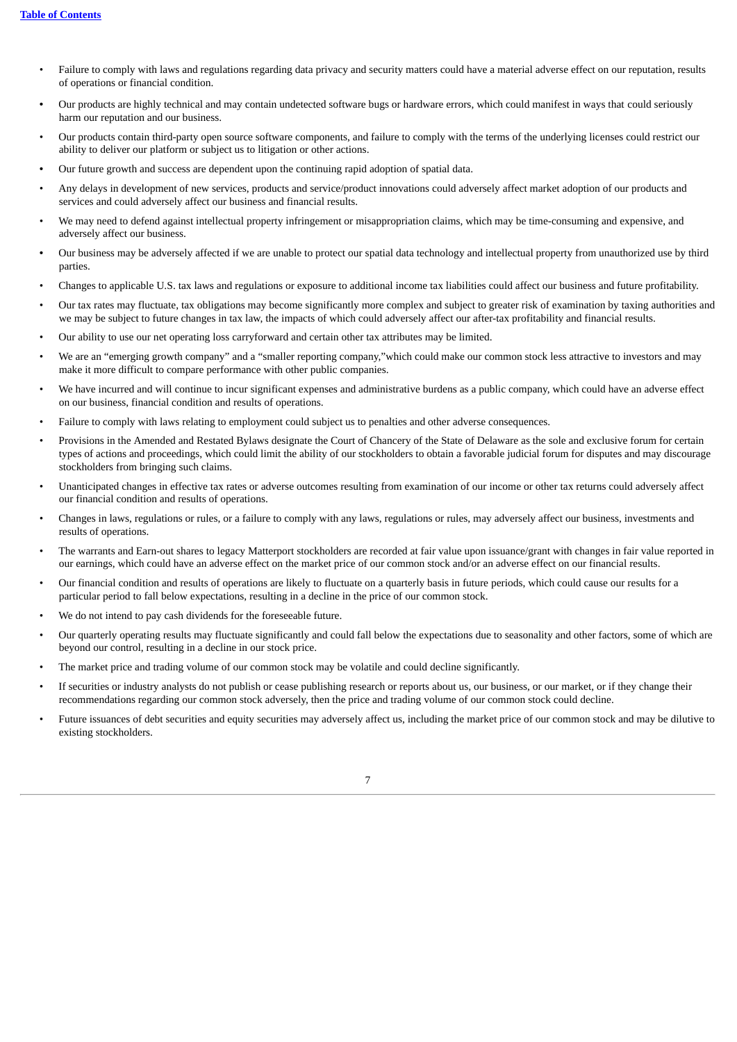- Failure to comply with laws and regulations regarding data privacy and security matters could have a material adverse effect on our reputation, results of operations or financial condition.
- Our products are highly technical and may contain undetected software bugs or hardware errors, which could manifest in ways that could seriously harm our reputation and our business.
- Our products contain third-party open source software components, and failure to comply with the terms of the underlying licenses could restrict our ability to deliver our platform or subject us to litigation or other actions.
- Our future growth and success are dependent upon the continuing rapid adoption of spatial data.
- Any delays in development of new services, products and service/product innovations could adversely affect market adoption of our products and services and could adversely affect our business and financial results.
- We may need to defend against intellectual property infringement or misappropriation claims, which may be time-consuming and expensive, and adversely affect our business.
- Our business may be adversely affected if we are unable to protect our spatial data technology and intellectual property from unauthorized use by third parties.
- Changes to applicable U.S. tax laws and regulations or exposure to additional income tax liabilities could affect our business and future profitability.
- Our tax rates may fluctuate, tax obligations may become significantly more complex and subject to greater risk of examination by taxing authorities and we may be subject to future changes in tax law, the impacts of which could adversely affect our after-tax profitability and financial results.
- Our ability to use our net operating loss carryforward and certain other tax attributes may be limited.
- We are an "emerging growth company" and a "smaller reporting company,"which could make our common stock less attractive to investors and may make it more difficult to compare performance with other public companies.
- We have incurred and will continue to incur significant expenses and administrative burdens as a public company, which could have an adverse effect on our business, financial condition and results of operations.
- Failure to comply with laws relating to employment could subject us to penalties and other adverse consequences.
- Provisions in the Amended and Restated Bylaws designate the Court of Chancery of the State of Delaware as the sole and exclusive forum for certain types of actions and proceedings, which could limit the ability of our stockholders to obtain a favorable judicial forum for disputes and may discourage stockholders from bringing such claims.
- Unanticipated changes in effective tax rates or adverse outcomes resulting from examination of our income or other tax returns could adversely affect our financial condition and results of operations.
- Changes in laws, regulations or rules, or a failure to comply with any laws, regulations or rules, may adversely affect our business, investments and results of operations.
- The warrants and Earn-out shares to legacy Matterport stockholders are recorded at fair value upon issuance/grant with changes in fair value reported in our earnings, which could have an adverse effect on the market price of our common stock and/or an adverse effect on our financial results.
- Our financial condition and results of operations are likely to fluctuate on a quarterly basis in future periods, which could cause our results for a particular period to fall below expectations, resulting in a decline in the price of our common stock.
- We do not intend to pay cash dividends for the foreseeable future.
- Our quarterly operating results may fluctuate significantly and could fall below the expectations due to seasonality and other factors, some of which are beyond our control, resulting in a decline in our stock price.
- The market price and trading volume of our common stock may be volatile and could decline significantly.
- If securities or industry analysts do not publish or cease publishing research or reports about us, our business, or our market, or if they change their recommendations regarding our common stock adversely, then the price and trading volume of our common stock could decline.
- Future issuances of debt securities and equity securities may adversely affect us, including the market price of our common stock and may be dilutive to existing stockholders.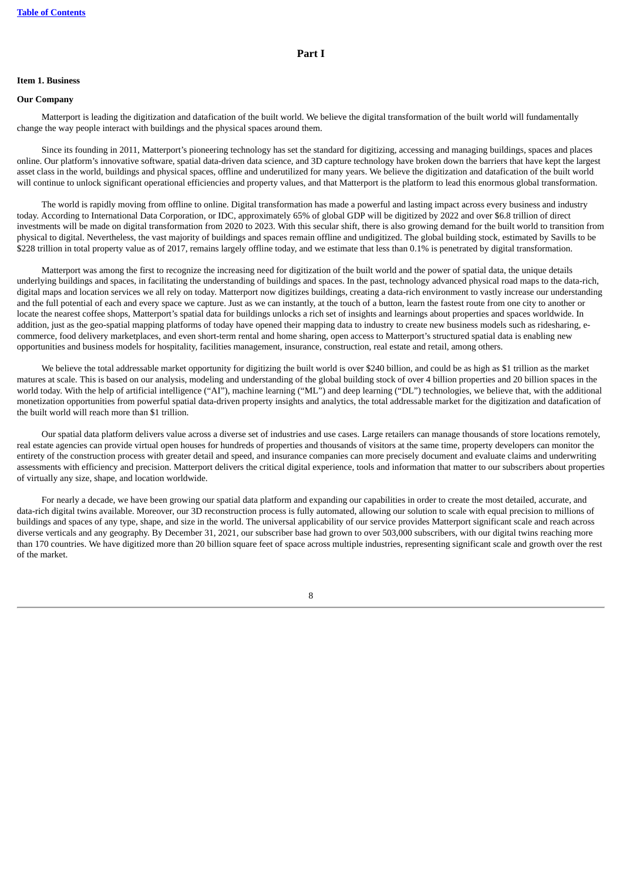# Part I

## Item 1. Business

### Our Company

Matterport is leading the digitization and datafication of the built world. We believe the digital transformation of the built world will fundamentally change the way people interact with buildings and the physical spaces around them.

Since its founding in 2011, Matterport's pioneering technology has set the standard for digitizing, accessing and managing buildings, spaces and places online. Our platform's innovative software, spatial data-driven data science, and 3D capture technology have broken down the barriers that have kept the largest asset class in the world, buildings and physical spaces, offline and underutilized for many years. We believe the digitization and datafication of the built world will continue to unlock significant operational efficiencies and property values, and that Matterport is the platform to lead this enormous global transformation.

The world is rapidly moving from offline to online. Digital transformation has made a powerful and lasting impact across every business and industry today. According to International Data Corporation, or IDC, approximately 65% of global GDP will be digitized by 2022 and over $6.8 trillion of direct investments will be made on digital transformation from 2020 to 2023. With this secular shift, there is also growing demand for the built world to transition from physical to digital. Nevertheless, the vast majority of buildings and spaces remain offline and undigitized. The global building stock, estimated by Savills to be $228 trillion in total property value as of 2017, remains largely offline today, and we estimate that less than 0.1% is penetrated by digital transformation.

Matterport was among the first to recognize the increasing need for digitization of the built world and the power of spatial data, the unique details underlying buildings and spaces, in facilitating the understanding of buildings and spaces. In the past, technology advanced physical road maps to the data-rich, digital maps and location services we all rely on today. Matterport now digitizes buildings, creating a data-rich environment to vastly increase our understanding and the full potential of each and every space we capture. Just as we can instantly, at the touch of a button, learn the fastest route from one city to another or locate the nearest coffee shops, Matterport's spatial data for buildings unlocks a rich set of insights and learnings about properties and spaces worldwide. In addition, just as the geo-spatial mapping platforms of today have opened their mapping data to industry to create new business models such as ridesharing, e-commerce, food delivery marketplaces, and even short-term rental and home sharing, open access to Matterport's structured spatial data is enabling new opportunities and business models for hospitality, facilities management, insurance, construction, real estate and retail, among others.

We believe the total addressable market opportunity for digitizing the built world is over $240 billion, and could be as high as $1 trillion as the market matures at scale. This is based on our analysis, modeling and understanding of the global building stock of over 4 billion properties and 20 billion spaces in the world today. With the help of artificial intelligence ("AI"), machine learning ("ML") and deep learning ("DL") technologies, we believe that, with the additional monetization opportunities from powerful spatial data-driven property insights and analytics, the total addressable market for the digitization and datafication of the built world will reach more than $1 trillion.

Our spatial data platform delivers value across a diverse set of industries and use cases. Large retailers can manage thousands of store locations remotely, real estate agencies can provide virtual open houses for hundreds of properties and thousands of visitors at the same time, property developers can monitor the entirety of the construction process with greater detail and speed, and insurance companies can more precisely document and evaluate claims and underwriting assessments with efficiency and precision. Matterport delivers the critical digital experience, tools and information that matter to our subscribers about properties of virtually any size, shape, and location worldwide.

For nearly a decade, we have been growing our spatial data platform and expanding our capabilities in order to create the most detailed, accurate, and data-rich digital twins available. Moreover, our 3D reconstruction process is fully automated, allowing our solution to scale with equal precision to millions of buildings and spaces of any type, shape, and size in the world. The universal applicability of our service provides Matterport significant scale and reach across diverse verticals and any geography. By December 31, 2021, our subscriber base had grown to over 503,000 subscribers, with our digital twins reaching more than 170 countries. We have digitized more than 20 billion square feet of space across multiple industries, representing significant scale and growth over the rest of the market.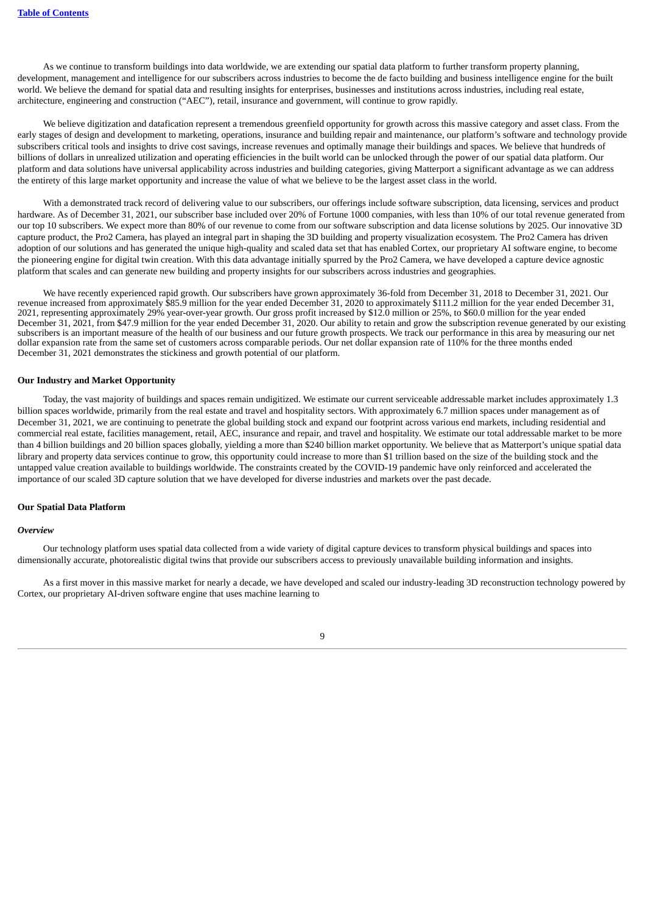As we continue to transform buildings into data worldwide, we are extending our spatial data platform to further transform property planning, development, management and intelligence for our subscribers across industries to become the de facto building and business intelligence engine for the built world. We believe the demand for spatial data and resulting insights for enterprises, businesses and institutions across industries, including real estate, architecture, engineering and construction ("AEC"), retail, insurance and government, will continue to grow rapidly.

We believe digitization and datafication represent a tremendous greenfield opportunity for growth across this massive category and asset class. From the early stages of design and development to marketing, operations, insurance and building repair and maintenance, our platform's software and technology provide subscribers critical tools and insights to drive cost savings, increase revenues and optimally manage their buildings and spaces. We believe that hundreds of billions of dollars in unrealized utilization and operating efficiencies in the built world can be unlocked through the power of our spatial data platform. Our platform and data solutions have universal applicability across industries and building categories, giving Matterport a significant advantage as we can address the entirety of this large market opportunity and increase the value of what we believe to be the largest asset class in the world.

With a demonstrated track record of delivering value to our subscribers, our offerings include software subscription, data licensing, services and product hardware. As of December 31, 2021, our subscriber base included over 20% of Fortune 1000 companies, with less than 10% of our total revenue generated from our top 10 subscribers. We expect more than 80% of our revenue to come from our software subscription and data license solutions by 2025. Our innovative 3D capture product, the Pro2 Camera, has played an integral part in shaping the 3D building and property visualization ecosystem. The Pro2 Camera has driven adoption of our solutions and has generated the unique high-quality and scaled data set that has enabled Cortex, our proprietary AI software engine, to become the pioneering engine for digital twin creation. With this data advantage initially spurred by the Pro2 Camera, we have developed a capture device agnostic platform that scales and can generate new building and property insights for our subscribers across industries and geographies.

We have recently experienced rapid growth. Our subscribers have grown approximately 36-fold from December 31, 2018 to December 31, 2021. Our revenue increased from approximately $85.9 million for the year ended December 31, 2020 to approximately $111.2 million for the year ended December 31, 2021, representing approximately 29% year-over-year growth. Our gross profit increased by $12.0 million or 25%, to $60.0 million for the year ended December 31, 2021, from $47.9 million for the year ended December 31, 2020. Our ability to retain and grow the subscription revenue generated by our existing subscribers is an important measure of the health of our business and our future growth prospects. We track our performance in this area by measuring our net dollar expansion rate from the same set of customers across comparable periods. Our net dollar expansion rate of 110% for the three months ended December 31, 2021 demonstrates the stickiness and growth potential of our platform.

**Our Industry and Market Opportunity**

Today, the vast majority of buildings and spaces remain undigitized. We estimate our current serviceable addressable market includes approximately 1.3 billion spaces worldwide, primarily from the real estate and travel and hospitality sectors. With approximately 6.7 million spaces under management as of December 31, 2021, we are continuing to penetrate the global building stock and expand our footprint across various end markets, including residential and commercial real estate, facilities management, retail, AEC, insurance and repair, and travel and hospitality. We estimate our total addressable market to be more than 4 billion buildings and 20 billion spaces globally, yielding a more than $240 billion market opportunity. We believe that as Matterport's unique spatial data library and property data services continue to grow, this opportunity could increase to more than $1 trillion based on the size of the building stock and the untapped value creation available to buildings worldwide. The constraints created by the COVID-19 pandemic have only reinforced and accelerated the importance of our scaled 3D capture solution that we have developed for diverse industries and markets over the past decade.

**Our Spatial Data Platform**

***Overview***

Our technology platform uses spatial data collected from a wide variety of digital capture devices to transform physical buildings and spaces into dimensionally accurate, photorealistic digital twins that provide our subscribers access to previously unavailable building information and insights.

As a first mover in this massive market for nearly a decade, we have developed and scaled our industry-leading 3D reconstruction technology powered by Cortex, our proprietary AI-driven software engine that uses machine learning to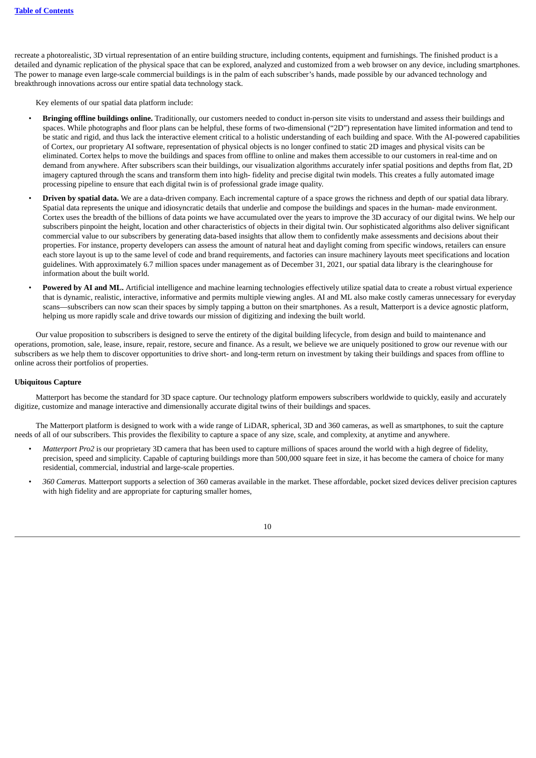recreate a photorealistic, 3D virtual representation of an entire building structure, including contents, equipment and furnishings. The finished product is a detailed and dynamic replication of the physical space that can be explored, analyzed and customized from a web browser on any device, including smartphones. The power to manage even large-scale commercial buildings is in the palm of each subscriber's hands, made possible by our advanced technology and breakthrough innovations across our entire spatial data technology stack.

Key elements of our spatial data platform include:

- **Bringing offline buildings online.** Traditionally, our customers needed to conduct in-person site visits to understand and assess their buildings and spaces. While photographs and floor plans can be helpful, these forms of two-dimensional ("2D") representation have limited information and tend to be static and rigid, and thus lack the interactive element critical to a holistic understanding of each building and space. With the AI-powered capabilities of Cortex, our proprietary AI software, representation of physical objects is no longer confined to static 2D images and physical visits can be eliminated. Cortex helps to move the buildings and spaces from offline to online and makes them accessible to our customers in real-time and on demand from anywhere. After subscribers scan their buildings, our visualization algorithms accurately infer spatial positions and depths from flat, 2D imagery captured through the scans and transform them into high- fidelity and precise digital twin models. This creates a fully automated image processing pipeline to ensure that each digital twin is of professional grade image quality.
- **Driven by spatial data.** We are a data-driven company. Each incremental capture of a space grows the richness and depth of our spatial data library. Spatial data represents the unique and idiosyncratic details that underlie and compose the buildings and spaces in the human- made environment. Cortex uses the breadth of the billions of data points we have accumulated over the years to improve the 3D accuracy of our digital twins. We help our subscribers pinpoint the height, location and other characteristics of objects in their digital twin. Our sophisticated algorithms also deliver significant commercial value to our subscribers by generating data-based insights that allow them to confidently make assessments and decisions about their properties. For instance, property developers can assess the amount of natural heat and daylight coming from specific windows, retailers can ensure each store layout is up to the same level of code and brand requirements, and factories can insure machinery layouts meet specifications and location guidelines. With approximately 6.7 million spaces under management as of December 31, 2021, our spatial data library is the clearinghouse for information about the built world.
- **Powered by AI and ML.** Artificial intelligence and machine learning technologies effectively utilize spatial data to create a robust virtual experience that is dynamic, realistic, interactive, informative and permits multiple viewing angles. AI and ML also make costly cameras unnecessary for everyday scans—subscribers can now scan their spaces by simply tapping a button on their smartphones. As a result, Matterport is a device agnostic platform, helping us more rapidly scale and drive towards our mission of digitizing and indexing the built world.

Our value proposition to subscribers is designed to serve the entirety of the digital building lifecycle, from design and build to maintenance and operations, promotion, sale, lease, insure, repair, restore, secure and finance. As a result, we believe we are uniquely positioned to grow our revenue with our subscribers as we help them to discover opportunities to drive short- and long-term return on investment by taking their buildings and spaces from offline to online across their portfolios of properties.

**Ubiquitous Capture**

Matterport has become the standard for 3D space capture. Our technology platform empowers subscribers worldwide to quickly, easily and accurately digitize, customize and manage interactive and dimensionally accurate digital twins of their buildings and spaces.

The Matterport platform is designed to work with a wide range of LiDAR, spherical, 3D and 360 cameras, as well as smartphones, to suit the capture needs of all of our subscribers. This provides the flexibility to capture a space of any size, scale, and complexity, at anytime and anywhere.

- *Matterport Pro2* is our proprietary 3D camera that has been used to capture millions of spaces around the world with a high degree of fidelity, precision, speed and simplicity. Capable of capturing buildings more than 500,000 square feet in size, it has become the camera of choice for many residential, commercial, industrial and large-scale properties.
- *360 Cameras.* Matterport supports a selection of 360 cameras available in the market. These affordable, pocket sized devices deliver precision captures with high fidelity and are appropriate for capturing smaller homes,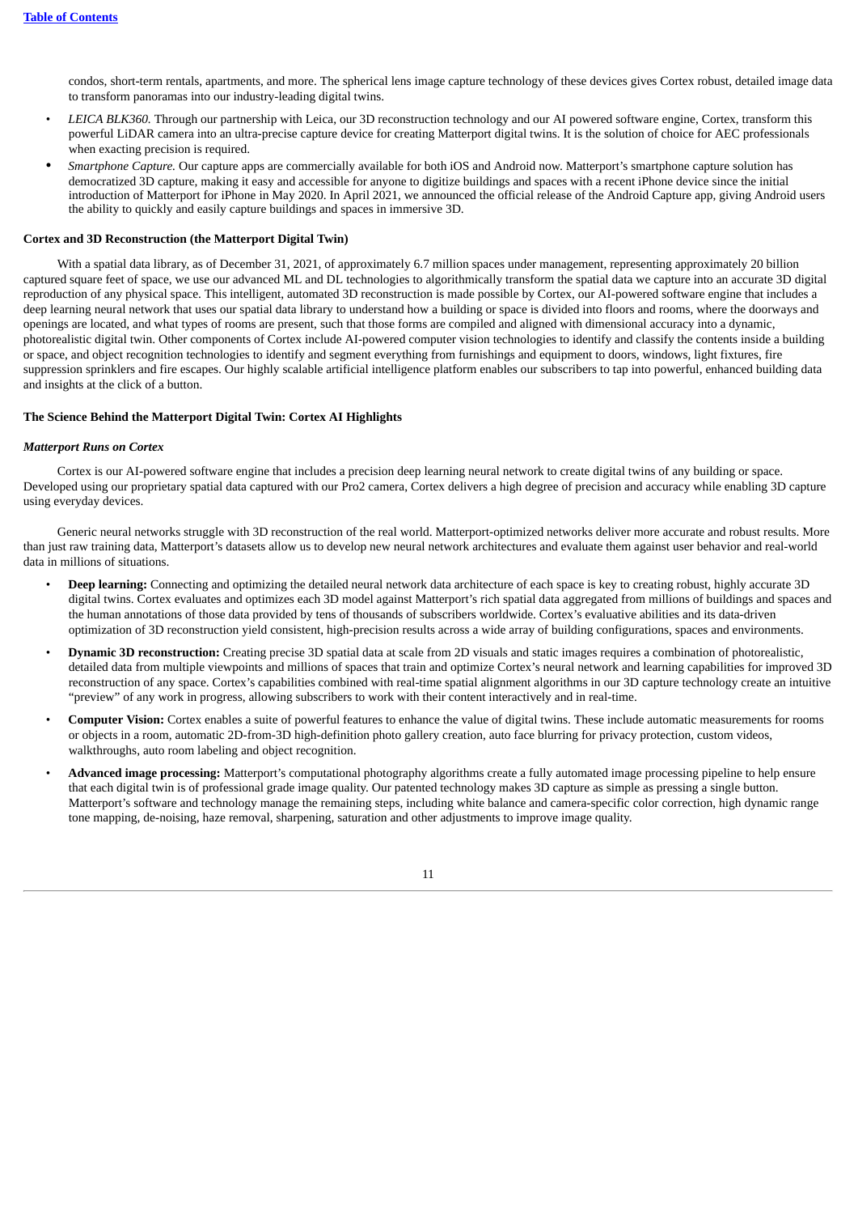condos, short-term rentals, apartments, and more. The spherical lens image capture technology of these devices gives Cortex robust, detailed image data to transform panoramas into our industry-leading digital twins.

- *LEICA BLK360.* Through our partnership with Leica, our 3D reconstruction technology and our AI powered software engine, Cortex, transform this powerful LiDAR camera into an ultra-precise capture device for creating Matterport digital twins. It is the solution of choice for AEC professionals when exacting precision is required.
- *Smartphone Capture.* Our capture apps are commercially available for both iOS and Android now. Matterport's smartphone capture solution has democratized 3D capture, making it easy and accessible for anyone to digitize buildings and spaces with a recent iPhone device since the initial introduction of Matterport for iPhone in May 2020. In April 2021, we announced the official release of the Android Capture app, giving Android users the ability to quickly and easily capture buildings and spaces in immersive 3D.

**Cortex and 3D Reconstruction (the Matterport Digital Twin)**

With a spatial data library, as of December 31, 2021, of approximately 6.7 million spaces under management, representing approximately 20 billion captured square feet of space, we use our advanced ML and DL technologies to algorithmically transform the spatial data we capture into an accurate 3D digital reproduction of any physical space. This intelligent, automated 3D reconstruction is made possible by Cortex, our AI-powered software engine that includes a deep learning neural network that uses our spatial data library to understand how a building or space is divided into floors and rooms, where the doorways and openings are located, and what types of rooms are present, such that those forms are compiled and aligned with dimensional accuracy into a dynamic, photorealistic digital twin. Other components of Cortex include AI-powered computer vision technologies to identify and classify the contents inside a building or space, and object recognition technologies to identify and segment everything from furnishings and equipment to doors, windows, light fixtures, fire suppression sprinklers and fire escapes. Our highly scalable artificial intelligence platform enables our subscribers to tap into powerful, enhanced building data and insights at the click of a button.

**The Science Behind the Matterport Digital Twin: Cortex AI Highlights**

***Matterport Runs on Cortex***

Cortex is our AI-powered software engine that includes a precision deep learning neural network to create digital twins of any building or space. Developed using our proprietary spatial data captured with our Pro2 camera, Cortex delivers a high degree of precision and accuracy while enabling 3D capture using everyday devices.

Generic neural networks struggle with 3D reconstruction of the real world. Matterport-optimized networks deliver more accurate and robust results. More than just raw training data, Matterport's datasets allow us to develop new neural network architectures and evaluate them against user behavior and real-world data in millions of situations.

- **Deep learning:** Connecting and optimizing the detailed neural network data architecture of each space is key to creating robust, highly accurate 3D digital twins. Cortex evaluates and optimizes each 3D model against Matterport's rich spatial data aggregated from millions of buildings and spaces and the human annotations of those data provided by tens of thousands of subscribers worldwide. Cortex's evaluative abilities and its data-driven optimization of 3D reconstruction yield consistent, high-precision results across a wide array of building configurations, spaces and environments.
- **Dynamic 3D reconstruction:** Creating precise 3D spatial data at scale from 2D visuals and static images requires a combination of photorealistic, detailed data from multiple viewpoints and millions of spaces that train and optimize Cortex's neural network and learning capabilities for improved 3D reconstruction of any space. Cortex's capabilities combined with real-time spatial alignment algorithms in our 3D capture technology create an intuitive "preview" of any work in progress, allowing subscribers to work with their content interactively and in real-time.
- **Computer Vision:** Cortex enables a suite of powerful features to enhance the value of digital twins. These include automatic measurements for rooms or objects in a room, automatic 2D-from-3D high-definition photo gallery creation, auto face blurring for privacy protection, custom videos, walkthroughs, auto room labeling and object recognition.
- **Advanced image processing:** Matterport's computational photography algorithms create a fully automated image processing pipeline to help ensure that each digital twin is of professional grade image quality. Our patented technology makes 3D capture as simple as pressing a single button. Matterport's software and technology manage the remaining steps, including white balance and camera-specific color correction, high dynamic range tone mapping, de-noising, haze removal, sharpening, saturation and other adjustments to improve image quality.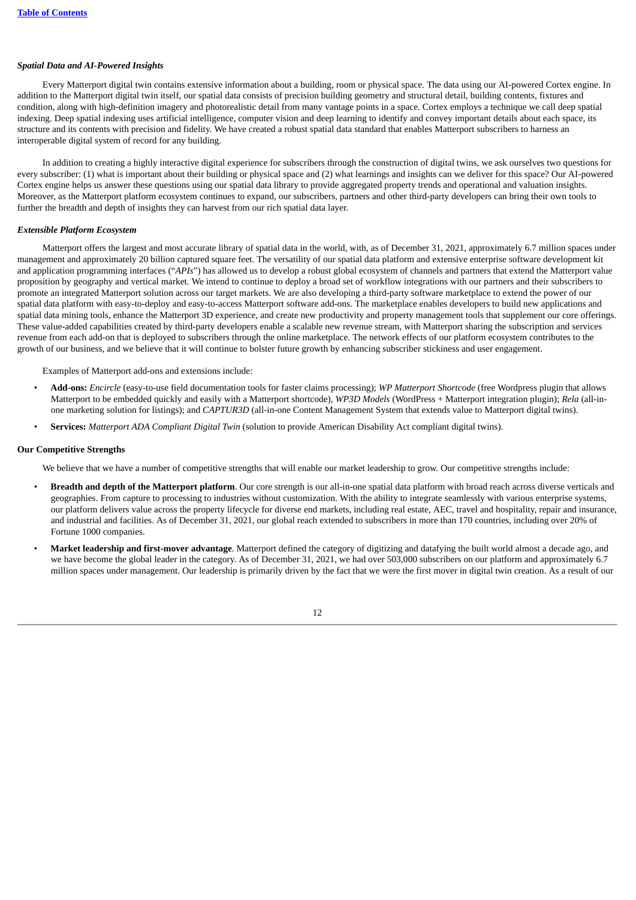### *Spatial Data and AI-Powered Insights*

Every Matterport digital twin contains extensive information about a building, room or physical space. The data using our AI-powered Cortex engine. In addition to the Matterport digital twin itself, our spatial data consists of precision building geometry and structural detail, building contents, fixtures and condition, along with high-definition imagery and photorealistic detail from many vantage points in a space. Cortex employs a technique we call deep spatial indexing. Deep spatial indexing uses artificial intelligence, computer vision and deep learning to identify and convey important details about each space, its structure and its contents with precision and fidelity. We have created a robust spatial data standard that enables Matterport subscribers to harness an interoperable digital system of record for any building.

In addition to creating a highly interactive digital experience for subscribers through the construction of digital twins, we ask ourselves two questions for every subscriber: (1) what is important about their building or physical space and (2) what learnings and insights can we deliver for this space? Our AI-powered Cortex engine helps us answer these questions using our spatial data library to provide aggregated property trends and operational and valuation insights. Moreover, as the Matterport platform ecosystem continues to expand, our subscribers, partners and other third-party developers can bring their own tools to further the breadth and depth of insights they can harvest from our rich spatial data layer.

### *Extensible Platform Ecosystem*

Matterport offers the largest and most accurate library of spatial data in the world, with, as of December 31, 2021, approximately 6.7 million spaces under management and approximately 20 billion captured square feet. The versatility of our spatial data platform and extensive enterprise software development kit and application programming interfaces ("*APIs*") has allowed us to develop a robust global ecosystem of channels and partners that extend the Matterport value proposition by geography and vertical market. We intend to continue to deploy a broad set of workflow integrations with our partners and their subscribers to promote an integrated Matterport solution across our target markets. We are also developing a third-party software marketplace to extend the power of our spatial data platform with easy-to-deploy and easy-to-access Matterport software add-ons. The marketplace enables developers to build new applications and spatial data mining tools, enhance the Matterport 3D experience, and create new productivity and property management tools that supplement our core offerings. These value-added capabilities created by third-party developers enable a scalable new revenue stream, with Matterport sharing the subscription and services revenue from each add-on that is deployed to subscribers through the online marketplace. The network effects of our platform ecosystem contributes to the growth of our business, and we believe that it will continue to bolster future growth by enhancing subscriber stickiness and user engagement.

Examples of Matterport add-ons and extensions include:

- **Add-ons:** *Encircle* (easy-to-use field documentation tools for faster claims processing); *WP Matterport Shortcode* (free Wordpress plugin that allows Matterport to be embedded quickly and easily with a Matterport shortcode), *WP3D Models* (WordPress + Matterport integration plugin); *Rela* (all-in-one marketing solution for listings); and *CAPTUR3D* (all-in-one Content Management System that extends value to Matterport digital twins).
- **Services:** *Matterport ADA Compliant Digital Twin* (solution to provide American Disability Act compliant digital twins).

### Our Competitive Strengths

We believe that we have a number of competitive strengths that will enable our market leadership to grow. Our competitive strengths include:

- **Breadth and depth of the Matterport platform**. Our core strength is our all-in-one spatial data platform with broad reach across diverse verticals and geographies. From capture to processing to industries without customization. With the ability to integrate seamlessly with various enterprise systems, our platform delivers value across the property lifecycle for diverse end markets, including real estate, AEC, travel and hospitality, repair and insurance, and industrial and facilities. As of December 31, 2021, our global reach extended to subscribers in more than 170 countries, including over 20% of Fortune 1000 companies.
- **Market leadership and first-mover advantage**. Matterport defined the category of digitizing and datafying the built world almost a decade ago, and we have become the global leader in the category. As of December 31, 2021, we had over 503,000 subscribers on our platform and approximately 6.7 million spaces under management. Our leadership is primarily driven by the fact that we were the first mover in digital twin creation. As a result of our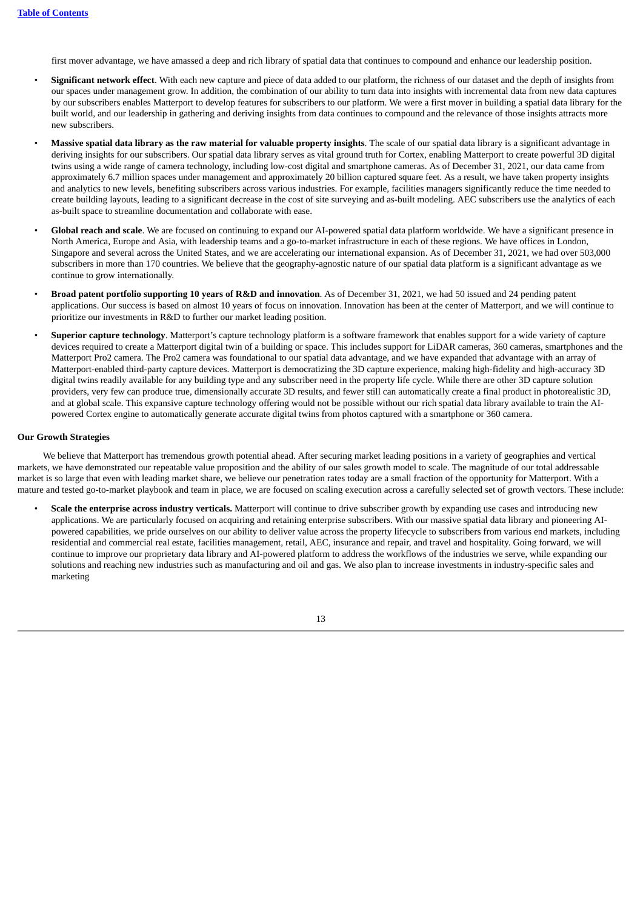first mover advantage, we have amassed a deep and rich library of spatial data that continues to compound and enhance our leadership position.

- **Significant network effect**. With each new capture and piece of data added to our platform, the richness of our dataset and the depth of insights from our spaces under management grow. In addition, the combination of our ability to turn data into insights with incremental data from new data captures by our subscribers enables Matterport to develop features for subscribers to our platform. We were a first mover in building a spatial data library for the built world, and our leadership in gathering and deriving insights from data continues to compound and the relevance of those insights attracts more new subscribers.
- **Massive spatial data library as the raw material for valuable property insights**. The scale of our spatial data library is a significant advantage in deriving insights for our subscribers. Our spatial data library serves as vital ground truth for Cortex, enabling Matterport to create powerful 3D digital twins using a wide range of camera technology, including low-cost digital and smartphone cameras. As of December 31, 2021, our data came from approximately 6.7 million spaces under management and approximately 20 billion captured square feet. As a result, we have taken property insights and analytics to new levels, benefiting subscribers across various industries. For example, facilities managers significantly reduce the time needed to create building layouts, leading to a significant decrease in the cost of site surveying and as-built modeling. AEC subscribers use the analytics of each as-built space to streamline documentation and collaborate with ease.
- **Global reach and scale**. We are focused on continuing to expand our AI-powered spatial data platform worldwide. We have a significant presence in North America, Europe and Asia, with leadership teams and a go-to-market infrastructure in each of these regions. We have offices in London, Singapore and several across the United States, and we are accelerating our international expansion. As of December 31, 2021, we had over 503,000 subscribers in more than 170 countries. We believe that the geography-agnostic nature of our spatial data platform is a significant advantage as we continue to grow internationally.
- **Broad patent portfolio supporting 10 years of R&D and innovation**. As of December 31, 2021, we had 50 issued and 24 pending patent applications. Our success is based on almost 10 years of focus on innovation. Innovation has been at the center of Matterport, and we will continue to prioritize our investments in R&D to further our market leading position.
- **Superior capture technology**. Matterport's capture technology platform is a software framework that enables support for a wide variety of capture devices required to create a Matterport digital twin of a building or space. This includes support for LiDAR cameras, 360 cameras, smartphones and the Matterport Pro2 camera. The Pro2 camera was foundational to our spatial data advantage, and we have expanded that advantage with an array of Matterport-enabled third-party capture devices. Matterport is democratizing the 3D capture experience, making high-fidelity and high-accuracy 3D digital twins readily available for any building type and any subscriber need in the property life cycle. While there are other 3D capture solution providers, very few can produce true, dimensionally accurate 3D results, and fewer still can automatically create a final product in photorealistic 3D, and at global scale. This expansive capture technology offering would not be possible without our rich spatial data library available to train the AI-powered Cortex engine to automatically generate accurate digital twins from photos captured with a smartphone or 360 camera.

## Our Growth Strategies

We believe that Matterport has tremendous growth potential ahead. After securing market leading positions in a variety of geographies and vertical markets, we have demonstrated our repeatable value proposition and the ability of our sales growth model to scale. The magnitude of our total addressable market is so large that even with leading market share, we believe our penetration rates today are a small fraction of the opportunity for Matterport. With a mature and tested go-to-market playbook and team in place, we are focused on scaling execution across a carefully selected set of growth vectors. These include:

- **Scale the enterprise across industry verticals.** Matterport will continue to drive subscriber growth by expanding use cases and introducing new applications. We are particularly focused on acquiring and retaining enterprise subscribers. With our massive spatial data library and pioneering AI-powered capabilities, we pride ourselves on our ability to deliver value across the property lifecycle to subscribers from various end markets, including residential and commercial real estate, facilities management, retail, AEC, insurance and repair, and travel and hospitality. Going forward, we will continue to improve our proprietary data library and AI-powered platform to address the workflows of the industries we serve, while expanding our solutions and reaching new industries such as manufacturing and oil and gas. We also plan to increase investments in industry-specific sales and marketing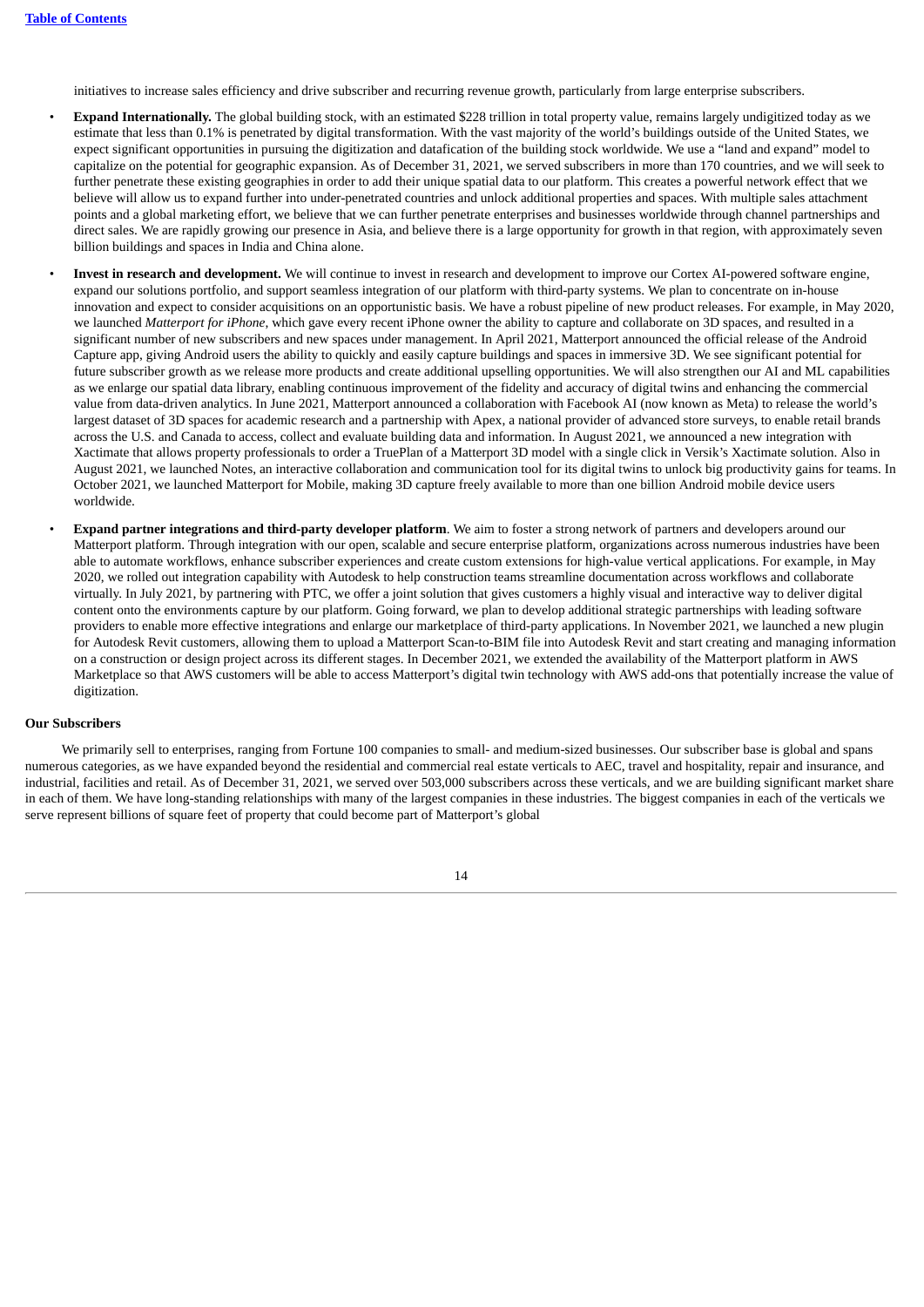initiatives to increase sales efficiency and drive subscriber and recurring revenue growth, particularly from large enterprise subscribers.

- **Expand Internationally.** The global building stock, with an estimated $228 trillion in total property value, remains largely undigitized today as we estimate that less than 0.1% is penetrated by digital transformation. With the vast majority of the world's buildings outside of the United States, we expect significant opportunities in pursuing the digitization and datafication of the building stock worldwide. We use a "land and expand" model to capitalize on the potential for geographic expansion. As of December 31, 2021, we served subscribers in more than 170 countries, and we will seek to further penetrate these existing geographies in order to add their unique spatial data to our platform. This creates a powerful network effect that we believe will allow us to expand further into under-penetrated countries and unlock additional properties and spaces. With multiple sales attachment points and a global marketing effort, we believe that we can further penetrate enterprises and businesses worldwide through channel partnerships and direct sales. We are rapidly growing our presence in Asia, and believe there is a large opportunity for growth in that region, with approximately seven billion buildings and spaces in India and China alone.
- **Invest in research and development.** We will continue to invest in research and development to improve our Cortex AI-powered software engine, expand our solutions portfolio, and support seamless integration of our platform with third-party systems. We plan to concentrate on in-house innovation and expect to consider acquisitions on an opportunistic basis. We have a robust pipeline of new product releases. For example, in May 2020, we launched *Matterport for iPhone*, which gave every recent iPhone owner the ability to capture and collaborate on 3D spaces, and resulted in a significant number of new subscribers and new spaces under management. In April 2021, Matterport announced the official release of the Android Capture app, giving Android users the ability to quickly and easily capture buildings and spaces in immersive 3D. We see significant potential for future subscriber growth as we release more products and create additional upselling opportunities. We will also strengthen our AI and ML capabilities as we enlarge our spatial data library, enabling continuous improvement of the fidelity and accuracy of digital twins and enhancing the commercial value from data-driven analytics. In June 2021, Matterport announced a collaboration with Facebook AI (now known as Meta) to release the world's largest dataset of 3D spaces for academic research and a partnership with Apex, a national provider of advanced store surveys, to enable retail brands across the U.S. and Canada to access, collect and evaluate building data and information. In August 2021, we announced a new integration with Xactimate that allows property professionals to order a TruePlan of a Matterport 3D model with a single click in Versik's Xactimate solution. Also in August 2021, we launched Notes, an interactive collaboration and communication tool for its digital twins to unlock big productivity gains for teams. In October 2021, we launched Matterport for Mobile, making 3D capture freely available to more than one billion Android mobile device users worldwide.
- **Expand partner integrations and third-party developer platform**. We aim to foster a strong network of partners and developers around our Matterport platform. Through integration with our open, scalable and secure enterprise platform, organizations across numerous industries have been able to automate workflows, enhance subscriber experiences and create custom extensions for high-value vertical applications. For example, in May 2020, we rolled out integration capability with Autodesk to help construction teams streamline documentation across workflows and collaborate virtually. In July 2021, by partnering with PTC, we offer a joint solution that gives customers a highly visual and interactive way to deliver digital content onto the environments capture by our platform. Going forward, we plan to develop additional strategic partnerships with leading software providers to enable more effective integrations and enlarge our marketplace of third-party applications. In November 2021, we launched a new plugin for Autodesk Revit customers, allowing them to upload a Matterport Scan-to-BIM file into Autodesk Revit and start creating and managing information on a construction or design project across its different stages. In December 2021, we extended the availability of the Matterport platform in AWS Marketplace so that AWS customers will be able to access Matterport's digital twin technology with AWS add-ons that potentially increase the value of digitization.

**Our Subscribers**

We primarily sell to enterprises, ranging from Fortune 100 companies to small- and medium-sized businesses. Our subscriber base is global and spans numerous categories, as we have expanded beyond the residential and commercial real estate verticals to AEC, travel and hospitality, repair and insurance, and industrial, facilities and retail. As of December 31, 2021, we served over 503,000 subscribers across these verticals, and we are building significant market share in each of them. We have long-standing relationships with many of the largest companies in these industries. The biggest companies in each of the verticals we serve represent billions of square feet of property that could become part of Matterport's global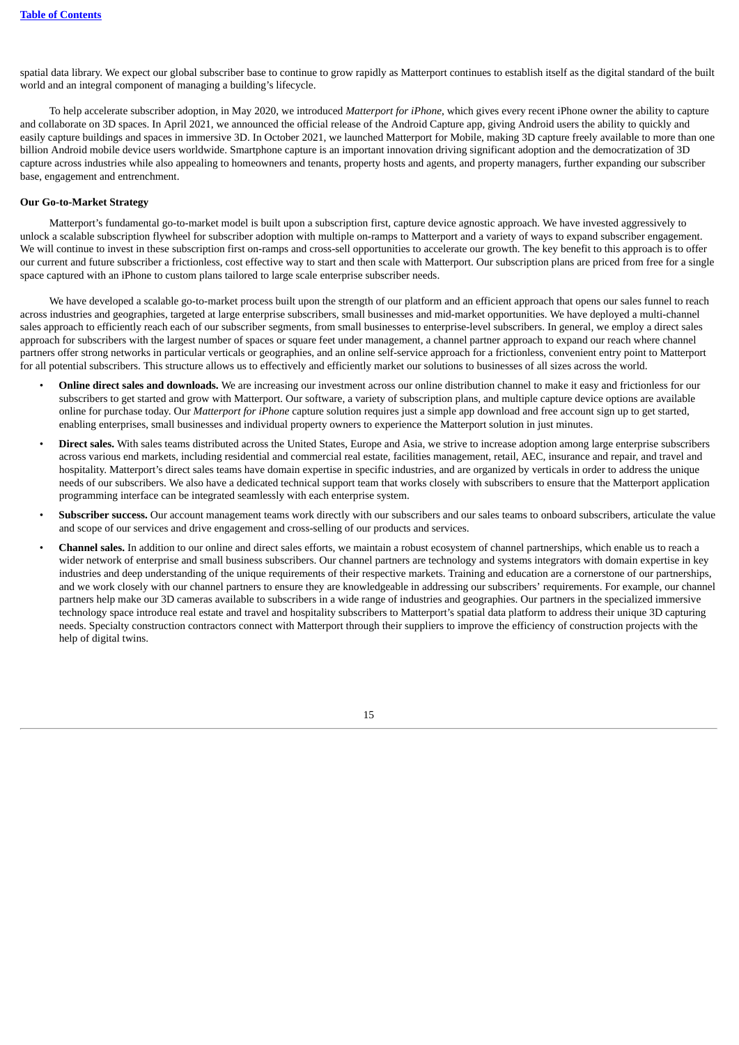spatial data library. We expect our global subscriber base to continue to grow rapidly as Matterport continues to establish itself as the digital standard of the built world and an integral component of managing a building's lifecycle.

To help accelerate subscriber adoption, in May 2020, we introduced *Matterport for iPhone*, which gives every recent iPhone owner the ability to capture and collaborate on 3D spaces. In April 2021, we announced the official release of the Android Capture app, giving Android users the ability to quickly and easily capture buildings and spaces in immersive 3D. In October 2021, we launched Matterport for Mobile, making 3D capture freely available to more than one billion Android mobile device users worldwide. Smartphone capture is an important innovation driving significant adoption and the democratization of 3D capture across industries while also appealing to homeowners and tenants, property hosts and agents, and property managers, further expanding our subscriber base, engagement and entrenchment.

**Our Go-to-Market Strategy**

Matterport's fundamental go-to-market model is built upon a subscription first, capture device agnostic approach. We have invested aggressively to unlock a scalable subscription flywheel for subscriber adoption with multiple on-ramps to Matterport and a variety of ways to expand subscriber engagement. We will continue to invest in these subscription first on-ramps and cross-sell opportunities to accelerate our growth. The key benefit to this approach is to offer our current and future subscriber a frictionless, cost effective way to start and then scale with Matterport. Our subscription plans are priced from free for a single space captured with an iPhone to custom plans tailored to large scale enterprise subscriber needs.

We have developed a scalable go-to-market process built upon the strength of our platform and an efficient approach that opens our sales funnel to reach across industries and geographies, targeted at large enterprise subscribers, small businesses and mid-market opportunities. We have deployed a multi-channel sales approach to efficiently reach each of our subscriber segments, from small businesses to enterprise-level subscribers. In general, we employ a direct sales approach for subscribers with the largest number of spaces or square feet under management, a channel partner approach to expand our reach where channel partners offer strong networks in particular verticals or geographies, and an online self-service approach for a frictionless, convenient entry point to Matterport for all potential subscribers. This structure allows us to effectively and efficiently market our solutions to businesses of all sizes across the world.

- **Online direct sales and downloads.** We are increasing our investment across our online distribution channel to make it easy and frictionless for our subscribers to get started and grow with Matterport. Our software, a variety of subscription plans, and multiple capture device options are available online for purchase today. Our *Matterport for iPhone* capture solution requires just a simple app download and free account sign up to get started, enabling enterprises, small businesses and individual property owners to experience the Matterport solution in just minutes.
- **Direct sales.** With sales teams distributed across the United States, Europe and Asia, we strive to increase adoption among large enterprise subscribers across various end markets, including residential and commercial real estate, facilities management, retail, AEC, insurance and repair, and travel and hospitality. Matterport's direct sales teams have domain expertise in specific industries, and are organized by verticals in order to address the unique needs of our subscribers. We also have a dedicated technical support team that works closely with subscribers to ensure that the Matterport application programming interface can be integrated seamlessly with each enterprise system.
- **Subscriber success.** Our account management teams work directly with our subscribers and our sales teams to onboard subscribers, articulate the value and scope of our services and drive engagement and cross-selling of our products and services.
- **Channel sales.** In addition to our online and direct sales efforts, we maintain a robust ecosystem of channel partnerships, which enable us to reach a wider network of enterprise and small business subscribers. Our channel partners are technology and systems integrators with domain expertise in key industries and deep understanding of the unique requirements of their respective markets. Training and education are a cornerstone of our partnerships, and we work closely with our channel partners to ensure they are knowledgeable in addressing our subscribers' requirements. For example, our channel partners help make our 3D cameras available to subscribers in a wide range of industries and geographies. Our partners in the specialized immersive technology space introduce real estate and travel and hospitality subscribers to Matterport's spatial data platform to address their unique 3D capturing needs. Specialty construction contractors connect with Matterport through their suppliers to improve the efficiency of construction projects with the help of digital twins.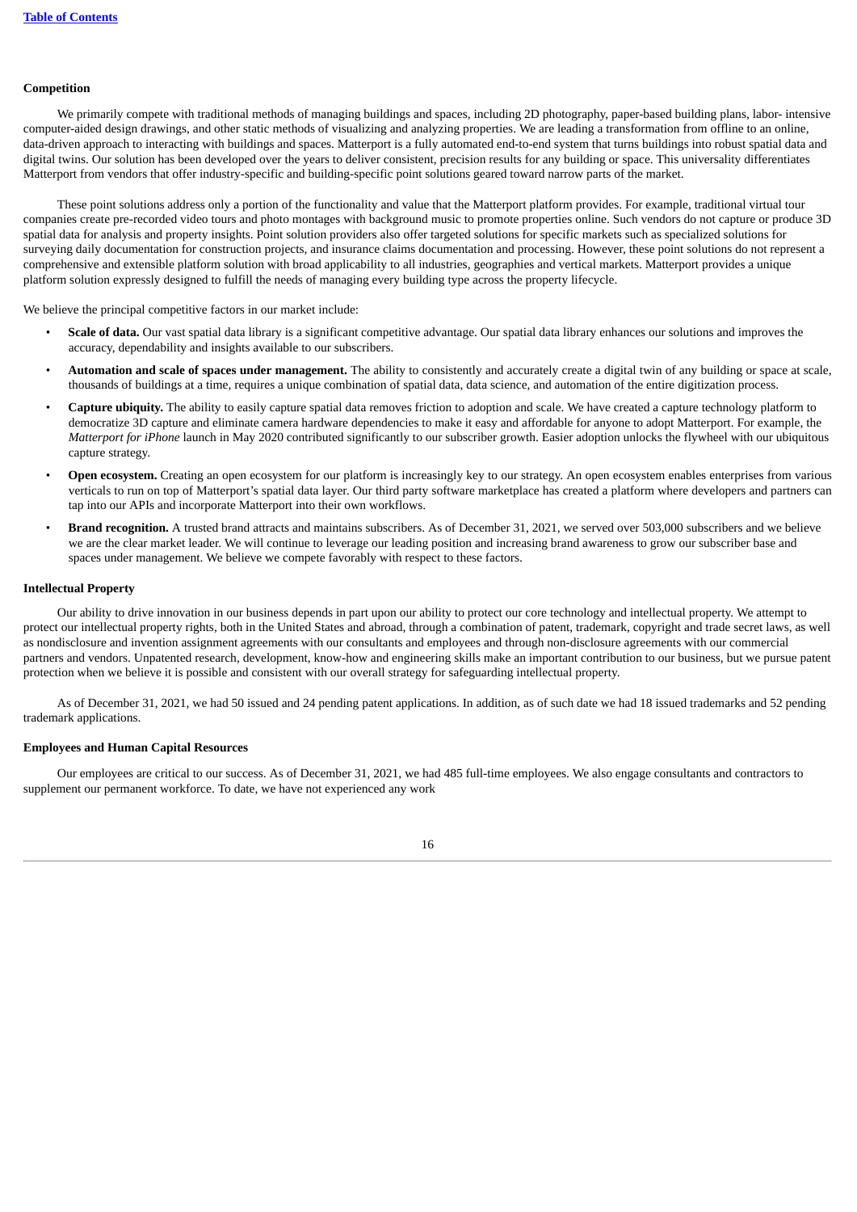**Competition**

We primarily compete with traditional methods of managing buildings and spaces, including 2D photography, paper-based building plans, labor- intensive computer-aided design drawings, and other static methods of visualizing and analyzing properties. We are leading a transformation from offline to an online, data-driven approach to interacting with buildings and spaces. Matterport is a fully automated end-to-end system that turns buildings into robust spatial data and digital twins. Our solution has been developed over the years to deliver consistent, precision results for any building or space. This universality differentiates Matterport from vendors that offer industry-specific and building-specific point solutions geared toward narrow parts of the market.

These point solutions address only a portion of the functionality and value that the Matterport platform provides. For example, traditional virtual tour companies create pre-recorded video tours and photo montages with background music to promote properties online. Such vendors do not capture or produce 3D spatial data for analysis and property insights. Point solution providers also offer targeted solutions for specific markets such as specialized solutions for surveying daily documentation for construction projects, and insurance claims documentation and processing. However, these point solutions do not represent a comprehensive and extensible platform solution with broad applicability to all industries, geographies and vertical markets. Matterport provides a unique platform solution expressly designed to fulfill the needs of managing every building type across the property lifecycle.

We believe the principal competitive factors in our market include:

- **Scale of data.** Our vast spatial data library is a significant competitive advantage. Our spatial data library enhances our solutions and improves the accuracy, dependability and insights available to our subscribers.
- **Automation and scale of spaces under management.** The ability to consistently and accurately create a digital twin of any building or space at scale, thousands of buildings at a time, requires a unique combination of spatial data, data science, and automation of the entire digitization process.
- **Capture ubiquity.** The ability to easily capture spatial data removes friction to adoption and scale. We have created a capture technology platform to democratize 3D capture and eliminate camera hardware dependencies to make it easy and affordable for anyone to adopt Matterport. For example, the *Matterport for iPhone* launch in May 2020 contributed significantly to our subscriber growth. Easier adoption unlocks the flywheel with our ubiquitous capture strategy.
- **Open ecosystem.** Creating an open ecosystem for our platform is increasingly key to our strategy. An open ecosystem enables enterprises from various verticals to run on top of Matterport's spatial data layer. Our third party software marketplace has created a platform where developers and partners can tap into our APIs and incorporate Matterport into their own workflows.
- **Brand recognition.** A trusted brand attracts and maintains subscribers. As of December 31, 2021, we served over 503,000 subscribers and we believe we are the clear market leader. We will continue to leverage our leading position and increasing brand awareness to grow our subscriber base and spaces under management. We believe we compete favorably with respect to these factors.

**Intellectual Property**

Our ability to drive innovation in our business depends in part upon our ability to protect our core technology and intellectual property. We attempt to protect our intellectual property rights, both in the United States and abroad, through a combination of patent, trademark, copyright and trade secret laws, as well as nondisclosure and invention assignment agreements with our consultants and employees and through non-disclosure agreements with our commercial partners and vendors. Unpatented research, development, know-how and engineering skills make an important contribution to our business, but we pursue patent protection when we believe it is possible and consistent with our overall strategy for safeguarding intellectual property.

As of December 31, 2021, we had 50 issued and 24 pending patent applications. In addition, as of such date we had 18 issued trademarks and 52 pending trademark applications.

**Employees and Human Capital Resources**

Our employees are critical to our success. As of December 31, 2021, we had 485 full-time employees. We also engage consultants and contractors to supplement our permanent workforce. To date, we have not experienced any work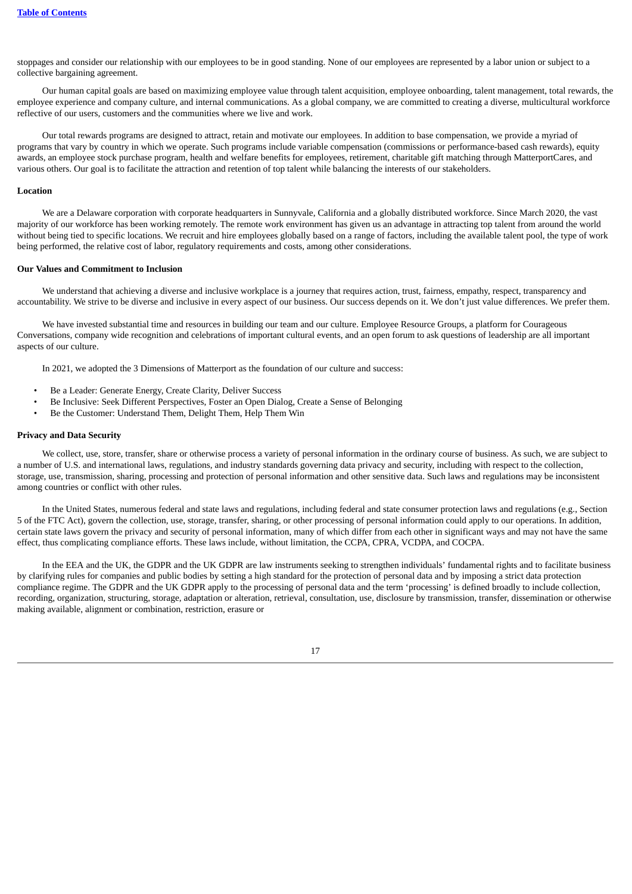stoppages and consider our relationship with our employees to be in good standing. None of our employees are represented by a labor union or subject to a collective bargaining agreement.

Our human capital goals are based on maximizing employee value through talent acquisition, employee onboarding, talent management, total rewards, the employee experience and company culture, and internal communications. As a global company, we are committed to creating a diverse, multicultural workforce reflective of our users, customers and the communities where we live and work.

Our total rewards programs are designed to attract, retain and motivate our employees. In addition to base compensation, we provide a myriad of programs that vary by country in which we operate. Such programs include variable compensation (commissions or performance-based cash rewards), equity awards, an employee stock purchase program, health and welfare benefits for employees, retirement, charitable gift matching through MatterportCares, and various others. Our goal is to facilitate the attraction and retention of top talent while balancing the interests of our stakeholders.

**Location**

We are a Delaware corporation with corporate headquarters in Sunnyvale, California and a globally distributed workforce. Since March 2020, the vast majority of our workforce has been working remotely. The remote work environment has given us an advantage in attracting top talent from around the world without being tied to specific locations. We recruit and hire employees globally based on a range of factors, including the available talent pool, the type of work being performed, the relative cost of labor, regulatory requirements and costs, among other considerations.

**Our Values and Commitment to Inclusion**

We understand that achieving a diverse and inclusive workplace is a journey that requires action, trust, fairness, empathy, respect, transparency and accountability. We strive to be diverse and inclusive in every aspect of our business. Our success depends on it. We don't just value differences. We prefer them.

We have invested substantial time and resources in building our team and our culture. Employee Resource Groups, a platform for Courageous Conversations, company wide recognition and celebrations of important cultural events, and an open forum to ask questions of leadership are all important aspects of our culture.

In 2021, we adopted the 3 Dimensions of Matterport as the foundation of our culture and success:

- Be a Leader: Generate Energy, Create Clarity, Deliver Success
- Be Inclusive: Seek Different Perspectives, Foster an Open Dialog, Create a Sense of Belonging
- Be the Customer: Understand Them, Delight Them, Help Them Win

**Privacy and Data Security**

We collect, use, store, transfer, share or otherwise process a variety of personal information in the ordinary course of business. As such, we are subject to a number of U.S. and international laws, regulations, and industry standards governing data privacy and security, including with respect to the collection, storage, use, transmission, sharing, processing and protection of personal information and other sensitive data. Such laws and regulations may be inconsistent among countries or conflict with other rules.

In the United States, numerous federal and state laws and regulations, including federal and state consumer protection laws and regulations (e.g., Section 5 of the FTC Act), govern the collection, use, storage, transfer, sharing, or other processing of personal information could apply to our operations. In addition, certain state laws govern the privacy and security of personal information, many of which differ from each other in significant ways and may not have the same effect, thus complicating compliance efforts. These laws include, without limitation, the CCPA, CPRA, VCDPA, and COCPA.

In the EEA and the UK, the GDPR and the UK GDPR are law instruments seeking to strengthen individuals' fundamental rights and to facilitate business by clarifying rules for companies and public bodies by setting a high standard for the protection of personal data and by imposing a strict data protection compliance regime. The GDPR and the UK GDPR apply to the processing of personal data and the term 'processing' is defined broadly to include collection, recording, organization, structuring, storage, adaptation or alteration, retrieval, consultation, use, disclosure by transmission, transfer, dissemination or otherwise making available, alignment or combination, restriction, erasure or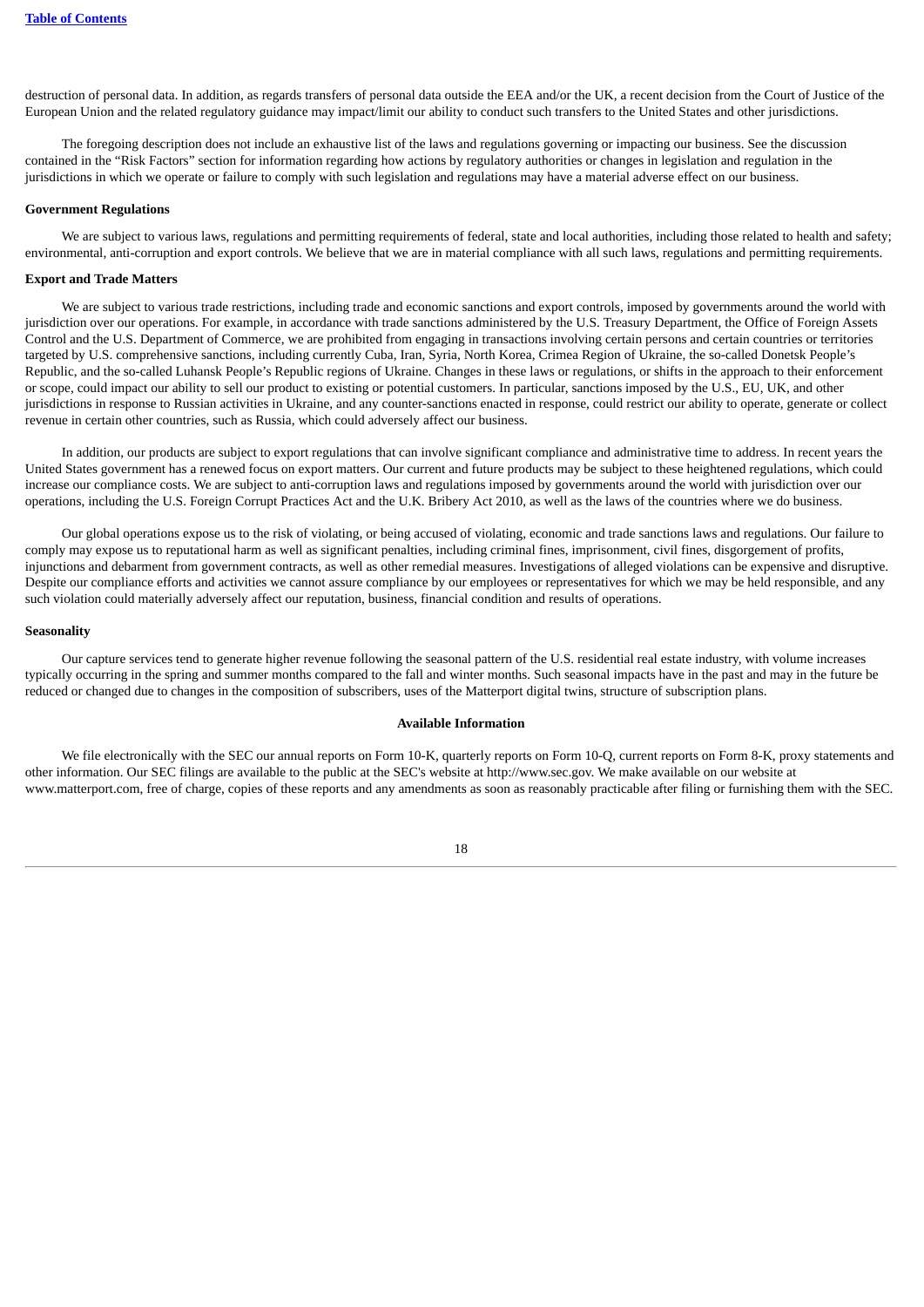destruction of personal data. In addition, as regards transfers of personal data outside the EEA and/or the UK, a recent decision from the Court of Justice of the European Union and the related regulatory guidance may impact/limit our ability to conduct such transfers to the United States and other jurisdictions.

The foregoing description does not include an exhaustive list of the laws and regulations governing or impacting our business. See the discussion contained in the "Risk Factors" section for information regarding how actions by regulatory authorities or changes in legislation and regulation in the jurisdictions in which we operate or failure to comply with such legislation and regulations may have a material adverse effect on our business.

**Government Regulations**

We are subject to various laws, regulations and permitting requirements of federal, state and local authorities, including those related to health and safety; environmental, anti-corruption and export controls. We believe that we are in material compliance with all such laws, regulations and permitting requirements.

**Export and Trade Matters**

We are subject to various trade restrictions, including trade and economic sanctions and export controls, imposed by governments around the world with jurisdiction over our operations. For example, in accordance with trade sanctions administered by the U.S. Treasury Department, the Office of Foreign Assets Control and the U.S. Department of Commerce, we are prohibited from engaging in transactions involving certain persons and certain countries or territories targeted by U.S. comprehensive sanctions, including currently Cuba, Iran, Syria, North Korea, Crimea Region of Ukraine, the so-called Donetsk People's Republic, and the so-called Luhansk People's Republic regions of Ukraine. Changes in these laws or regulations, or shifts in the approach to their enforcement or scope, could impact our ability to sell our product to existing or potential customers. In particular, sanctions imposed by the U.S., EU, UK, and other jurisdictions in response to Russian activities in Ukraine, and any counter-sanctions enacted in response, could restrict our ability to operate, generate or collect revenue in certain other countries, such as Russia, which could adversely affect our business.

In addition, our products are subject to export regulations that can involve significant compliance and administrative time to address. In recent years the United States government has a renewed focus on export matters. Our current and future products may be subject to these heightened regulations, which could increase our compliance costs. We are subject to anti-corruption laws and regulations imposed by governments around the world with jurisdiction over our operations, including the U.S. Foreign Corrupt Practices Act and the U.K. Bribery Act 2010, as well as the laws of the countries where we do business.

Our global operations expose us to the risk of violating, or being accused of violating, economic and trade sanctions laws and regulations. Our failure to comply may expose us to reputational harm as well as significant penalties, including criminal fines, imprisonment, civil fines, disgorgement of profits, injunctions and debarment from government contracts, as well as other remedial measures. Investigations of alleged violations can be expensive and disruptive. Despite our compliance efforts and activities we cannot assure compliance by our employees or representatives for which we may be held responsible, and any such violation could materially adversely affect our reputation, business, financial condition and results of operations.

**Seasonality**

Our capture services tend to generate higher revenue following the seasonal pattern of the U.S. residential real estate industry, with volume increases typically occurring in the spring and summer months compared to the fall and winter months. Such seasonal impacts have in the past and may in the future be reduced or changed due to changes in the composition of subscribers, uses of the Matterport digital twins, structure of subscription plans.

## Available Information

We file electronically with the SEC our annual reports on Form 10-K, quarterly reports on Form 10-Q, current reports on Form 8-K, proxy statements and other information. Our SEC filings are available to the public at the SEC's website at http://www.sec.gov. We make available on our website at www.matterport.com, free of charge, copies of these reports and any amendments as soon as reasonably practicable after filing or furnishing them with the SEC.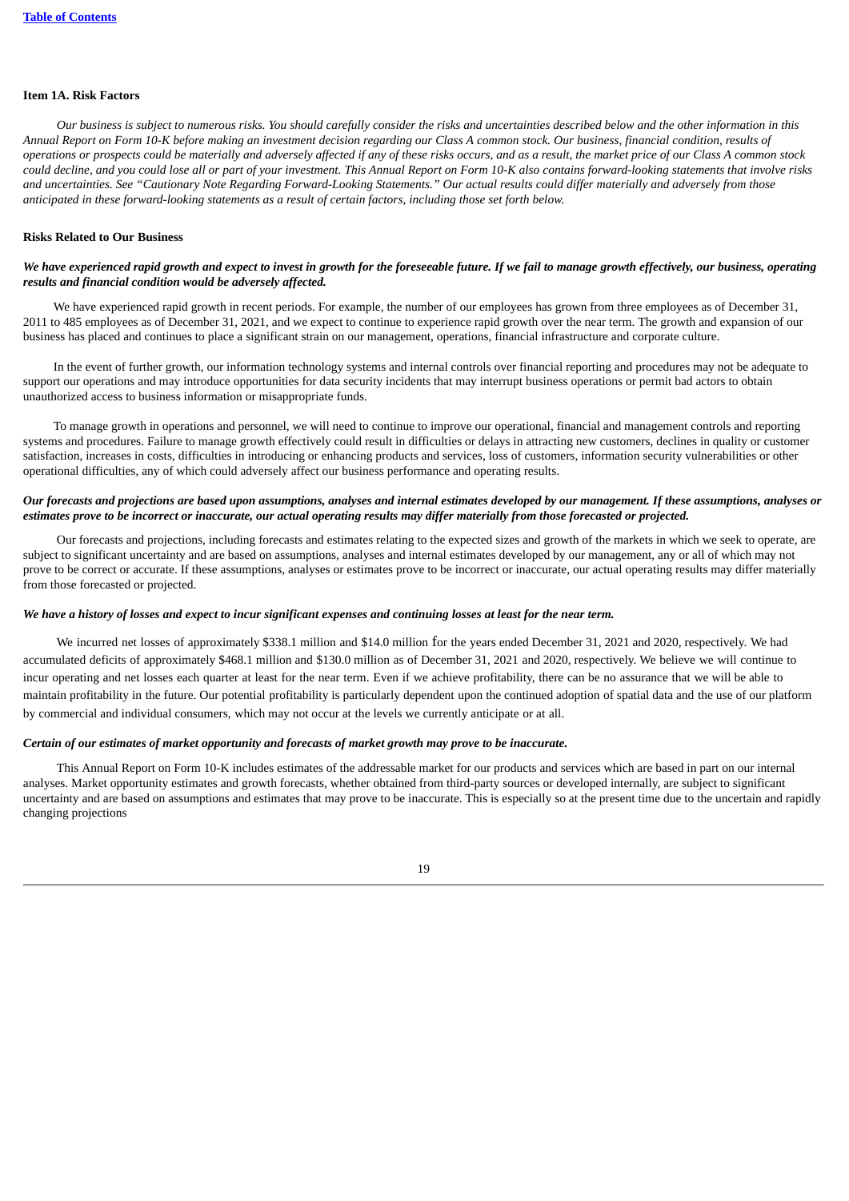## Item 1A. Risk Factors

*Our business is subject to numerous risks. You should carefully consider the risks and uncertainties described below and the other information in this Annual Report on Form 10-K before making an investment decision regarding our Class A common stock. Our business, financial condition, results of operations or prospects could be materially and adversely affected if any of these risks occurs, and as a result, the market price of our Class A common stock could decline, and you could lose all or part of your investment. This Annual Report on Form 10-K also contains forward-looking statements that involve risks and uncertainties. See "Cautionary Note Regarding Forward-Looking Statements." Our actual results could differ materially and adversely from those anticipated in these forward-looking statements as a result of certain factors, including those set forth below.*

### Risks Related to Our Business

***We have experienced rapid growth and expect to invest in growth for the foreseeable future. If we fail to manage growth effectively, our business, operating results and financial condition would be adversely affected.***

We have experienced rapid growth in recent periods. For example, the number of our employees has grown from three employees as of December 31, 2011 to 485 employees as of December 31, 2021, and we expect to continue to experience rapid growth over the near term. The growth and expansion of our business has placed and continues to place a significant strain on our management, operations, financial infrastructure and corporate culture.

In the event of further growth, our information technology systems and internal controls over financial reporting and procedures may not be adequate to support our operations and may introduce opportunities for data security incidents that may interrupt business operations or permit bad actors to obtain unauthorized access to business information or misappropriate funds.

To manage growth in operations and personnel, we will need to continue to improve our operational, financial and management controls and reporting systems and procedures. Failure to manage growth effectively could result in difficulties or delays in attracting new customers, declines in quality or customer satisfaction, increases in costs, difficulties in introducing or enhancing products and services, loss of customers, information security vulnerabilities or other operational difficulties, any of which could adversely affect our business performance and operating results.

***Our forecasts and projections are based upon assumptions, analyses and internal estimates developed by our management. If these assumptions, analyses or estimates prove to be incorrect or inaccurate, our actual operating results may differ materially from those forecasted or projected.***

Our forecasts and projections, including forecasts and estimates relating to the expected sizes and growth of the markets in which we seek to operate, are subject to significant uncertainty and are based on assumptions, analyses and internal estimates developed by our management, any or all of which may not prove to be correct or accurate. If these assumptions, analyses or estimates prove to be incorrect or inaccurate, our actual operating results may differ materially from those forecasted or projected.

***We have a history of losses and expect to incur significant expenses and continuing losses at least for the near term.***

We incurred net losses of approximately $338.1 million and $14.0 million for the years ended December 31, 2021 and 2020, respectively. We had accumulated deficits of approximately $468.1 million and $130.0 million as of December 31, 2021 and 2020, respectively. We believe we will continue to incur operating and net losses each quarter at least for the near term. Even if we achieve profitability, there can be no assurance that we will be able to maintain profitability in the future. Our potential profitability is particularly dependent upon the continued adoption of spatial data and the use of our platform by commercial and individual consumers, which may not occur at the levels we currently anticipate or at all.

***Certain of our estimates of market opportunity and forecasts of market growth may prove to be inaccurate.***

This Annual Report on Form 10-K includes estimates of the addressable market for our products and services which are based in part on our internal analyses. Market opportunity estimates and growth forecasts, whether obtained from third-party sources or developed internally, are subject to significant uncertainty and are based on assumptions and estimates that may prove to be inaccurate. This is especially so at the present time due to the uncertain and rapidly changing projections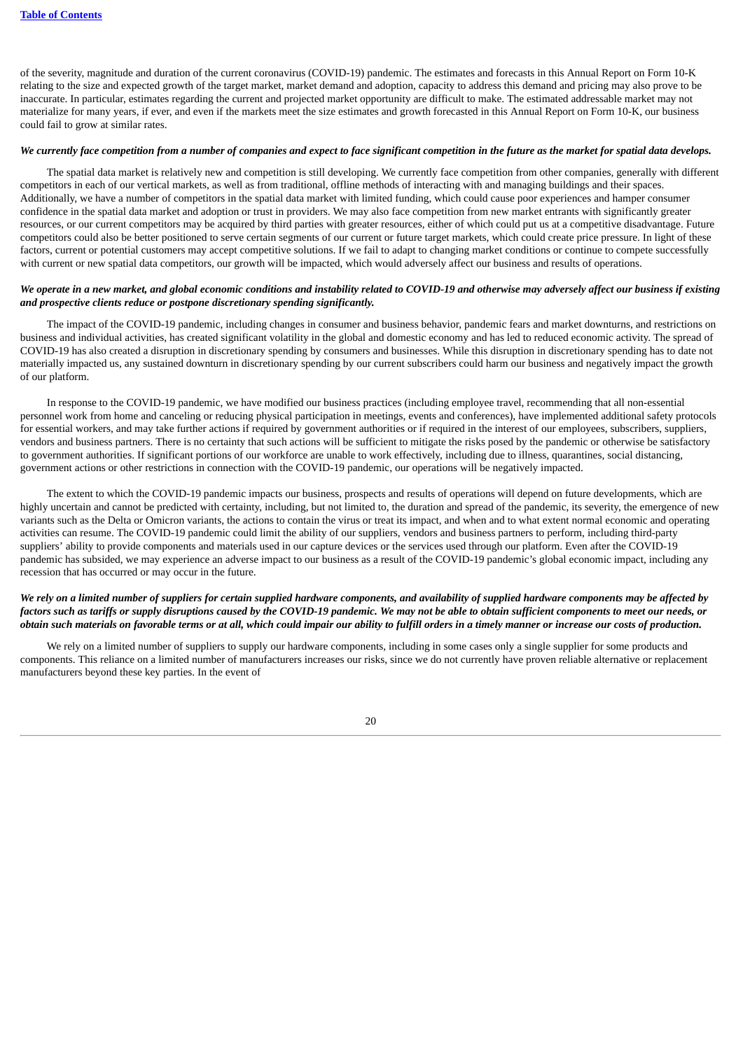of the severity, magnitude and duration of the current coronavirus (COVID-19) pandemic. The estimates and forecasts in this Annual Report on Form 10-K relating to the size and expected growth of the target market, market demand and adoption, capacity to address this demand and pricing may also prove to be inaccurate. In particular, estimates regarding the current and projected market opportunity are difficult to make. The estimated addressable market may not materialize for many years, if ever, and even if the markets meet the size estimates and growth forecasted in this Annual Report on Form 10-K, our business could fail to grow at similar rates.

***We currently face competition from a number of companies and expect to face significant competition in the future as the market for spatial data develops.***

The spatial data market is relatively new and competition is still developing. We currently face competition from other companies, generally with different competitors in each of our vertical markets, as well as from traditional, offline methods of interacting with and managing buildings and their spaces. Additionally, we have a number of competitors in the spatial data market with limited funding, which could cause poor experiences and hamper consumer confidence in the spatial data market and adoption or trust in providers. We may also face competition from new market entrants with significantly greater resources, or our current competitors may be acquired by third parties with greater resources, either of which could put us at a competitive disadvantage. Future competitors could also be better positioned to serve certain segments of our current or future target markets, which could create price pressure. In light of these factors, current or potential customers may accept competitive solutions. If we fail to adapt to changing market conditions or continue to compete successfully with current or new spatial data competitors, our growth will be impacted, which would adversely affect our business and results of operations.

***We operate in a new market, and global economic conditions and instability related to COVID-19 and otherwise may adversely affect our business if existing and prospective clients reduce or postpone discretionary spending significantly.***

The impact of the COVID-19 pandemic, including changes in consumer and business behavior, pandemic fears and market downturns, and restrictions on business and individual activities, has created significant volatility in the global and domestic economy and has led to reduced economic activity. The spread of COVID-19 has also created a disruption in discretionary spending by consumers and businesses. While this disruption in discretionary spending has to date not materially impacted us, any sustained downturn in discretionary spending by our current subscribers could harm our business and negatively impact the growth of our platform.

In response to the COVID-19 pandemic, we have modified our business practices (including employee travel, recommending that all non-essential personnel work from home and canceling or reducing physical participation in meetings, events and conferences), have implemented additional safety protocols for essential workers, and may take further actions if required by government authorities or if required in the interest of our employees, subscribers, suppliers, vendors and business partners. There is no certainty that such actions will be sufficient to mitigate the risks posed by the pandemic or otherwise be satisfactory to government authorities. If significant portions of our workforce are unable to work effectively, including due to illness, quarantines, social distancing, government actions or other restrictions in connection with the COVID-19 pandemic, our operations will be negatively impacted.

The extent to which the COVID-19 pandemic impacts our business, prospects and results of operations will depend on future developments, which are highly uncertain and cannot be predicted with certainty, including, but not limited to, the duration and spread of the pandemic, its severity, the emergence of new variants such as the Delta or Omicron variants, the actions to contain the virus or treat its impact, and when and to what extent normal economic and operating activities can resume. The COVID-19 pandemic could limit the ability of our suppliers, vendors and business partners to perform, including third-party suppliers' ability to provide components and materials used in our capture devices or the services used through our platform. Even after the COVID-19 pandemic has subsided, we may experience an adverse impact to our business as a result of the COVID-19 pandemic's global economic impact, including any recession that has occurred or may occur in the future.

***We rely on a limited number of suppliers for certain supplied hardware components, and availability of supplied hardware components may be affected by factors such as tariffs or supply disruptions caused by the COVID-19 pandemic. We may not be able to obtain sufficient components to meet our needs, or obtain such materials on favorable terms or at all, which could impair our ability to fulfill orders in a timely manner or increase our costs of production.***

We rely on a limited number of suppliers to supply our hardware components, including in some cases only a single supplier for some products and components. This reliance on a limited number of manufacturers increases our risks, since we do not currently have proven reliable alternative or replacement manufacturers beyond these key parties. In the event of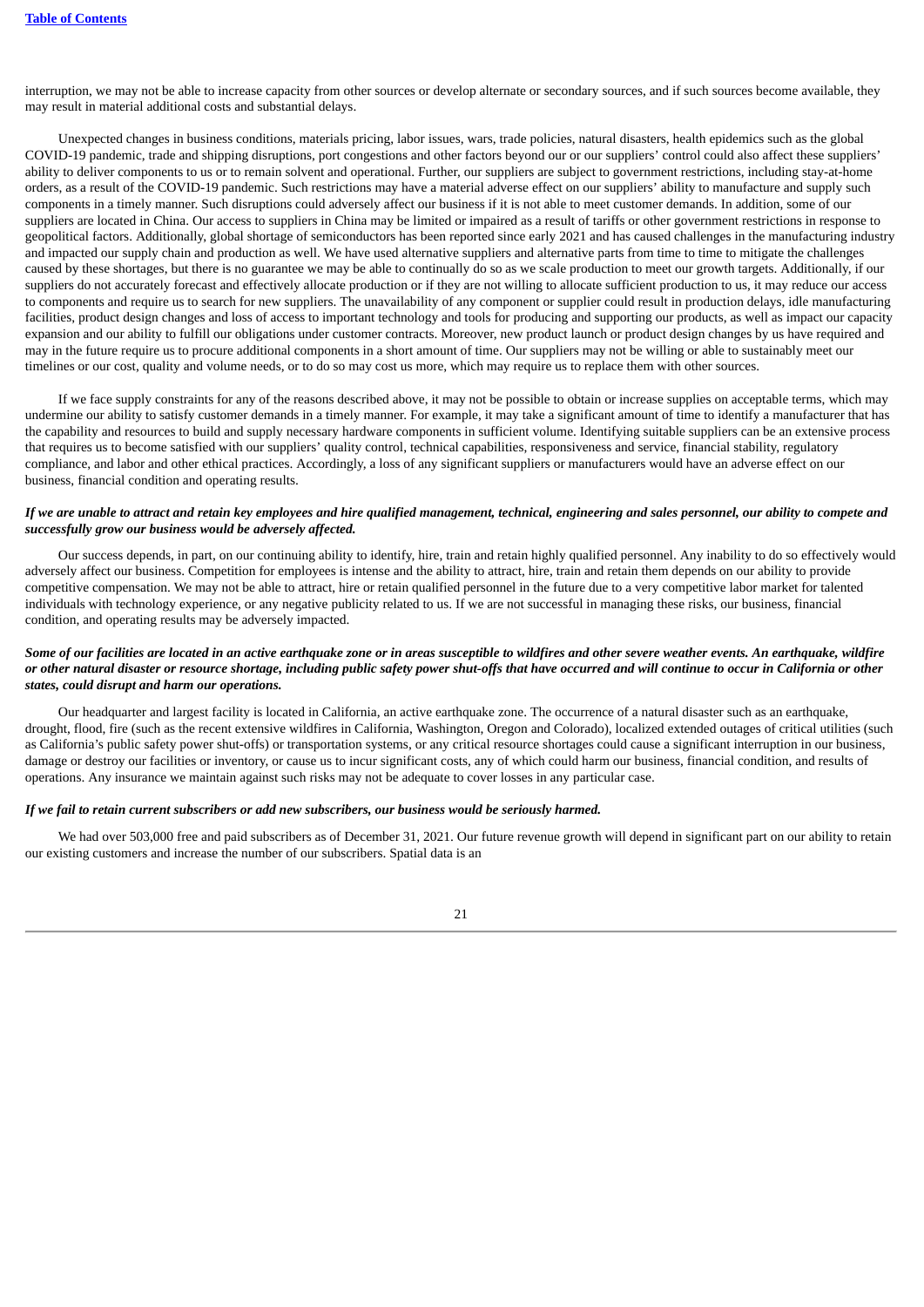interruption, we may not be able to increase capacity from other sources or develop alternate or secondary sources, and if such sources become available, they may result in material additional costs and substantial delays.

Unexpected changes in business conditions, materials pricing, labor issues, wars, trade policies, natural disasters, health epidemics such as the global COVID-19 pandemic, trade and shipping disruptions, port congestions and other factors beyond our or our suppliers' control could also affect these suppliers' ability to deliver components to us or to remain solvent and operational. Further, our suppliers are subject to government restrictions, including stay-at-home orders, as a result of the COVID-19 pandemic. Such restrictions may have a material adverse effect on our suppliers' ability to manufacture and supply such components in a timely manner. Such disruptions could adversely affect our business if it is not able to meet customer demands. In addition, some of our suppliers are located in China. Our access to suppliers in China may be limited or impaired as a result of tariffs or other government restrictions in response to geopolitical factors. Additionally, global shortage of semiconductors has been reported since early 2021 and has caused challenges in the manufacturing industry and impacted our supply chain and production as well. We have used alternative suppliers and alternative parts from time to time to mitigate the challenges caused by these shortages, but there is no guarantee we may be able to continually do so as we scale production to meet our growth targets. Additionally, if our suppliers do not accurately forecast and effectively allocate production or if they are not willing to allocate sufficient production to us, it may reduce our access to components and require us to search for new suppliers. The unavailability of any component or supplier could result in production delays, idle manufacturing facilities, product design changes and loss of access to important technology and tools for producing and supporting our products, as well as impact our capacity expansion and our ability to fulfill our obligations under customer contracts. Moreover, new product launch or product design changes by us have required and may in the future require us to procure additional components in a short amount of time. Our suppliers may not be willing or able to sustainably meet our timelines or our cost, quality and volume needs, or to do so may cost us more, which may require us to replace them with other sources.

If we face supply constraints for any of the reasons described above, it may not be possible to obtain or increase supplies on acceptable terms, which may undermine our ability to satisfy customer demands in a timely manner. For example, it may take a significant amount of time to identify a manufacturer that has the capability and resources to build and supply necessary hardware components in sufficient volume. Identifying suitable suppliers can be an extensive process that requires us to become satisfied with our suppliers' quality control, technical capabilities, responsiveness and service, financial stability, regulatory compliance, and labor and other ethical practices. Accordingly, a loss of any significant suppliers or manufacturers would have an adverse effect on our business, financial condition and operating results.

***If we are unable to attract and retain key employees and hire qualified management, technical, engineering and sales personnel, our ability to compete and successfully grow our business would be adversely affected.***

Our success depends, in part, on our continuing ability to identify, hire, train and retain highly qualified personnel. Any inability to do so effectively would adversely affect our business. Competition for employees is intense and the ability to attract, hire, train and retain them depends on our ability to provide competitive compensation. We may not be able to attract, hire or retain qualified personnel in the future due to a very competitive labor market for talented individuals with technology experience, or any negative publicity related to us. If we are not successful in managing these risks, our business, financial condition, and operating results may be adversely impacted.

***Some of our facilities are located in an active earthquake zone or in areas susceptible to wildfires and other severe weather events. An earthquake, wildfire or other natural disaster or resource shortage, including public safety power shut-offs that have occurred and will continue to occur in California or other states, could disrupt and harm our operations.***

Our headquarter and largest facility is located in California, an active earthquake zone. The occurrence of a natural disaster such as an earthquake, drought, flood, fire (such as the recent extensive wildfires in California, Washington, Oregon and Colorado), localized extended outages of critical utilities (such as California's public safety power shut-offs) or transportation systems, or any critical resource shortages could cause a significant interruption in our business, damage or destroy our facilities or inventory, or cause us to incur significant costs, any of which could harm our business, financial condition, and results of operations. Any insurance we maintain against such risks may not be adequate to cover losses in any particular case.

***If we fail to retain current subscribers or add new subscribers, our business would be seriously harmed.***

We had over 503,000 free and paid subscribers as of December 31, 2021. Our future revenue growth will depend in significant part on our ability to retain our existing customers and increase the number of our subscribers. Spatial data is an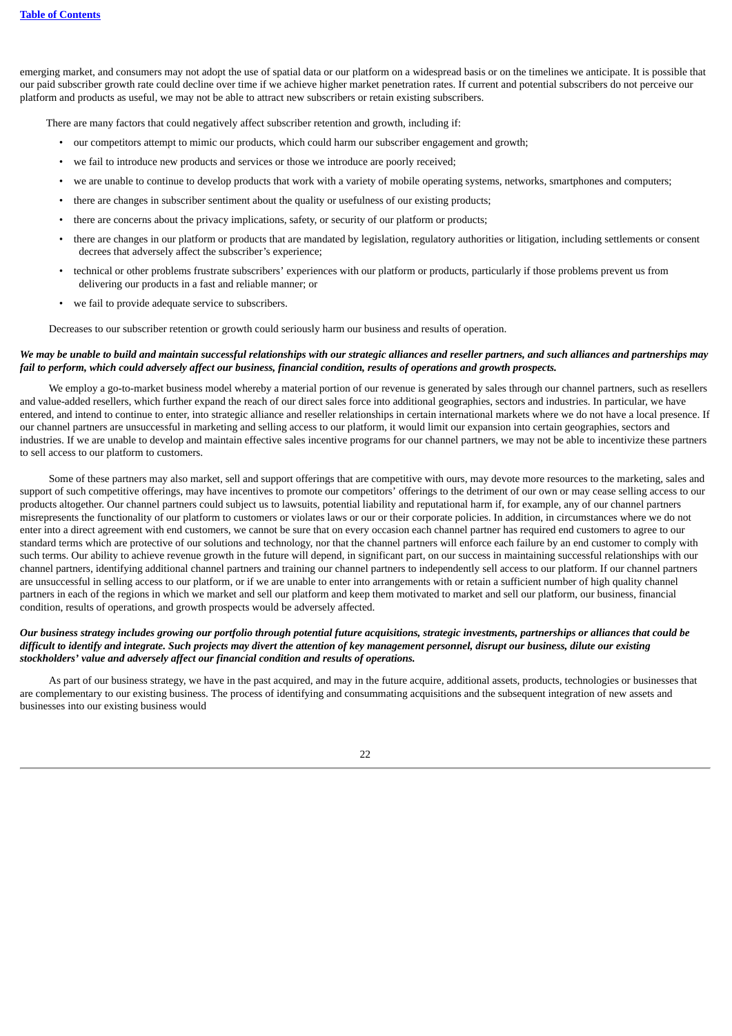emerging market, and consumers may not adopt the use of spatial data or our platform on a widespread basis or on the timelines we anticipate. It is possible that our paid subscriber growth rate could decline over time if we achieve higher market penetration rates. If current and potential subscribers do not perceive our platform and products as useful, we may not be able to attract new subscribers or retain existing subscribers.

There are many factors that could negatively affect subscriber retention and growth, including if:

- our competitors attempt to mimic our products, which could harm our subscriber engagement and growth;
- we fail to introduce new products and services or those we introduce are poorly received;
- we are unable to continue to develop products that work with a variety of mobile operating systems, networks, smartphones and computers;
- there are changes in subscriber sentiment about the quality or usefulness of our existing products;
- there are concerns about the privacy implications, safety, or security of our platform or products;
- there are changes in our platform or products that are mandated by legislation, regulatory authorities or litigation, including settlements or consent decrees that adversely affect the subscriber's experience;
- technical or other problems frustrate subscribers' experiences with our platform or products, particularly if those problems prevent us from delivering our products in a fast and reliable manner; or
- we fail to provide adequate service to subscribers.

Decreases to our subscriber retention or growth could seriously harm our business and results of operation.

***We may be unable to build and maintain successful relationships with our strategic alliances and reseller partners, and such alliances and partnerships may fail to perform, which could adversely affect our business, financial condition, results of operations and growth prospects.***

We employ a go-to-market business model whereby a material portion of our revenue is generated by sales through our channel partners, such as resellers and value-added resellers, which further expand the reach of our direct sales force into additional geographies, sectors and industries. In particular, we have entered, and intend to continue to enter, into strategic alliance and reseller relationships in certain international markets where we do not have a local presence. If our channel partners are unsuccessful in marketing and selling access to our platform, it would limit our expansion into certain geographies, sectors and industries. If we are unable to develop and maintain effective sales incentive programs for our channel partners, we may not be able to incentivize these partners to sell access to our platform to customers.

Some of these partners may also market, sell and support offerings that are competitive with ours, may devote more resources to the marketing, sales and support of such competitive offerings, may have incentives to promote our competitors' offerings to the detriment of our own or may cease selling access to our products altogether. Our channel partners could subject us to lawsuits, potential liability and reputational harm if, for example, any of our channel partners misrepresents the functionality of our platform to customers or violates laws or our or their corporate policies. In addition, in circumstances where we do not enter into a direct agreement with end customers, we cannot be sure that on every occasion each channel partner has required end customers to agree to our standard terms which are protective of our solutions and technology, nor that the channel partners will enforce each failure by an end customer to comply with such terms. Our ability to achieve revenue growth in the future will depend, in significant part, on our success in maintaining successful relationships with our channel partners, identifying additional channel partners and training our channel partners to independently sell access to our platform. If our channel partners are unsuccessful in selling access to our platform, or if we are unable to enter into arrangements with or retain a sufficient number of high quality channel partners in each of the regions in which we market and sell our platform and keep them motivated to market and sell our platform, our business, financial condition, results of operations, and growth prospects would be adversely affected.

***Our business strategy includes growing our portfolio through potential future acquisitions, strategic investments, partnerships or alliances that could be difficult to identify and integrate. Such projects may divert the attention of key management personnel, disrupt our business, dilute our existing stockholders' value and adversely affect our financial condition and results of operations.***

As part of our business strategy, we have in the past acquired, and may in the future acquire, additional assets, products, technologies or businesses that are complementary to our existing business. The process of identifying and consummating acquisitions and the subsequent integration of new assets and businesses into our existing business would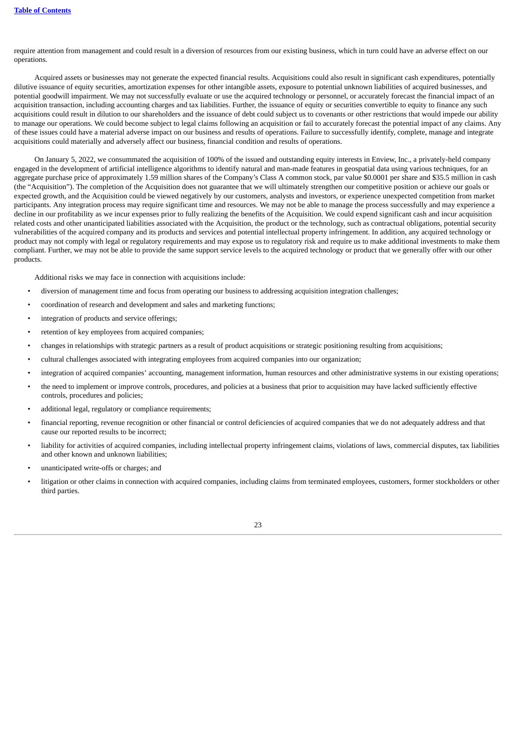require attention from management and could result in a diversion of resources from our existing business, which in turn could have an adverse effect on our operations.

Acquired assets or businesses may not generate the expected financial results. Acquisitions could also result in significant cash expenditures, potentially dilutive issuance of equity securities, amortization expenses for other intangible assets, exposure to potential unknown liabilities of acquired businesses, and potential goodwill impairment. We may not successfully evaluate or use the acquired technology or personnel, or accurately forecast the financial impact of an acquisition transaction, including accounting charges and tax liabilities. Further, the issuance of equity or securities convertible to equity to finance any such acquisitions could result in dilution to our shareholders and the issuance of debt could subject us to covenants or other restrictions that would impede our ability to manage our operations. We could become subject to legal claims following an acquisition or fail to accurately forecast the potential impact of any claims. Any of these issues could have a material adverse impact on our business and results of operations. Failure to successfully identify, complete, manage and integrate acquisitions could materially and adversely affect our business, financial condition and results of operations.

On January 5, 2022, we consummated the acquisition of 100% of the issued and outstanding equity interests in Enview, Inc., a privately-held company engaged in the development of artificial intelligence algorithms to identify natural and man-made features in geospatial data using various techniques, for an aggregate purchase price of approximately 1.59 million shares of the Company's Class A common stock, par value $0.0001 per share and $35.5 million in cash (the "Acquisition"). The completion of the Acquisition does not guarantee that we will ultimately strengthen our competitive position or achieve our goals or expected growth, and the Acquisition could be viewed negatively by our customers, analysts and investors, or experience unexpected competition from market participants. Any integration process may require significant time and resources. We may not be able to manage the process successfully and may experience a decline in our profitability as we incur expenses prior to fully realizing the benefits of the Acquisition. We could expend significant cash and incur acquisition related costs and other unanticipated liabilities associated with the Acquisition, the product or the technology, such as contractual obligations, potential security vulnerabilities of the acquired company and its products and services and potential intellectual property infringement. In addition, any acquired technology or product may not comply with legal or regulatory requirements and may expose us to regulatory risk and require us to make additional investments to make them compliant. Further, we may not be able to provide the same support service levels to the acquired technology or product that we generally offer with our other products.

Additional risks we may face in connection with acquisitions include:

- diversion of management time and focus from operating our business to addressing acquisition integration challenges;
- coordination of research and development and sales and marketing functions;
- integration of products and service offerings;
- retention of key employees from acquired companies;
- changes in relationships with strategic partners as a result of product acquisitions or strategic positioning resulting from acquisitions;
- cultural challenges associated with integrating employees from acquired companies into our organization;
- integration of acquired companies' accounting, management information, human resources and other administrative systems in our existing operations;
- the need to implement or improve controls, procedures, and policies at a business that prior to acquisition may have lacked sufficiently effective controls, procedures and policies;
- additional legal, regulatory or compliance requirements;
- financial reporting, revenue recognition or other financial or control deficiencies of acquired companies that we do not adequately address and that cause our reported results to be incorrect;
- liability for activities of acquired companies, including intellectual property infringement claims, violations of laws, commercial disputes, tax liabilities and other known and unknown liabilities;
- unanticipated write-offs or charges; and
- litigation or other claims in connection with acquired companies, including claims from terminated employees, customers, former stockholders or other third parties.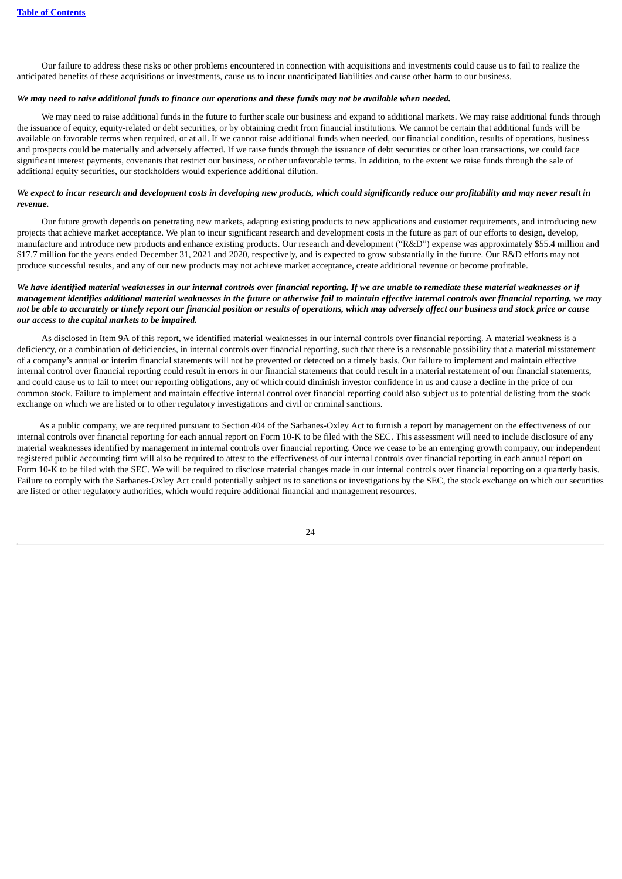Our failure to address these risks or other problems encountered in connection with acquisitions and investments could cause us to fail to realize the anticipated benefits of these acquisitions or investments, cause us to incur unanticipated liabilities and cause other harm to our business.

***We may need to raise additional funds to finance our operations and these funds may not be available when needed.***

We may need to raise additional funds in the future to further scale our business and expand to additional markets. We may raise additional funds through the issuance of equity, equity-related or debt securities, or by obtaining credit from financial institutions. We cannot be certain that additional funds will be available on favorable terms when required, or at all. If we cannot raise additional funds when needed, our financial condition, results of operations, business and prospects could be materially and adversely affected. If we raise funds through the issuance of debt securities or other loan transactions, we could face significant interest payments, covenants that restrict our business, or other unfavorable terms. In addition, to the extent we raise funds through the sale of additional equity securities, our stockholders would experience additional dilution.

***We expect to incur research and development costs in developing new products, which could significantly reduce our profitability and may never result in revenue.***

Our future growth depends on penetrating new markets, adapting existing products to new applications and customer requirements, and introducing new projects that achieve market acceptance. We plan to incur significant research and development costs in the future as part of our efforts to design, develop, manufacture and introduce new products and enhance existing products. Our research and development ("R&D") expense was approximately $55.4 million and $17.7 million for the years ended December 31, 2021 and 2020, respectively, and is expected to grow substantially in the future. Our R&D efforts may not produce successful results, and any of our new products may not achieve market acceptance, create additional revenue or become profitable.

***We have identified material weaknesses in our internal controls over financial reporting. If we are unable to remediate these material weaknesses or if management identifies additional material weaknesses in the future or otherwise fail to maintain effective internal controls over financial reporting, we may not be able to accurately or timely report our financial position or results of operations, which may adversely affect our business and stock price or cause our access to the capital markets to be impaired.***

As disclosed in Item 9A of this report, we identified material weaknesses in our internal controls over financial reporting. A material weakness is a deficiency, or a combination of deficiencies, in internal controls over financial reporting, such that there is a reasonable possibility that a material misstatement of a company's annual or interim financial statements will not be prevented or detected on a timely basis. Our failure to implement and maintain effective internal control over financial reporting could result in errors in our financial statements that could result in a material restatement of our financial statements, and could cause us to fail to meet our reporting obligations, any of which could diminish investor confidence in us and cause a decline in the price of our common stock. Failure to implement and maintain effective internal control over financial reporting could also subject us to potential delisting from the stock exchange on which we are listed or to other regulatory investigations and civil or criminal sanctions.

As a public company, we are required pursuant to Section 404 of the Sarbanes-Oxley Act to furnish a report by management on the effectiveness of our internal controls over financial reporting for each annual report on Form 10-K to be filed with the SEC. This assessment will need to include disclosure of any material weaknesses identified by management in internal controls over financial reporting. Once we cease to be an emerging growth company, our independent registered public accounting firm will also be required to attest to the effectiveness of our internal controls over financial reporting in each annual report on Form 10-K to be filed with the SEC. We will be required to disclose material changes made in our internal controls over financial reporting on a quarterly basis. Failure to comply with the Sarbanes-Oxley Act could potentially subject us to sanctions or investigations by the SEC, the stock exchange on which our securities are listed or other regulatory authorities, which would require additional financial and management resources.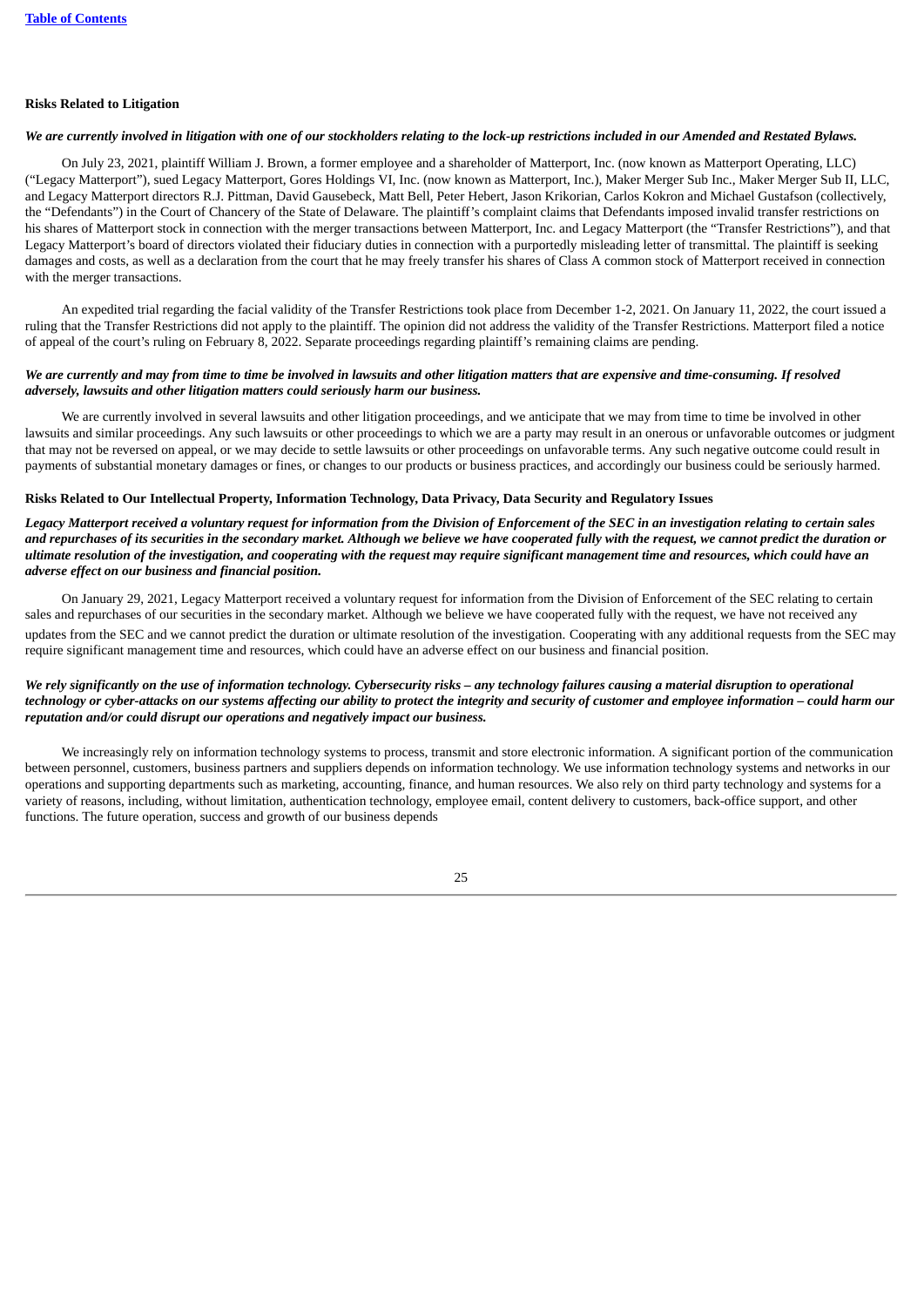**Risks Related to Litigation**

***We are currently involved in litigation with one of our stockholders relating to the lock-up restrictions included in our Amended and Restated Bylaws.***

On July 23, 2021, plaintiff William J. Brown, a former employee and a shareholder of Matterport, Inc. (now known as Matterport Operating, LLC) ("Legacy Matterport"), sued Legacy Matterport, Gores Holdings VI, Inc. (now known as Matterport, Inc.), Maker Merger Sub Inc., Maker Merger Sub II, LLC, and Legacy Matterport directors R.J. Pittman, David Gausebeck, Matt Bell, Peter Hebert, Jason Krikorian, Carlos Kokron and Michael Gustafson (collectively, the "Defendants") in the Court of Chancery of the State of Delaware. The plaintiff's complaint claims that Defendants imposed invalid transfer restrictions on his shares of Matterport stock in connection with the merger transactions between Matterport, Inc. and Legacy Matterport (the "Transfer Restrictions"), and that Legacy Matterport's board of directors violated their fiduciary duties in connection with a purportedly misleading letter of transmittal. The plaintiff is seeking damages and costs, as well as a declaration from the court that he may freely transfer his shares of Class A common stock of Matterport received in connection with the merger transactions.

An expedited trial regarding the facial validity of the Transfer Restrictions took place from December 1-2, 2021. On January 11, 2022, the court issued a ruling that the Transfer Restrictions did not apply to the plaintiff. The opinion did not address the validity of the Transfer Restrictions. Matterport filed a notice of appeal of the court's ruling on February 8, 2022. Separate proceedings regarding plaintiff's remaining claims are pending.

***We are currently and may from time to time be involved in lawsuits and other litigation matters that are expensive and time-consuming. If resolved adversely, lawsuits and other litigation matters could seriously harm our business.***

We are currently involved in several lawsuits and other litigation proceedings, and we anticipate that we may from time to time be involved in other lawsuits and similar proceedings. Any such lawsuits or other proceedings to which we are a party may result in an onerous or unfavorable outcomes or judgment that may not be reversed on appeal, or we may decide to settle lawsuits or other proceedings on unfavorable terms. Any such negative outcome could result in payments of substantial monetary damages or fines, or changes to our products or business practices, and accordingly our business could be seriously harmed.

**Risks Related to Our Intellectual Property, Information Technology, Data Privacy, Data Security and Regulatory Issues**

***Legacy Matterport received a voluntary request for information from the Division of Enforcement of the SEC in an investigation relating to certain sales and repurchases of its securities in the secondary market. Although we believe we have cooperated fully with the request, we cannot predict the duration or ultimate resolution of the investigation, and cooperating with the request may require significant management time and resources, which could have an adverse effect on our business and financial position.***

On January 29, 2021, Legacy Matterport received a voluntary request for information from the Division of Enforcement of the SEC relating to certain sales and repurchases of our securities in the secondary market. Although we believe we have cooperated fully with the request, we have not received any updates from the SEC and we cannot predict the duration or ultimate resolution of the investigation. Cooperating with any additional requests from the SEC may require significant management time and resources, which could have an adverse effect on our business and financial position.

***We rely significantly on the use of information technology. Cybersecurity risks – any technology failures causing a material disruption to operational technology or cyber-attacks on our systems affecting our ability to protect the integrity and security of customer and employee information – could harm our reputation and/or could disrupt our operations and negatively impact our business.***

We increasingly rely on information technology systems to process, transmit and store electronic information. A significant portion of the communication between personnel, customers, business partners and suppliers depends on information technology. We use information technology systems and networks in our operations and supporting departments such as marketing, accounting, finance, and human resources. We also rely on third party technology and systems for a variety of reasons, including, without limitation, authentication technology, employee email, content delivery to customers, back-office support, and other functions. The future operation, success and growth of our business depends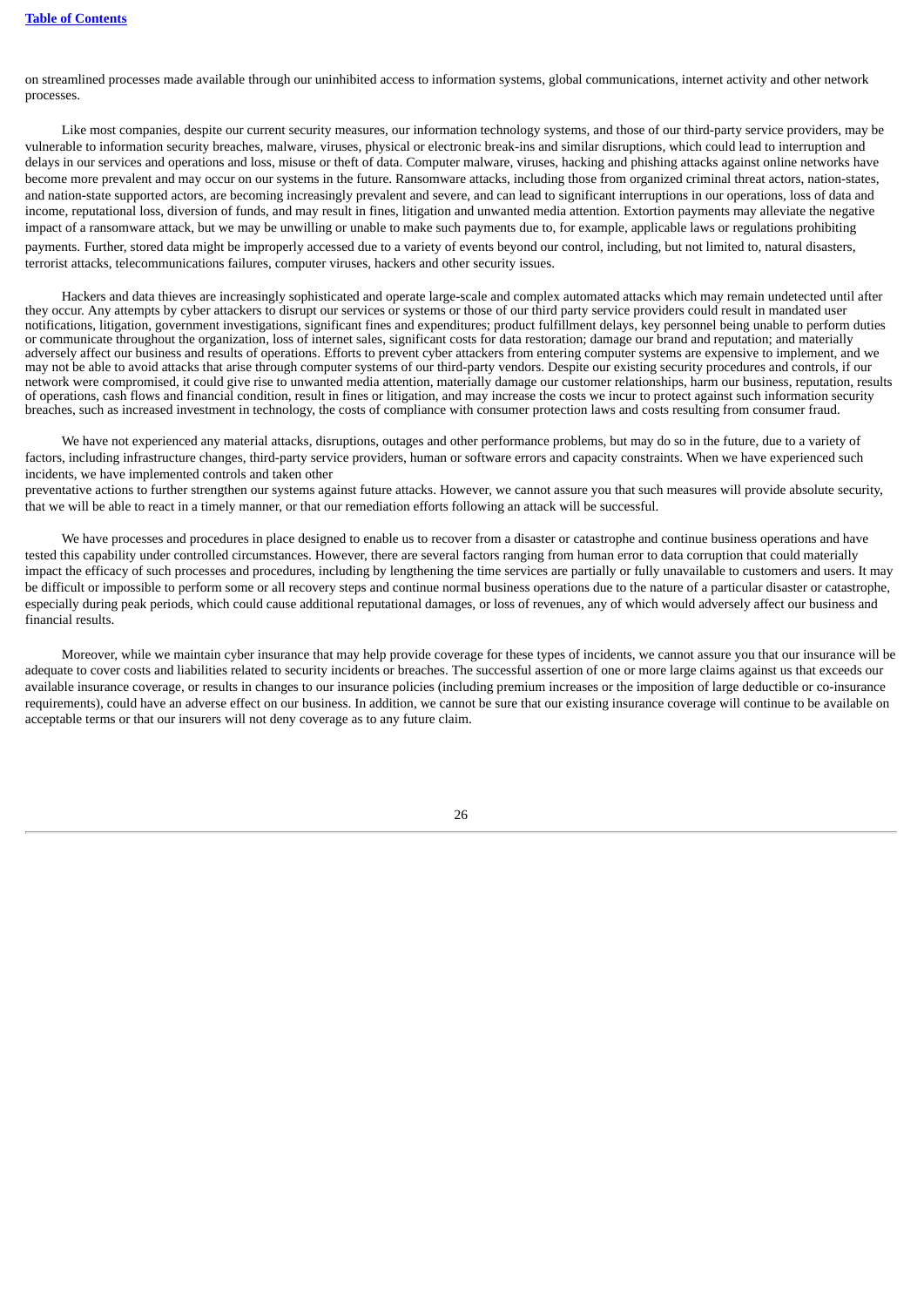on streamlined processes made available through our uninhibited access to information systems, global communications, internet activity and other network processes.

Like most companies, despite our current security measures, our information technology systems, and those of our third-party service providers, may be vulnerable to information security breaches, malware, viruses, physical or electronic break-ins and similar disruptions, which could lead to interruption and delays in our services and operations and loss, misuse or theft of data. Computer malware, viruses, hacking and phishing attacks against online networks have become more prevalent and may occur on our systems in the future. Ransomware attacks, including those from organized criminal threat actors, nation-states, and nation-state supported actors, are becoming increasingly prevalent and severe, and can lead to significant interruptions in our operations, loss of data and income, reputational loss, diversion of funds, and may result in fines, litigation and unwanted media attention. Extortion payments may alleviate the negative impact of a ransomware attack, but we may be unwilling or unable to make such payments due to, for example, applicable laws or regulations prohibiting payments. Further, stored data might be improperly accessed due to a variety of events beyond our control, including, but not limited to, natural disasters, terrorist attacks, telecommunications failures, computer viruses, hackers and other security issues.

Hackers and data thieves are increasingly sophisticated and operate large-scale and complex automated attacks which may remain undetected until after they occur. Any attempts by cyber attackers to disrupt our services or systems or those of our third party service providers could result in mandated user notifications, litigation, government investigations, significant fines and expenditures; product fulfillment delays, key personnel being unable to perform duties or communicate throughout the organization, loss of internet sales, significant costs for data restoration; damage our brand and reputation; and materially adversely affect our business and results of operations. Efforts to prevent cyber attackers from entering computer systems are expensive to implement, and we may not be able to avoid attacks that arise through computer systems of our third-party vendors. Despite our existing security procedures and controls, if our network were compromised, it could give rise to unwanted media attention, materially damage our customer relationships, harm our business, reputation, results of operations, cash flows and financial condition, result in fines or litigation, and may increase the costs we incur to protect against such information security breaches, such as increased investment in technology, the costs of compliance with consumer protection laws and costs resulting from consumer fraud.

We have not experienced any material attacks, disruptions, outages and other performance problems, but may do so in the future, due to a variety of factors, including infrastructure changes, third-party service providers, human or software errors and capacity constraints. When we have experienced such incidents, we have implemented controls and taken other preventative actions to further strengthen our systems against future attacks. However, we cannot assure you that such measures will provide absolute security, that we will be able to react in a timely manner, or that our remediation efforts following an attack will be successful.

We have processes and procedures in place designed to enable us to recover from a disaster or catastrophe and continue business operations and have tested this capability under controlled circumstances. However, there are several factors ranging from human error to data corruption that could materially impact the efficacy of such processes and procedures, including by lengthening the time services are partially or fully unavailable to customers and users. It may be difficult or impossible to perform some or all recovery steps and continue normal business operations due to the nature of a particular disaster or catastrophe, especially during peak periods, which could cause additional reputational damages, or loss of revenues, any of which would adversely affect our business and financial results.

Moreover, while we maintain cyber insurance that may help provide coverage for these types of incidents, we cannot assure you that our insurance will be adequate to cover costs and liabilities related to security incidents or breaches. The successful assertion of one or more large claims against us that exceeds our available insurance coverage, or results in changes to our insurance policies (including premium increases or the imposition of large deductible or co-insurance requirements), could have an adverse effect on our business. In addition, we cannot be sure that our existing insurance coverage will continue to be available on acceptable terms or that our insurers will not deny coverage as to any future claim.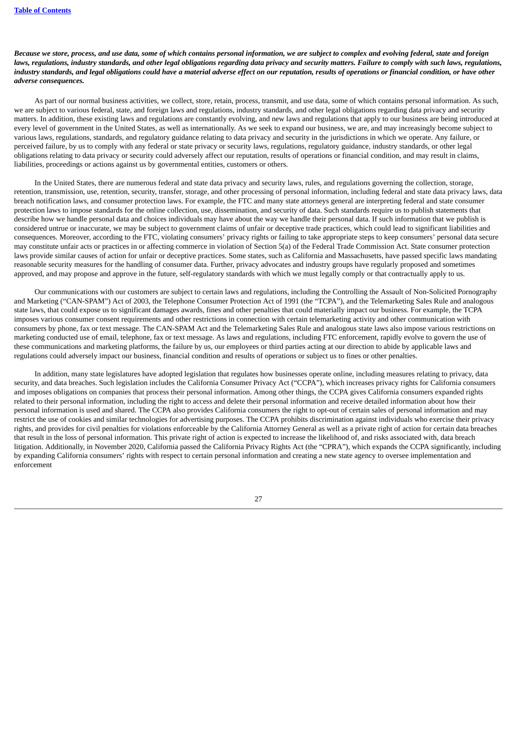***Because we store, process, and use data, some of which contains personal information, we are subject to complex and evolving federal, state and foreign laws, regulations, industry standards, and other legal obligations regarding data privacy and security matters. Failure to comply with such laws, regulations, industry standards, and legal obligations could have a material adverse effect on our reputation, results of operations or financial condition, or have other adverse consequences.***

As part of our normal business activities, we collect, store, retain, process, transmit, and use data, some of which contains personal information. As such, we are subject to various federal, state, and foreign laws and regulations, industry standards, and other legal obligations regarding data privacy and security matters. In addition, these existing laws and regulations are constantly evolving, and new laws and regulations that apply to our business are being introduced at every level of government in the United States, as well as internationally. As we seek to expand our business, we are, and may increasingly become subject to various laws, regulations, standards, and regulatory guidance relating to data privacy and security in the jurisdictions in which we operate. Any failure, or perceived failure, by us to comply with any federal or state privacy or security laws, regulations, regulatory guidance, industry standards, or other legal obligations relating to data privacy or security could adversely affect our reputation, results of operations or financial condition, and may result in claims, liabilities, proceedings or actions against us by governmental entities, customers or others.

In the United States, there are numerous federal and state data privacy and security laws, rules, and regulations governing the collection, storage, retention, transmission, use, retention, security, transfer, storage, and other processing of personal information, including federal and state data privacy laws, data breach notification laws, and consumer protection laws. For example, the FTC and many state attorneys general are interpreting federal and state consumer protection laws to impose standards for the online collection, use, dissemination, and security of data. Such standards require us to publish statements that describe how we handle personal data and choices individuals may have about the way we handle their personal data. If such information that we publish is considered untrue or inaccurate, we may be subject to government claims of unfair or deceptive trade practices, which could lead to significant liabilities and consequences. Moreover, according to the FTC, violating consumers' privacy rights or failing to take appropriate steps to keep consumers' personal data secure may constitute unfair acts or practices in or affecting commerce in violation of Section 5(a) of the Federal Trade Commission Act. State consumer protection laws provide similar causes of action for unfair or deceptive practices. Some states, such as California and Massachusetts, have passed specific laws mandating reasonable security measures for the handling of consumer data. Further, privacy advocates and industry groups have regularly proposed and sometimes approved, and may propose and approve in the future, self-regulatory standards with which we must legally comply or that contractually apply to us.

Our communications with our customers are subject to certain laws and regulations, including the Controlling the Assault of Non-Solicited Pornography and Marketing ("CAN-SPAM") Act of 2003, the Telephone Consumer Protection Act of 1991 (the "TCPA"), and the Telemarketing Sales Rule and analogous state laws, that could expose us to significant damages awards, fines and other penalties that could materially impact our business. For example, the TCPA imposes various consumer consent requirements and other restrictions in connection with certain telemarketing activity and other communication with consumers by phone, fax or text message. The CAN-SPAM Act and the Telemarketing Sales Rule and analogous state laws also impose various restrictions on marketing conducted use of email, telephone, fax or text message. As laws and regulations, including FTC enforcement, rapidly evolve to govern the use of these communications and marketing platforms, the failure by us, our employees or third parties acting at our direction to abide by applicable laws and regulations could adversely impact our business, financial condition and results of operations or subject us to fines or other penalties.

In addition, many state legislatures have adopted legislation that regulates how businesses operate online, including measures relating to privacy, data security, and data breaches. Such legislation includes the California Consumer Privacy Act ("CCPA"), which increases privacy rights for California consumers and imposes obligations on companies that process their personal information. Among other things, the CCPA gives California consumers expanded rights related to their personal information, including the right to access and delete their personal information and receive detailed information about how their personal information is used and shared. The CCPA also provides California consumers the right to opt-out of certain sales of personal information and may restrict the use of cookies and similar technologies for advertising purposes. The CCPA prohibits discrimination against individuals who exercise their privacy rights, and provides for civil penalties for violations enforceable by the California Attorney General as well as a private right of action for certain data breaches that result in the loss of personal information. This private right of action is expected to increase the likelihood of, and risks associated with, data breach litigation. Additionally, in November 2020, California passed the California Privacy Rights Act (the "CPRA"), which expands the CCPA significantly, including by expanding California consumers' rights with respect to certain personal information and creating a new state agency to oversee implementation and enforcement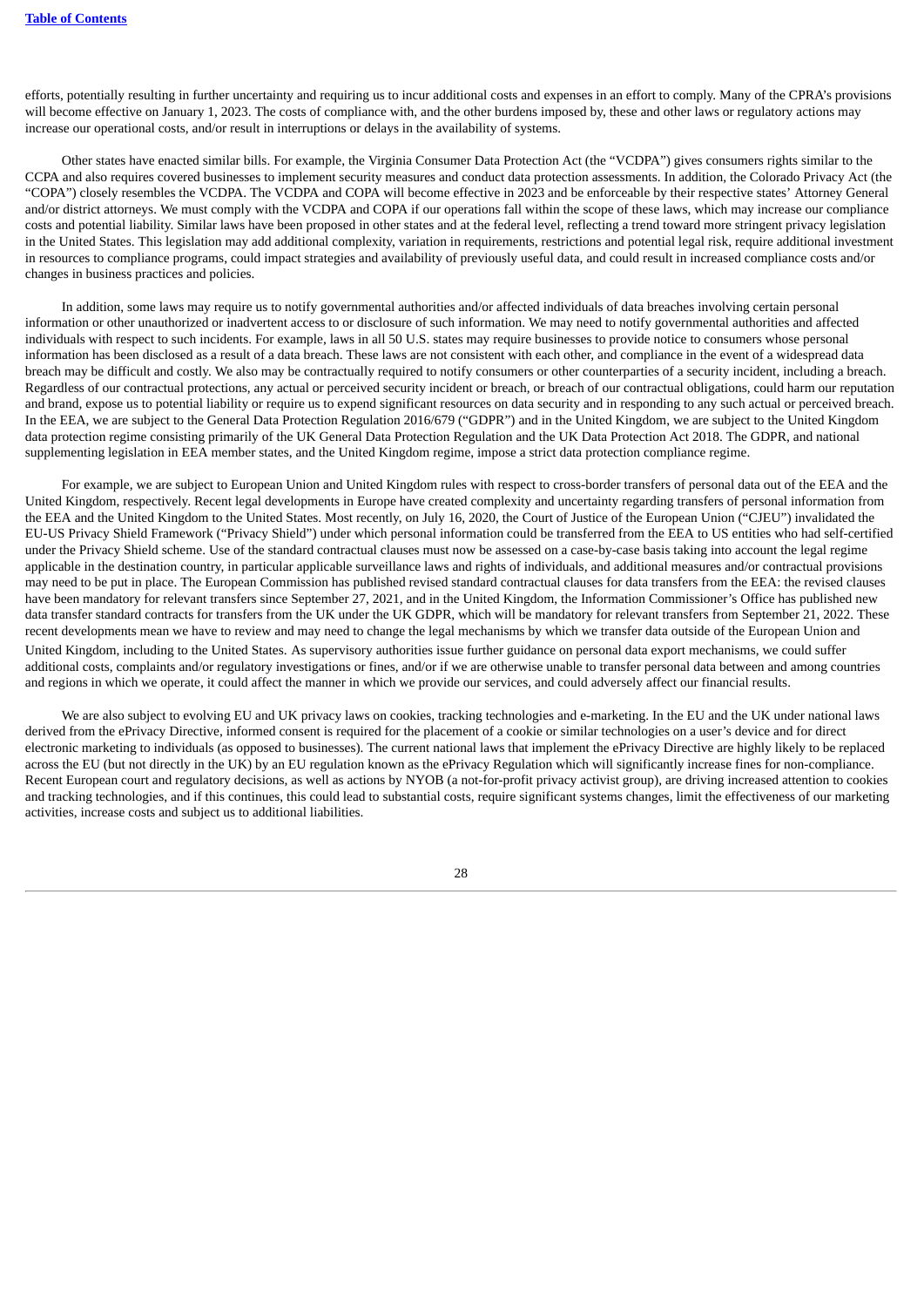efforts, potentially resulting in further uncertainty and requiring us to incur additional costs and expenses in an effort to comply. Many of the CPRA's provisions will become effective on January 1, 2023. The costs of compliance with, and the other burdens imposed by, these and other laws or regulatory actions may increase our operational costs, and/or result in interruptions or delays in the availability of systems.

Other states have enacted similar bills. For example, the Virginia Consumer Data Protection Act (the "VCDPA") gives consumers rights similar to the CCPA and also requires covered businesses to implement security measures and conduct data protection assessments. In addition, the Colorado Privacy Act (the "COPA") closely resembles the VCDPA. The VCDPA and COPA will become effective in 2023 and be enforceable by their respective states' Attorney General and/or district attorneys. We must comply with the VCDPA and COPA if our operations fall within the scope of these laws, which may increase our compliance costs and potential liability. Similar laws have been proposed in other states and at the federal level, reflecting a trend toward more stringent privacy legislation in the United States. This legislation may add additional complexity, variation in requirements, restrictions and potential legal risk, require additional investment in resources to compliance programs, could impact strategies and availability of previously useful data, and could result in increased compliance costs and/or changes in business practices and policies.

In addition, some laws may require us to notify governmental authorities and/or affected individuals of data breaches involving certain personal information or other unauthorized or inadvertent access to or disclosure of such information. We may need to notify governmental authorities and affected individuals with respect to such incidents. For example, laws in all 50 U.S. states may require businesses to provide notice to consumers whose personal information has been disclosed as a result of a data breach. These laws are not consistent with each other, and compliance in the event of a widespread data breach may be difficult and costly. We also may be contractually required to notify consumers or other counterparties of a security incident, including a breach. Regardless of our contractual protections, any actual or perceived security incident or breach, or breach of our contractual obligations, could harm our reputation and brand, expose us to potential liability or require us to expend significant resources on data security and in responding to any such actual or perceived breach. In the EEA, we are subject to the General Data Protection Regulation 2016/679 ("GDPR") and in the United Kingdom, we are subject to the United Kingdom data protection regime consisting primarily of the UK General Data Protection Regulation and the UK Data Protection Act 2018. The GDPR, and national supplementing legislation in EEA member states, and the United Kingdom regime, impose a strict data protection compliance regime.

For example, we are subject to European Union and United Kingdom rules with respect to cross-border transfers of personal data out of the EEA and the United Kingdom, respectively. Recent legal developments in Europe have created complexity and uncertainty regarding transfers of personal information from the EEA and the United Kingdom to the United States. Most recently, on July 16, 2020, the Court of Justice of the European Union ("CJEU") invalidated the EU-US Privacy Shield Framework ("Privacy Shield") under which personal information could be transferred from the EEA to US entities who had self-certified under the Privacy Shield scheme. Use of the standard contractual clauses must now be assessed on a case-by-case basis taking into account the legal regime applicable in the destination country, in particular applicable surveillance laws and rights of individuals, and additional measures and/or contractual provisions may need to be put in place. The European Commission has published revised standard contractual clauses for data transfers from the EEA: the revised clauses have been mandatory for relevant transfers since September 27, 2021, and in the United Kingdom, the Information Commissioner's Office has published new data transfer standard contracts for transfers from the UK under the UK GDPR, which will be mandatory for relevant transfers from September 21, 2022. These recent developments mean we have to review and may need to change the legal mechanisms by which we transfer data outside of the European Union and United Kingdom, including to the United States. As supervisory authorities issue further guidance on personal data export mechanisms, we could suffer additional costs, complaints and/or regulatory investigations or fines, and/or if we are otherwise unable to transfer personal data between and among countries and regions in which we operate, it could affect the manner in which we provide our services, and could adversely affect our financial results.

We are also subject to evolving EU and UK privacy laws on cookies, tracking technologies and e-marketing. In the EU and the UK under national laws derived from the ePrivacy Directive, informed consent is required for the placement of a cookie or similar technologies on a user's device and for direct electronic marketing to individuals (as opposed to businesses). The current national laws that implement the ePrivacy Directive are highly likely to be replaced across the EU (but not directly in the UK) by an EU regulation known as the ePrivacy Regulation which will significantly increase fines for non-compliance. Recent European court and regulatory decisions, as well as actions by NYOB (a not-for-profit privacy activist group), are driving increased attention to cookies and tracking technologies, and if this continues, this could lead to substantial costs, require significant systems changes, limit the effectiveness of our marketing activities, increase costs and subject us to additional liabilities.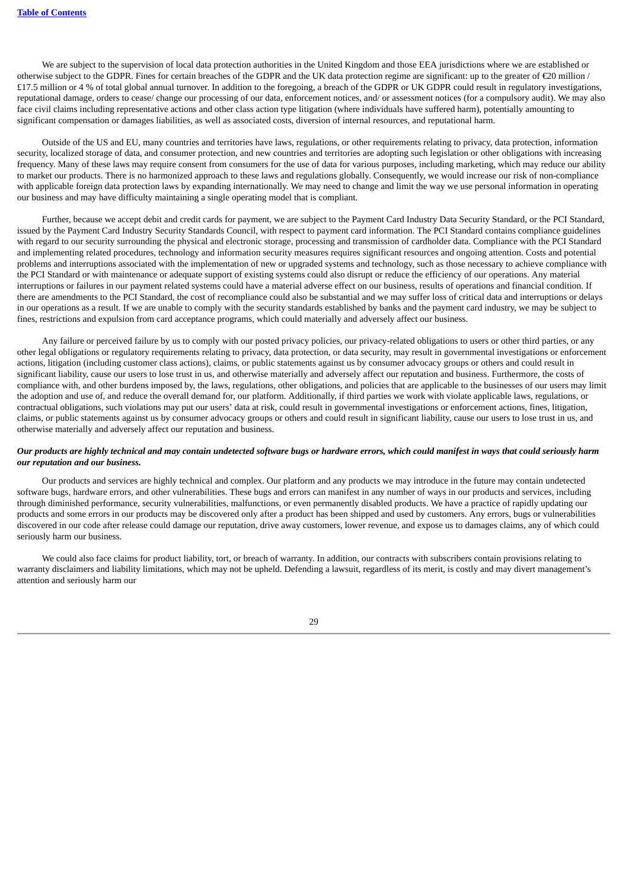We are subject to the supervision of local data protection authorities in the United Kingdom and those EEA jurisdictions where we are established or otherwise subject to the GDPR. Fines for certain breaches of the GDPR and the UK data protection regime are significant: up to the greater of €20 million / £17.5 million or 4 % of total global annual turnover. In addition to the foregoing, a breach of the GDPR or UK GDPR could result in regulatory investigations, reputational damage, orders to cease/ change our processing of our data, enforcement notices, and/ or assessment notices (for a compulsory audit). We may also face civil claims including representative actions and other class action type litigation (where individuals have suffered harm), potentially amounting to significant compensation or damages liabilities, as well as associated costs, diversion of internal resources, and reputational harm.

Outside of the US and EU, many countries and territories have laws, regulations, or other requirements relating to privacy, data protection, information security, localized storage of data, and consumer protection, and new countries and territories are adopting such legislation or other obligations with increasing frequency. Many of these laws may require consent from consumers for the use of data for various purposes, including marketing, which may reduce our ability to market our products. There is no harmonized approach to these laws and regulations globally. Consequently, we would increase our risk of non-compliance with applicable foreign data protection laws by expanding internationally. We may need to change and limit the way we use personal information in operating our business and may have difficulty maintaining a single operating model that is compliant.

Further, because we accept debit and credit cards for payment, we are subject to the Payment Card Industry Data Security Standard, or the PCI Standard, issued by the Payment Card Industry Security Standards Council, with respect to payment card information. The PCI Standard contains compliance guidelines with regard to our security surrounding the physical and electronic storage, processing and transmission of cardholder data. Compliance with the PCI Standard and implementing related procedures, technology and information security measures requires significant resources and ongoing attention. Costs and potential problems and interruptions associated with the implementation of new or upgraded systems and technology, such as those necessary to achieve compliance with the PCI Standard or with maintenance or adequate support of existing systems could also disrupt or reduce the efficiency of our operations. Any material interruptions or failures in our payment related systems could have a material adverse effect on our business, results of operations and financial condition. If there are amendments to the PCI Standard, the cost of recompliance could also be substantial and we may suffer loss of critical data and interruptions or delays in our operations as a result. If we are unable to comply with the security standards established by banks and the payment card industry, we may be subject to fines, restrictions and expulsion from card acceptance programs, which could materially and adversely affect our business.

Any failure or perceived failure by us to comply with our posted privacy policies, our privacy-related obligations to users or other third parties, or any other legal obligations or regulatory requirements relating to privacy, data protection, or data security, may result in governmental investigations or enforcement actions, litigation (including customer class actions), claims, or public statements against us by consumer advocacy groups or others and could result in significant liability, cause our users to lose trust in us, and otherwise materially and adversely affect our reputation and business. Furthermore, the costs of compliance with, and other burdens imposed by, the laws, regulations, other obligations, and policies that are applicable to the businesses of our users may limit the adoption and use of, and reduce the overall demand for, our platform. Additionally, if third parties we work with violate applicable laws, regulations, or contractual obligations, such violations may put our users' data at risk, could result in governmental investigations or enforcement actions, fines, litigation, claims, or public statements against us by consumer advocacy groups or others and could result in significant liability, cause our users to lose trust in us, and otherwise materially and adversely affect our reputation and business.

***Our products are highly technical and may contain undetected software bugs or hardware errors, which could manifest in ways that could seriously harm our reputation and our business.***

Our products and services are highly technical and complex. Our platform and any products we may introduce in the future may contain undetected software bugs, hardware errors, and other vulnerabilities. These bugs and errors can manifest in any number of ways in our products and services, including through diminished performance, security vulnerabilities, malfunctions, or even permanently disabled products. We have a practice of rapidly updating our products and some errors in our products may be discovered only after a product has been shipped and used by customers. Any errors, bugs or vulnerabilities discovered in our code after release could damage our reputation, drive away customers, lower revenue, and expose us to damages claims, any of which could seriously harm our business.

We could also face claims for product liability, tort, or breach of warranty. In addition, our contracts with subscribers contain provisions relating to warranty disclaimers and liability limitations, which may not be upheld. Defending a lawsuit, regardless of its merit, is costly and may divert management's attention and seriously harm our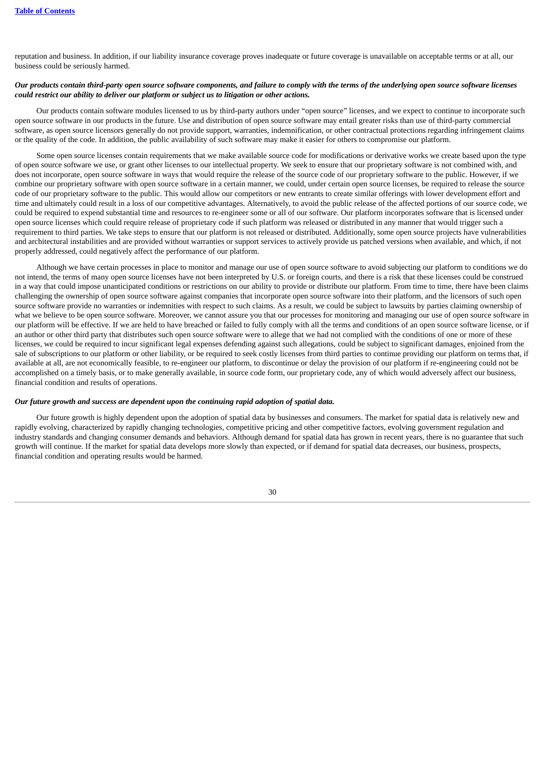reputation and business. In addition, if our liability insurance coverage proves inadequate or future coverage is unavailable on acceptable terms or at all, our business could be seriously harmed.

***Our products contain third-party open source software components, and failure to comply with the terms of the underlying open source software licenses could restrict our ability to deliver our platform or subject us to litigation or other actions.***

Our products contain software modules licensed to us by third-party authors under "open source" licenses, and we expect to continue to incorporate such open source software in our products in the future. Use and distribution of open source software may entail greater risks than use of third-party commercial software, as open source licensors generally do not provide support, warranties, indemnification, or other contractual protections regarding infringement claims or the quality of the code. In addition, the public availability of such software may make it easier for others to compromise our platform.

Some open source licenses contain requirements that we make available source code for modifications or derivative works we create based upon the type of open source software we use, or grant other licenses to our intellectual property. We seek to ensure that our proprietary software is not combined with, and does not incorporate, open source software in ways that would require the release of the source code of our proprietary software to the public. However, if we combine our proprietary software with open source software in a certain manner, we could, under certain open source licenses, be required to release the source code of our proprietary software to the public. This would allow our competitors or new entrants to create similar offerings with lower development effort and time and ultimately could result in a loss of our competitive advantages. Alternatively, to avoid the public release of the affected portions of our source code, we could be required to expend substantial time and resources to re-engineer some or all of our software. Our platform incorporates software that is licensed under open source licenses which could require release of proprietary code if such platform was released or distributed in any manner that would trigger such a requirement to third parties. We take steps to ensure that our platform is not released or distributed. Additionally, some open source projects have vulnerabilities and architectural instabilities and are provided without warranties or support services to actively provide us patched versions when available, and which, if not properly addressed, could negatively affect the performance of our platform.

Although we have certain processes in place to monitor and manage our use of open source software to avoid subjecting our platform to conditions we do not intend, the terms of many open source licenses have not been interpreted by U.S. or foreign courts, and there is a risk that these licenses could be construed in a way that could impose unanticipated conditions or restrictions on our ability to provide or distribute our platform. From time to time, there have been claims challenging the ownership of open source software against companies that incorporate open source software into their platform, and the licensors of such open source software provide no warranties or indemnities with respect to such claims. As a result, we could be subject to lawsuits by parties claiming ownership of what we believe to be open source software. Moreover, we cannot assure you that our processes for monitoring and managing our use of open source software in our platform will be effective. If we are held to have breached or failed to fully comply with all the terms and conditions of an open source software license, or if an author or other third party that distributes such open source software were to allege that we had not complied with the conditions of one or more of these licenses, we could be required to incur significant legal expenses defending against such allegations, could be subject to significant damages, enjoined from the sale of subscriptions to our platform or other liability, or be required to seek costly licenses from third parties to continue providing our platform on terms that, if available at all, are not economically feasible, to re-engineer our platform, to discontinue or delay the provision of our platform if re-engineering could not be accomplished on a timely basis, or to make generally available, in source code form, our proprietary code, any of which would adversely affect our business, financial condition and results of operations.

***Our future growth and success are dependent upon the continuing rapid adoption of spatial data.***

Our future growth is highly dependent upon the adoption of spatial data by businesses and consumers. The market for spatial data is relatively new and rapidly evolving, characterized by rapidly changing technologies, competitive pricing and other competitive factors, evolving government regulation and industry standards and changing consumer demands and behaviors. Although demand for spatial data has grown in recent years, there is no guarantee that such growth will continue. If the market for spatial data develops more slowly than expected, or if demand for spatial data decreases, our business, prospects, financial condition and operating results would be harmed.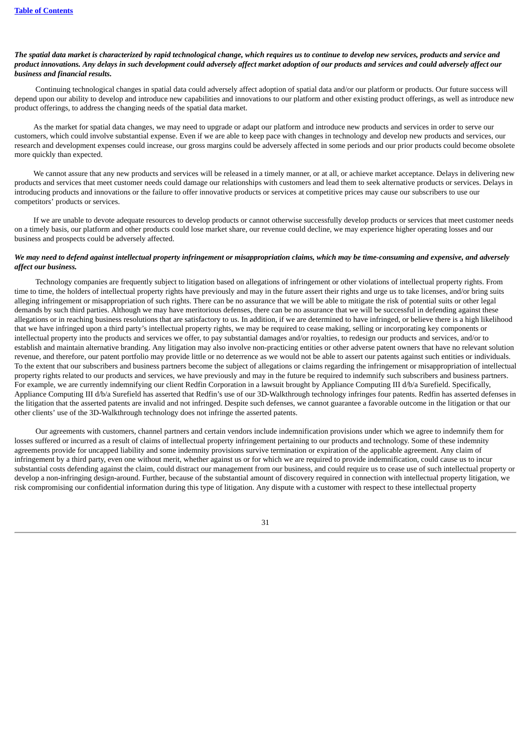***The spatial data market is characterized by rapid technological change, which requires us to continue to develop new services, products and service and product innovations. Any delays in such development could adversely affect market adoption of our products and services and could adversely affect our business and financial results.***

Continuing technological changes in spatial data could adversely affect adoption of spatial data and/or our platform or products. Our future success will depend upon our ability to develop and introduce new capabilities and innovations to our platform and other existing product offerings, as well as introduce new product offerings, to address the changing needs of the spatial data market.

As the market for spatial data changes, we may need to upgrade or adapt our platform and introduce new products and services in order to serve our customers, which could involve substantial expense. Even if we are able to keep pace with changes in technology and develop new products and services, our research and development expenses could increase, our gross margins could be adversely affected in some periods and our prior products could become obsolete more quickly than expected.

We cannot assure that any new products and services will be released in a timely manner, or at all, or achieve market acceptance. Delays in delivering new products and services that meet customer needs could damage our relationships with customers and lead them to seek alternative products or services. Delays in introducing products and innovations or the failure to offer innovative products or services at competitive prices may cause our subscribers to use our competitors' products or services.

If we are unable to devote adequate resources to develop products or cannot otherwise successfully develop products or services that meet customer needs on a timely basis, our platform and other products could lose market share, our revenue could decline, we may experience higher operating losses and our business and prospects could be adversely affected.

***We may need to defend against intellectual property infringement or misappropriation claims, which may be time-consuming and expensive, and adversely affect our business.***

Technology companies are frequently subject to litigation based on allegations of infringement or other violations of intellectual property rights. From time to time, the holders of intellectual property rights have previously and may in the future assert their rights and urge us to take licenses, and/or bring suits alleging infringement or misappropriation of such rights. There can be no assurance that we will be able to mitigate the risk of potential suits or other legal demands by such third parties. Although we may have meritorious defenses, there can be no assurance that we will be successful in defending against these allegations or in reaching business resolutions that are satisfactory to us. In addition, if we are determined to have infringed, or believe there is a high likelihood that we have infringed upon a third party's intellectual property rights, we may be required to cease making, selling or incorporating key components or intellectual property into the products and services we offer, to pay substantial damages and/or royalties, to redesign our products and services, and/or to establish and maintain alternative branding. Any litigation may also involve non-practicing entities or other adverse patent owners that have no relevant solution revenue, and therefore, our patent portfolio may provide little or no deterrence as we would not be able to assert our patents against such entities or individuals. To the extent that our subscribers and business partners become the subject of allegations or claims regarding the infringement or misappropriation of intellectual property rights related to our products and services, we have previously and may in the future be required to indemnify such subscribers and business partners. For example, we are currently indemnifying our client Redfin Corporation in a lawsuit brought by Appliance Computing III d/b/a Surefield. Specifically, Appliance Computing III d/b/a Surefield has asserted that Redfin's use of our 3D-Walkthrough technology infringes four patents. Redfin has asserted defenses in the litigation that the asserted patents are invalid and not infringed. Despite such defenses, we cannot guarantee a favorable outcome in the litigation or that our other clients' use of the 3D-Walkthrough technology does not infringe the asserted patents.

Our agreements with customers, channel partners and certain vendors include indemnification provisions under which we agree to indemnify them for losses suffered or incurred as a result of claims of intellectual property infringement pertaining to our products and technology. Some of these indemnity agreements provide for uncapped liability and some indemnity provisions survive termination or expiration of the applicable agreement. Any claim of infringement by a third party, even one without merit, whether against us or for which we are required to provide indemnification, could cause us to incur substantial costs defending against the claim, could distract our management from our business, and could require us to cease use of such intellectual property or develop a non-infringing design-around. Further, because of the substantial amount of discovery required in connection with intellectual property litigation, we risk compromising our confidential information during this type of litigation. Any dispute with a customer with respect to these intellectual property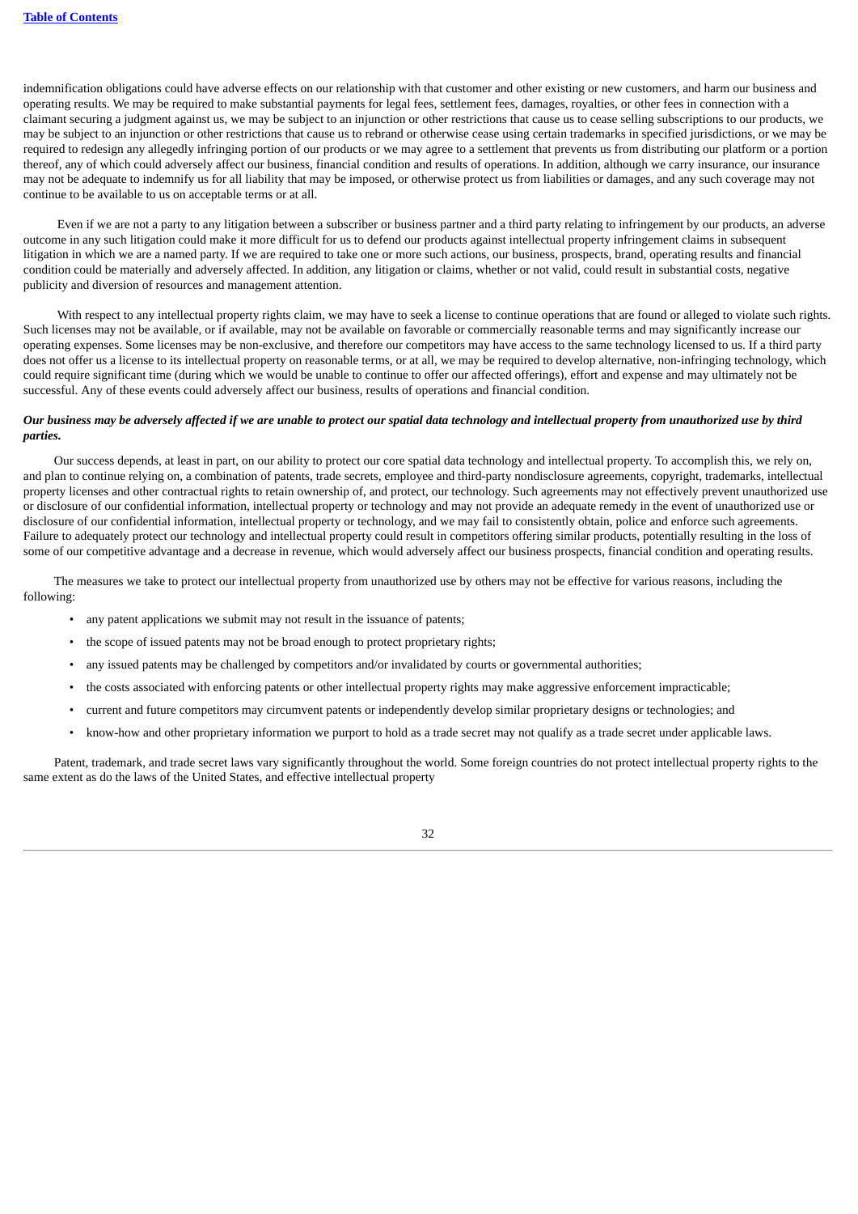indemnification obligations could have adverse effects on our relationship with that customer and other existing or new customers, and harm our business and operating results. We may be required to make substantial payments for legal fees, settlement fees, damages, royalties, or other fees in connection with a claimant securing a judgment against us, we may be subject to an injunction or other restrictions that cause us to cease selling subscriptions to our products, we may be subject to an injunction or other restrictions that cause us to rebrand or otherwise cease using certain trademarks in specified jurisdictions, or we may be required to redesign any allegedly infringing portion of our products or we may agree to a settlement that prevents us from distributing our platform or a portion thereof, any of which could adversely affect our business, financial condition and results of operations. In addition, although we carry insurance, our insurance may not be adequate to indemnify us for all liability that may be imposed, or otherwise protect us from liabilities or damages, and any such coverage may not continue to be available to us on acceptable terms or at all.

Even if we are not a party to any litigation between a subscriber or business partner and a third party relating to infringement by our products, an adverse outcome in any such litigation could make it more difficult for us to defend our products against intellectual property infringement claims in subsequent litigation in which we are a named party. If we are required to take one or more such actions, our business, prospects, brand, operating results and financial condition could be materially and adversely affected. In addition, any litigation or claims, whether or not valid, could result in substantial costs, negative publicity and diversion of resources and management attention.

With respect to any intellectual property rights claim, we may have to seek a license to continue operations that are found or alleged to violate such rights. Such licenses may not be available, or if available, may not be available on favorable or commercially reasonable terms and may significantly increase our operating expenses. Some licenses may be non-exclusive, and therefore our competitors may have access to the same technology licensed to us. If a third party does not offer us a license to its intellectual property on reasonable terms, or at all, we may be required to develop alternative, non-infringing technology, which could require significant time (during which we would be unable to continue to offer our affected offerings), effort and expense and may ultimately not be successful. Any of these events could adversely affect our business, results of operations and financial condition.

***Our business may be adversely affected if we are unable to protect our spatial data technology and intellectual property from unauthorized use by third parties.***

Our success depends, at least in part, on our ability to protect our core spatial data technology and intellectual property. To accomplish this, we rely on, and plan to continue relying on, a combination of patents, trade secrets, employee and third-party nondisclosure agreements, copyright, trademarks, intellectual property licenses and other contractual rights to retain ownership of, and protect, our technology. Such agreements may not effectively prevent unauthorized use or disclosure of our confidential information, intellectual property or technology and may not provide an adequate remedy in the event of unauthorized use or disclosure of our confidential information, intellectual property or technology, and we may fail to consistently obtain, police and enforce such agreements. Failure to adequately protect our technology and intellectual property could result in competitors offering similar products, potentially resulting in the loss of some of our competitive advantage and a decrease in revenue, which would adversely affect our business prospects, financial condition and operating results.

The measures we take to protect our intellectual property from unauthorized use by others may not be effective for various reasons, including the following:

- any patent applications we submit may not result in the issuance of patents;
- the scope of issued patents may not be broad enough to protect proprietary rights;
- any issued patents may be challenged by competitors and/or invalidated by courts or governmental authorities;
- the costs associated with enforcing patents or other intellectual property rights may make aggressive enforcement impracticable;
- current and future competitors may circumvent patents or independently develop similar proprietary designs or technologies; and
- know-how and other proprietary information we purport to hold as a trade secret may not qualify as a trade secret under applicable laws.

Patent, trademark, and trade secret laws vary significantly throughout the world. Some foreign countries do not protect intellectual property rights to the same extent as do the laws of the United States, and effective intellectual property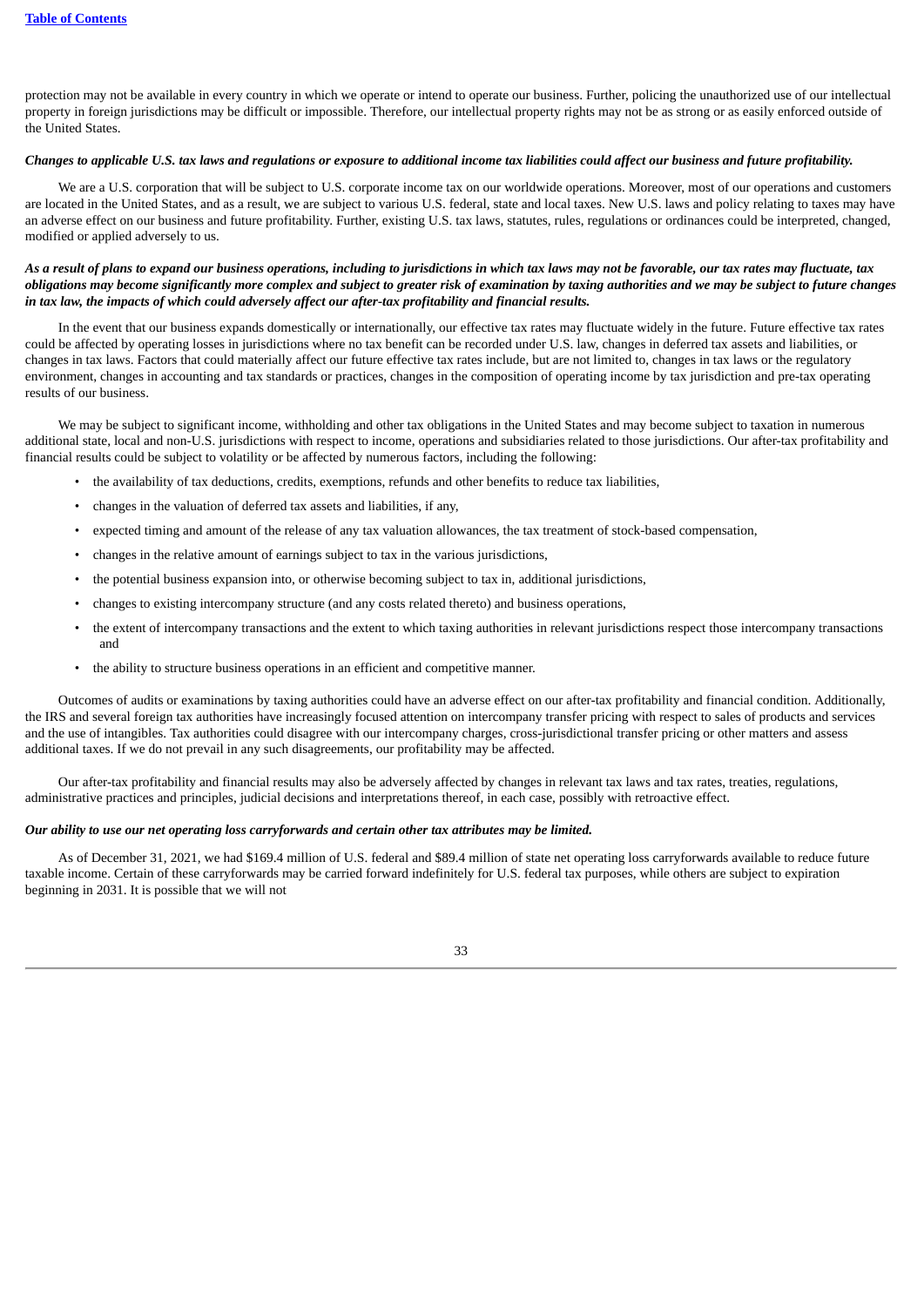protection may not be available in every country in which we operate or intend to operate our business. Further, policing the unauthorized use of our intellectual property in foreign jurisdictions may be difficult or impossible. Therefore, our intellectual property rights may not be as strong or as easily enforced outside of the United States.

***Changes to applicable U.S. tax laws and regulations or exposure to additional income tax liabilities could affect our business and future profitability.***

We are a U.S. corporation that will be subject to U.S. corporate income tax on our worldwide operations. Moreover, most of our operations and customers are located in the United States, and as a result, we are subject to various U.S. federal, state and local taxes. New U.S. laws and policy relating to taxes may have an adverse effect on our business and future profitability. Further, existing U.S. tax laws, statutes, rules, regulations or ordinances could be interpreted, changed, modified or applied adversely to us.

***As a result of plans to expand our business operations, including to jurisdictions in which tax laws may not be favorable, our tax rates may fluctuate, tax obligations may become significantly more complex and subject to greater risk of examination by taxing authorities and we may be subject to future changes in tax law, the impacts of which could adversely affect our after-tax profitability and financial results.***

In the event that our business expands domestically or internationally, our effective tax rates may fluctuate widely in the future. Future effective tax rates could be affected by operating losses in jurisdictions where no tax benefit can be recorded under U.S. law, changes in deferred tax assets and liabilities, or changes in tax laws. Factors that could materially affect our future effective tax rates include, but are not limited to, changes in tax laws or the regulatory environment, changes in accounting and tax standards or practices, changes in the composition of operating income by tax jurisdiction and pre-tax operating results of our business.

We may be subject to significant income, withholding and other tax obligations in the United States and may become subject to taxation in numerous additional state, local and non-U.S. jurisdictions with respect to income, operations and subsidiaries related to those jurisdictions. Our after-tax profitability and financial results could be subject to volatility or be affected by numerous factors, including the following:

- the availability of tax deductions, credits, exemptions, refunds and other benefits to reduce tax liabilities,
- changes in the valuation of deferred tax assets and liabilities, if any,
- expected timing and amount of the release of any tax valuation allowances, the tax treatment of stock-based compensation,
- changes in the relative amount of earnings subject to tax in the various jurisdictions,
- the potential business expansion into, or otherwise becoming subject to tax in, additional jurisdictions,
- changes to existing intercompany structure (and any costs related thereto) and business operations,
- the extent of intercompany transactions and the extent to which taxing authorities in relevant jurisdictions respect those intercompany transactions and
- the ability to structure business operations in an efficient and competitive manner.

Outcomes of audits or examinations by taxing authorities could have an adverse effect on our after-tax profitability and financial condition. Additionally, the IRS and several foreign tax authorities have increasingly focused attention on intercompany transfer pricing with respect to sales of products and services and the use of intangibles. Tax authorities could disagree with our intercompany charges, cross-jurisdictional transfer pricing or other matters and assess additional taxes. If we do not prevail in any such disagreements, our profitability may be affected.

Our after-tax profitability and financial results may also be adversely affected by changes in relevant tax laws and tax rates, treaties, regulations, administrative practices and principles, judicial decisions and interpretations thereof, in each case, possibly with retroactive effect.

***Our ability to use our net operating loss carryforwards and certain other tax attributes may be limited.***

As of December 31, 2021, we had $169.4 million of U.S. federal and $89.4 million of state net operating loss carryforwards available to reduce future taxable income. Certain of these carryforwards may be carried forward indefinitely for U.S. federal tax purposes, while others are subject to expiration beginning in 2031. It is possible that we will not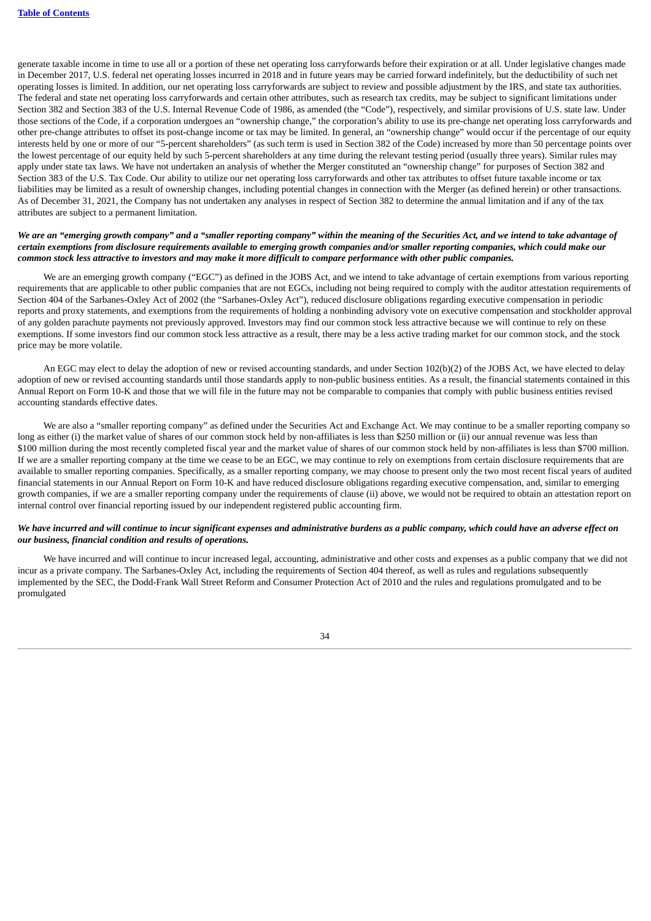generate taxable income in time to use all or a portion of these net operating loss carryforwards before their expiration or at all. Under legislative changes made in December 2017, U.S. federal net operating losses incurred in 2018 and in future years may be carried forward indefinitely, but the deductibility of such net operating losses is limited. In addition, our net operating loss carryforwards are subject to review and possible adjustment by the IRS, and state tax authorities. The federal and state net operating loss carryforwards and certain other attributes, such as research tax credits, may be subject to significant limitations under Section 382 and Section 383 of the U.S. Internal Revenue Code of 1986, as amended (the "Code"), respectively, and similar provisions of U.S. state law. Under those sections of the Code, if a corporation undergoes an "ownership change," the corporation's ability to use its pre-change net operating loss carryforwards and other pre-change attributes to offset its post-change income or tax may be limited. In general, an "ownership change" would occur if the percentage of our equity interests held by one or more of our "5-percent shareholders" (as such term is used in Section 382 of the Code) increased by more than 50 percentage points over the lowest percentage of our equity held by such 5-percent shareholders at any time during the relevant testing period (usually three years). Similar rules may apply under state tax laws. We have not undertaken an analysis of whether the Merger constituted an "ownership change" for purposes of Section 382 and Section 383 of the U.S. Tax Code. Our ability to utilize our net operating loss carryforwards and other tax attributes to offset future taxable income or tax liabilities may be limited as a result of ownership changes, including potential changes in connection with the Merger (as defined herein) or other transactions. As of December 31, 2021, the Company has not undertaken any analyses in respect of Section 382 to determine the annual limitation and if any of the tax attributes are subject to a permanent limitation.

***We are an "emerging growth company" and a "smaller reporting company" within the meaning of the Securities Act, and we intend to take advantage of certain exemptions from disclosure requirements available to emerging growth companies and/or smaller reporting companies, which could make our common stock less attractive to investors and may make it more difficult to compare performance with other public companies.***

We are an emerging growth company ("EGC") as defined in the JOBS Act, and we intend to take advantage of certain exemptions from various reporting requirements that are applicable to other public companies that are not EGCs, including not being required to comply with the auditor attestation requirements of Section 404 of the Sarbanes-Oxley Act of 2002 (the "Sarbanes-Oxley Act"), reduced disclosure obligations regarding executive compensation in periodic reports and proxy statements, and exemptions from the requirements of holding a nonbinding advisory vote on executive compensation and stockholder approval of any golden parachute payments not previously approved. Investors may find our common stock less attractive because we will continue to rely on these exemptions. If some investors find our common stock less attractive as a result, there may be a less active trading market for our common stock, and the stock price may be more volatile.

An EGC may elect to delay the adoption of new or revised accounting standards, and under Section 102(b)(2) of the JOBS Act, we have elected to delay adoption of new or revised accounting standards until those standards apply to non-public business entities. As a result, the financial statements contained in this Annual Report on Form 10-K and those that we will file in the future may not be comparable to companies that comply with public business entities revised accounting standards effective dates.

We are also a "smaller reporting company" as defined under the Securities Act and Exchange Act. We may continue to be a smaller reporting company so long as either (i) the market value of shares of our common stock held by non-affiliates is less than $250 million or (ii) our annual revenue was less than $100 million during the most recently completed fiscal year and the market value of shares of our common stock held by non-affiliates is less than $700 million. If we are a smaller reporting company at the time we cease to be an EGC, we may continue to rely on exemptions from certain disclosure requirements that are available to smaller reporting companies. Specifically, as a smaller reporting company, we may choose to present only the two most recent fiscal years of audited financial statements in our Annual Report on Form 10-K and have reduced disclosure obligations regarding executive compensation, and, similar to emerging growth companies, if we are a smaller reporting company under the requirements of clause (ii) above, we would not be required to obtain an attestation report on internal control over financial reporting issued by our independent registered public accounting firm.

***We have incurred and will continue to incur significant expenses and administrative burdens as a public company, which could have an adverse effect on our business, financial condition and results of operations.***

We have incurred and will continue to incur increased legal, accounting, administrative and other costs and expenses as a public company that we did not incur as a private company. The Sarbanes-Oxley Act, including the requirements of Section 404 thereof, as well as rules and regulations subsequently implemented by the SEC, the Dodd-Frank Wall Street Reform and Consumer Protection Act of 2010 and the rules and regulations promulgated and to be promulgated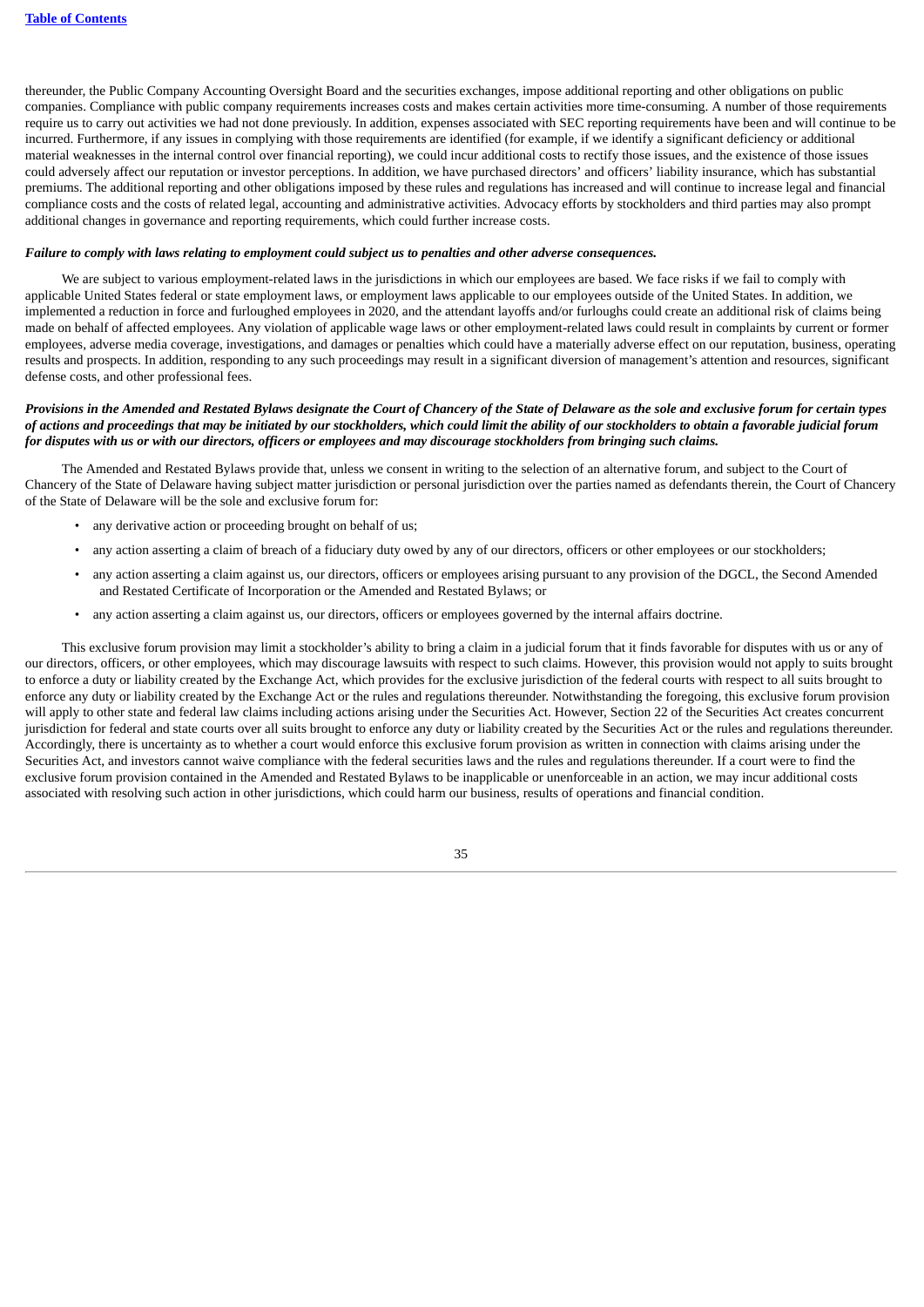thereunder, the Public Company Accounting Oversight Board and the securities exchanges, impose additional reporting and other obligations on public companies. Compliance with public company requirements increases costs and makes certain activities more time-consuming. A number of those requirements require us to carry out activities we had not done previously. In addition, expenses associated with SEC reporting requirements have been and will continue to be incurred. Furthermore, if any issues in complying with those requirements are identified (for example, if we identify a significant deficiency or additional material weaknesses in the internal control over financial reporting), we could incur additional costs to rectify those issues, and the existence of those issues could adversely affect our reputation or investor perceptions. In addition, we have purchased directors' and officers' liability insurance, which has substantial premiums. The additional reporting and other obligations imposed by these rules and regulations has increased and will continue to increase legal and financial compliance costs and the costs of related legal, accounting and administrative activities. Advocacy efforts by stockholders and third parties may also prompt additional changes in governance and reporting requirements, which could further increase costs.

***Failure to comply with laws relating to employment could subject us to penalties and other adverse consequences.***

We are subject to various employment-related laws in the jurisdictions in which our employees are based. We face risks if we fail to comply with applicable United States federal or state employment laws, or employment laws applicable to our employees outside of the United States. In addition, we implemented a reduction in force and furloughed employees in 2020, and the attendant layoffs and/or furloughs could create an additional risk of claims being made on behalf of affected employees. Any violation of applicable wage laws or other employment-related laws could result in complaints by current or former employees, adverse media coverage, investigations, and damages or penalties which could have a materially adverse effect on our reputation, business, operating results and prospects. In addition, responding to any such proceedings may result in a significant diversion of management's attention and resources, significant defense costs, and other professional fees.

***Provisions in the Amended and Restated Bylaws designate the Court of Chancery of the State of Delaware as the sole and exclusive forum for certain types of actions and proceedings that may be initiated by our stockholders, which could limit the ability of our stockholders to obtain a favorable judicial forum for disputes with us or with our directors, officers or employees and may discourage stockholders from bringing such claims.***

The Amended and Restated Bylaws provide that, unless we consent in writing to the selection of an alternative forum, and subject to the Court of Chancery of the State of Delaware having subject matter jurisdiction or personal jurisdiction over the parties named as defendants therein, the Court of Chancery of the State of Delaware will be the sole and exclusive forum for:

- any derivative action or proceeding brought on behalf of us;
- any action asserting a claim of breach of a fiduciary duty owed by any of our directors, officers or other employees or our stockholders;
- any action asserting a claim against us, our directors, officers or employees arising pursuant to any provision of the DGCL, the Second Amended and Restated Certificate of Incorporation or the Amended and Restated Bylaws; or
- any action asserting a claim against us, our directors, officers or employees governed by the internal affairs doctrine.

This exclusive forum provision may limit a stockholder's ability to bring a claim in a judicial forum that it finds favorable for disputes with us or any of our directors, officers, or other employees, which may discourage lawsuits with respect to such claims. However, this provision would not apply to suits brought to enforce a duty or liability created by the Exchange Act, which provides for the exclusive jurisdiction of the federal courts with respect to all suits brought to enforce any duty or liability created by the Exchange Act or the rules and regulations thereunder. Notwithstanding the foregoing, this exclusive forum provision will apply to other state and federal law claims including actions arising under the Securities Act. However, Section 22 of the Securities Act creates concurrent jurisdiction for federal and state courts over all suits brought to enforce any duty or liability created by the Securities Act or the rules and regulations thereunder. Accordingly, there is uncertainty as to whether a court would enforce this exclusive forum provision as written in connection with claims arising under the Securities Act, and investors cannot waive compliance with the federal securities laws and the rules and regulations thereunder. If a court were to find the exclusive forum provision contained in the Amended and Restated Bylaws to be inapplicable or unenforceable in an action, we may incur additional costs associated with resolving such action in other jurisdictions, which could harm our business, results of operations and financial condition.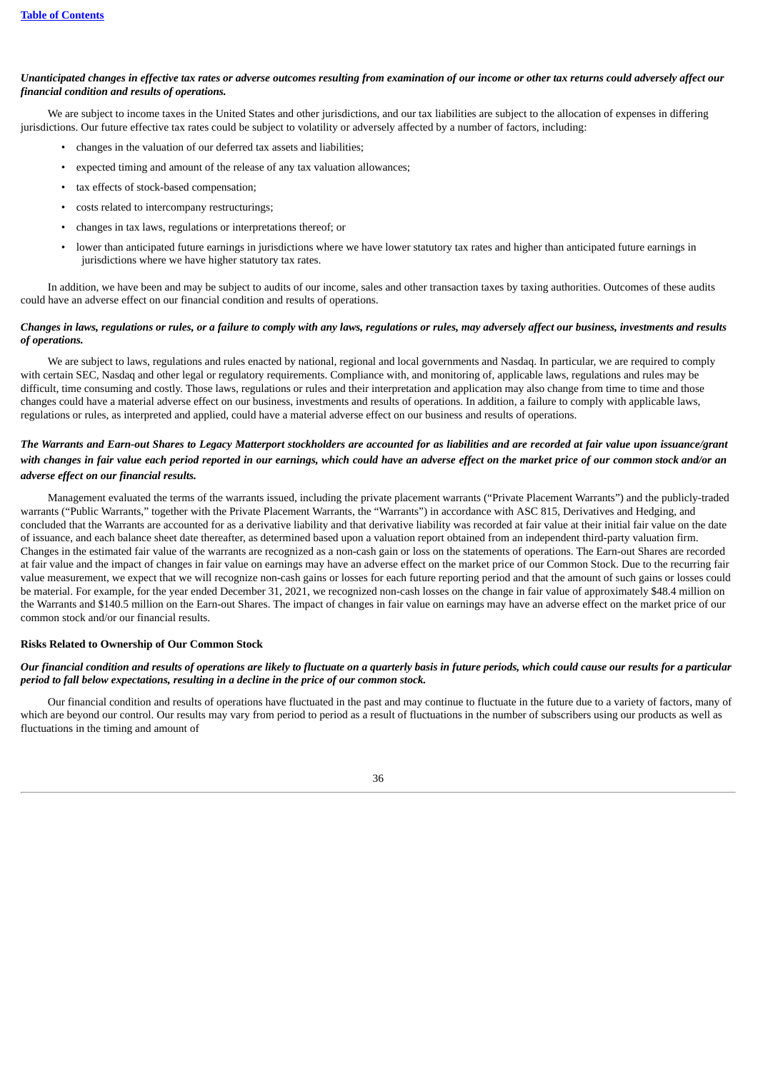*Unanticipated changes in effective tax rates or adverse outcomes resulting from examination of our income or other tax returns could adversely affect our financial condition and results of operations.*

We are subject to income taxes in the United States and other jurisdictions, and our tax liabilities are subject to the allocation of expenses in differing jurisdictions. Our future effective tax rates could be subject to volatility or adversely affected by a number of factors, including:

- changes in the valuation of our deferred tax assets and liabilities;
- expected timing and amount of the release of any tax valuation allowances;
- tax effects of stock-based compensation;
- costs related to intercompany restructurings;
- changes in tax laws, regulations or interpretations thereof; or
- lower than anticipated future earnings in jurisdictions where we have lower statutory tax rates and higher than anticipated future earnings in jurisdictions where we have higher statutory tax rates.

In addition, we have been and may be subject to audits of our income, sales and other transaction taxes by taxing authorities. Outcomes of these audits could have an adverse effect on our financial condition and results of operations.

*Changes in laws, regulations or rules, or a failure to comply with any laws, regulations or rules, may adversely affect our business, investments and results of operations.*

We are subject to laws, regulations and rules enacted by national, regional and local governments and Nasdaq. In particular, we are required to comply with certain SEC, Nasdaq and other legal or regulatory requirements. Compliance with, and monitoring of, applicable laws, regulations and rules may be difficult, time consuming and costly. Those laws, regulations or rules and their interpretation and application may also change from time to time and those changes could have a material adverse effect on our business, investments and results of operations. In addition, a failure to comply with applicable laws, regulations or rules, as interpreted and applied, could have a material adverse effect on our business and results of operations.

*The Warrants and Earn-out Shares to Legacy Matterport stockholders are accounted for as liabilities and are recorded at fair value upon issuance/grant with changes in fair value each period reported in our earnings, which could have an adverse effect on the market price of our common stock and/or an adverse effect on our financial results.*

Management evaluated the terms of the warrants issued, including the private placement warrants ("Private Placement Warrants") and the publicly-traded warrants ("Public Warrants," together with the Private Placement Warrants, the "Warrants") in accordance with ASC 815, Derivatives and Hedging, and concluded that the Warrants are accounted for as a derivative liability and that derivative liability was recorded at fair value at their initial fair value on the date of issuance, and each balance sheet date thereafter, as determined based upon a valuation report obtained from an independent third-party valuation firm. Changes in the estimated fair value of the warrants are recognized as a non-cash gain or loss on the statements of operations. The Earn-out Shares are recorded at fair value and the impact of changes in fair value on earnings may have an adverse effect on the market price of our Common Stock. Due to the recurring fair value measurement, we expect that we will recognize non-cash gains or losses for each future reporting period and that the amount of such gains or losses could be material. For example, for the year ended December 31, 2021, we recognized non-cash losses on the change in fair value of approximately $48.4 million on the Warrants and $140.5 million on the Earn-out Shares. The impact of changes in fair value on earnings may have an adverse effect on the market price of our common stock and/or our financial results.

**Risks Related to Ownership of Our Common Stock**

*Our financial condition and results of operations are likely to fluctuate on a quarterly basis in future periods, which could cause our results for a particular period to fall below expectations, resulting in a decline in the price of our common stock.*

Our financial condition and results of operations have fluctuated in the past and may continue to fluctuate in the future due to a variety of factors, many of which are beyond our control. Our results may vary from period to period as a result of fluctuations in the number of subscribers using our products as well as fluctuations in the timing and amount of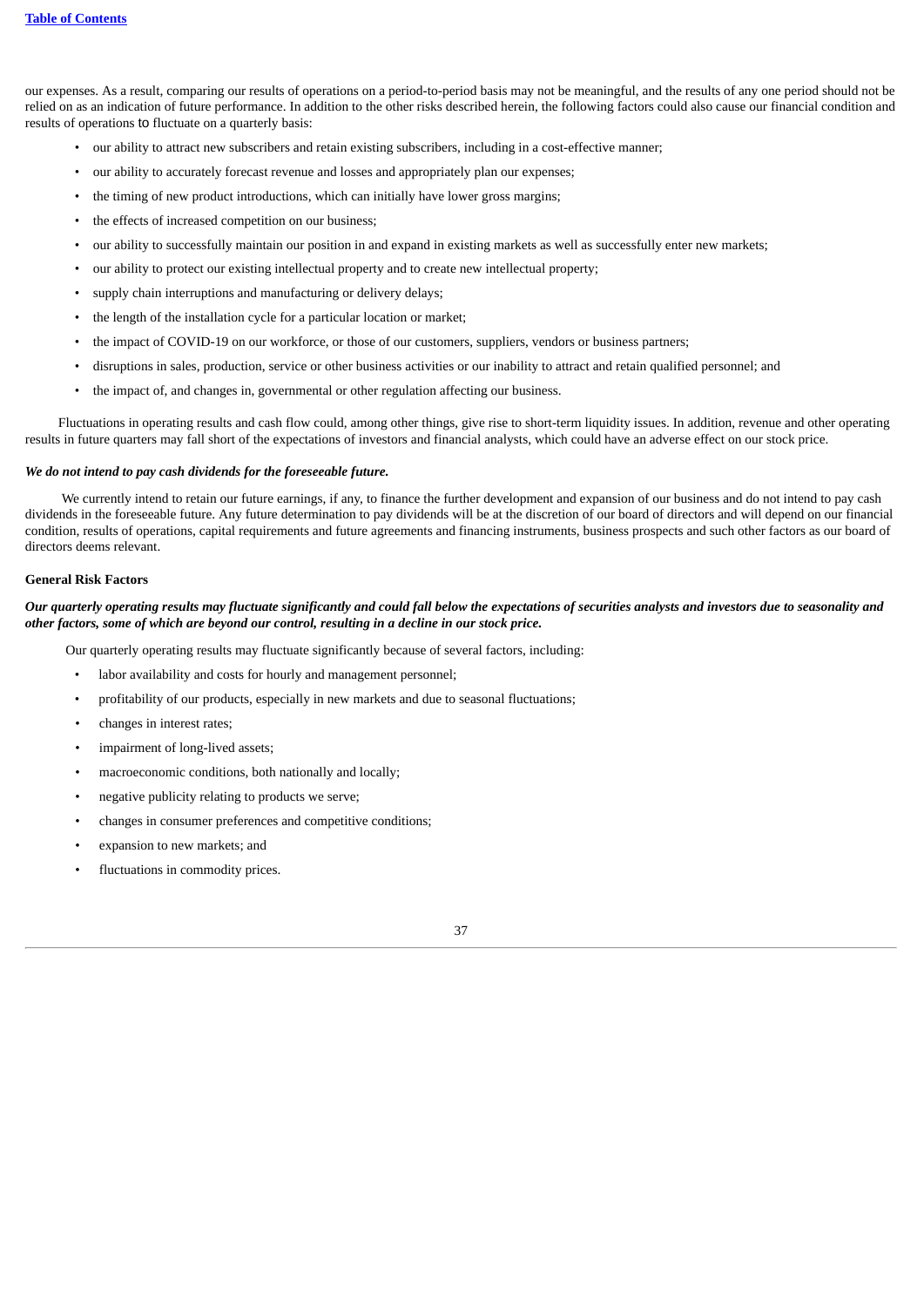our expenses. As a result, comparing our results of operations on a period-to-period basis may not be meaningful, and the results of any one period should not be relied on as an indication of future performance. In addition to the other risks described herein, the following factors could also cause our financial condition and results of operations to fluctuate on a quarterly basis:

- our ability to attract new subscribers and retain existing subscribers, including in a cost-effective manner;
- our ability to accurately forecast revenue and losses and appropriately plan our expenses;
- the timing of new product introductions, which can initially have lower gross margins;
- the effects of increased competition on our business;
- our ability to successfully maintain our position in and expand in existing markets as well as successfully enter new markets;
- our ability to protect our existing intellectual property and to create new intellectual property;
- supply chain interruptions and manufacturing or delivery delays;
- the length of the installation cycle for a particular location or market;
- the impact of COVID-19 on our workforce, or those of our customers, suppliers, vendors or business partners;
- disruptions in sales, production, service or other business activities or our inability to attract and retain qualified personnel; and
- the impact of, and changes in, governmental or other regulation affecting our business.

Fluctuations in operating results and cash flow could, among other things, give rise to short-term liquidity issues. In addition, revenue and other operating results in future quarters may fall short of the expectations of investors and financial analysts, which could have an adverse effect on our stock price.

***We do not intend to pay cash dividends for the foreseeable future.***

We currently intend to retain our future earnings, if any, to finance the further development and expansion of our business and do not intend to pay cash dividends in the foreseeable future. Any future determination to pay dividends will be at the discretion of our board of directors and will depend on our financial condition, results of operations, capital requirements and future agreements and financing instruments, business prospects and such other factors as our board of directors deems relevant.

**General Risk Factors**

***Our quarterly operating results may fluctuate significantly and could fall below the expectations of securities analysts and investors due to seasonality and other factors, some of which are beyond our control, resulting in a decline in our stock price.***

Our quarterly operating results may fluctuate significantly because of several factors, including:

- labor availability and costs for hourly and management personnel;
- profitability of our products, especially in new markets and due to seasonal fluctuations;
- changes in interest rates;
- impairment of long-lived assets;
- macroeconomic conditions, both nationally and locally;
- negative publicity relating to products we serve;
- changes in consumer preferences and competitive conditions;
- expansion to new markets; and
- fluctuations in commodity prices.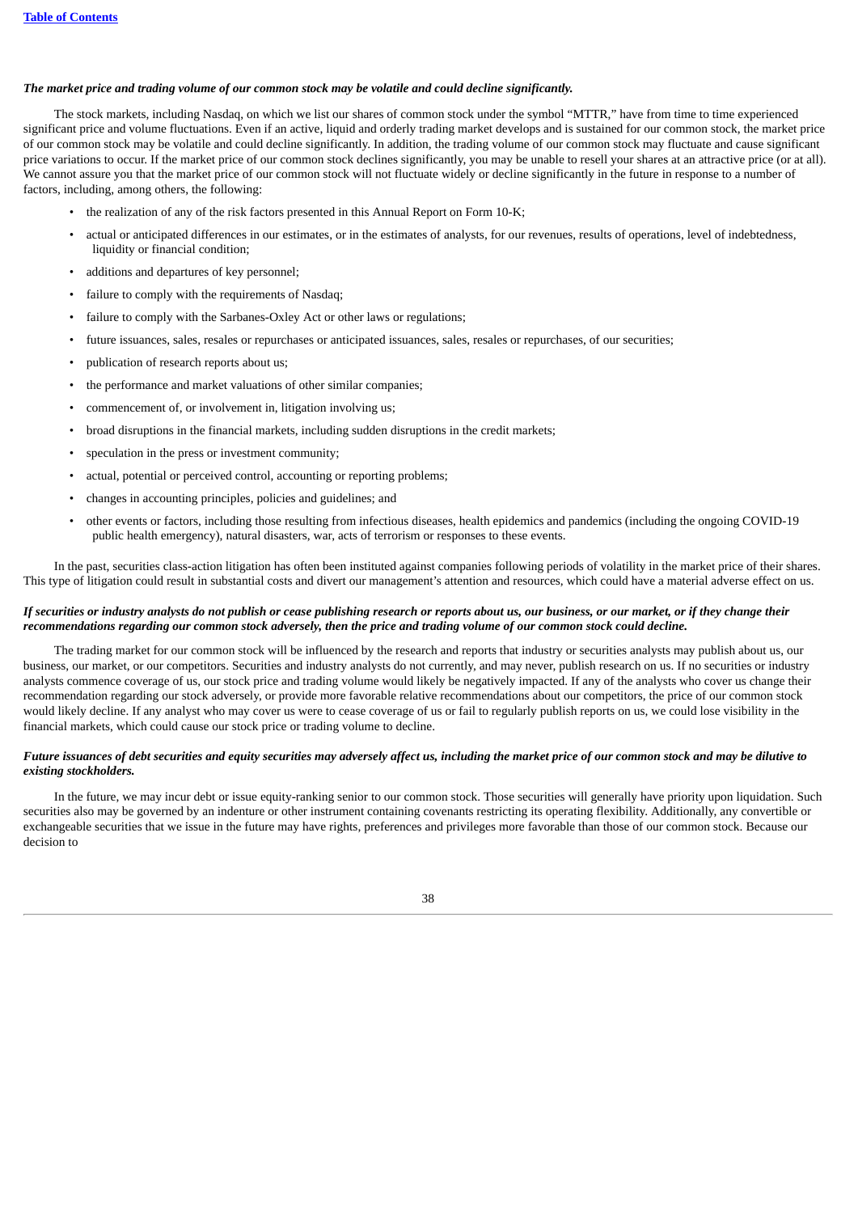***The market price and trading volume of our common stock may be volatile and could decline significantly.***

The stock markets, including Nasdaq, on which we list our shares of common stock under the symbol "MTTR," have from time to time experienced significant price and volume fluctuations. Even if an active, liquid and orderly trading market develops and is sustained for our common stock, the market price of our common stock may be volatile and could decline significantly. In addition, the trading volume of our common stock may fluctuate and cause significant price variations to occur. If the market price of our common stock declines significantly, you may be unable to resell your shares at an attractive price (or at all). We cannot assure you that the market price of our common stock will not fluctuate widely or decline significantly in the future in response to a number of factors, including, among others, the following:

- the realization of any of the risk factors presented in this Annual Report on Form 10-K;
- actual or anticipated differences in our estimates, or in the estimates of analysts, for our revenues, results of operations, level of indebtedness, liquidity or financial condition;
- additions and departures of key personnel;
- failure to comply with the requirements of Nasdaq;
- failure to comply with the Sarbanes-Oxley Act or other laws or regulations;
- future issuances, sales, resales or repurchases or anticipated issuances, sales, resales or repurchases, of our securities;
- publication of research reports about us;
- the performance and market valuations of other similar companies;
- commencement of, or involvement in, litigation involving us;
- broad disruptions in the financial markets, including sudden disruptions in the credit markets;
- speculation in the press or investment community;
- actual, potential or perceived control, accounting or reporting problems;
- changes in accounting principles, policies and guidelines; and
- other events or factors, including those resulting from infectious diseases, health epidemics and pandemics (including the ongoing COVID-19 public health emergency), natural disasters, war, acts of terrorism or responses to these events.

In the past, securities class-action litigation has often been instituted against companies following periods of volatility in the market price of their shares. This type of litigation could result in substantial costs and divert our management's attention and resources, which could have a material adverse effect on us.

***If securities or industry analysts do not publish or cease publishing research or reports about us, our business, or our market, or if they change their recommendations regarding our common stock adversely, then the price and trading volume of our common stock could decline.***

The trading market for our common stock will be influenced by the research and reports that industry or securities analysts may publish about us, our business, our market, or our competitors. Securities and industry analysts do not currently, and may never, publish research on us. If no securities or industry analysts commence coverage of us, our stock price and trading volume would likely be negatively impacted. If any of the analysts who cover us change their recommendation regarding our stock adversely, or provide more favorable relative recommendations about our competitors, the price of our common stock would likely decline. If any analyst who may cover us were to cease coverage of us or fail to regularly publish reports on us, we could lose visibility in the financial markets, which could cause our stock price or trading volume to decline.

***Future issuances of debt securities and equity securities may adversely affect us, including the market price of our common stock and may be dilutive to existing stockholders.***

In the future, we may incur debt or issue equity-ranking senior to our common stock. Those securities will generally have priority upon liquidation. Such securities also may be governed by an indenture or other instrument containing covenants restricting its operating flexibility. Additionally, any convertible or exchangeable securities that we issue in the future may have rights, preferences and privileges more favorable than those of our common stock. Because our decision to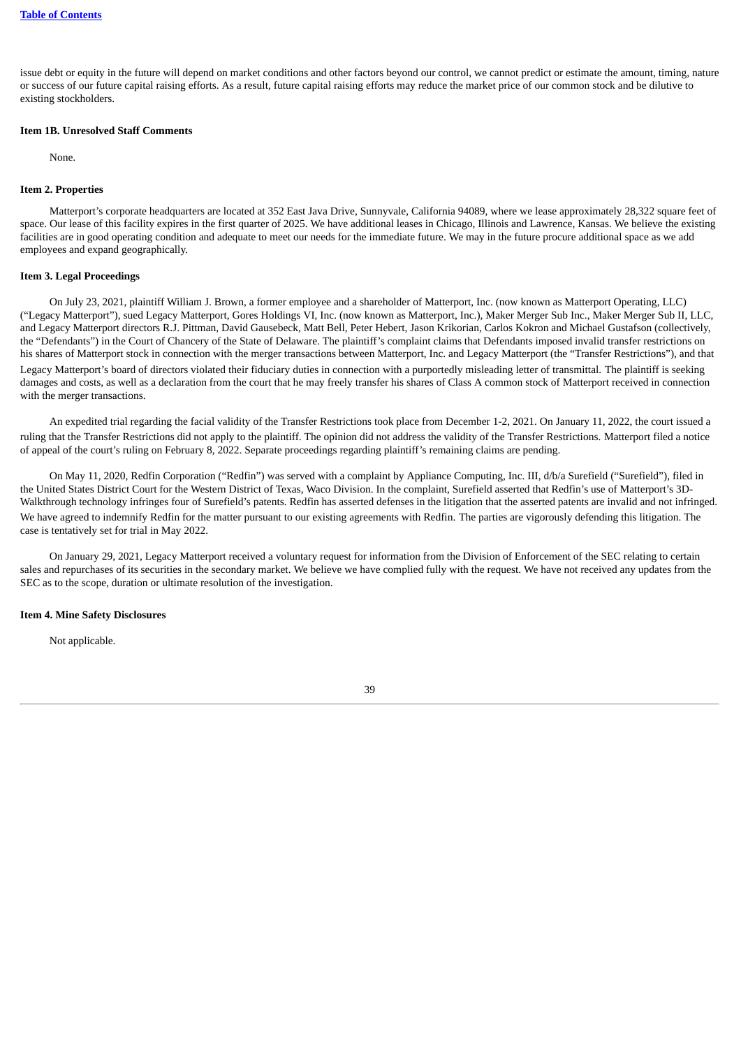issue debt or equity in the future will depend on market conditions and other factors beyond our control, we cannot predict or estimate the amount, timing, nature or success of our future capital raising efforts. As a result, future capital raising efforts may reduce the market price of our common stock and be dilutive to existing stockholders.

**Item 1B. Unresolved Staff Comments**

None.

**Item 2. Properties**

Matterport's corporate headquarters are located at 352 East Java Drive, Sunnyvale, California 94089, where we lease approximately 28,322 square feet of space. Our lease of this facility expires in the first quarter of 2025. We have additional leases in Chicago, Illinois and Lawrence, Kansas. We believe the existing facilities are in good operating condition and adequate to meet our needs for the immediate future. We may in the future procure additional space as we add employees and expand geographically.

**Item 3. Legal Proceedings**

On July 23, 2021, plaintiff William J. Brown, a former employee and a shareholder of Matterport, Inc. (now known as Matterport Operating, LLC) ("Legacy Matterport"), sued Legacy Matterport, Gores Holdings VI, Inc. (now known as Matterport, Inc.), Maker Merger Sub Inc., Maker Merger Sub II, LLC, and Legacy Matterport directors R.J. Pittman, David Gausebeck, Matt Bell, Peter Hebert, Jason Krikorian, Carlos Kokron and Michael Gustafson (collectively, the "Defendants") in the Court of Chancery of the State of Delaware. The plaintiff's complaint claims that Defendants imposed invalid transfer restrictions on his shares of Matterport stock in connection with the merger transactions between Matterport, Inc. and Legacy Matterport (the "Transfer Restrictions"), and that Legacy Matterport's board of directors violated their fiduciary duties in connection with a purportedly misleading letter of transmittal. The plaintiff is seeking damages and costs, as well as a declaration from the court that he may freely transfer his shares of Class A common stock of Matterport received in connection with the merger transactions.

An expedited trial regarding the facial validity of the Transfer Restrictions took place from December 1-2, 2021. On January 11, 2022, the court issued a ruling that the Transfer Restrictions did not apply to the plaintiff. The opinion did not address the validity of the Transfer Restrictions. Matterport filed a notice of appeal of the court's ruling on February 8, 2022. Separate proceedings regarding plaintiff's remaining claims are pending.

On May 11, 2020, Redfin Corporation ("Redfin") was served with a complaint by Appliance Computing, Inc. III, d/b/a Surefield ("Surefield"), filed in the United States District Court for the Western District of Texas, Waco Division. In the complaint, Surefield asserted that Redfin's use of Matterport's 3D-Walkthrough technology infringes four of Surefield's patents. Redfin has asserted defenses in the litigation that the asserted patents are invalid and not infringed. We have agreed to indemnify Redfin for the matter pursuant to our existing agreements with Redfin. The parties are vigorously defending this litigation. The case is tentatively set for trial in May 2022.

On January 29, 2021, Legacy Matterport received a voluntary request for information from the Division of Enforcement of the SEC relating to certain sales and repurchases of its securities in the secondary market. We believe we have complied fully with the request. We have not received any updates from the SEC as to the scope, duration or ultimate resolution of the investigation.

**Item 4. Mine Safety Disclosures**

Not applicable.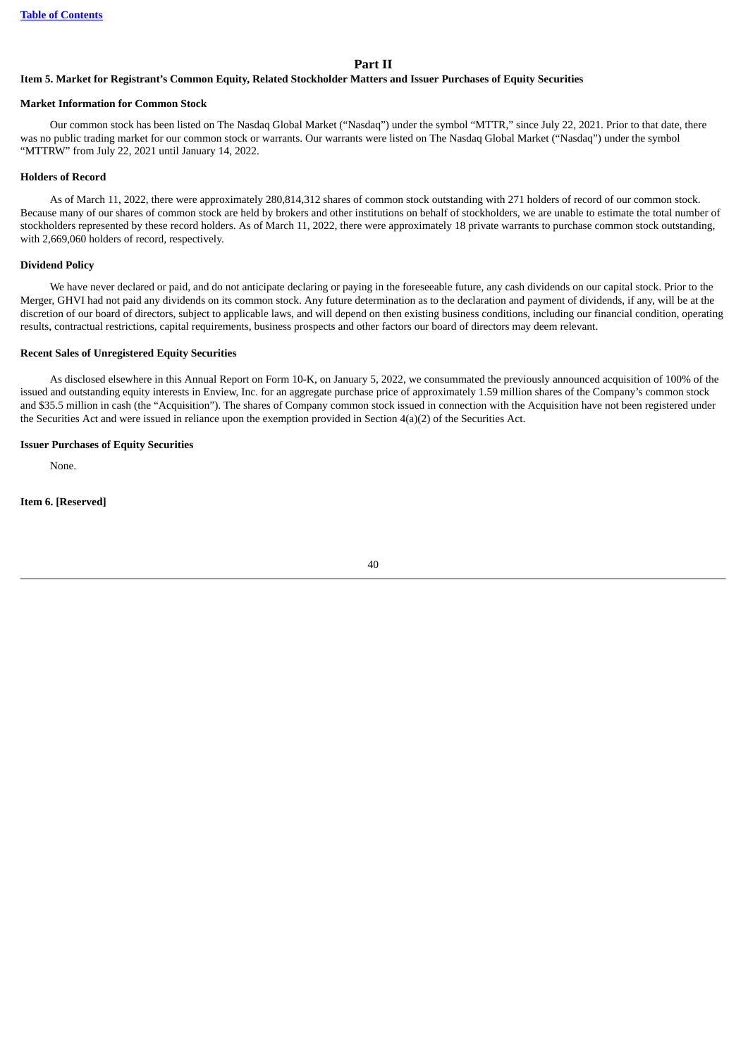# Part II

## Item 5. Market for Registrant's Common Equity, Related Stockholder Matters and Issuer Purchases of Equity Securities

### Market Information for Common Stock

Our common stock has been listed on The Nasdaq Global Market ("Nasdaq") under the symbol "MTTR," since July 22, 2021. Prior to that date, there was no public trading market for our common stock or warrants. Our warrants were listed on The Nasdaq Global Market ("Nasdaq") under the symbol "MTTRW" from July 22, 2021 until January 14, 2022.

### Holders of Record

As of March 11, 2022, there were approximately 280,814,312 shares of common stock outstanding with 271 holders of record of our common stock. Because many of our shares of common stock are held by brokers and other institutions on behalf of stockholders, we are unable to estimate the total number of stockholders represented by these record holders. As of March 11, 2022, there were approximately 18 private warrants to purchase common stock outstanding, with 2,669,060 holders of record, respectively.

### Dividend Policy

We have never declared or paid, and do not anticipate declaring or paying in the foreseeable future, any cash dividends on our capital stock. Prior to the Merger, GHVI had not paid any dividends on its common stock. Any future determination as to the declaration and payment of dividends, if any, will be at the discretion of our board of directors, subject to applicable laws, and will depend on then existing business conditions, including our financial condition, operating results, contractual restrictions, capital requirements, business prospects and other factors our board of directors may deem relevant.

### Recent Sales of Unregistered Equity Securities

As disclosed elsewhere in this Annual Report on Form 10-K, on January 5, 2022, we consummated the previously announced acquisition of 100% of the issued and outstanding equity interests in Enview, Inc. for an aggregate purchase price of approximately 1.59 million shares of the Company's common stock and $35.5 million in cash (the "Acquisition"). The shares of Company common stock issued in connection with the Acquisition have not been registered under the Securities Act and were issued in reliance upon the exemption provided in Section 4(a)(2) of the Securities Act.

### Issuer Purchases of Equity Securities

None.

## Item 6. [Reserved]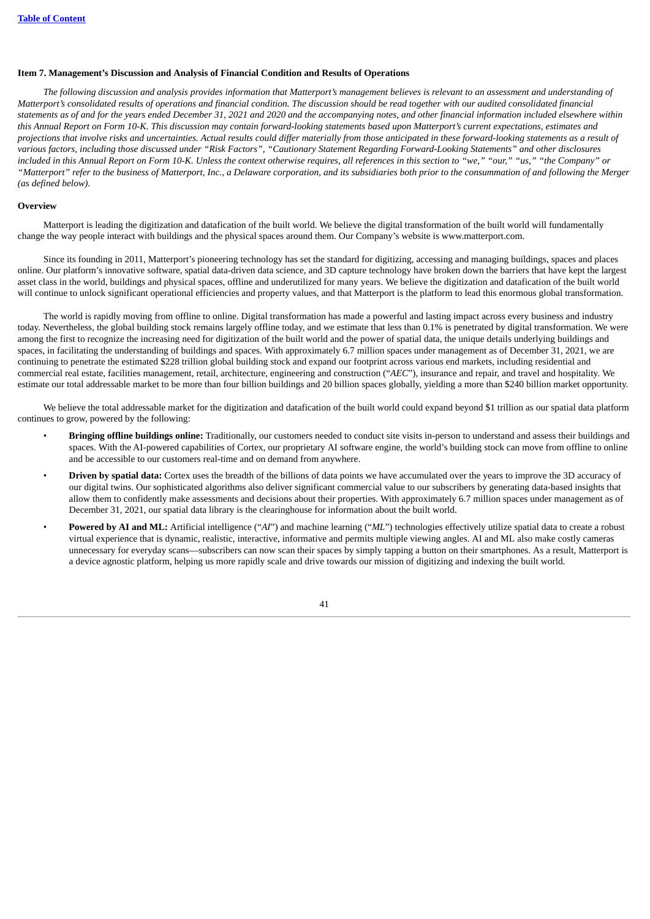### Item 7. Management's Discussion and Analysis of Financial Condition and Results of Operations

*The following discussion and analysis provides information that Matterport's management believes is relevant to an assessment and understanding of Matterport's consolidated results of operations and financial condition. The discussion should be read together with our audited consolidated financial statements as of and for the years ended December 31, 2021 and 2020 and the accompanying notes, and other financial information included elsewhere within this Annual Report on Form 10-K. This discussion may contain forward-looking statements based upon Matterport's current expectations, estimates and projections that involve risks and uncertainties. Actual results could differ materially from those anticipated in these forward-looking statements as a result of various factors, including those discussed under "Risk Factors", "Cautionary Statement Regarding Forward-Looking Statements" and other disclosures included in this Annual Report on Form 10-K. Unless the context otherwise requires, all references in this section to "we," "our," "us," "the Company" or "Matterport" refer to the business of Matterport, Inc., a Delaware corporation, and its subsidiaries both prior to the consummation of and following the Merger (as defined below).*

#### Overview

Matterport is leading the digitization and datafication of the built world. We believe the digital transformation of the built world will fundamentally change the way people interact with buildings and the physical spaces around them. Our Company's website is www.matterport.com.

Since its founding in 2011, Matterport's pioneering technology has set the standard for digitizing, accessing and managing buildings, spaces and places online. Our platform's innovative software, spatial data-driven data science, and 3D capture technology have broken down the barriers that have kept the largest asset class in the world, buildings and physical spaces, offline and underutilized for many years. We believe the digitization and datafication of the built world will continue to unlock significant operational efficiencies and property values, and that Matterport is the platform to lead this enormous global transformation.

The world is rapidly moving from offline to online. Digital transformation has made a powerful and lasting impact across every business and industry today. Nevertheless, the global building stock remains largely offline today, and we estimate that less than 0.1% is penetrated by digital transformation. We were among the first to recognize the increasing need for digitization of the built world and the power of spatial data, the unique details underlying buildings and spaces, in facilitating the understanding of buildings and spaces. With approximately 6.7 million spaces under management as of December 31, 2021, we are continuing to penetrate the estimated $228 trillion global building stock and expand our footprint across various end markets, including residential and commercial real estate, facilities management, retail, architecture, engineering and construction ("*AEC*"), insurance and repair, and travel and hospitality. We estimate our total addressable market to be more than four billion buildings and 20 billion spaces globally, yielding a more than $240 billion market opportunity.

We believe the total addressable market for the digitization and datafication of the built world could expand beyond $1 trillion as our spatial data platform continues to grow, powered by the following:

- **Bringing offline buildings online:** Traditionally, our customers needed to conduct site visits in-person to understand and assess their buildings and spaces. With the AI-powered capabilities of Cortex, our proprietary AI software engine, the world's building stock can move from offline to online and be accessible to our customers real-time and on demand from anywhere.
- **Driven by spatial data:** Cortex uses the breadth of the billions of data points we have accumulated over the years to improve the 3D accuracy of our digital twins. Our sophisticated algorithms also deliver significant commercial value to our subscribers by generating data-based insights that allow them to confidently make assessments and decisions about their properties. With approximately 6.7 million spaces under management as of December 31, 2021, our spatial data library is the clearinghouse for information about the built world.
- **Powered by AI and ML:** Artificial intelligence ("*AI*") and machine learning ("*ML*") technologies effectively utilize spatial data to create a robust virtual experience that is dynamic, realistic, interactive, informative and permits multiple viewing angles. AI and ML also make costly cameras unnecessary for everyday scans—subscribers can now scan their spaces by simply tapping a button on their smartphones. As a result, Matterport is a device agnostic platform, helping us more rapidly scale and drive towards our mission of digitizing and indexing the built world.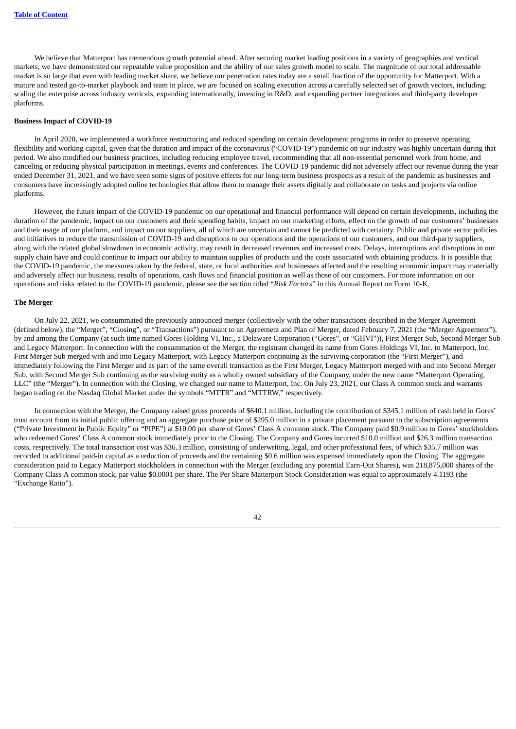We believe that Matterport has tremendous growth potential ahead. After securing market leading positions in a variety of geographies and vertical markets, we have demonstrated our repeatable value proposition and the ability of our sales growth model to scale. The magnitude of our total addressable market is so large that even with leading market share, we believe our penetration rates today are a small fraction of the opportunity for Matterport. With a mature and tested go-to-market playbook and team in place, we are focused on scaling execution across a carefully selected set of growth vectors, including: scaling the enterprise across industry verticals, expanding internationally, investing in R&D, and expanding partner integrations and third-party developer platforms.

**Business Impact of COVID-19**

In April 2020, we implemented a workforce restructuring and reduced spending on certain development programs in order to preserve operating flexibility and working capital, given that the duration and impact of the coronavirus ("COVID-19") pandemic on our industry was highly uncertain during that period. We also modified our business practices, including reducing employee travel, recommending that all non-essential personnel work from home, and canceling or reducing physical participation in meetings, events and conferences. The COVID-19 pandemic did not adversely affect our revenue during the year ended December 31, 2021, and we have seen some signs of positive effects for our long-term business prospects as a result of the pandemic as businesses and consumers have increasingly adopted online technologies that allow them to manage their assets digitally and collaborate on tasks and projects via online platforms.

However, the future impact of the COVID-19 pandemic on our operational and financial performance will depend on certain developments, including the duration of the pandemic, impact on our customers and their spending habits, impact on our marketing efforts, effect on the growth of our customers' businesses and their usage of our platform, and impact on our suppliers, all of which are uncertain and cannot be predicted with certainty. Public and private sector policies and initiatives to reduce the transmission of COVID-19 and disruptions to our operations and the operations of our customers, and our third-party suppliers, along with the related global slowdown in economic activity, may result in decreased revenues and increased costs. Delays, interruptions and disruptions in our supply chain have and could continue to impact our ability to maintain supplies of products and the costs associated with obtaining products. It is possible that the COVID-19 pandemic, the measures taken by the federal, state, or local authorities and businesses affected and the resulting economic impact may materially and adversely affect our business, results of operations, cash flows and financial position as well as those of our customers. For more information on our operations and risks related to the COVID-19 pandemic, please see the section titled "*Risk Factors*" in this Annual Report on Form 10-K.

**The Merger**

On July 22, 2021, we consummated the previously announced merger (collectively with the other transactions described in the Merger Agreement (defined below), the "Merger", "Closing", or "Transactions") pursuant to an Agreement and Plan of Merger, dated February 7, 2021 (the "Merger Agreement"), by and among the Company (at such time named Gores Holding VI, Inc., a Delaware Corporation ("Gores", or "GHVI")), First Merger Sub, Second Merger Sub and Legacy Matterport. In connection with the consummation of the Merger, the registrant changed its name from Gores Holdings VI, Inc. to Matterport, Inc. First Merger Sub merged with and into Legacy Matterport, with Legacy Matterport continuing as the surviving corporation (the "First Merger"), and immediately following the First Merger and as part of the same overall transaction as the First Merger, Legacy Matterport merged with and into Second Merger Sub, with Second Merger Sub continuing as the surviving entity as a wholly owned subsidiary of the Company, under the new name "Matterport Operating, LLC" (the "Merger"). In connection with the Closing, we changed our name to Matterport, Inc. On July 23, 2021, our Class A common stock and warrants began trading on the Nasdaq Global Market under the symbols "MTTR" and "MTTRW," respectively.

In connection with the Merger, the Company raised gross proceeds of $640.1 million, including the contribution of $345.1 million of cash held in Gores' trust account from its initial public offering and an aggregate purchase price of $295.0 million in a private placement pursuant to the subscription agreements ("Private Investment in Public Equity" or "PIPE") at $10.00 per share of Gores' Class A common stock. The Company paid $0.9 million to Gores' stockholders who redeemed Gores' Class A common stock immediately prior to the Closing. The Company and Gores incurred $10.0 million and $26.3 million transaction costs, respectively. The total transaction cost was $36.3 million, consisting of underwriting, legal, and other professional fees, of which $35.7 million was recorded to additional paid-in capital as a reduction of proceeds and the remaining $0.6 million was expensed immediately upon the Closing. The aggregate consideration paid to Legacy Matterport stockholders in connection with the Merger (excluding any potential Earn-Out Shares), was 218,875,000 shares of the Company Class A common stock, par value $0.0001 per share. The Per Share Matterport Stock Consideration was equal to approximately 4.1193 (the "Exchange Ratio").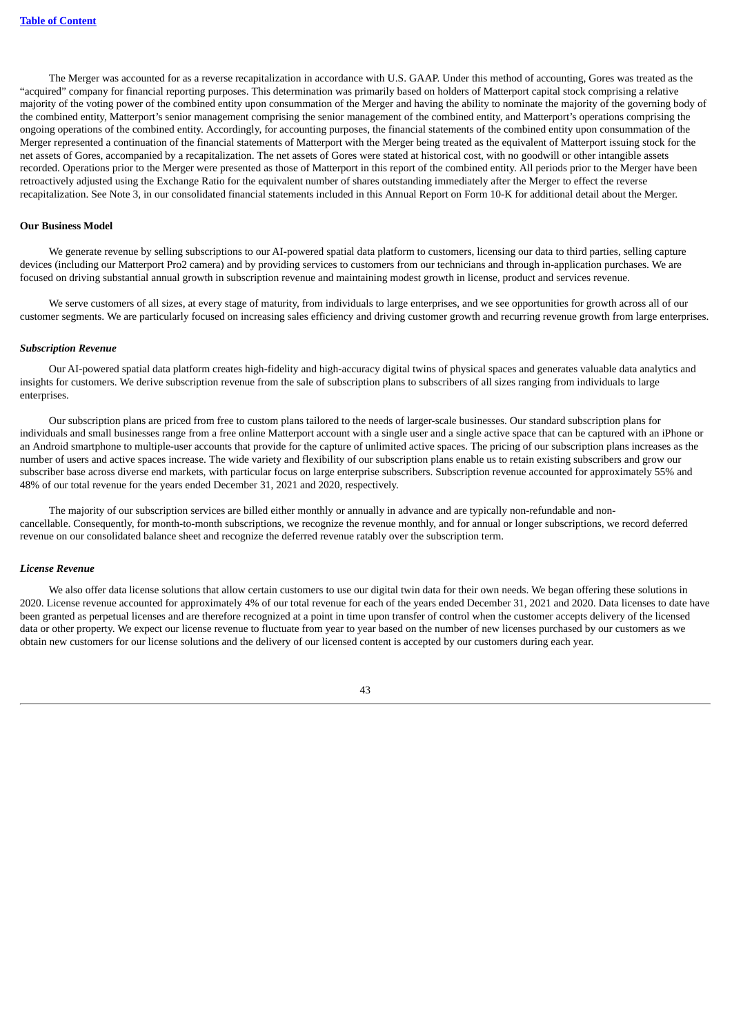The Merger was accounted for as a reverse recapitalization in accordance with U.S. GAAP. Under this method of accounting, Gores was treated as the "acquired" company for financial reporting purposes. This determination was primarily based on holders of Matterport capital stock comprising a relative majority of the voting power of the combined entity upon consummation of the Merger and having the ability to nominate the majority of the governing body of the combined entity, Matterport's senior management comprising the senior management of the combined entity, and Matterport's operations comprising the ongoing operations of the combined entity. Accordingly, for accounting purposes, the financial statements of the combined entity upon consummation of the Merger represented a continuation of the financial statements of Matterport with the Merger being treated as the equivalent of Matterport issuing stock for the net assets of Gores, accompanied by a recapitalization. The net assets of Gores were stated at historical cost, with no goodwill or other intangible assets recorded. Operations prior to the Merger were presented as those of Matterport in this report of the combined entity. All periods prior to the Merger have been retroactively adjusted using the Exchange Ratio for the equivalent number of shares outstanding immediately after the Merger to effect the reverse recapitalization. See Note 3, in our consolidated financial statements included in this Annual Report on Form 10-K for additional detail about the Merger.

**Our Business Model**

We generate revenue by selling subscriptions to our AI-powered spatial data platform to customers, licensing our data to third parties, selling capture devices (including our Matterport Pro2 camera) and by providing services to customers from our technicians and through in-application purchases. We are focused on driving substantial annual growth in subscription revenue and maintaining modest growth in license, product and services revenue.

We serve customers of all sizes, at every stage of maturity, from individuals to large enterprises, and we see opportunities for growth across all of our customer segments. We are particularly focused on increasing sales efficiency and driving customer growth and recurring revenue growth from large enterprises.

***Subscription Revenue***

Our AI-powered spatial data platform creates high-fidelity and high-accuracy digital twins of physical spaces and generates valuable data analytics and insights for customers. We derive subscription revenue from the sale of subscription plans to subscribers of all sizes ranging from individuals to large enterprises.

Our subscription plans are priced from free to custom plans tailored to the needs of larger-scale businesses. Our standard subscription plans for individuals and small businesses range from a free online Matterport account with a single user and a single active space that can be captured with an iPhone or an Android smartphone to multiple-user accounts that provide for the capture of unlimited active spaces. The pricing of our subscription plans increases as the number of users and active spaces increase. The wide variety and flexibility of our subscription plans enable us to retain existing subscribers and grow our subscriber base across diverse end markets, with particular focus on large enterprise subscribers. Subscription revenue accounted for approximately 55% and 48% of our total revenue for the years ended December 31, 2021 and 2020, respectively.

The majority of our subscription services are billed either monthly or annually in advance and are typically non-refundable and non-cancellable. Consequently, for month-to-month subscriptions, we recognize the revenue monthly, and for annual or longer subscriptions, we record deferred revenue on our consolidated balance sheet and recognize the deferred revenue ratably over the subscription term.

***License Revenue***

We also offer data license solutions that allow certain customers to use our digital twin data for their own needs. We began offering these solutions in 2020. License revenue accounted for approximately 4% of our total revenue for each of the years ended December 31, 2021 and 2020. Data licenses to date have been granted as perpetual licenses and are therefore recognized at a point in time upon transfer of control when the customer accepts delivery of the licensed data or other property. We expect our license revenue to fluctuate from year to year based on the number of new licenses purchased by our customers as we obtain new customers for our license solutions and the delivery of our licensed content is accepted by our customers during each year.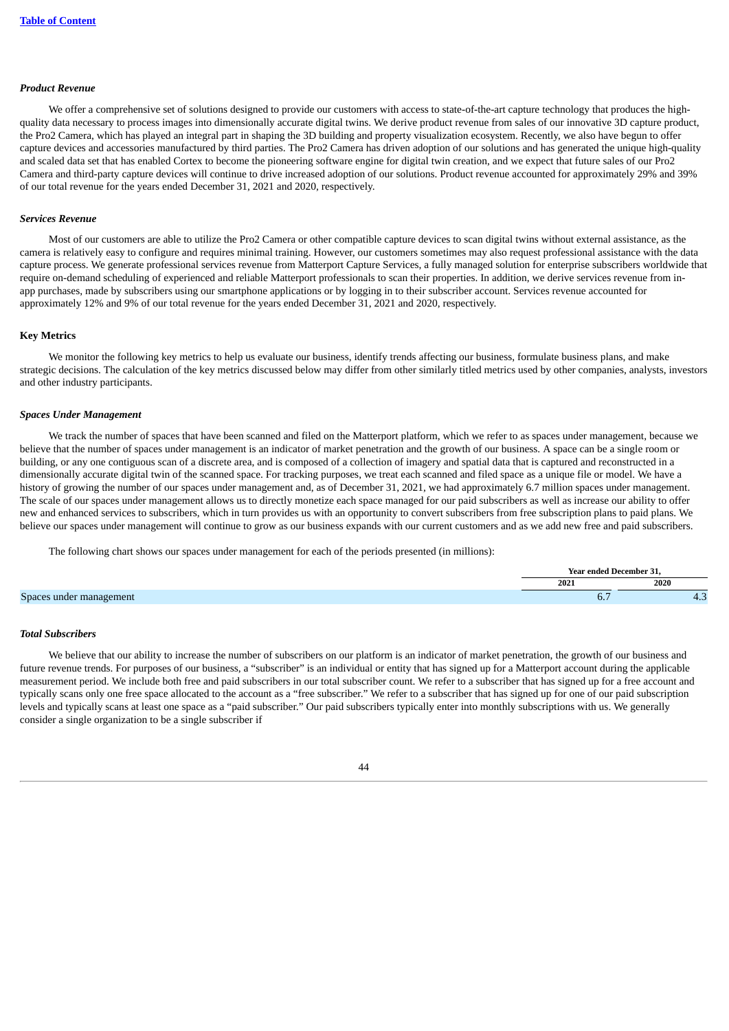### *Product Revenue*

We offer a comprehensive set of solutions designed to provide our customers with access to state-of-the-art capture technology that produces the high-quality data necessary to process images into dimensionally accurate digital twins. We derive product revenue from sales of our innovative 3D capture product, the Pro2 Camera, which has played an integral part in shaping the 3D building and property visualization ecosystem. Recently, we also have begun to offer capture devices and accessories manufactured by third parties. The Pro2 Camera has driven adoption of our solutions and has generated the unique high-quality and scaled data set that has enabled Cortex to become the pioneering software engine for digital twin creation, and we expect that future sales of our Pro2 Camera and third-party capture devices will continue to drive increased adoption of our solutions. Product revenue accounted for approximately 29% and 39% of our total revenue for the years ended December 31, 2021 and 2020, respectively.

### *Services Revenue*

Most of our customers are able to utilize the Pro2 Camera or other compatible capture devices to scan digital twins without external assistance, as the camera is relatively easy to configure and requires minimal training. However, our customers sometimes may also request professional assistance with the data capture process. We generate professional services revenue from Matterport Capture Services, a fully managed solution for enterprise subscribers worldwide that require on-demand scheduling of experienced and reliable Matterport professionals to scan their properties. In addition, we derive services revenue from in-app purchases, made by subscribers using our smartphone applications or by logging in to their subscriber account. Services revenue accounted for approximately 12% and 9% of our total revenue for the years ended December 31, 2021 and 2020, respectively.

## Key Metrics

We monitor the following key metrics to help us evaluate our business, identify trends affecting our business, formulate business plans, and make strategic decisions. The calculation of the key metrics discussed below may differ from other similarly titled metrics used by other companies, analysts, investors and other industry participants.

### *Spaces Under Management*

We track the number of spaces that have been scanned and filed on the Matterport platform, which we refer to as spaces under management, because we believe that the number of spaces under management is an indicator of market penetration and the growth of our business. A space can be a single room or building, or any one contiguous scan of a discrete area, and is composed of a collection of imagery and spatial data that is captured and reconstructed in a dimensionally accurate digital twin of the scanned space. For tracking purposes, we treat each scanned and filed space as a unique file or model. We have a history of growing the number of our spaces under management and, as of December 31, 2021, we had approximately 6.7 million spaces under management. The scale of our spaces under management allows us to directly monetize each space managed for our paid subscribers as well as increase our ability to offer new and enhanced services to subscribers, which in turn provides us with an opportunity to convert subscribers from free subscription plans to paid plans. We believe our spaces under management will continue to grow as our business expands with our current customers and as we add new free and paid subscribers.

The following chart shows our spaces under management for each of the periods presented (in millions):

| | Year ended December 31, | |
|---|---|---|
| | 2021 | 2020 |
| Spaces under management | 6.7 | 4.3 |

### *Total Subscribers*

We believe that our ability to increase the number of subscribers on our platform is an indicator of market penetration, the growth of our business and future revenue trends. For purposes of our business, a "subscriber" is an individual or entity that has signed up for a Matterport account during the applicable measurement period. We include both free and paid subscribers in our total subscriber count. We refer to a subscriber that has signed up for a free account and typically scans only one free space allocated to the account as a "free subscriber." We refer to a subscriber that has signed up for one of our paid subscription levels and typically scans at least one space as a "paid subscriber." Our paid subscribers typically enter into monthly subscriptions with us. We generally consider a single organization to be a single subscriber if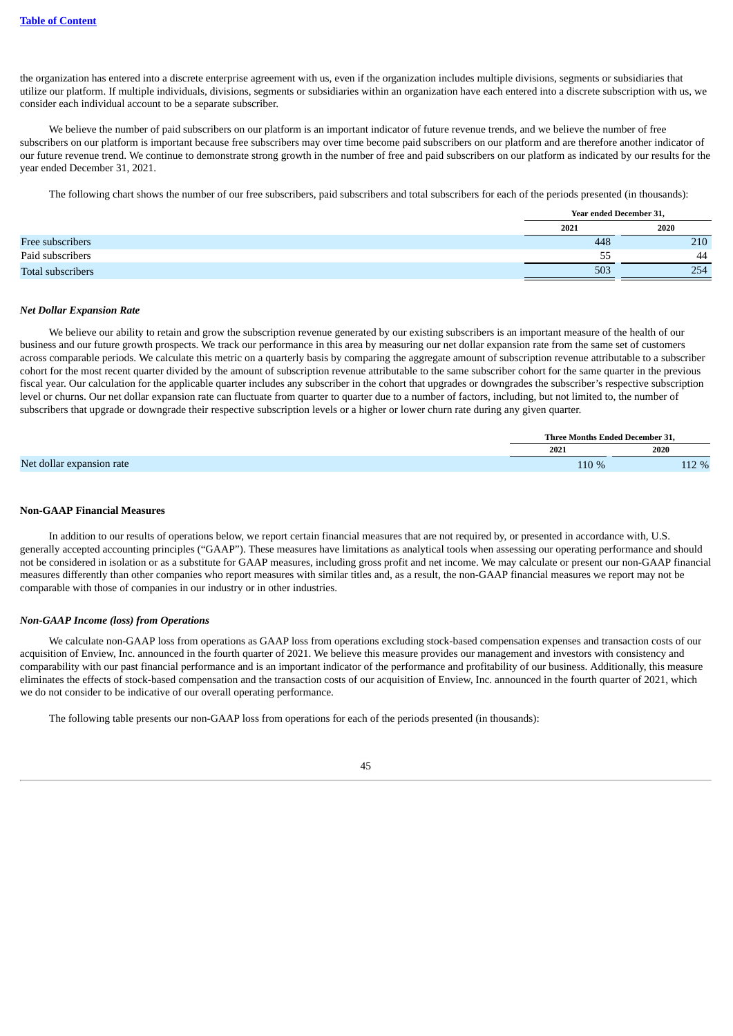the organization has entered into a discrete enterprise agreement with us, even if the organization includes multiple divisions, segments or subsidiaries that utilize our platform. If multiple individuals, divisions, segments or subsidiaries within an organization have each entered into a discrete subscription with us, we consider each individual account to be a separate subscriber.

We believe the number of paid subscribers on our platform is an important indicator of future revenue trends, and we believe the number of free subscribers on our platform is important because free subscribers may over time become paid subscribers on our platform and are therefore another indicator of our future revenue trend. We continue to demonstrate strong growth in the number of free and paid subscribers on our platform as indicated by our results for the year ended December 31, 2021.

The following chart shows the number of our free subscribers, paid subscribers and total subscribers for each of the periods presented (in thousands):

| | Year ended December 31, | |
|---|---|---|
| | 2021 | 2020 |
| Free subscribers | 448 | 210 |
| Paid subscribers | 55 | 44 |
| Total subscribers | 503 | 254 |

***Net Dollar Expansion Rate***

We believe our ability to retain and grow the subscription revenue generated by our existing subscribers is an important measure of the health of our business and our future growth prospects. We track our performance in this area by measuring our net dollar expansion rate from the same set of customers across comparable periods. We calculate this metric on a quarterly basis by comparing the aggregate amount of subscription revenue attributable to a subscriber cohort for the most recent quarter divided by the amount of subscription revenue attributable to the same subscriber cohort for the same quarter in the previous fiscal year. Our calculation for the applicable quarter includes any subscriber in the cohort that upgrades or downgrades the subscriber's respective subscription level or churns. Our net dollar expansion rate can fluctuate from quarter to quarter due to a number of factors, including, but not limited to, the number of subscribers that upgrade or downgrade their respective subscription levels or a higher or lower churn rate during any given quarter.

| | Three Months Ended December 31, | |
|---|---|---|
| | 2021 | 2020 |
| Net dollar expansion rate | 110 % | 112 % |

**Non-GAAP Financial Measures**

In addition to our results of operations below, we report certain financial measures that are not required by, or presented in accordance with, U.S. generally accepted accounting principles ("GAAP"). These measures have limitations as analytical tools when assessing our operating performance and should not be considered in isolation or as a substitute for GAAP measures, including gross profit and net income. We may calculate or present our non-GAAP financial measures differently than other companies who report measures with similar titles and, as a result, the non-GAAP financial measures we report may not be comparable with those of companies in our industry or in other industries.

***Non-GAAP Income (loss) from Operations***

We calculate non-GAAP loss from operations as GAAP loss from operations excluding stock-based compensation expenses and transaction costs of our acquisition of Enview, Inc. announced in the fourth quarter of 2021. We believe this measure provides our management and investors with consistency and comparability with our past financial performance and is an important indicator of the performance and profitability of our business. Additionally, this measure eliminates the effects of stock-based compensation and the transaction costs of our acquisition of Enview, Inc. announced in the fourth quarter of 2021, which we do not consider to be indicative of our overall operating performance.

The following table presents our non-GAAP loss from operations for each of the periods presented (in thousands):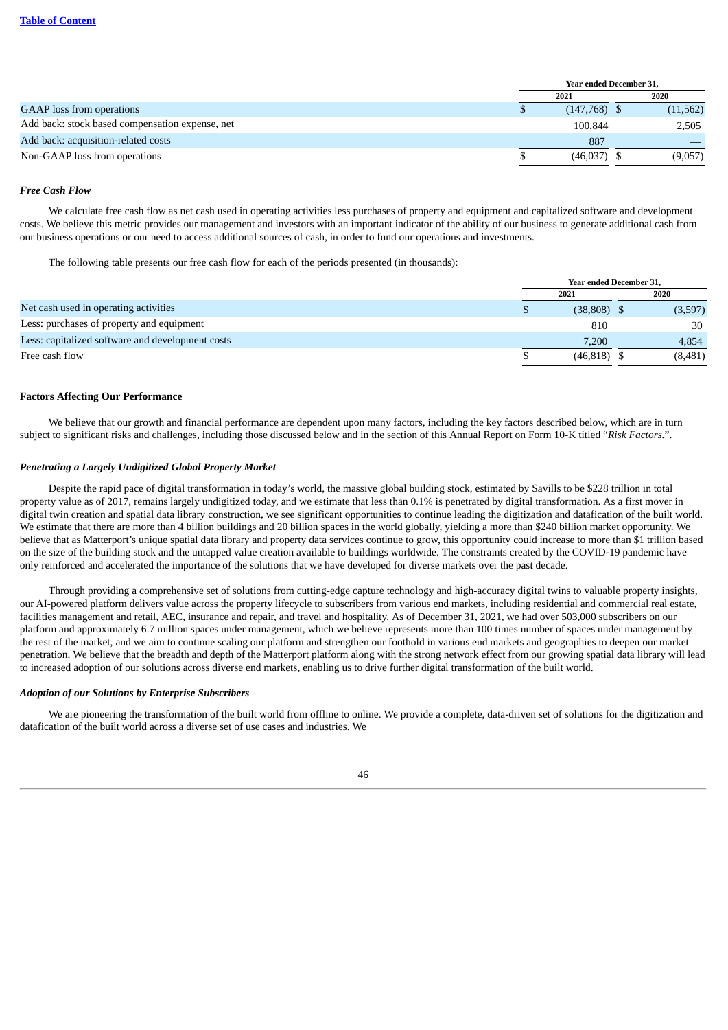| | Year ended December 31, | |
|---|---|---|
| | 2021 | 2020 |
| GAAP loss from operations | $ (147,768) | $ (11,562) |
| Add back: stock based compensation expense, net | 100,844 | 2,505 |
| Add back: acquisition-related costs | 887 | — |
| Non-GAAP loss from operations | $ (46,037) | $ (9,057) |

### *Free Cash Flow*

We calculate free cash flow as net cash used in operating activities less purchases of property and equipment and capitalized software and development costs. We believe this metric provides our management and investors with an important indicator of the ability of our business to generate additional cash from our business operations or our need to access additional sources of cash, in order to fund our operations and investments.

The following table presents our free cash flow for each of the periods presented (in thousands):

| | Year ended December 31, | |
|---|---|---|
| | 2021 | 2020 |
| Net cash used in operating activities | $ (38,808) | $ (3,597) |
| Less: purchases of property and equipment | 810 | 30 |
| Less: capitalized software and development costs | 7,200 | 4,854 |
| Free cash flow | $ (46,818) | $ (8,481) |

## Factors Affecting Our Performance

We believe that our growth and financial performance are dependent upon many factors, including the key factors described below, which are in turn subject to significant risks and challenges, including those discussed below and in the section of this Annual Report on Form 10-K titled "*Risk Factors.*".

### *Penetrating a Largely Undigitized Global Property Market*

Despite the rapid pace of digital transformation in today's world, the massive global building stock, estimated by Savills to be $228 trillion in total property value as of 2017, remains largely undigitized today, and we estimate that less than 0.1% is penetrated by digital transformation. As a first mover in digital twin creation and spatial data library construction, we see significant opportunities to continue leading the digitization and datafication of the built world. We estimate that there are more than 4 billion buildings and 20 billion spaces in the world globally, yielding a more than $240 billion market opportunity. We believe that as Matterport's unique spatial data library and property data services continue to grow, this opportunity could increase to more than $1 trillion based on the size of the building stock and the untapped value creation available to buildings worldwide. The constraints created by the COVID-19 pandemic have only reinforced and accelerated the importance of the solutions that we have developed for diverse markets over the past decade.

Through providing a comprehensive set of solutions from cutting-edge capture technology and high-accuracy digital twins to valuable property insights, our AI-powered platform delivers value across the property lifecycle to subscribers from various end markets, including residential and commercial real estate, facilities management and retail, AEC, insurance and repair, and travel and hospitality. As of December 31, 2021, we had over 503,000 subscribers on our platform and approximately 6.7 million spaces under management, which we believe represents more than 100 times number of spaces under management by the rest of the market, and we aim to continue scaling our platform and strengthen our foothold in various end markets and geographies to deepen our market penetration. We believe that the breadth and depth of the Matterport platform along with the strong network effect from our growing spatial data library will lead to increased adoption of our solutions across diverse end markets, enabling us to drive further digital transformation of the built world.

### *Adoption of our Solutions by Enterprise Subscribers*

We are pioneering the transformation of the built world from offline to online. We provide a complete, data-driven set of solutions for the digitization and datafication of the built world across a diverse set of use cases and industries. We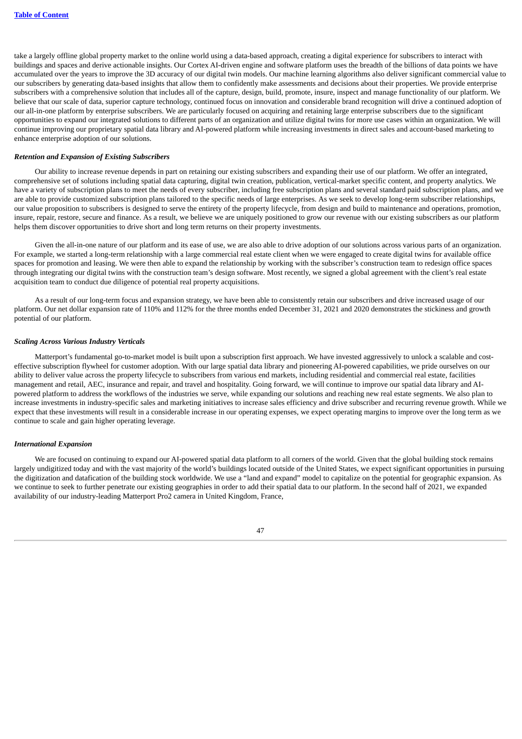take a largely offline global property market to the online world using a data-based approach, creating a digital experience for subscribers to interact with buildings and spaces and derive actionable insights. Our Cortex AI-driven engine and software platform uses the breadth of the billions of data points we have accumulated over the years to improve the 3D accuracy of our digital twin models. Our machine learning algorithms also deliver significant commercial value to our subscribers by generating data-based insights that allow them to confidently make assessments and decisions about their properties. We provide enterprise subscribers with a comprehensive solution that includes all of the capture, design, build, promote, insure, inspect and manage functionality of our platform. We believe that our scale of data, superior capture technology, continued focus on innovation and considerable brand recognition will drive a continued adoption of our all-in-one platform by enterprise subscribers. We are particularly focused on acquiring and retaining large enterprise subscribers due to the significant opportunities to expand our integrated solutions to different parts of an organization and utilize digital twins for more use cases within an organization. We will continue improving our proprietary spatial data library and AI-powered platform while increasing investments in direct sales and account-based marketing to enhance enterprise adoption of our solutions.

***Retention and Expansion of Existing Subscribers***

Our ability to increase revenue depends in part on retaining our existing subscribers and expanding their use of our platform. We offer an integrated, comprehensive set of solutions including spatial data capturing, digital twin creation, publication, vertical-market specific content, and property analytics. We have a variety of subscription plans to meet the needs of every subscriber, including free subscription plans and several standard paid subscription plans, and we are able to provide customized subscription plans tailored to the specific needs of large enterprises. As we seek to develop long-term subscriber relationships, our value proposition to subscribers is designed to serve the entirety of the property lifecycle, from design and build to maintenance and operations, promotion, insure, repair, restore, secure and finance. As a result, we believe we are uniquely positioned to grow our revenue with our existing subscribers as our platform helps them discover opportunities to drive short and long term returns on their property investments.

Given the all-in-one nature of our platform and its ease of use, we are also able to drive adoption of our solutions across various parts of an organization. For example, we started a long-term relationship with a large commercial real estate client when we were engaged to create digital twins for available office spaces for promotion and leasing. We were then able to expand the relationship by working with the subscriber's construction team to redesign office spaces through integrating our digital twins with the construction team's design software. Most recently, we signed a global agreement with the client's real estate acquisition team to conduct due diligence of potential real property acquisitions.

As a result of our long-term focus and expansion strategy, we have been able to consistently retain our subscribers and drive increased usage of our platform. Our net dollar expansion rate of 110% and 112% for the three months ended December 31, 2021 and 2020 demonstrates the stickiness and growth potential of our platform.

***Scaling Across Various Industry Verticals***

Matterport's fundamental go-to-market model is built upon a subscription first approach. We have invested aggressively to unlock a scalable and cost-effective subscription flywheel for customer adoption. With our large spatial data library and pioneering AI-powered capabilities, we pride ourselves on our ability to deliver value across the property lifecycle to subscribers from various end markets, including residential and commercial real estate, facilities management and retail, AEC, insurance and repair, and travel and hospitality. Going forward, we will continue to improve our spatial data library and AI-powered platform to address the workflows of the industries we serve, while expanding our solutions and reaching new real estate segments. We also plan to increase investments in industry-specific sales and marketing initiatives to increase sales efficiency and drive subscriber and recurring revenue growth. While we expect that these investments will result in a considerable increase in our operating expenses, we expect operating margins to improve over the long term as we continue to scale and gain higher operating leverage.

***International Expansion***

We are focused on continuing to expand our AI-powered spatial data platform to all corners of the world. Given that the global building stock remains largely undigitized today and with the vast majority of the world's buildings located outside of the United States, we expect significant opportunities in pursuing the digitization and datafication of the building stock worldwide. We use a "land and expand" model to capitalize on the potential for geographic expansion. As we continue to seek to further penetrate our existing geographies in order to add their spatial data to our platform. In the second half of 2021, we expanded availability of our industry-leading Matterport Pro2 camera in United Kingdom, France,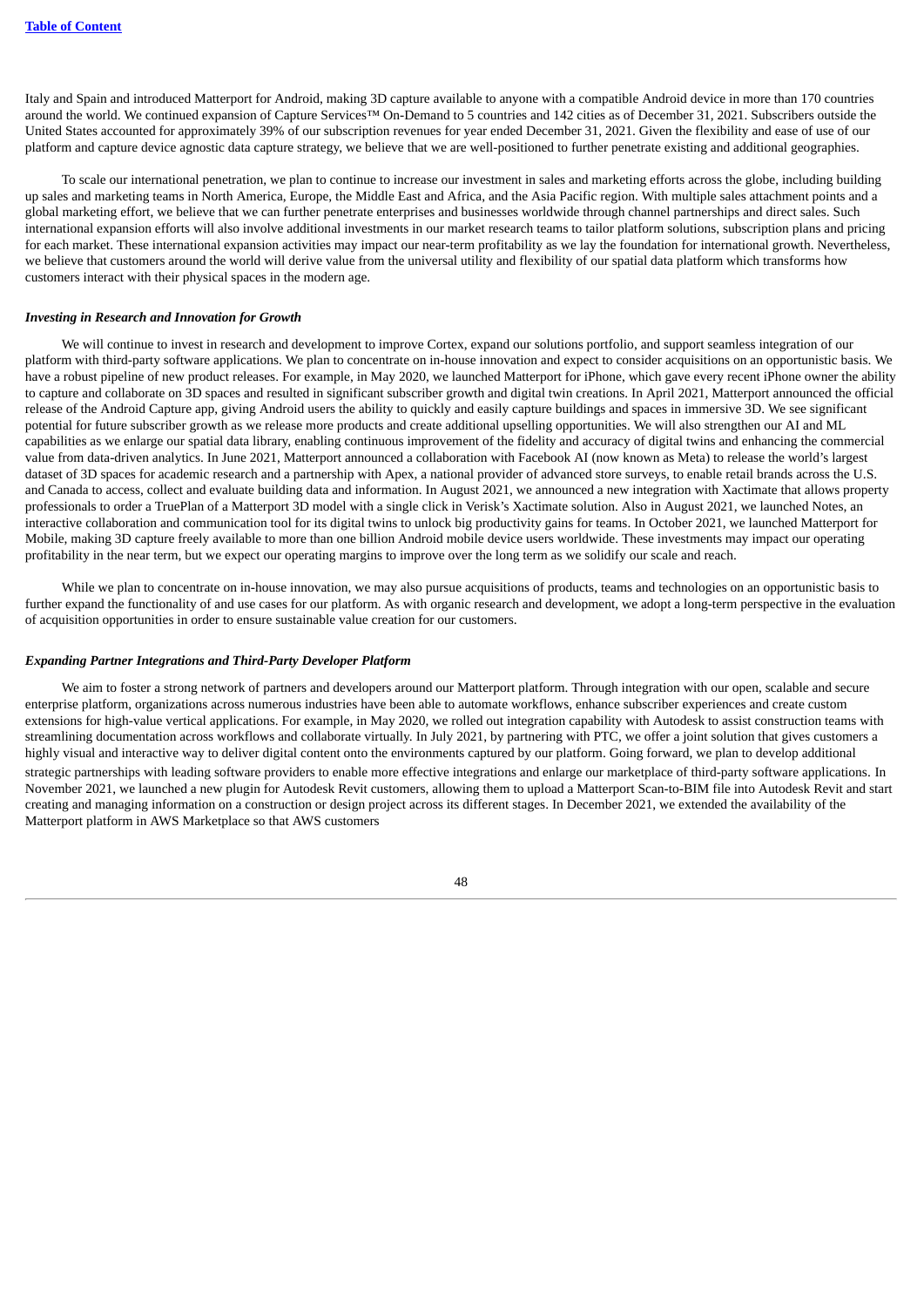Italy and Spain and introduced Matterport for Android, making 3D capture available to anyone with a compatible Android device in more than 170 countries around the world. We continued expansion of Capture Services™ On-Demand to 5 countries and 142 cities as of December 31, 2021. Subscribers outside the United States accounted for approximately 39% of our subscription revenues for year ended December 31, 2021. Given the flexibility and ease of use of our platform and capture device agnostic data capture strategy, we believe that we are well-positioned to further penetrate existing and additional geographies.

To scale our international penetration, we plan to continue to increase our investment in sales and marketing efforts across the globe, including building up sales and marketing teams in North America, Europe, the Middle East and Africa, and the Asia Pacific region. With multiple sales attachment points and a global marketing effort, we believe that we can further penetrate enterprises and businesses worldwide through channel partnerships and direct sales. Such international expansion efforts will also involve additional investments in our market research teams to tailor platform solutions, subscription plans and pricing for each market. These international expansion activities may impact our near-term profitability as we lay the foundation for international growth. Nevertheless, we believe that customers around the world will derive value from the universal utility and flexibility of our spatial data platform which transforms how customers interact with their physical spaces in the modern age.

***Investing in Research and Innovation for Growth***

We will continue to invest in research and development to improve Cortex, expand our solutions portfolio, and support seamless integration of our platform with third-party software applications. We plan to concentrate on in-house innovation and expect to consider acquisitions on an opportunistic basis. We have a robust pipeline of new product releases. For example, in May 2020, we launched Matterport for iPhone, which gave every recent iPhone owner the ability to capture and collaborate on 3D spaces and resulted in significant subscriber growth and digital twin creations. In April 2021, Matterport announced the official release of the Android Capture app, giving Android users the ability to quickly and easily capture buildings and spaces in immersive 3D. We see significant potential for future subscriber growth as we release more products and create additional upselling opportunities. We will also strengthen our AI and ML capabilities as we enlarge our spatial data library, enabling continuous improvement of the fidelity and accuracy of digital twins and enhancing the commercial value from data-driven analytics. In June 2021, Matterport announced a collaboration with Facebook AI (now known as Meta) to release the world's largest dataset of 3D spaces for academic research and a partnership with Apex, a national provider of advanced store surveys, to enable retail brands across the U.S. and Canada to access, collect and evaluate building data and information. In August 2021, we announced a new integration with Xactimate that allows property professionals to order a TruePlan of a Matterport 3D model with a single click in Verisk's Xactimate solution. Also in August 2021, we launched Notes, an interactive collaboration and communication tool for its digital twins to unlock big productivity gains for teams. In October 2021, we launched Matterport for Mobile, making 3D capture freely available to more than one billion Android mobile device users worldwide. These investments may impact our operating profitability in the near term, but we expect our operating margins to improve over the long term as we solidify our scale and reach.

While we plan to concentrate on in-house innovation, we may also pursue acquisitions of products, teams and technologies on an opportunistic basis to further expand the functionality of and use cases for our platform. As with organic research and development, we adopt a long-term perspective in the evaluation of acquisition opportunities in order to ensure sustainable value creation for our customers.

***Expanding Partner Integrations and Third-Party Developer Platform***

We aim to foster a strong network of partners and developers around our Matterport platform. Through integration with our open, scalable and secure enterprise platform, organizations across numerous industries have been able to automate workflows, enhance subscriber experiences and create custom extensions for high-value vertical applications. For example, in May 2020, we rolled out integration capability with Autodesk to assist construction teams with streamlining documentation across workflows and collaborate virtually. In July 2021, by partnering with PTC, we offer a joint solution that gives customers a highly visual and interactive way to deliver digital content onto the environments captured by our platform. Going forward, we plan to develop additional strategic partnerships with leading software providers to enable more effective integrations and enlarge our marketplace of third-party software applications. In November 2021, we launched a new plugin for Autodesk Revit customers, allowing them to upload a Matterport Scan-to-BIM file into Autodesk Revit and start creating and managing information on a construction or design project across its different stages. In December 2021, we extended the availability of the Matterport platform in AWS Marketplace so that AWS customers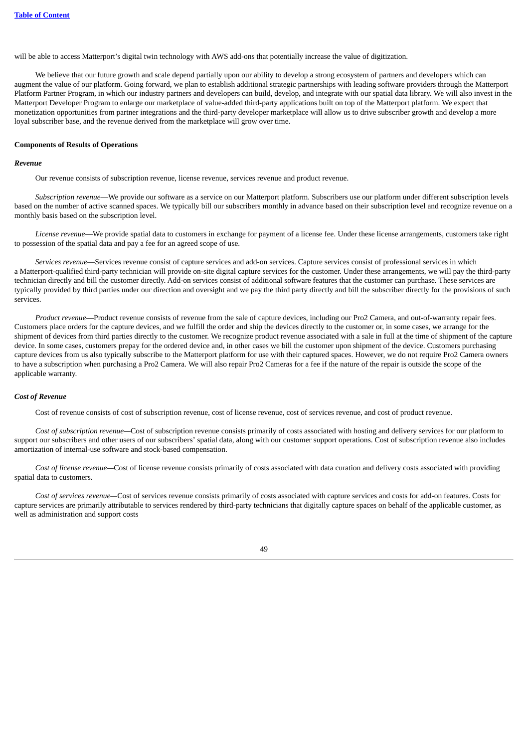will be able to access Matterport's digital twin technology with AWS add-ons that potentially increase the value of digitization.

We believe that our future growth and scale depend partially upon our ability to develop a strong ecosystem of partners and developers which can augment the value of our platform. Going forward, we plan to establish additional strategic partnerships with leading software providers through the Matterport Platform Partner Program, in which our industry partners and developers can build, develop, and integrate with our spatial data library. We will also invest in the Matterport Developer Program to enlarge our marketplace of value-added third-party applications built on top of the Matterport platform. We expect that monetization opportunities from partner integrations and the third-party developer marketplace will allow us to drive subscriber growth and develop a more loyal subscriber base, and the revenue derived from the marketplace will grow over time.

**Components of Results of Operations**

***Revenue***

Our revenue consists of subscription revenue, license revenue, services revenue and product revenue.

*Subscription revenue*—We provide our software as a service on our Matterport platform. Subscribers use our platform under different subscription levels based on the number of active scanned spaces. We typically bill our subscribers monthly in advance based on their subscription level and recognize revenue on a monthly basis based on the subscription level.

*License revenue*—We provide spatial data to customers in exchange for payment of a license fee. Under these license arrangements, customers take right to possession of the spatial data and pay a fee for an agreed scope of use.

*Services revenue*—Services revenue consist of capture services and add-on services. Capture services consist of professional services in which a Matterport-qualified third-party technician will provide on-site digital capture services for the customer. Under these arrangements, we will pay the third-party technician directly and bill the customer directly. Add-on services consist of additional software features that the customer can purchase. These services are typically provided by third parties under our direction and oversight and we pay the third party directly and bill the subscriber directly for the provisions of such services.

*Product revenue*—Product revenue consists of revenue from the sale of capture devices, including our Pro2 Camera, and out-of-warranty repair fees. Customers place orders for the capture devices, and we fulfill the order and ship the devices directly to the customer or, in some cases, we arrange for the shipment of devices from third parties directly to the customer. We recognize product revenue associated with a sale in full at the time of shipment of the capture device. In some cases, customers prepay for the ordered device and, in other cases we bill the customer upon shipment of the device. Customers purchasing capture devices from us also typically subscribe to the Matterport platform for use with their captured spaces. However, we do not require Pro2 Camera owners to have a subscription when purchasing a Pro2 Camera. We will also repair Pro2 Cameras for a fee if the nature of the repair is outside the scope of the applicable warranty.

***Cost of Revenue***

Cost of revenue consists of cost of subscription revenue, cost of license revenue, cost of services revenue, and cost of product revenue.

*Cost of subscription revenue*—Cost of subscription revenue consists primarily of costs associated with hosting and delivery services for our platform to support our subscribers and other users of our subscribers' spatial data, along with our customer support operations. Cost of subscription revenue also includes amortization of internal-use software and stock-based compensation.

*Cost of license revenue*—Cost of license revenue consists primarily of costs associated with data curation and delivery costs associated with providing spatial data to customers.

*Cost of services revenue*—Cost of services revenue consists primarily of costs associated with capture services and costs for add-on features. Costs for capture services are primarily attributable to services rendered by third-party technicians that digitally capture spaces on behalf of the applicable customer, as well as administration and support costs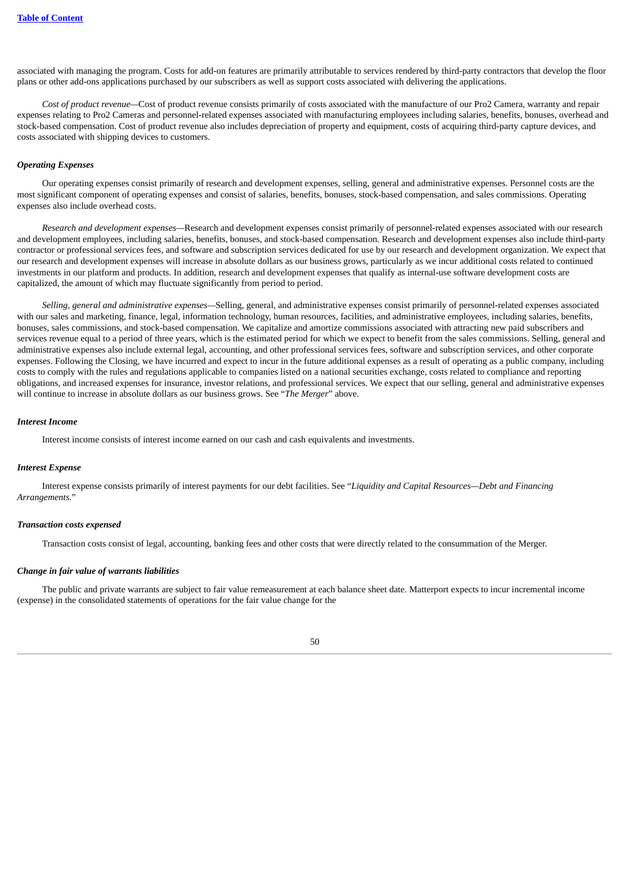associated with managing the program. Costs for add-on features are primarily attributable to services rendered by third-party contractors that develop the floor plans or other add-ons applications purchased by our subscribers as well as support costs associated with delivering the applications.

*Cost of product revenue*—Cost of product revenue consists primarily of costs associated with the manufacture of our Pro2 Camera, warranty and repair expenses relating to Pro2 Cameras and personnel-related expenses associated with manufacturing employees including salaries, benefits, bonuses, overhead and stock-based compensation. Cost of product revenue also includes depreciation of property and equipment, costs of acquiring third-party capture devices, and costs associated with shipping devices to customers.

***Operating Expenses***

Our operating expenses consist primarily of research and development expenses, selling, general and administrative expenses. Personnel costs are the most significant component of operating expenses and consist of salaries, benefits, bonuses, stock-based compensation, and sales commissions. Operating expenses also include overhead costs.

*Research and development expenses*—Research and development expenses consist primarily of personnel-related expenses associated with our research and development employees, including salaries, benefits, bonuses, and stock-based compensation. Research and development expenses also include third-party contractor or professional services fees, and software and subscription services dedicated for use by our research and development organization. We expect that our research and development expenses will increase in absolute dollars as our business grows, particularly as we incur additional costs related to continued investments in our platform and products. In addition, research and development expenses that qualify as internal-use software development costs are capitalized, the amount of which may fluctuate significantly from period to period.

*Selling, general and administrative expenses*—Selling, general, and administrative expenses consist primarily of personnel-related expenses associated with our sales and marketing, finance, legal, information technology, human resources, facilities, and administrative employees, including salaries, benefits, bonuses, sales commissions, and stock-based compensation. We capitalize and amortize commissions associated with attracting new paid subscribers and services revenue equal to a period of three years, which is the estimated period for which we expect to benefit from the sales commissions. Selling, general and administrative expenses also include external legal, accounting, and other professional services fees, software and subscription services, and other corporate expenses. Following the Closing, we have incurred and expect to incur in the future additional expenses as a result of operating as a public company, including costs to comply with the rules and regulations applicable to companies listed on a national securities exchange, costs related to compliance and reporting obligations, and increased expenses for insurance, investor relations, and professional services. We expect that our selling, general and administrative expenses will continue to increase in absolute dollars as our business grows. See "*The Merger*" above.

***Interest Income***

Interest income consists of interest income earned on our cash and cash equivalents and investments.

***Interest Expense***

Interest expense consists primarily of interest payments for our debt facilities. See "*Liquidity and Capital Resources—Debt and Financing Arrangements.*"

***Transaction costs expensed***

Transaction costs consist of legal, accounting, banking fees and other costs that were directly related to the consummation of the Merger.

***Change in fair value of warrants liabilities***

The public and private warrants are subject to fair value remeasurement at each balance sheet date. Matterport expects to incur incremental income (expense) in the consolidated statements of operations for the fair value change for the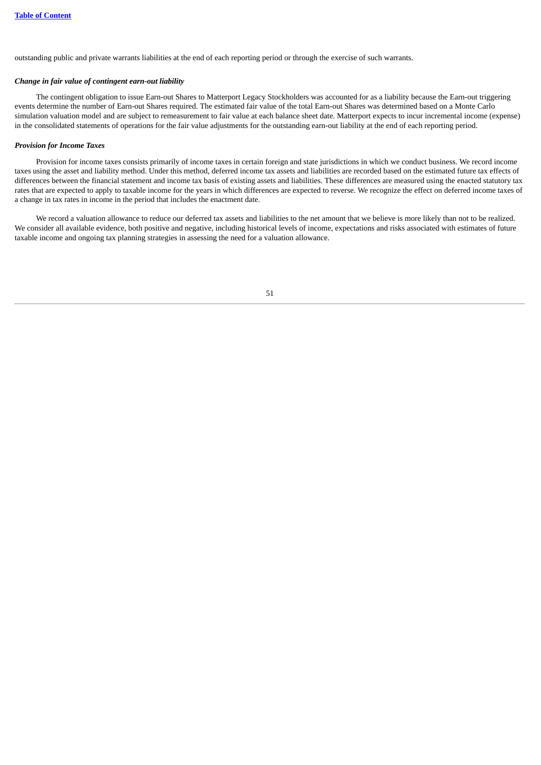outstanding public and private warrants liabilities at the end of each reporting period or through the exercise of such warrants.

***Change in fair value of contingent earn-out liability***

The contingent obligation to issue Earn-out Shares to Matterport Legacy Stockholders was accounted for as a liability because the Earn-out triggering events determine the number of Earn-out Shares required. The estimated fair value of the total Earn-out Shares was determined based on a Monte Carlo simulation valuation model and are subject to remeasurement to fair value at each balance sheet date. Matterport expects to incur incremental income (expense) in the consolidated statements of operations for the fair value adjustments for the outstanding earn-out liability at the end of each reporting period.

***Provision for Income Taxes***

Provision for income taxes consists primarily of income taxes in certain foreign and state jurisdictions in which we conduct business. We record income taxes using the asset and liability method. Under this method, deferred income tax assets and liabilities are recorded based on the estimated future tax effects of differences between the financial statement and income tax basis of existing assets and liabilities. These differences are measured using the enacted statutory tax rates that are expected to apply to taxable income for the years in which differences are expected to reverse. We recognize the effect on deferred income taxes of a change in tax rates in income in the period that includes the enactment date.

We record a valuation allowance to reduce our deferred tax assets and liabilities to the net amount that we believe is more likely than not to be realized. We consider all available evidence, both positive and negative, including historical levels of income, expectations and risks associated with estimates of future taxable income and ongoing tax planning strategies in assessing the need for a valuation allowance.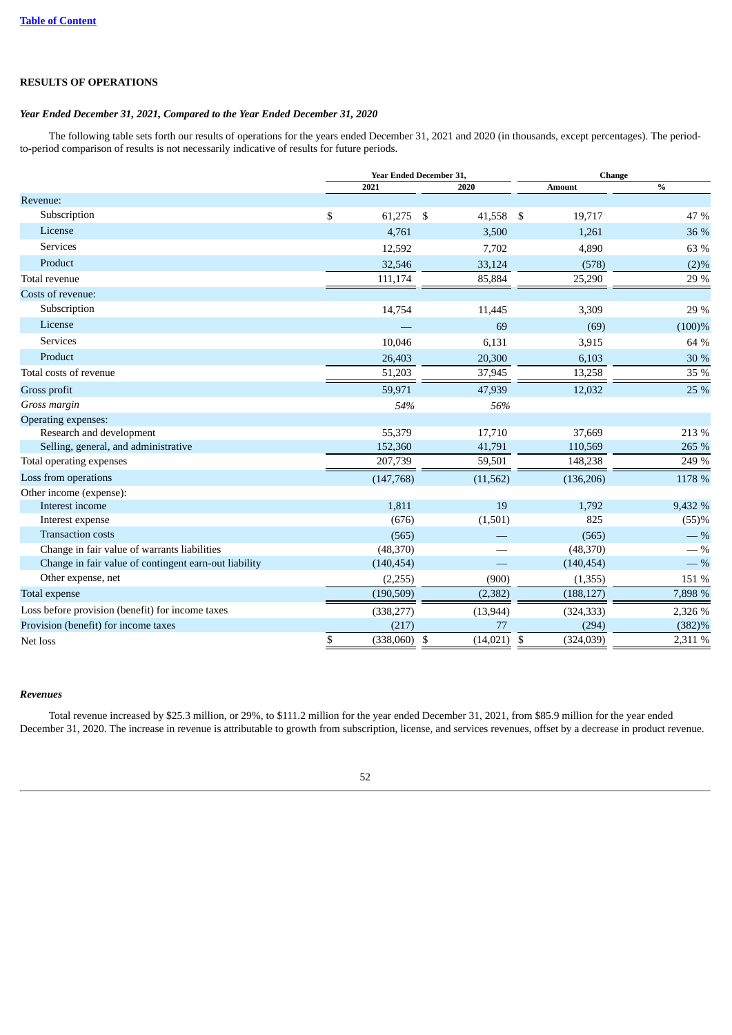[Table of Content](#)

## RESULTS OF OPERATIONS

### *Year Ended December 31, 2021, Compared to the Year Ended December 31, 2020*

The following table sets forth our results of operations for the years ended December 31, 2021 and 2020 (in thousands, except percentages). The period-to-period comparison of results is not necessarily indicative of results for future periods.

| | Year Ended December 31, | | Change | |
|---|---|---|---|---|
| | 2021 | 2020 | Amount | % |
| Revenue: | | | | |
| Subscription | $ 61,275 | $ 41,558 | $ 19,717 | 47 % |
| License | 4,761 | 3,500 | 1,261 | 36 % |
| Services | 12,592 | 7,702 | 4,890 | 63 % |
| Product | 32,546 | 33,124 | (578) | (2)% |
| Total revenue | 111,174 | 85,884 | 25,290 | 29 % |
| Costs of revenue: | | | | |
| Subscription | 14,754 | 11,445 | 3,309 | 29 % |
| License | — | 69 | (69) | (100)% |
| Services | 10,046 | 6,131 | 3,915 | 64 % |
| Product | 26,403 | 20,300 | 6,103 | 30 % |
| Total costs of revenue | 51,203 | 37,945 | 13,258 | 35 % |
| Gross profit | 59,971 | 47,939 | 12,032 | 25 % |
| *Gross margin* | *54%* | *56%* | | |
| Operating expenses: | | | | |
| Research and development | 55,379 | 17,710 | 37,669 | 213 % |
| Selling, general, and administrative | 152,360 | 41,791 | 110,569 | 265 % |
| Total operating expenses | 207,739 | 59,501 | 148,238 | 249 % |
| Loss from operations | (147,768) | (11,562) | (136,206) | 1178 % |
| Other income (expense): | | | | |
| Interest income | 1,811 | 19 | 1,792 | 9,432 % |
| Interest expense | (676) | (1,501) | 825 | (55)% |
| Transaction costs | (565) | — | (565) | — % |
| Change in fair value of warrants liabilities | (48,370) | — | (48,370) | — % |
| Change in fair value of contingent earn-out liability | (140,454) | — | (140,454) | — % |
| Other expense, net | (2,255) | (900) | (1,355) | 151 % |
| Total expense | (190,509) | (2,382) | (188,127) | 7,898 % |
| Loss before provision (benefit) for income taxes | (338,277) | (13,944) | (324,333) | 2,326 % |
| Provision (benefit) for income taxes | (217) | 77 | (294) | (382)% |
| Net loss | $ (338,060) | $ (14,021) | $ (324,039) | 2,311 % |

### *Revenues*

Total revenue increased by $25.3 million, or 29%, to $111.2 million for the year ended December 31, 2021, from $85.9 million for the year ended December 31, 2020. The increase in revenue is attributable to growth from subscription, license, and services revenues, offset by a decrease in product revenue.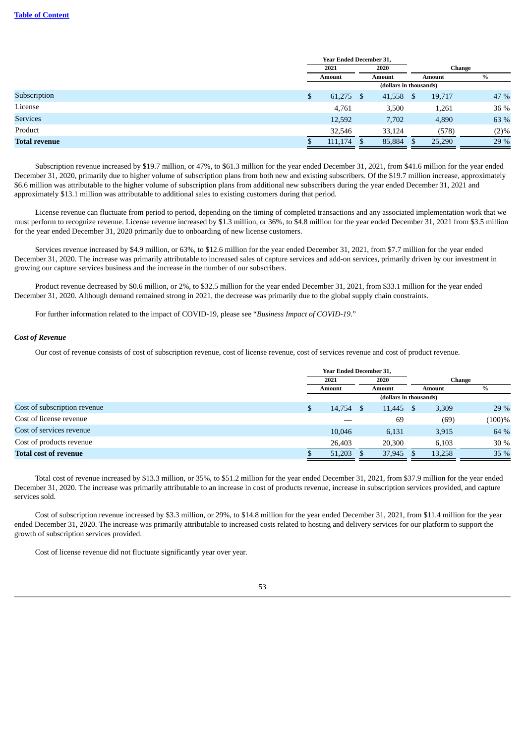| | Year Ended December 31, | | | |
|---|---|---|---|---|
| | 2021 | 2020 | Change | |
| | Amount | Amount | Amount | % |
| | (dollars in thousands) | | | |
| Subscription | $ 61,275 | $ 41,558 | $ 19,717 | 47 % |
| License | 4,761 | 3,500 | 1,261 | 36 % |
| Services | 12,592 | 7,702 | 4,890 | 63 % |
| Product | 32,546 | 33,124 | (578) | (2)% |
| **Total revenue** | $ 111,174 | $ 85,884 | $ 25,290 | 29 % |

Subscription revenue increased by $19.7 million, or 47%, to $61.3 million for the year ended December 31, 2021, from $41.6 million for the year ended December 31, 2020, primarily due to higher volume of subscription plans from both new and existing subscribers. Of the $19.7 million increase, approximately $6.6 million was attributable to the higher volume of subscription plans from additional new subscribers during the year ended December 31, 2021 and approximately $13.1 million was attributable to additional sales to existing customers during that period.

License revenue can fluctuate from period to period, depending on the timing of completed transactions and any associated implementation work that we must perform to recognize revenue. License revenue increased by $1.3 million, or 36%, to $4.8 million for the year ended December 31, 2021 from $3.5 million for the year ended December 31, 2020 primarily due to onboarding of new license customers.

Services revenue increased by $4.9 million, or 63%, to $12.6 million for the year ended December 31, 2021, from $7.7 million for the year ended December 31, 2020. The increase was primarily attributable to increased sales of capture services and add-on services, primarily driven by our investment in growing our capture services business and the increase in the number of our subscribers.

Product revenue decreased by $0.6 million, or 2%, to $32.5 million for the year ended December 31, 2021, from $33.1 million for the year ended December 31, 2020. Although demand remained strong in 2021, the decrease was primarily due to the global supply chain constraints.

For further information related to the impact of COVID-19, please see "*Business Impact of COVID-19*."

***Cost of Revenue***

Our cost of revenue consists of cost of subscription revenue, cost of license revenue, cost of services revenue and cost of product revenue.

| | Year Ended December 31, | | | |
|---|---|---|---|---|
| | 2021 | 2020 | Change | |
| | Amount | Amount | Amount | % |
| | (dollars in thousands) | | | |
| Cost of subscription revenue | $ 14,754 | $ 11,445 | $ 3,309 | 29 % |
| Cost of license revenue | — | 69 | (69) | (100)% |
| Cost of services revenue | 10,046 | 6,131 | 3,915 | 64 % |
| Cost of products revenue | 26,403 | 20,300 | 6,103 | 30 % |
| **Total cost of revenue** | $ 51,203 | $ 37,945 | $ 13,258 | 35 % |

Total cost of revenue increased by $13.3 million, or 35%, to $51.2 million for the year ended December 31, 2021, from $37.9 million for the year ended December 31, 2020. The increase was primarily attributable to an increase in cost of products revenue, increase in subscription services provided, and capture services sold.

Cost of subscription revenue increased by $3.3 million, or 29%, to $14.8 million for the year ended December 31, 2021, from $11.4 million for the year ended December 31, 2020. The increase was primarily attributable to increased costs related to hosting and delivery services for our platform to support the growth of subscription services provided.

Cost of license revenue did not fluctuate significantly year over year.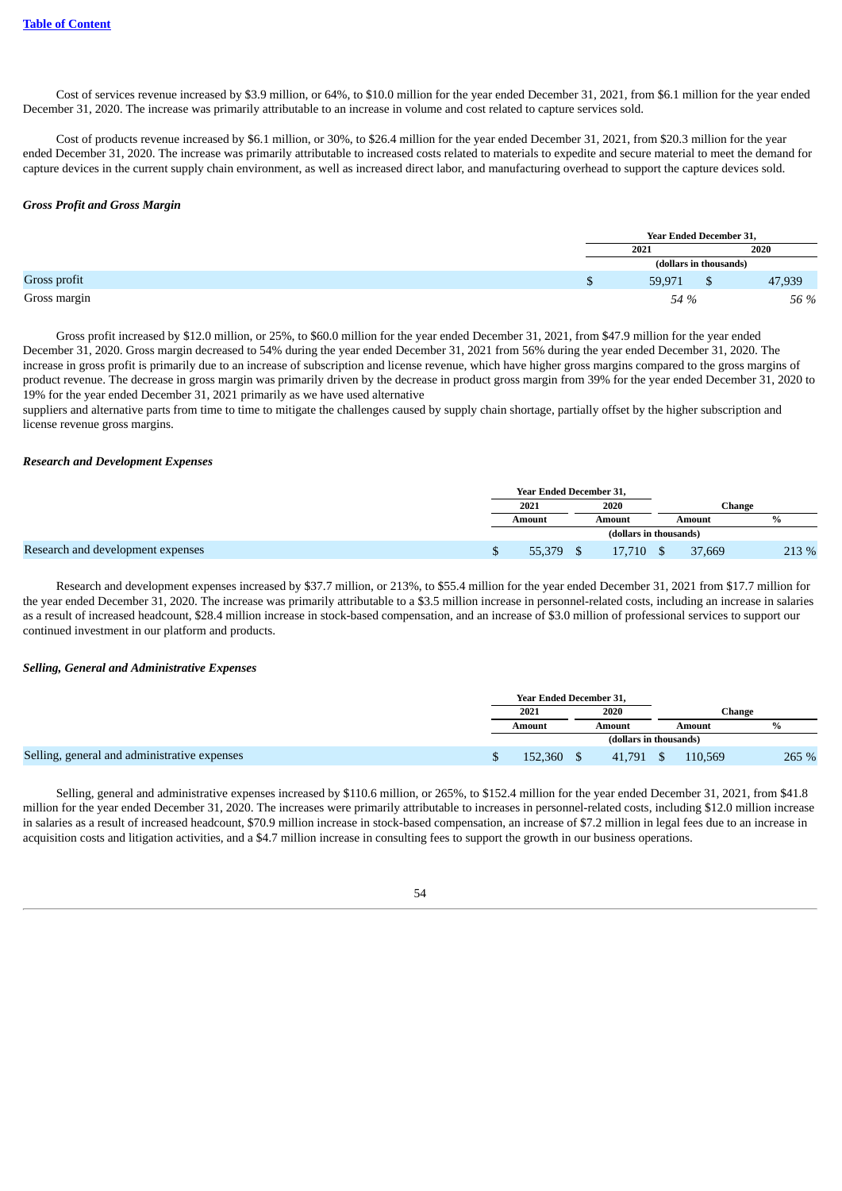Cost of services revenue increased by $3.9 million, or 64%, to $10.0 million for the year ended December 31, 2021, from $6.1 million for the year ended December 31, 2020. The increase was primarily attributable to an increase in volume and cost related to capture services sold.

Cost of products revenue increased by $6.1 million, or 30%, to $26.4 million for the year ended December 31, 2021, from $20.3 million for the year ended December 31, 2020. The increase was primarily attributable to increased costs related to materials to expedite and secure material to meet the demand for capture devices in the current supply chain environment, as well as increased direct labor, and manufacturing overhead to support the capture devices sold.

### *Gross Profit and Gross Margin*

| | Year Ended December 31, | |
|---|---|---|
| | 2021 | 2020 |
| | (dollars in thousands) | |
| Gross profit | $ 59,971 | $ 47,939 |
| Gross margin | *54 %* | *56 %* |

Gross profit increased by $12.0 million, or 25%, to $60.0 million for the year ended December 31, 2021, from $47.9 million for the year ended December 31, 2020. Gross margin decreased to 54% during the year ended December 31, 2021 from 56% during the year ended December 31, 2020. The increase in gross profit is primarily due to an increase of subscription and license revenue, which have higher gross margins compared to the gross margins of product revenue. The decrease in gross margin was primarily driven by the decrease in product gross margin from 39% for the year ended December 31, 2020 to 19% for the year ended December 31, 2021 primarily as we have used alternative suppliers and alternative parts from time to time to mitigate the challenges caused by supply chain shortage, partially offset by the higher subscription and license revenue gross margins.

### *Research and Development Expenses*

| | Year Ended December 31, | | Change | |
|---|---|---|---|---|
| | 2021 | 2020 | | |
| | Amount | Amount | Amount | % |
| | (dollars in thousands) | | | |
| Research and development expenses | $ 55,379 | $ 17,710 | $ 37,669 | 213 % |

Research and development expenses increased by $37.7 million, or 213%, to $55.4 million for the year ended December 31, 2021 from $17.7 million for the year ended December 31, 2020. The increase was primarily attributable to a $3.5 million increase in personnel-related costs, including an increase in salaries as a result of increased headcount, $28.4 million increase in stock-based compensation, and an increase of $3.0 million of professional services to support our continued investment in our platform and products.

### *Selling, General and Administrative Expenses*

| | Year Ended December 31, | | Change | |
|---|---|---|---|---|
| | 2021 | 2020 | | |
| | Amount | Amount | Amount | % |
| | (dollars in thousands) | | | |
| Selling, general and administrative expenses | $ 152,360 | $ 41,791 | $ 110,569 | 265 % |

Selling, general and administrative expenses increased by $110.6 million, or 265%, to $152.4 million for the year ended December 31, 2021, from $41.8 million for the year ended December 31, 2020. The increases were primarily attributable to increases in personnel-related costs, including $12.0 million increase in salaries as a result of increased headcount, $70.9 million increase in stock-based compensation, an increase of $7.2 million in legal fees due to an increase in acquisition costs and litigation activities, and a $4.7 million increase in consulting fees to support the growth in our business operations.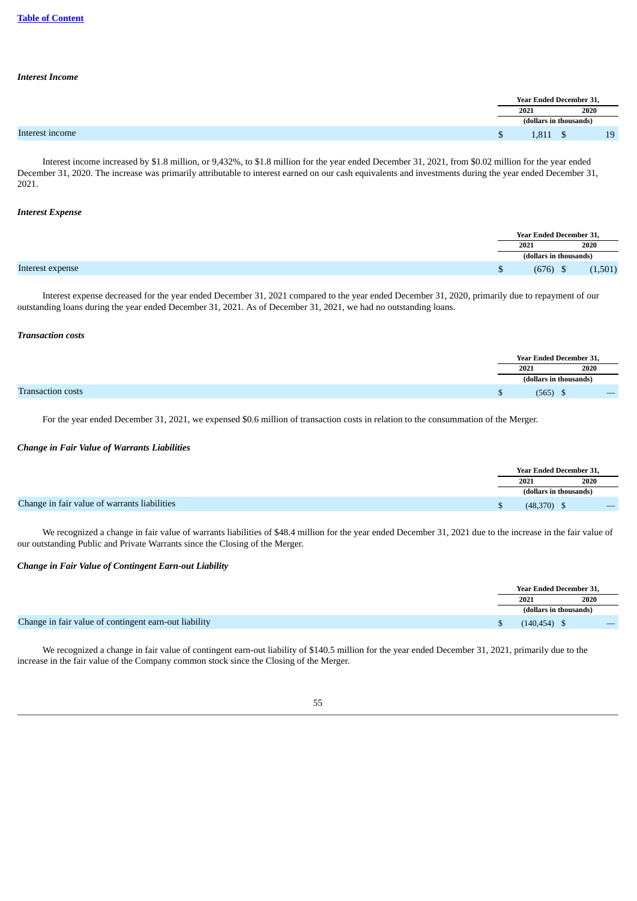[Table of Content](#)

***Interest Income***

| | Year Ended December 31, | |
|---|---|---|
| | 2021 | 2020 |
| | (dollars in thousands) | |
| Interest income | $ 1,811 | $ 19 |

Interest income increased by $1.8 million, or 9,432%, to $1.8 million for the year ended December 31, 2021, from $0.02 million for the year ended December 31, 2020. The increase was primarily attributable to interest earned on our cash equivalents and investments during the year ended December 31, 2021.

***Interest Expense***

| | Year Ended December 31, | |
|---|---|---|
| | 2021 | 2020 |
| | (dollars in thousands) | |
| Interest expense | $ (676) | $ (1,501) |

Interest expense decreased for the year ended December 31, 2021 compared to the year ended December 31, 2020, primarily due to repayment of our outstanding loans during the year ended December 31, 2021. As of December 31, 2021, we had no outstanding loans.

***Transaction costs***

| | Year Ended December 31, | |
|---|---|---|
| | 2021 | 2020 |
| | (dollars in thousands) | |
| Transaction costs | $ (565) | $ — |

For the year ended December 31, 2021, we expensed $0.6 million of transaction costs in relation to the consummation of the Merger.

***Change in Fair Value of Warrants Liabilities***

| | Year Ended December 31, | |
|---|---|---|
| | 2021 | 2020 |
| | (dollars in thousands) | |
| Change in fair value of warrants liabilities | $ (48,370) | $ — |

We recognized a change in fair value of warrants liabilities of $48.4 million for the year ended December 31, 2021 due to the increase in the fair value of our outstanding Public and Private Warrants since the Closing of the Merger.

***Change in Fair Value of Contingent Earn-out Liability***

| | Year Ended December 31, | |
|---|---|---|
| | 2021 | 2020 |
| | (dollars in thousands) | |
| Change in fair value of contingent earn-out liability | $ (140,454) | $ — |

We recognized a change in fair value of contingent earn-out liability of $140.5 million for the year ended December 31, 2021, primarily due to the increase in the fair value of the Company common stock since the Closing of the Merger.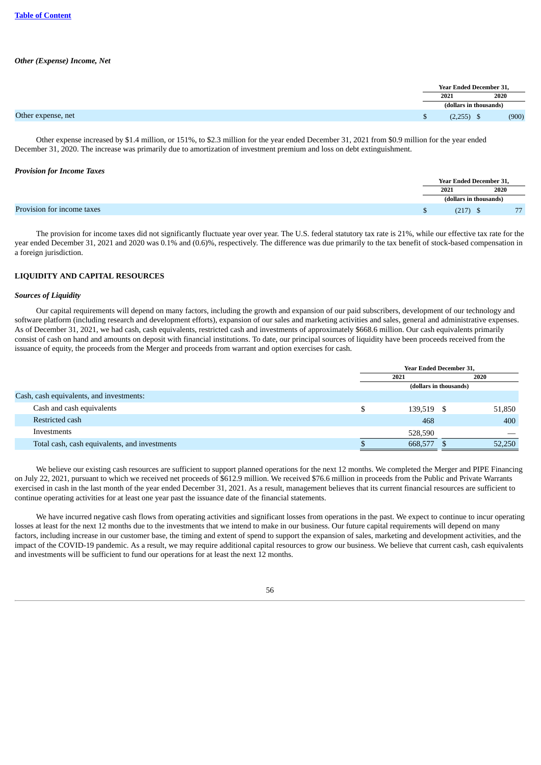### *Other (Expense) Income, Net*

| | Year Ended December 31, | |
|---|---|---|
| | 2021 | 2020 |
| | (dollars in thousands) | |
| Other expense, net | $ (2,255) | $ (900) |

Other expense increased by $1.4 million, or 151%, to $2.3 million for the year ended December 31, 2021 from $0.9 million for the year ended December 31, 2020. The increase was primarily due to amortization of investment premium and loss on debt extinguishment.

### *Provision for Income Taxes*

| | Year Ended December 31, | |
|---|---|---|
| | 2021 | 2020 |
| | (dollars in thousands) | |
| Provision for income taxes | $ (217) | $ 77 |

The provision for income taxes did not significantly fluctuate year over year. The U.S. federal statutory tax rate is 21%, while our effective tax rate for the year ended December 31, 2021 and 2020 was 0.1% and (0.6)%, respectively. The difference was due primarily to the tax benefit of stock-based compensation in a foreign jurisdiction.

## LIQUIDITY AND CAPITAL RESOURCES

### *Sources of Liquidity*

Our capital requirements will depend on many factors, including the growth and expansion of our paid subscribers, development of our technology and software platform (including research and development efforts), expansion of our sales and marketing activities and sales, general and administrative expenses. As of December 31, 2021, we had cash, cash equivalents, restricted cash and investments of approximately $668.6 million. Our cash equivalents primarily consist of cash on hand and amounts on deposit with financial institutions. To date, our principal sources of liquidity have been proceeds received from the issuance of equity, the proceeds from the Merger and proceeds from warrant and option exercises for cash.

| | Year Ended December 31, | |
|---|---|---|
| | 2021 | 2020 |
| | (dollars in thousands) | |
| Cash, cash equivalents, and investments: | | |
| Cash and cash equivalents | $ 139,519 | $ 51,850 |
| Restricted cash | 468 | 400 |
| Investments | 528,590 | — |
| Total cash, cash equivalents, and investments | $ 668,577 | $ 52,250 |

We believe our existing cash resources are sufficient to support planned operations for the next 12 months. We completed the Merger and PIPE Financing on July 22, 2021, pursuant to which we received net proceeds of $612.9 million. We received $76.6 million in proceeds from the Public and Private Warrants exercised in cash in the last month of the year ended December 31, 2021. As a result, management believes that its current financial resources are sufficient to continue operating activities for at least one year past the issuance date of the financial statements.

We have incurred negative cash flows from operating activities and significant losses from operations in the past. We expect to continue to incur operating losses at least for the next 12 months due to the investments that we intend to make in our business. Our future capital requirements will depend on many factors, including increase in our customer base, the timing and extent of spend to support the expansion of sales, marketing and development activities, and the impact of the COVID-19 pandemic. As a result, we may require additional capital resources to grow our business. We believe that current cash, cash equivalents and investments will be sufficient to fund our operations for at least the next 12 months.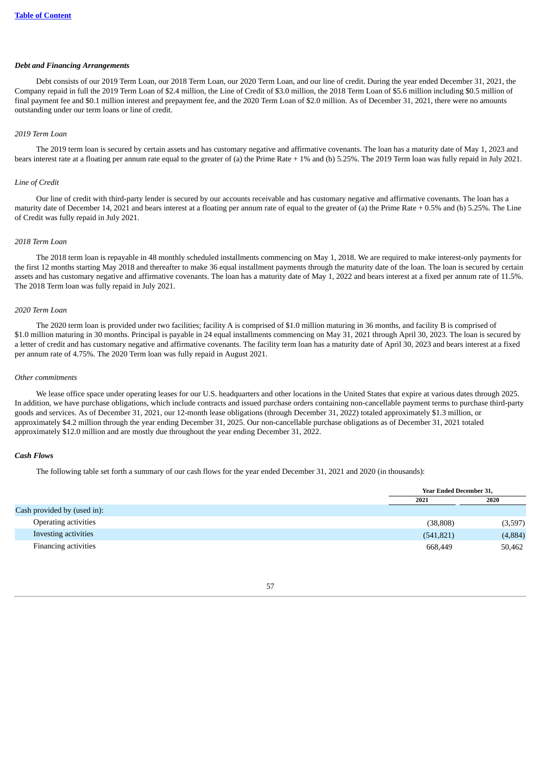*Debt and Financing Arrangements*

Debt consists of our 2019 Term Loan, our 2018 Term Loan, our 2020 Term Loan, and our line of credit. During the year ended December 31, 2021, the Company repaid in full the 2019 Term Loan of $2.4 million, the Line of Credit of $3.0 million, the 2018 Term Loan of $5.6 million including $0.5 million of final payment fee and $0.1 million interest and prepayment fee, and the 2020 Term Loan of $2.0 million. As of December 31, 2021, there were no amounts outstanding under our term loans or line of credit.

*2019 Term Loan*

The 2019 term loan is secured by certain assets and has customary negative and affirmative covenants. The loan has a maturity date of May 1, 2023 and bears interest rate at a floating per annum rate equal to the greater of (a) the Prime Rate + 1% and (b) 5.25%. The 2019 Term loan was fully repaid in July 2021.

*Line of Credit*

Our line of credit with third-party lender is secured by our accounts receivable and has customary negative and affirmative covenants. The loan has a maturity date of December 14, 2021 and bears interest at a floating per annum rate of equal to the greater of (a) the Prime Rate + 0.5% and (b) 5.25%. The Line of Credit was fully repaid in July 2021.

*2018 Term Loan*

The 2018 term loan is repayable in 48 monthly scheduled installments commencing on May 1, 2018. We are required to make interest-only payments for the first 12 months starting May 2018 and thereafter to make 36 equal installment payments through the maturity date of the loan. The loan is secured by certain assets and has customary negative and affirmative covenants. The loan has a maturity date of May 1, 2022 and bears interest at a fixed per annum rate of 11.5%. The 2018 Term loan was fully repaid in July 2021.

*2020 Term Loan*

The 2020 term loan is provided under two facilities; facility A is comprised of $1.0 million maturing in 36 months, and facility B is comprised of $1.0 million maturing in 30 months. Principal is payable in 24 equal installments commencing on May 31, 2021 through April 30, 2023. The loan is secured by a letter of credit and has customary negative and affirmative covenants. The facility term loan has a maturity date of April 30, 2023 and bears interest at a fixed per annum rate of 4.75%. The 2020 Term loan was fully repaid in August 2021.

*Other commitments*

We lease office space under operating leases for our U.S. headquarters and other locations in the United States that expire at various dates through 2025. In addition, we have purchase obligations, which include contracts and issued purchase orders containing non-cancellable payment terms to purchase third-party goods and services. As of December 31, 2021, our 12-month lease obligations (through December 31, 2022) totaled approximately $1.3 million, or approximately $4.2 million through the year ending December 31, 2025. Our non-cancellable purchase obligations as of December 31, 2021 totaled approximately $12.0 million and are mostly due throughout the year ending December 31, 2022.

***Cash Flows***

The following table set forth a summary of our cash flows for the year ended December 31, 2021 and 2020 (in thousands):

| | Year Ended December 31, | |
|---|---|---|
| | 2021 | 2020 |
| Cash provided by (used in): | | |
| Operating activities | (38,808) | (3,597) |
| Investing activities | (541,821) | (4,884) |
| Financing activities | 668,449 | 50,462 |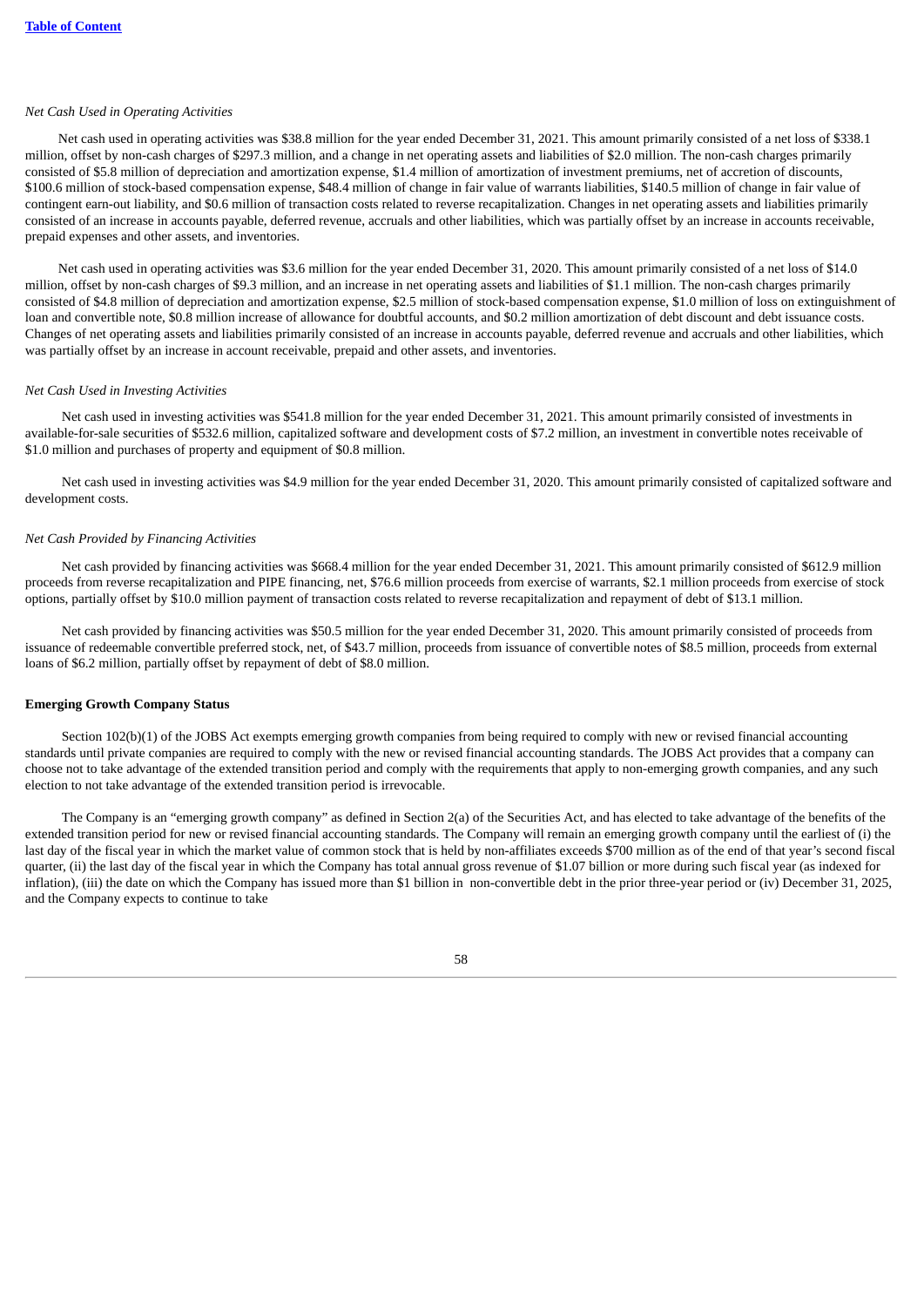*Net Cash Used in Operating Activities*

Net cash used in operating activities was $38.8 million for the year ended December 31, 2021. This amount primarily consisted of a net loss of $338.1 million, offset by non-cash charges of $297.3 million, and a change in net operating assets and liabilities of $2.0 million. The non-cash charges primarily consisted of $5.8 million of depreciation and amortization expense, $1.4 million of amortization of investment premiums, net of accretion of discounts, $100.6 million of stock-based compensation expense, $48.4 million of change in fair value of warrants liabilities, $140.5 million of change in fair value of contingent earn-out liability, and $0.6 million of transaction costs related to reverse recapitalization. Changes in net operating assets and liabilities primarily consisted of an increase in accounts payable, deferred revenue, accruals and other liabilities, which was partially offset by an increase in accounts receivable, prepaid expenses and other assets, and inventories.

Net cash used in operating activities was $3.6 million for the year ended December 31, 2020. This amount primarily consisted of a net loss of $14.0 million, offset by non-cash charges of $9.3 million, and an increase in net operating assets and liabilities of $1.1 million. The non-cash charges primarily consisted of $4.8 million of depreciation and amortization expense, $2.5 million of stock-based compensation expense, $1.0 million of loss on extinguishment of loan and convertible note, $0.8 million increase of allowance for doubtful accounts, and $0.2 million amortization of debt discount and debt issuance costs. Changes of net operating assets and liabilities primarily consisted of an increase in accounts payable, deferred revenue and accruals and other liabilities, which was partially offset by an increase in account receivable, prepaid and other assets, and inventories.

*Net Cash Used in Investing Activities*

Net cash used in investing activities was $541.8 million for the year ended December 31, 2021. This amount primarily consisted of investments in available-for-sale securities of $532.6 million, capitalized software and development costs of $7.2 million, an investment in convertible notes receivable of $1.0 million and purchases of property and equipment of $0.8 million.

Net cash used in investing activities was $4.9 million for the year ended December 31, 2020. This amount primarily consisted of capitalized software and development costs.

*Net Cash Provided by Financing Activities*

Net cash provided by financing activities was $668.4 million for the year ended December 31, 2021. This amount primarily consisted of $612.9 million proceeds from reverse recapitalization and PIPE financing, net, $76.6 million proceeds from exercise of warrants, $2.1 million proceeds from exercise of stock options, partially offset by $10.0 million payment of transaction costs related to reverse recapitalization and repayment of debt of $13.1 million.

Net cash provided by financing activities was $50.5 million for the year ended December 31, 2020. This amount primarily consisted of proceeds from issuance of redeemable convertible preferred stock, net, of $43.7 million, proceeds from issuance of convertible notes of $8.5 million, proceeds from external loans of $6.2 million, partially offset by repayment of debt of $8.0 million.

**Emerging Growth Company Status**

Section 102(b)(1) of the JOBS Act exempts emerging growth companies from being required to comply with new or revised financial accounting standards until private companies are required to comply with the new or revised financial accounting standards. The JOBS Act provides that a company can choose not to take advantage of the extended transition period and comply with the requirements that apply to non-emerging growth companies, and any such election to not take advantage of the extended transition period is irrevocable.

The Company is an "emerging growth company" as defined in Section 2(a) of the Securities Act, and has elected to take advantage of the benefits of the extended transition period for new or revised financial accounting standards. The Company will remain an emerging growth company until the earliest of (i) the last day of the fiscal year in which the market value of common stock that is held by non-affiliates exceeds $700 million as of the end of that year's second fiscal quarter, (ii) the last day of the fiscal year in which the Company has total annual gross revenue of $1.07 billion or more during such fiscal year (as indexed for inflation), (iii) the date on which the Company has issued more than $1 billion in non-convertible debt in the prior three-year period or (iv) December 31, 2025, and the Company expects to continue to take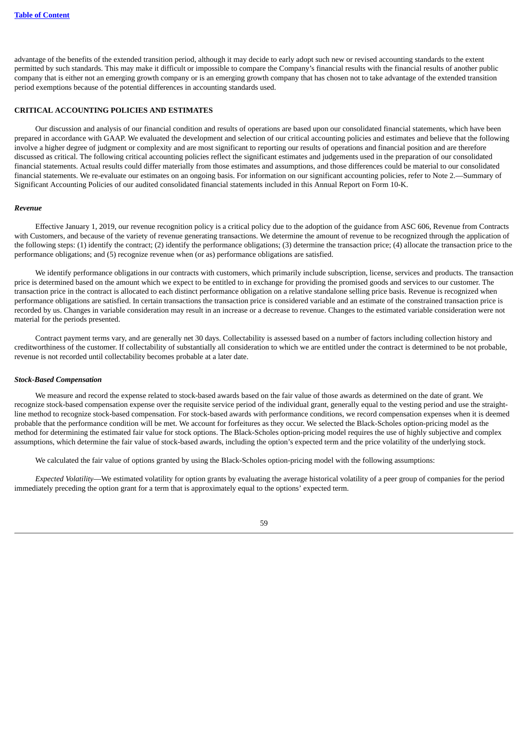advantage of the benefits of the extended transition period, although it may decide to early adopt such new or revised accounting standards to the extent permitted by such standards. This may make it difficult or impossible to compare the Company's financial results with the financial results of another public company that is either not an emerging growth company or is an emerging growth company that has chosen not to take advantage of the extended transition period exemptions because of the potential differences in accounting standards used.

## CRITICAL ACCOUNTING POLICIES AND ESTIMATES

Our discussion and analysis of our financial condition and results of operations are based upon our consolidated financial statements, which have been prepared in accordance with GAAP. We evaluated the development and selection of our critical accounting policies and estimates and believe that the following involve a higher degree of judgment or complexity and are most significant to reporting our results of operations and financial position and are therefore discussed as critical. The following critical accounting policies reflect the significant estimates and judgements used in the preparation of our consolidated financial statements. Actual results could differ materially from those estimates and assumptions, and those differences could be material to our consolidated financial statements. We re-evaluate our estimates on an ongoing basis. For information on our significant accounting policies, refer to Note 2.—Summary of Significant Accounting Policies of our audited consolidated financial statements included in this Annual Report on Form 10-K.

### *Revenue*

Effective January 1, 2019, our revenue recognition policy is a critical policy due to the adoption of the guidance from ASC 606, Revenue from Contracts with Customers, and because of the variety of revenue generating transactions. We determine the amount of revenue to be recognized through the application of the following steps: (1) identify the contract; (2) identify the performance obligations; (3) determine the transaction price; (4) allocate the transaction price to the performance obligations; and (5) recognize revenue when (or as) performance obligations are satisfied.

We identify performance obligations in our contracts with customers, which primarily include subscription, license, services and products. The transaction price is determined based on the amount which we expect to be entitled to in exchange for providing the promised goods and services to our customer. The transaction price in the contract is allocated to each distinct performance obligation on a relative standalone selling price basis. Revenue is recognized when performance obligations are satisfied. In certain transactions the transaction price is considered variable and an estimate of the constrained transaction price is recorded by us. Changes in variable consideration may result in an increase or a decrease to revenue. Changes to the estimated variable consideration were not material for the periods presented.

Contract payment terms vary, and are generally net 30 days. Collectability is assessed based on a number of factors including collection history and creditworthiness of the customer. If collectability of substantially all consideration to which we are entitled under the contract is determined to be not probable, revenue is not recorded until collectability becomes probable at a later date.

### *Stock-Based Compensation*

We measure and record the expense related to stock-based awards based on the fair value of those awards as determined on the date of grant. We recognize stock-based compensation expense over the requisite service period of the individual grant, generally equal to the vesting period and use the straight-line method to recognize stock-based compensation. For stock-based awards with performance conditions, we record compensation expenses when it is deemed probable that the performance condition will be met. We account for forfeitures as they occur. We selected the Black-Scholes option-pricing model as the method for determining the estimated fair value for stock options. The Black-Scholes option-pricing model requires the use of highly subjective and complex assumptions, which determine the fair value of stock-based awards, including the option's expected term and the price volatility of the underlying stock.

We calculated the fair value of options granted by using the Black-Scholes option-pricing model with the following assumptions:

*Expected Volatility*—We estimated volatility for option grants by evaluating the average historical volatility of a peer group of companies for the period immediately preceding the option grant for a term that is approximately equal to the options' expected term.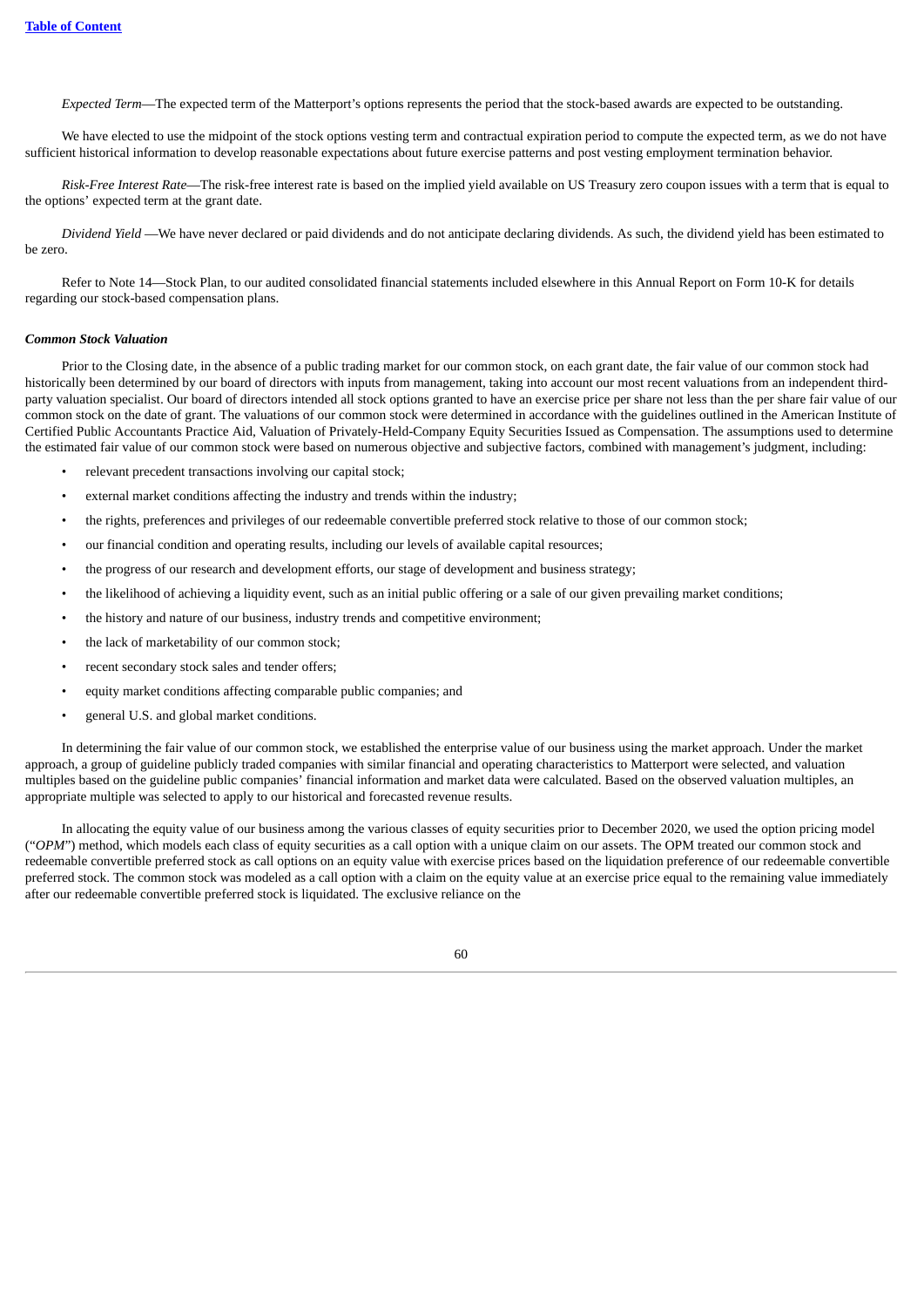*Expected Term*—The expected term of the Matterport's options represents the period that the stock-based awards are expected to be outstanding.

We have elected to use the midpoint of the stock options vesting term and contractual expiration period to compute the expected term, as we do not have sufficient historical information to develop reasonable expectations about future exercise patterns and post vesting employment termination behavior.

*Risk-Free Interest Rate*—The risk-free interest rate is based on the implied yield available on US Treasury zero coupon issues with a term that is equal to the options' expected term at the grant date.

*Dividend Yield* —We have never declared or paid dividends and do not anticipate declaring dividends. As such, the dividend yield has been estimated to be zero.

Refer to Note 14—Stock Plan, to our audited consolidated financial statements included elsewhere in this Annual Report on Form 10-K for details regarding our stock-based compensation plans.

***Common Stock Valuation***

Prior to the Closing date, in the absence of a public trading market for our common stock, on each grant date, the fair value of our common stock had historically been determined by our board of directors with inputs from management, taking into account our most recent valuations from an independent third-party valuation specialist. Our board of directors intended all stock options granted to have an exercise price per share not less than the per share fair value of our common stock on the date of grant. The valuations of our common stock were determined in accordance with the guidelines outlined in the American Institute of Certified Public Accountants Practice Aid, Valuation of Privately-Held-Company Equity Securities Issued as Compensation. The assumptions used to determine the estimated fair value of our common stock were based on numerous objective and subjective factors, combined with management's judgment, including:

- relevant precedent transactions involving our capital stock;
- external market conditions affecting the industry and trends within the industry;
- the rights, preferences and privileges of our redeemable convertible preferred stock relative to those of our common stock;
- our financial condition and operating results, including our levels of available capital resources;
- the progress of our research and development efforts, our stage of development and business strategy;
- the likelihood of achieving a liquidity event, such as an initial public offering or a sale of our given prevailing market conditions;
- the history and nature of our business, industry trends and competitive environment;
- the lack of marketability of our common stock;
- recent secondary stock sales and tender offers;
- equity market conditions affecting comparable public companies; and
- general U.S. and global market conditions.

In determining the fair value of our common stock, we established the enterprise value of our business using the market approach. Under the market approach, a group of guideline publicly traded companies with similar financial and operating characteristics to Matterport were selected, and valuation multiples based on the guideline public companies' financial information and market data were calculated. Based on the observed valuation multiples, an appropriate multiple was selected to apply to our historical and forecasted revenue results.

In allocating the equity value of our business among the various classes of equity securities prior to December 2020, we used the option pricing model ("*OPM*") method, which models each class of equity securities as a call option with a unique claim on our assets. The OPM treated our common stock and redeemable convertible preferred stock as call options on an equity value with exercise prices based on the liquidation preference of our redeemable convertible preferred stock. The common stock was modeled as a call option with a claim on the equity value at an exercise price equal to the remaining value immediately after our redeemable convertible preferred stock is liquidated. The exclusive reliance on the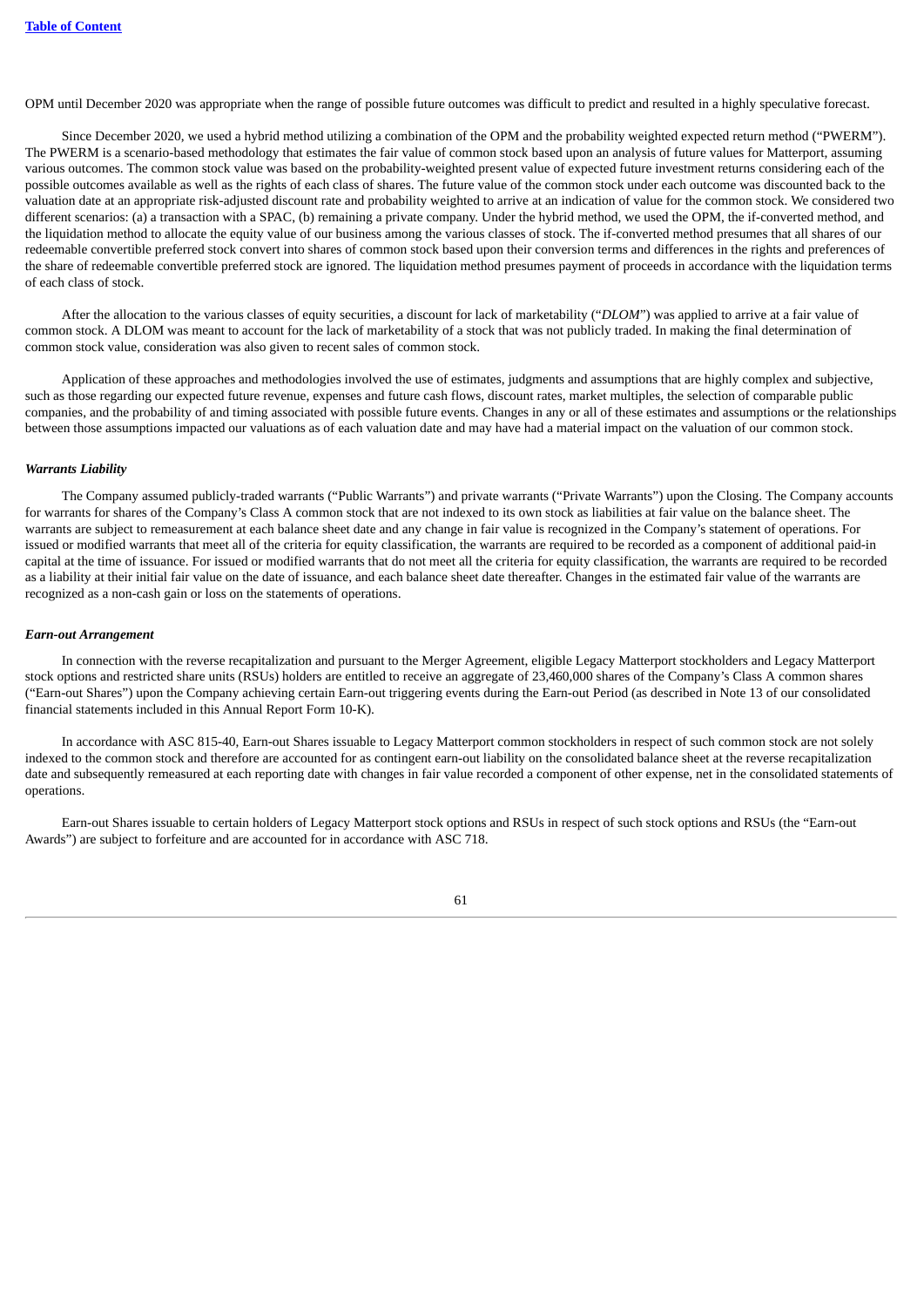OPM until December 2020 was appropriate when the range of possible future outcomes was difficult to predict and resulted in a highly speculative forecast.

Since December 2020, we used a hybrid method utilizing a combination of the OPM and the probability weighted expected return method ("PWERM"). The PWERM is a scenario-based methodology that estimates the fair value of common stock based upon an analysis of future values for Matterport, assuming various outcomes. The common stock value was based on the probability-weighted present value of expected future investment returns considering each of the possible outcomes available as well as the rights of each class of shares. The future value of the common stock under each outcome was discounted back to the valuation date at an appropriate risk-adjusted discount rate and probability weighted to arrive at an indication of value for the common stock. We considered two different scenarios: (a) a transaction with a SPAC, (b) remaining a private company. Under the hybrid method, we used the OPM, the if-converted method, and the liquidation method to allocate the equity value of our business among the various classes of stock. The if-converted method presumes that all shares of our redeemable convertible preferred stock convert into shares of common stock based upon their conversion terms and differences in the rights and preferences of the share of redeemable convertible preferred stock are ignored. The liquidation method presumes payment of proceeds in accordance with the liquidation terms of each class of stock.

After the allocation to the various classes of equity securities, a discount for lack of marketability ("*DLOM*") was applied to arrive at a fair value of common stock. A DLOM was meant to account for the lack of marketability of a stock that was not publicly traded. In making the final determination of common stock value, consideration was also given to recent sales of common stock.

Application of these approaches and methodologies involved the use of estimates, judgments and assumptions that are highly complex and subjective, such as those regarding our expected future revenue, expenses and future cash flows, discount rates, market multiples, the selection of comparable public companies, and the probability of and timing associated with possible future events. Changes in any or all of these estimates and assumptions or the relationships between those assumptions impacted our valuations as of each valuation date and may have had a material impact on the valuation of our common stock.

***Warrants Liability***

The Company assumed publicly-traded warrants ("Public Warrants") and private warrants ("Private Warrants") upon the Closing. The Company accounts for warrants for shares of the Company's Class A common stock that are not indexed to its own stock as liabilities at fair value on the balance sheet. The warrants are subject to remeasurement at each balance sheet date and any change in fair value is recognized in the Company's statement of operations. For issued or modified warrants that meet all of the criteria for equity classification, the warrants are required to be recorded as a component of additional paid-in capital at the time of issuance. For issued or modified warrants that do not meet all the criteria for equity classification, the warrants are required to be recorded as a liability at their initial fair value on the date of issuance, and each balance sheet date thereafter. Changes in the estimated fair value of the warrants are recognized as a non-cash gain or loss on the statements of operations.

***Earn-out Arrangement***

In connection with the reverse recapitalization and pursuant to the Merger Agreement, eligible Legacy Matterport stockholders and Legacy Matterport stock options and restricted share units (RSUs) holders are entitled to receive an aggregate of 23,460,000 shares of the Company's Class A common shares ("Earn-out Shares") upon the Company achieving certain Earn-out triggering events during the Earn-out Period (as described in Note 13 of our consolidated financial statements included in this Annual Report Form 10-K).

In accordance with ASC 815-40, Earn-out Shares issuable to Legacy Matterport common stockholders in respect of such common stock are not solely indexed to the common stock and therefore are accounted for as contingent earn-out liability on the consolidated balance sheet at the reverse recapitalization date and subsequently remeasured at each reporting date with changes in fair value recorded a component of other expense, net in the consolidated statements of operations.

Earn-out Shares issuable to certain holders of Legacy Matterport stock options and RSUs in respect of such stock options and RSUs (the "Earn-out Awards") are subject to forfeiture and are accounted for in accordance with ASC 718.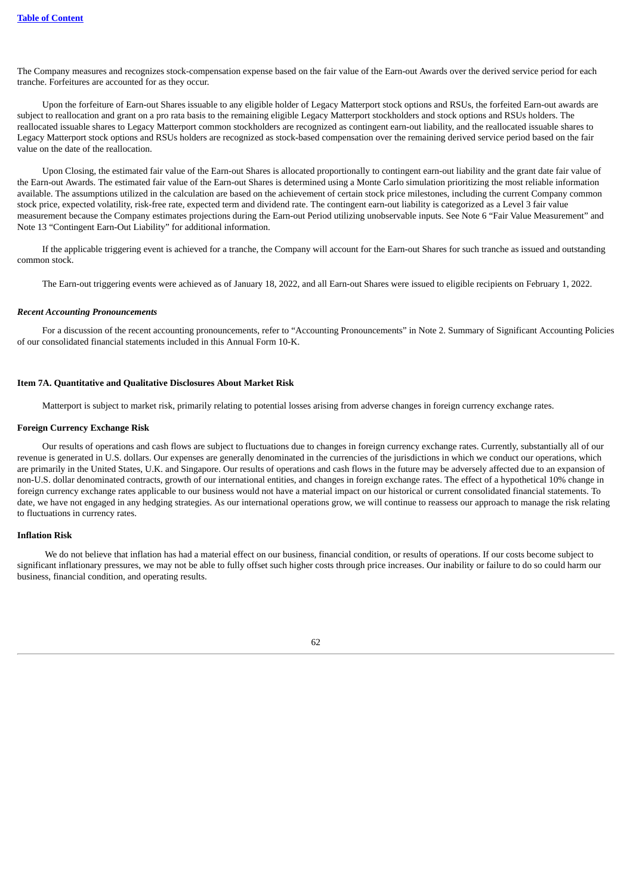The Company measures and recognizes stock-compensation expense based on the fair value of the Earn-out Awards over the derived service period for each tranche. Forfeitures are accounted for as they occur.

Upon the forfeiture of Earn-out Shares issuable to any eligible holder of Legacy Matterport stock options and RSUs, the forfeited Earn-out awards are subject to reallocation and grant on a pro rata basis to the remaining eligible Legacy Matterport stockholders and stock options and RSUs holders. The reallocated issuable shares to Legacy Matterport common stockholders are recognized as contingent earn-out liability, and the reallocated issuable shares to Legacy Matterport stock options and RSUs holders are recognized as stock-based compensation over the remaining derived service period based on the fair value on the date of the reallocation.

Upon Closing, the estimated fair value of the Earn-out Shares is allocated proportionally to contingent earn-out liability and the grant date fair value of the Earn-out Awards. The estimated fair value of the Earn-out Shares is determined using a Monte Carlo simulation prioritizing the most reliable information available. The assumptions utilized in the calculation are based on the achievement of certain stock price milestones, including the current Company common stock price, expected volatility, risk-free rate, expected term and dividend rate. The contingent earn-out liability is categorized as a Level 3 fair value measurement because the Company estimates projections during the Earn-out Period utilizing unobservable inputs. See Note 6 "Fair Value Measurement" and Note 13 "Contingent Earn-Out Liability" for additional information.

If the applicable triggering event is achieved for a tranche, the Company will account for the Earn-out Shares for such tranche as issued and outstanding common stock.

The Earn-out triggering events were achieved as of January 18, 2022, and all Earn-out Shares were issued to eligible recipients on February 1, 2022.

*Recent Accounting Pronouncements*

For a discussion of the recent accounting pronouncements, refer to "Accounting Pronouncements" in Note 2. Summary of Significant Accounting Policies of our consolidated financial statements included in this Annual Form 10-K.

## Item 7A. Quantitative and Qualitative Disclosures About Market Risk

Matterport is subject to market risk, primarily relating to potential losses arising from adverse changes in foreign currency exchange rates.

### Foreign Currency Exchange Risk

Our results of operations and cash flows are subject to fluctuations due to changes in foreign currency exchange rates. Currently, substantially all of our revenue is generated in U.S. dollars. Our expenses are generally denominated in the currencies of the jurisdictions in which we conduct our operations, which are primarily in the United States, U.K. and Singapore. Our results of operations and cash flows in the future may be adversely affected due to an expansion of non-U.S. dollar denominated contracts, growth of our international entities, and changes in foreign exchange rates. The effect of a hypothetical 10% change in foreign currency exchange rates applicable to our business would not have a material impact on our historical or current consolidated financial statements. To date, we have not engaged in any hedging strategies. As our international operations grow, we will continue to reassess our approach to manage the risk relating to fluctuations in currency rates.

### Inflation Risk

We do not believe that inflation has had a material effect on our business, financial condition, or results of operations. If our costs become subject to significant inflationary pressures, we may not be able to fully offset such higher costs through price increases. Our inability or failure to do so could harm our business, financial condition, and operating results.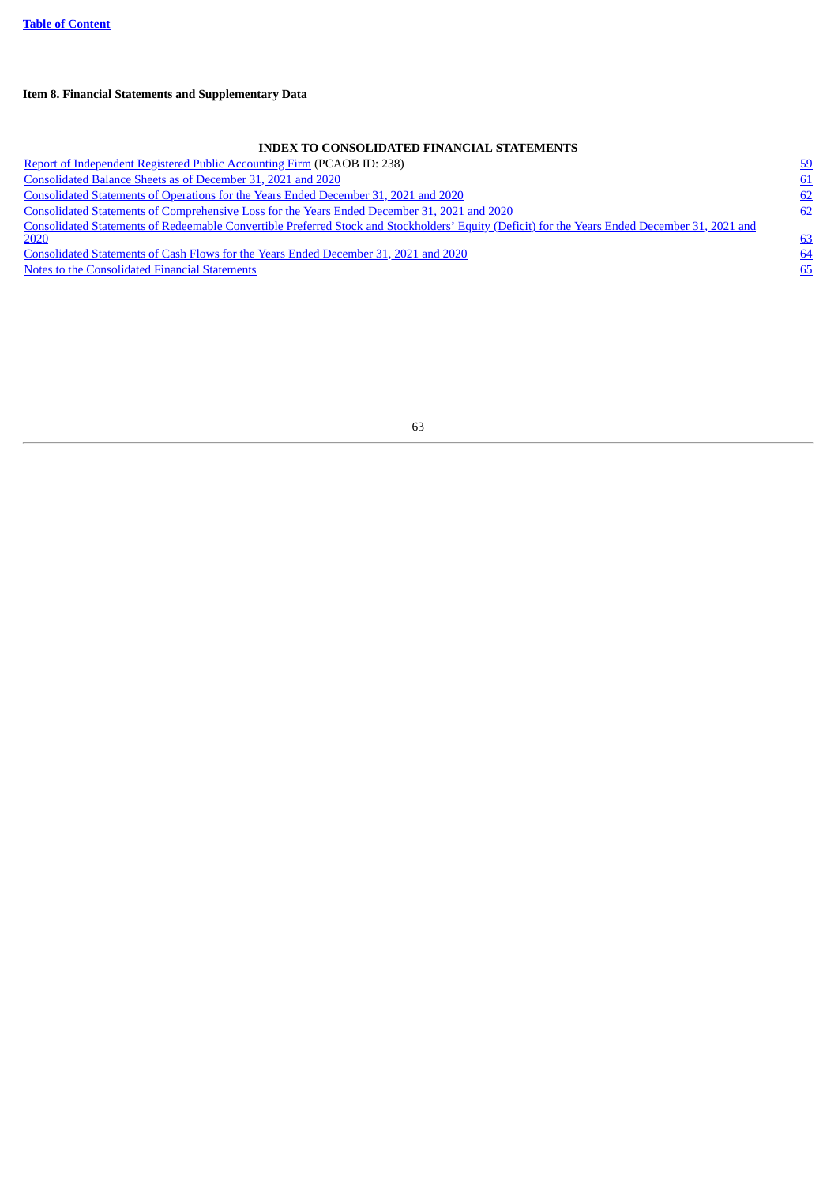[Table of Content](#)

## Item 8. Financial Statements and Supplementary Data

### INDEX TO CONSOLIDATED FINANCIAL STATEMENTS

| | |
|---|---|
| [Report of Independent Registered Public Accounting Firm](#) (PCAOB ID: 238) | [59](#) |
| [Consolidated Balance Sheets as of December 31, 2021 and 2020](#) | [61](#) |
| [Consolidated Statements of Operations for the Years Ended December 31, 2021 and 2020](#) | [62](#) |
| [Consolidated Statements of Comprehensive Loss for the Years Ended December 31, 2021 and 2020](#) | [62](#) |
| [Consolidated Statements of Redeemable Convertible Preferred Stock and Stockholders' Equity (Deficit) for the Years Ended December 31, 2021 and 2020](#) | [63](#) |
| [Consolidated Statements of Cash Flows for the Years Ended December 31, 2021 and 2020](#) | [64](#) |
| [Notes to the Consolidated Financial Statements](#) | [65](#) |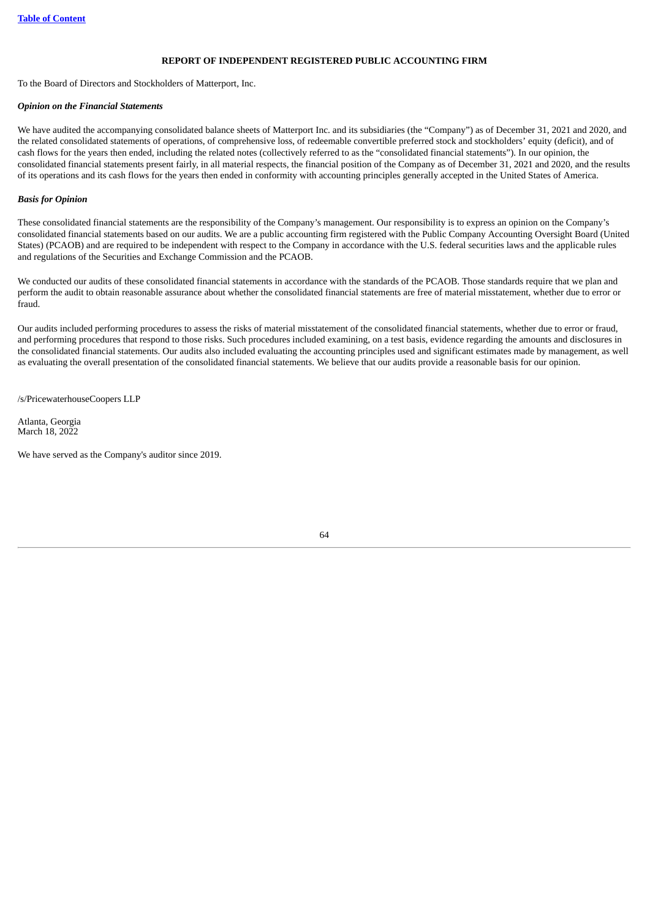## REPORT OF INDEPENDENT REGISTERED PUBLIC ACCOUNTING FIRM

To the Board of Directors and Stockholders of Matterport, Inc.

***Opinion on the Financial Statements***

We have audited the accompanying consolidated balance sheets of Matterport Inc. and its subsidiaries (the "Company") as of December 31, 2021 and 2020, and the related consolidated statements of operations, of comprehensive loss, of redeemable convertible preferred stock and stockholders' equity (deficit), and of cash flows for the years then ended, including the related notes (collectively referred to as the "consolidated financial statements"). In our opinion, the consolidated financial statements present fairly, in all material respects, the financial position of the Company as of December 31, 2021 and 2020, and the results of its operations and its cash flows for the years then ended in conformity with accounting principles generally accepted in the United States of America.

***Basis for Opinion***

These consolidated financial statements are the responsibility of the Company's management. Our responsibility is to express an opinion on the Company's consolidated financial statements based on our audits. We are a public accounting firm registered with the Public Company Accounting Oversight Board (United States) (PCAOB) and are required to be independent with respect to the Company in accordance with the U.S. federal securities laws and the applicable rules and regulations of the Securities and Exchange Commission and the PCAOB.

We conducted our audits of these consolidated financial statements in accordance with the standards of the PCAOB. Those standards require that we plan and perform the audit to obtain reasonable assurance about whether the consolidated financial statements are free of material misstatement, whether due to error or fraud.

Our audits included performing procedures to assess the risks of material misstatement of the consolidated financial statements, whether due to error or fraud, and performing procedures that respond to those risks. Such procedures included examining, on a test basis, evidence regarding the amounts and disclosures in the consolidated financial statements. Our audits also included evaluating the accounting principles used and significant estimates made by management, as well as evaluating the overall presentation of the consolidated financial statements. We believe that our audits provide a reasonable basis for our opinion.

/s/PricewaterhouseCoopers LLP

Atlanta, Georgia
March 18, 2022

We have served as the Company's auditor since 2019.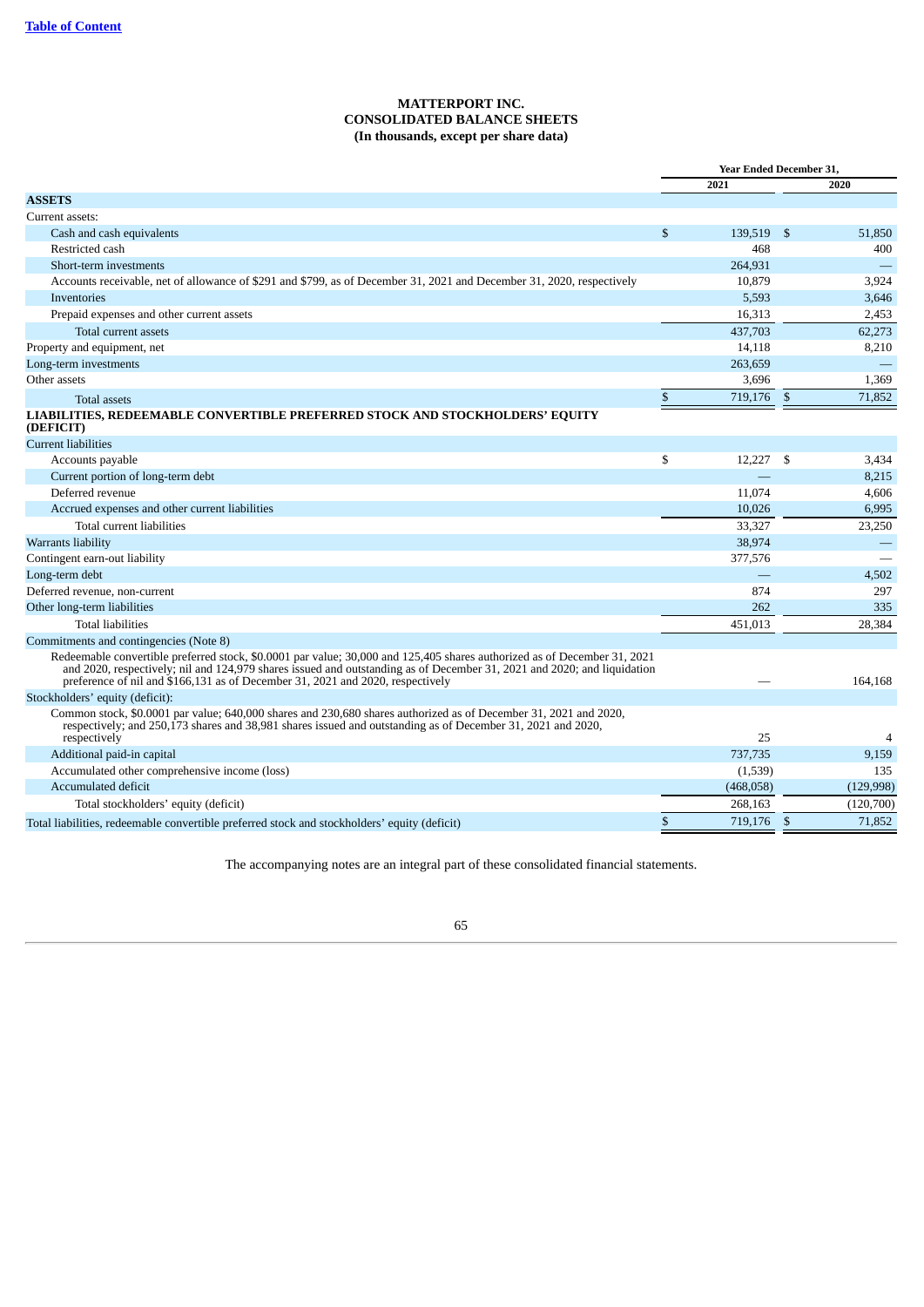Table of Content

**MATTERPORT INC.**
**CONSOLIDATED BALANCE SHEETS**
**(In thousands, except per share data)**

| | Year Ended December 31, | |
|---|---|---|
| | 2021 | 2020 |
| **ASSETS** | | |
| Current assets: | | |
| Cash and cash equivalents | $ 139,519 | $ 51,850 |
| Restricted cash | 468 | 400 |
| Short-term investments | 264,931 | — |
| Accounts receivable, net of allowance of $291 and $799, as of December 31, 2021 and December 31, 2020, respectively | 10,879 | 3,924 |
| Inventories | 5,593 | 3,646 |
| Prepaid expenses and other current assets | 16,313 | 2,453 |
| Total current assets | 437,703 | 62,273 |
| Property and equipment, net | 14,118 | 8,210 |
| Long-term investments | 263,659 | — |
| Other assets | 3,696 | 1,369 |
| Total assets | $ 719,176 | $ 71,852 |
| **LIABILITIES, REDEEMABLE CONVERTIBLE PREFERRED STOCK AND STOCKHOLDERS' EQUITY (DEFICIT)** | | |
| Current liabilities | | |
| Accounts payable | $ 12,227 | $ 3,434 |
| Current portion of long-term debt | — | 8,215 |
| Deferred revenue | 11,074 | 4,606 |
| Accrued expenses and other current liabilities | 10,026 | 6,995 |
| Total current liabilities | 33,327 | 23,250 |
| Warrants liability | 38,974 | — |
| Contingent earn-out liability | 377,576 | — |
| Long-term debt | — | 4,502 |
| Deferred revenue, non-current | 874 | 297 |
| Other long-term liabilities | 262 | 335 |
| Total liabilities | 451,013 | 28,384 |
| Commitments and contingencies (Note 8) | | |
| Redeemable convertible preferred stock, $0.0001 par value; 30,000 and 125,405 shares authorized as of December 31, 2021 and 2020, respectively; nil and 124,979 shares issued and outstanding as of December 31, 2021 and 2020; and liquidation preference of nil and $166,131 as of December 31, 2021 and 2020, respectively | — | 164,168 |
| Stockholders' equity (deficit): | | |
| Common stock, $0.0001 par value; 640,000 shares and 230,680 shares authorized as of December 31, 2021 and 2020, respectively; and 250,173 shares and 38,981 shares issued and outstanding as of December 31, 2021 and 2020, respectively | 25 | 4 |
| Additional paid-in capital | 737,735 | 9,159 |
| Accumulated other comprehensive income (loss) | (1,539) | 135 |
| Accumulated deficit | (468,058) | (129,998) |
| Total stockholders' equity (deficit) | 268,163 | (120,700) |
| Total liabilities, redeemable convertible preferred stock and stockholders' equity (deficit) | $ 719,176 | $ 71,852 |

The accompanying notes are an integral part of these consolidated financial statements.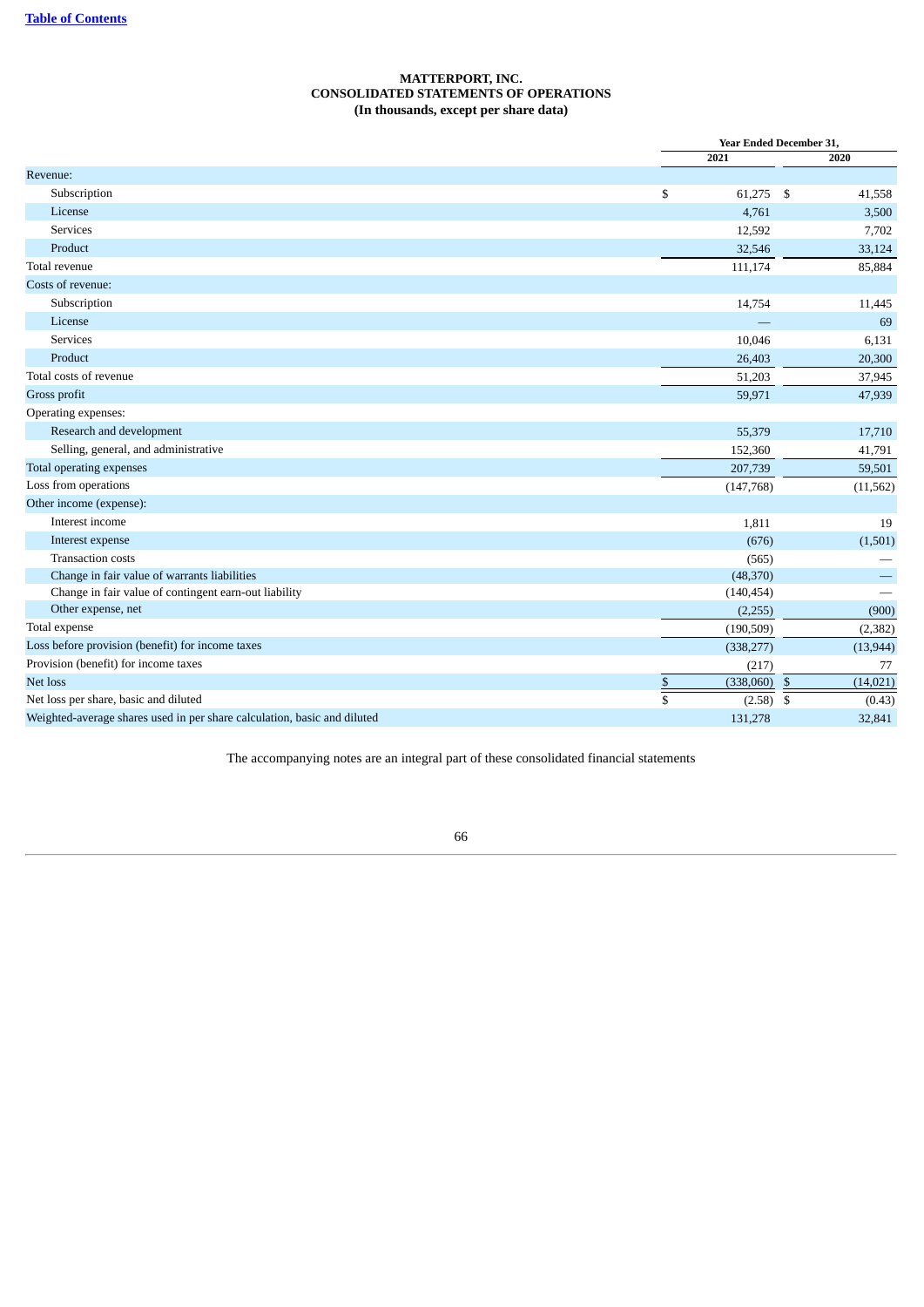[Table of Contents](#)

**MATTERPORT, INC.**
**CONSOLIDATED STATEMENTS OF OPERATIONS**
**(In thousands, except per share data)**

| | Year Ended December 31, | |
|---|---|---|
| | 2021 | 2020 |
| Revenue: | | |
| Subscription | $ 61,275 | $ 41,558 |
| License | 4,761 | 3,500 |
| Services | 12,592 | 7,702 |
| Product | 32,546 | 33,124 |
| Total revenue | 111,174 | 85,884 |
| Costs of revenue: | | |
| Subscription | 14,754 | 11,445 |
| License | — | 69 |
| Services | 10,046 | 6,131 |
| Product | 26,403 | 20,300 |
| Total costs of revenue | 51,203 | 37,945 |
| Gross profit | 59,971 | 47,939 |
| Operating expenses: | | |
| Research and development | 55,379 | 17,710 |
| Selling, general, and administrative | 152,360 | 41,791 |
| Total operating expenses | 207,739 | 59,501 |
| Loss from operations | (147,768) | (11,562) |
| Other income (expense): | | |
| Interest income | 1,811 | 19 |
| Interest expense | (676) | (1,501) |
| Transaction costs | (565) | — |
| Change in fair value of warrants liabilities | (48,370) | — |
| Change in fair value of contingent earn-out liability | (140,454) | — |
| Other expense, net | (2,255) | (900) |
| Total expense | (190,509) | (2,382) |
| Loss before provision (benefit) for income taxes | (338,277) | (13,944) |
| Provision (benefit) for income taxes | (217) | 77 |
| Net loss | $ (338,060) | $ (14,021) |
| Net loss per share, basic and diluted | $ (2.58) | $ (0.43) |
| Weighted-average shares used in per share calculation, basic and diluted | 131,278 | 32,841 |

The accompanying notes are an integral part of these consolidated financial statements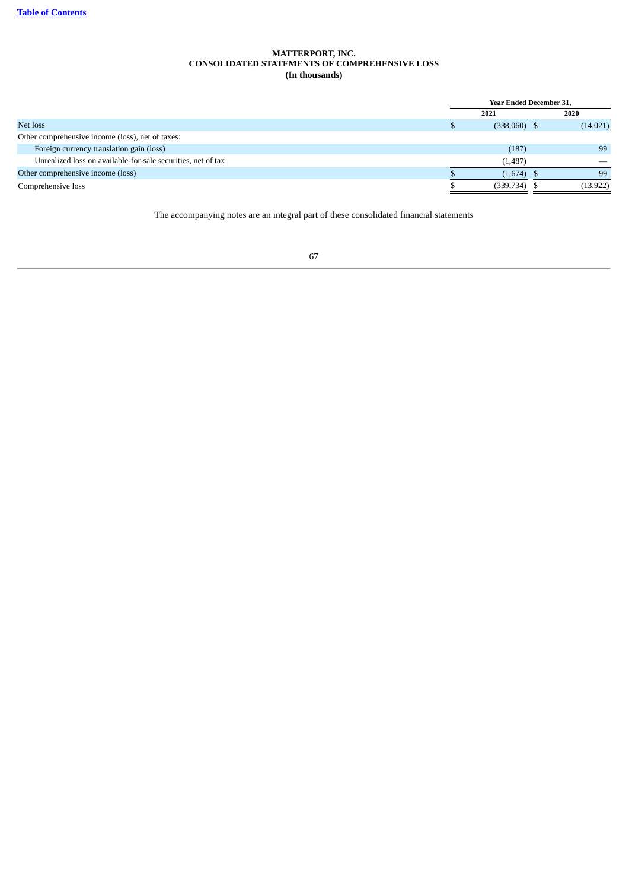**MATTERPORT, INC.**
**CONSOLIDATED STATEMENTS OF COMPREHENSIVE LOSS**
**(In thousands)**

| | Year Ended December 31, | |
|---|---|---|
| | 2021 | 2020 |
| Net loss | $ (338,060) | $ (14,021) |
| Other comprehensive income (loss), net of taxes: | | |
| Foreign currency translation gain (loss) | (187) | 99 |
| Unrealized loss on available-for-sale securities, net of tax | (1,487) | — |
| Other comprehensive income (loss) | $ (1,674) | $ 99 |
| Comprehensive loss | $ (339,734) | $ (13,922) |

The accompanying notes are an integral part of these consolidated financial statements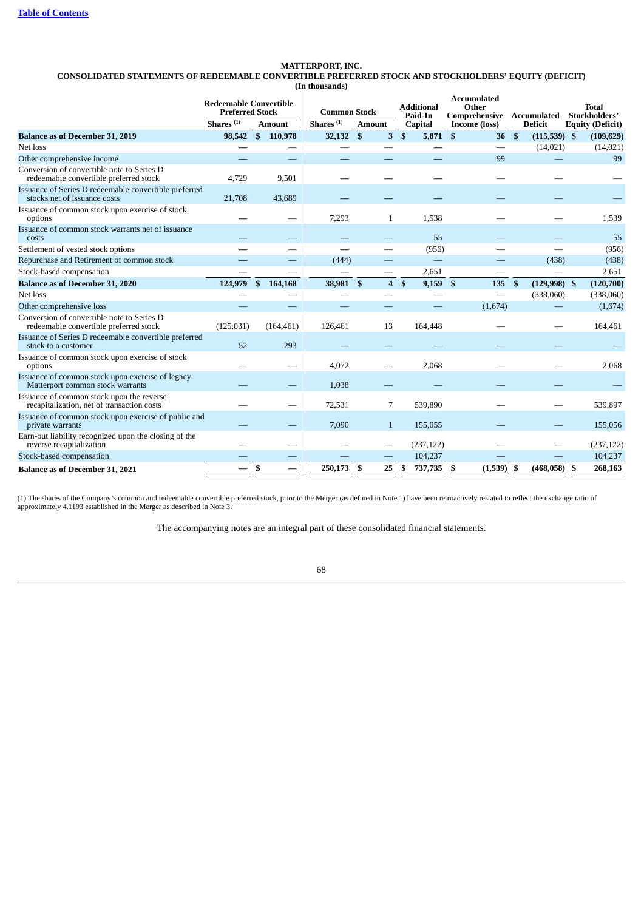[Table of Contents](#)

**MATTERPORT, INC.**
**CONSOLIDATED STATEMENTS OF REDEEMABLE CONVERTIBLE PREFERRED STOCK AND STOCKHOLDERS' EQUITY (DEFICIT)**
**(In thousands)**

| | Redeemable Convertible Preferred Stock | | Common Stock | | Additional Paid-In Capital | Accumulated Other Comprehensive Income (loss) | Accumulated Deficit | Total Stockholders' Equity (Deficit) |
|---|---|---|---|---|---|---|---|---|
| | Shares [(1)] | Amount | Shares [(1)] | Amount | | | | |
| **Balance as of December 31, 2019** | **98,542** | **$ 110,978** | **32,132** | **$ 3** | **$ 5,871** | **$ 36** | **$ (115,539)** | **$ (109,629)** |
| Net loss | — | — | — | — | — | — | (14,021) | (14,021) |
| Other comprehensive income | — | — | — | — | — | 99 | — | 99 |
| Conversion of convertible note to Series D redeemable convertible preferred stock | 4,729 | 9,501 | — | — | — | — | — | — |
| Issuance of Series D redeemable convertible preferred stocks net of issuance costs | 21,708 | 43,689 | — | — | — | — | — | — |
| Issuance of common stock upon exercise of stock options | — | — | 7,293 | 1 | 1,538 | — | — | 1,539 |
| Issuance of common stock warrants net of issuance costs | — | — | — | — | 55 | — | — | 55 |
| Settlement of vested stock options | — | — | — | — | (956) | — | — | (956) |
| Repurchase and Retirement of common stock | — | — | (444) | — | — | — | (438) | (438) |
| Stock-based compensation | — | — | — | — | 2,651 | — | — | 2,651 |
| **Balance as of December 31, 2020** | **124,979** | **$ 164,168** | **38,981** | **$ 4** | **$ 9,159** | **$ 135** | **$ (129,998)** | **$ (120,700)** |
| Net loss | — | — | — | — | — | — | (338,060) | (338,060) |
| Other comprehensive loss | — | — | — | — | — | (1,674) | — | (1,674) |
| Conversion of convertible note to Series D redeemable convertible preferred stock | (125,031) | (164,461) | 126,461 | 13 | 164,448 | — | — | 164,461 |
| Issuance of Series D redeemable convertible preferred stock to a customer | 52 | 293 | — | — | — | — | — | — |
| Issuance of common stock upon exercise of stock options | — | — | 4,072 | — | 2,068 | — | — | 2,068 |
| Issuance of common stock upon exercise of legacy Matterport common stock warrants | — | — | 1,038 | — | — | — | — | — |
| Issuance of common stock upon the reverse recapitalization, net of transaction costs | — | — | 72,531 | 7 | 539,890 | — | — | 539,897 |
| Issuance of common stock upon exercise of public and private warrants | — | — | 7,090 | 1 | 155,055 | — | — | 155,056 |
| Earn-out liability recognized upon the closing of the reverse recapitalization | — | — | — | — | (237,122) | — | — | (237,122) |
| Stock-based compensation | — | — | — | — | 104,237 | — | — | 104,237 |
| **Balance as of December 31, 2021** | **—** | **$ —** | **250,173** | **$ 25** | **$ 737,735** | **$ (1,539)** | **$ (468,058)** | **$ 268,163** |

(1) The shares of the Company's common and redeemable convertible preferred stock, prior to the Merger (as defined in Note 1) have been retroactively restated to reflect the exchange ratio of approximately 4.1193 established in the Merger as described in Note 3.

The accompanying notes are an integral part of these consolidated financial statements.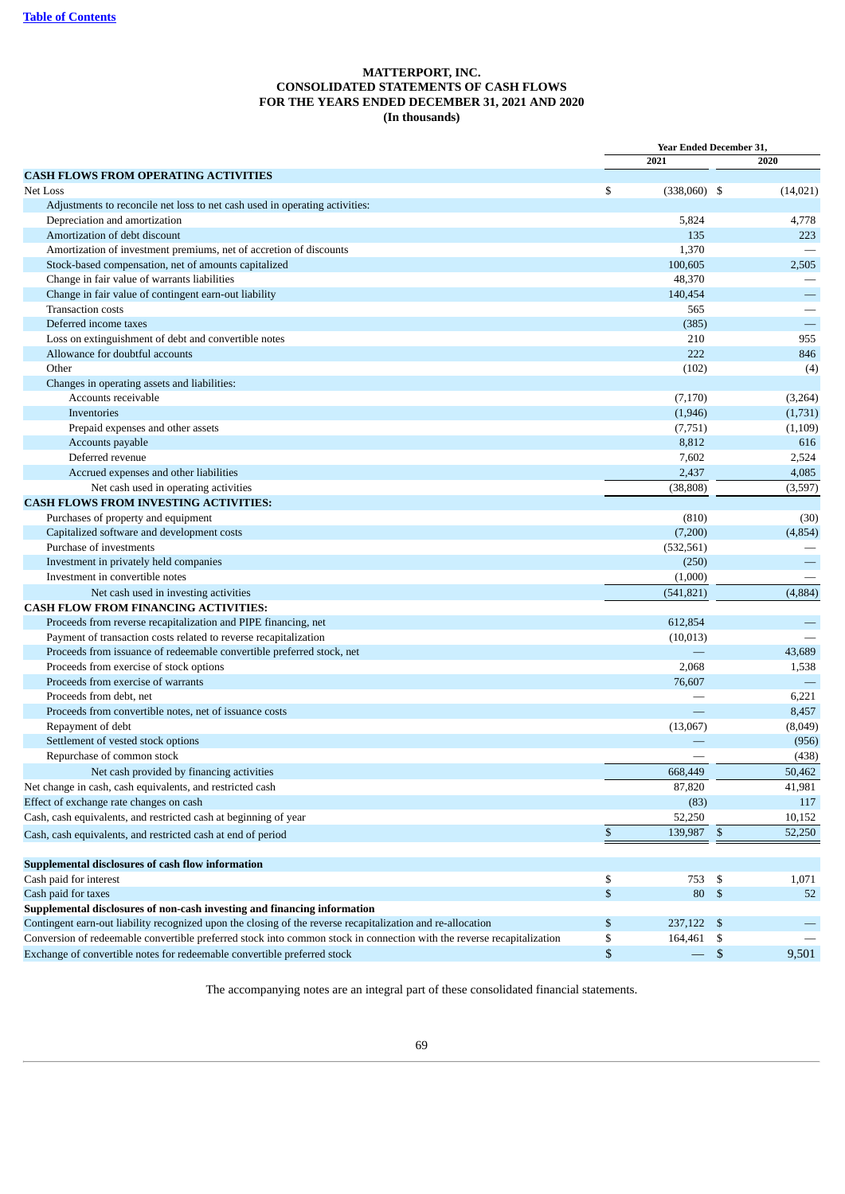Table of Contents

# MATTERPORT, INC.
## CONSOLIDATED STATEMENTS OF CASH FLOWS
## FOR THE YEARS ENDED DECEMBER 31, 2021 AND 2020
## (In thousands)

| | Year Ended December 31, | |
|---|---|---|
| | 2021 | 2020 |
| **CASH FLOWS FROM OPERATING ACTIVITIES** | | |
| Net Loss | $ (338,060) | $ (14,021) |
| Adjustments to reconcile net loss to net cash used in operating activities: | | |
| Depreciation and amortization | 5,824 | 4,778 |
| Amortization of debt discount | 135 | 223 |
| Amortization of investment premiums, net of accretion of discounts | 1,370 | — |
| Stock-based compensation, net of amounts capitalized | 100,605 | 2,505 |
| Change in fair value of warrants liabilities | 48,370 | — |
| Change in fair value of contingent earn-out liability | 140,454 | — |
| Transaction costs | 565 | — |
| Deferred income taxes | (385) | — |
| Loss on extinguishment of debt and convertible notes | 210 | 955 |
| Allowance for doubtful accounts | 222 | 846 |
| Other | (102) | (4) |
| Changes in operating assets and liabilities: | | |
| Accounts receivable | (7,170) | (3,264) |
| Inventories | (1,946) | (1,731) |
| Prepaid expenses and other assets | (7,751) | (1,109) |
| Accounts payable | 8,812 | 616 |
| Deferred revenue | 7,602 | 2,524 |
| Accrued expenses and other liabilities | 2,437 | 4,085 |
| Net cash used in operating activities | (38,808) | (3,597) |
| **CASH FLOWS FROM INVESTING ACTIVITIES:** | | |
| Purchases of property and equipment | (810) | (30) |
| Capitalized software and development costs | (7,200) | (4,854) |
| Purchase of investments | (532,561) | — |
| Investment in privately held companies | (250) | — |
| Investment in convertible notes | (1,000) | — |
| Net cash used in investing activities | (541,821) | (4,884) |
| **CASH FLOW FROM FINANCING ACTIVITIES:** | | |
| Proceeds from reverse recapitalization and PIPE financing, net | 612,854 | — |
| Payment of transaction costs related to reverse recapitalization | (10,013) | — |
| Proceeds from issuance of redeemable convertible preferred stock, net | — | 43,689 |
| Proceeds from exercise of stock options | 2,068 | 1,538 |
| Proceeds from exercise of warrants | 76,607 | — |
| Proceeds from debt, net | — | 6,221 |
| Proceeds from convertible notes, net of issuance costs | — | 8,457 |
| Repayment of debt | (13,067) | (8,049) |
| Settlement of vested stock options | — | (956) |
| Repurchase of common stock | — | (438) |
| Net cash provided by financing activities | 668,449 | 50,462 |
| Net change in cash, cash equivalents, and restricted cash | 87,820 | 41,981 |
| Effect of exchange rate changes on cash | (83) | 117 |
| Cash, cash equivalents, and restricted cash at beginning of year | 52,250 | 10,152 |
| Cash, cash equivalents, and restricted cash at end of period | $ 139,987 | $ 52,250 |
| | | |
| **Supplemental disclosures of cash flow information** | | |
| Cash paid for interest | $ 753 | $ 1,071 |
| Cash paid for taxes | $ 80 | $ 52 |
| **Supplemental disclosures of non-cash investing and financing information** | | |
| Contingent earn-out liability recognized upon the closing of the reverse recapitalization and re-allocation | $ 237,122 | $ — |
| Conversion of redeemable convertible preferred stock into common stock in connection with the reverse recapitalization | $ 164,461 | $ — |
| Exchange of convertible notes for redeemable convertible preferred stock | $ — | $ 9,501 |

The accompanying notes are an integral part of these consolidated financial statements.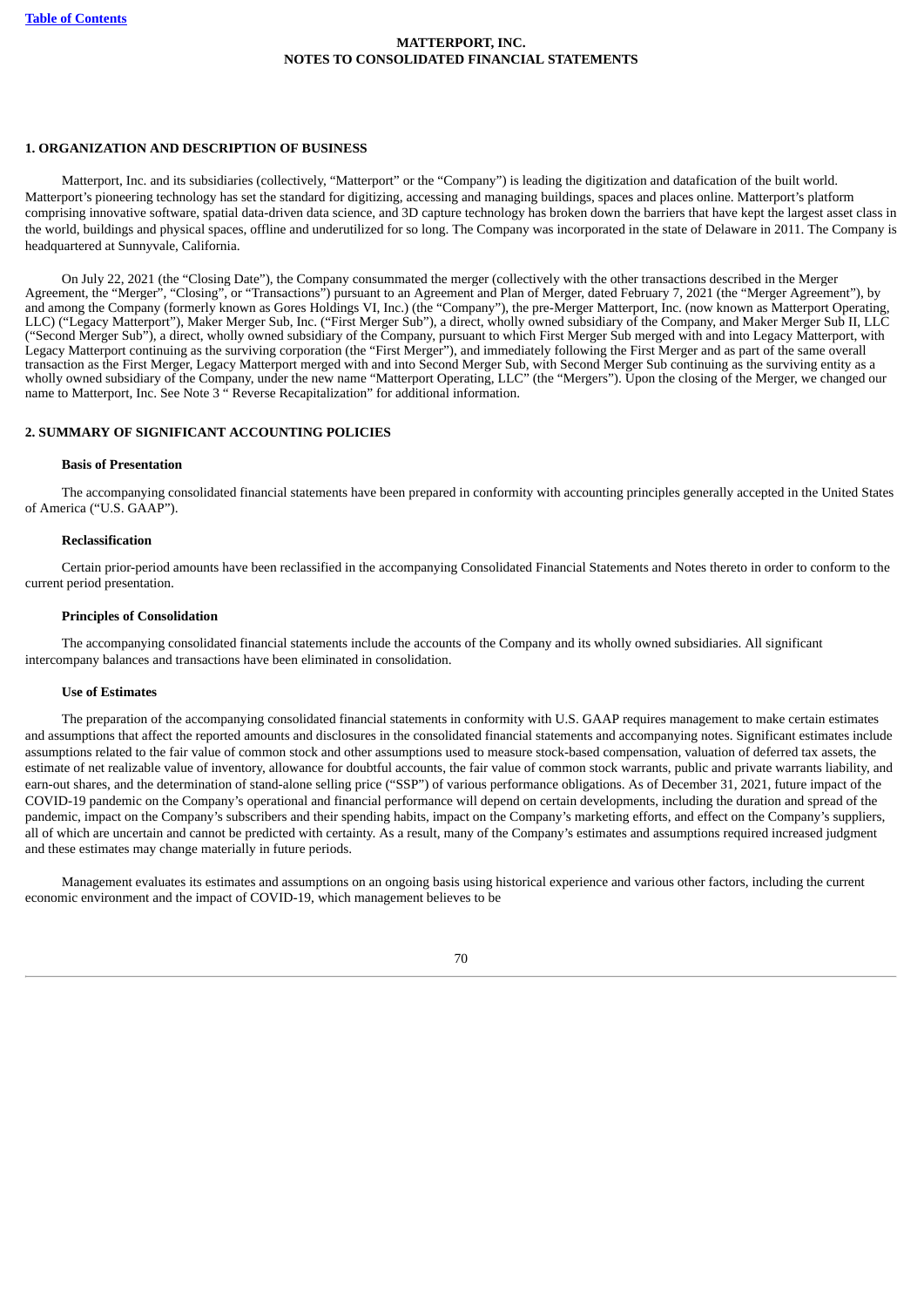# MATTERPORT, INC.
## NOTES TO CONSOLIDATED FINANCIAL STATEMENTS

### 1. ORGANIZATION AND DESCRIPTION OF BUSINESS

Matterport, Inc. and its subsidiaries (collectively, "Matterport" or the "Company") is leading the digitization and datafication of the built world. Matterport's pioneering technology has set the standard for digitizing, accessing and managing buildings, spaces and places online. Matterport's platform comprising innovative software, spatial data-driven data science, and 3D capture technology has broken down the barriers that have kept the largest asset class in the world, buildings and physical spaces, offline and underutilized for so long. The Company was incorporated in the state of Delaware in 2011. The Company is headquartered at Sunnyvale, California.

On July 22, 2021 (the "Closing Date"), the Company consummated the merger (collectively with the other transactions described in the Merger Agreement, the "Merger", "Closing", or "Transactions") pursuant to an Agreement and Plan of Merger, dated February 7, 2021 (the "Merger Agreement"), by and among the Company (formerly known as Gores Holdings VI, Inc.) (the "Company"), the pre-Merger Matterport, Inc. (now known as Matterport Operating, LLC) ("Legacy Matterport"), Maker Merger Sub, Inc. ("First Merger Sub"), a direct, wholly owned subsidiary of the Company, and Maker Merger Sub II, LLC ("Second Merger Sub"), a direct, wholly owned subsidiary of the Company, pursuant to which First Merger Sub merged with and into Legacy Matterport, with Legacy Matterport continuing as the surviving corporation (the "First Merger"), and immediately following the First Merger and as part of the same overall transaction as the First Merger, Legacy Matterport merged with and into Second Merger Sub, with Second Merger Sub continuing as the surviving entity as a wholly owned subsidiary of the Company, under the new name "Matterport Operating, LLC" (the "Mergers"). Upon the closing of the Merger, we changed our name to Matterport, Inc. See Note 3 " Reverse Recapitalization" for additional information.

### 2. SUMMARY OF SIGNIFICANT ACCOUNTING POLICIES

**Basis of Presentation**

The accompanying consolidated financial statements have been prepared in conformity with accounting principles generally accepted in the United States of America ("U.S. GAAP").

**Reclassification**

Certain prior-period amounts have been reclassified in the accompanying Consolidated Financial Statements and Notes thereto in order to conform to the current period presentation.

**Principles of Consolidation**

The accompanying consolidated financial statements include the accounts of the Company and its wholly owned subsidiaries. All significant intercompany balances and transactions have been eliminated in consolidation.

**Use of Estimates**

The preparation of the accompanying consolidated financial statements in conformity with U.S. GAAP requires management to make certain estimates and assumptions that affect the reported amounts and disclosures in the consolidated financial statements and accompanying notes. Significant estimates include assumptions related to the fair value of common stock and other assumptions used to measure stock-based compensation, valuation of deferred tax assets, the estimate of net realizable value of inventory, allowance for doubtful accounts, the fair value of common stock warrants, public and private warrants liability, and earn-out shares, and the determination of stand-alone selling price ("SSP") of various performance obligations. As of December 31, 2021, future impact of the COVID-19 pandemic on the Company's operational and financial performance will depend on certain developments, including the duration and spread of the pandemic, impact on the Company's subscribers and their spending habits, impact on the Company's marketing efforts, and effect on the Company's suppliers, all of which are uncertain and cannot be predicted with certainty. As a result, many of the Company's estimates and assumptions required increased judgment and these estimates may change materially in future periods.

Management evaluates its estimates and assumptions on an ongoing basis using historical experience and various other factors, including the current economic environment and the impact of COVID-19, which management believes to be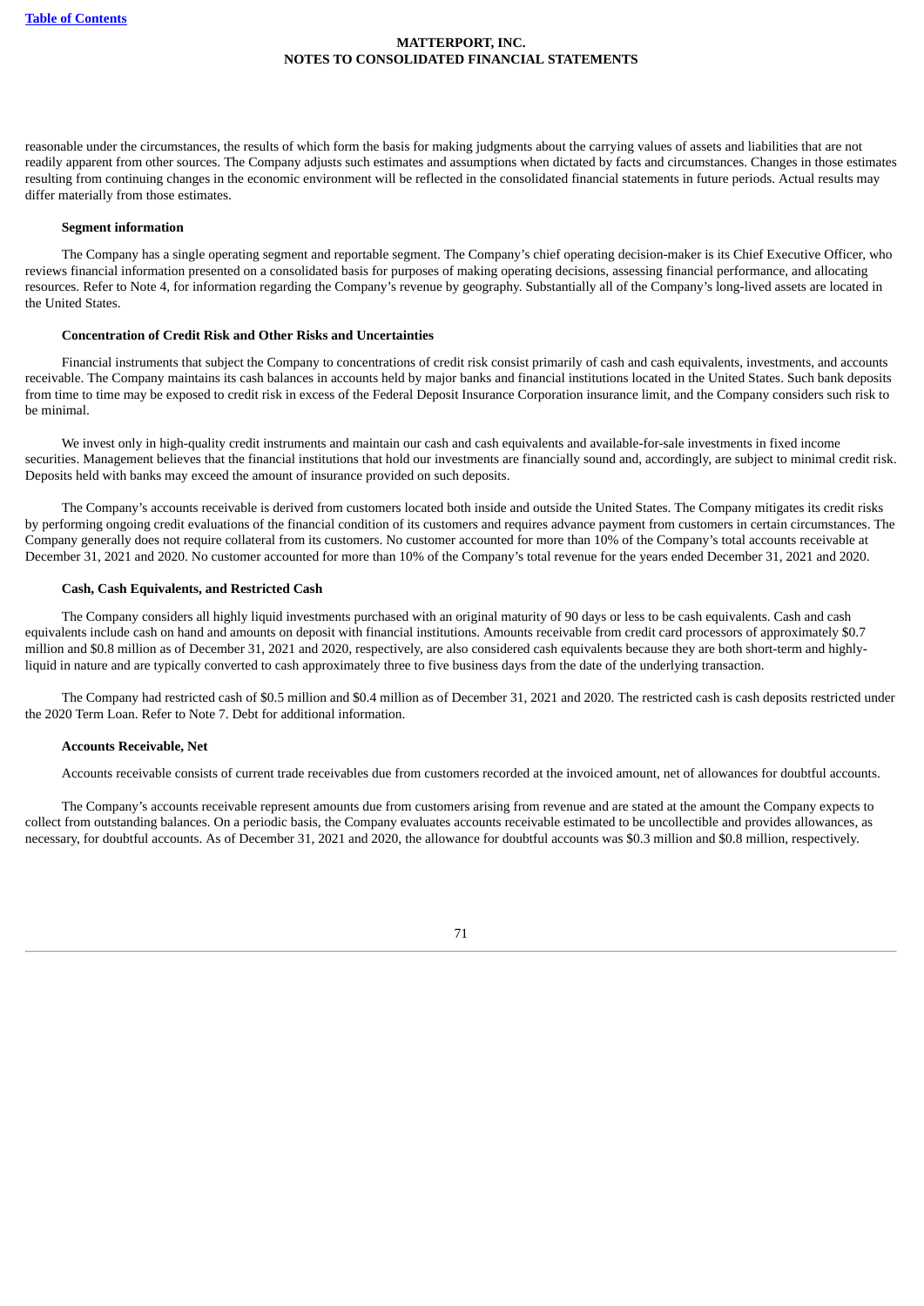reasonable under the circumstances, the results of which form the basis for making judgments about the carrying values of assets and liabilities that are not readily apparent from other sources. The Company adjusts such estimates and assumptions when dictated by facts and circumstances. Changes in those estimates resulting from continuing changes in the economic environment will be reflected in the consolidated financial statements in future periods. Actual results may differ materially from those estimates.

**Segment information**

The Company has a single operating segment and reportable segment. The Company's chief operating decision-maker is its Chief Executive Officer, who reviews financial information presented on a consolidated basis for purposes of making operating decisions, assessing financial performance, and allocating resources. Refer to Note 4, for information regarding the Company's revenue by geography. Substantially all of the Company's long-lived assets are located in the United States.

**Concentration of Credit Risk and Other Risks and Uncertainties**

Financial instruments that subject the Company to concentrations of credit risk consist primarily of cash and cash equivalents, investments, and accounts receivable. The Company maintains its cash balances in accounts held by major banks and financial institutions located in the United States. Such bank deposits from time to time may be exposed to credit risk in excess of the Federal Deposit Insurance Corporation insurance limit, and the Company considers such risk to be minimal.

We invest only in high-quality credit instruments and maintain our cash and cash equivalents and available-for-sale investments in fixed income securities. Management believes that the financial institutions that hold our investments are financially sound and, accordingly, are subject to minimal credit risk. Deposits held with banks may exceed the amount of insurance provided on such deposits.

The Company's accounts receivable is derived from customers located both inside and outside the United States. The Company mitigates its credit risks by performing ongoing credit evaluations of the financial condition of its customers and requires advance payment from customers in certain circumstances. The Company generally does not require collateral from its customers. No customer accounted for more than 10% of the Company's total accounts receivable at December 31, 2021 and 2020. No customer accounted for more than 10% of the Company's total revenue for the years ended December 31, 2021 and 2020.

**Cash, Cash Equivalents, and Restricted Cash**

The Company considers all highly liquid investments purchased with an original maturity of 90 days or less to be cash equivalents. Cash and cash equivalents include cash on hand and amounts on deposit with financial institutions. Amounts receivable from credit card processors of approximately $0.7 million and $0.8 million as of December 31, 2021 and 2020, respectively, are also considered cash equivalents because they are both short-term and highly-liquid in nature and are typically converted to cash approximately three to five business days from the date of the underlying transaction.

The Company had restricted cash of $0.5 million and $0.4 million as of December 31, 2021 and 2020. The restricted cash is cash deposits restricted under the 2020 Term Loan. Refer to Note 7. Debt for additional information.

**Accounts Receivable, Net**

Accounts receivable consists of current trade receivables due from customers recorded at the invoiced amount, net of allowances for doubtful accounts.

The Company's accounts receivable represent amounts due from customers arising from revenue and are stated at the amount the Company expects to collect from outstanding balances. On a periodic basis, the Company evaluates accounts receivable estimated to be uncollectible and provides allowances, as necessary, for doubtful accounts. As of December 31, 2021 and 2020, the allowance for doubtful accounts was $0.3 million and $0.8 million, respectively.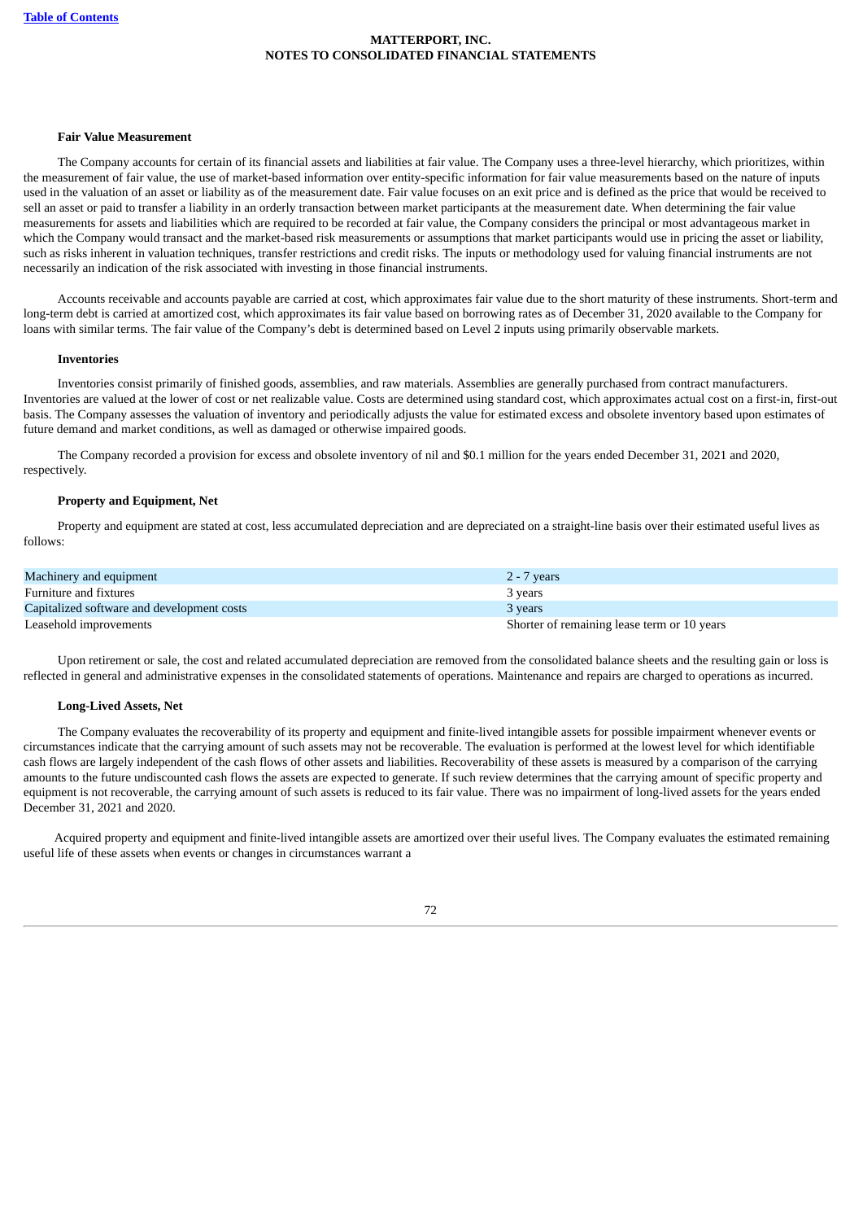#### Fair Value Measurement

The Company accounts for certain of its financial assets and liabilities at fair value. The Company uses a three-level hierarchy, which prioritizes, within the measurement of fair value, the use of market-based information over entity-specific information for fair value measurements based on the nature of inputs used in the valuation of an asset or liability as of the measurement date. Fair value focuses on an exit price and is defined as the price that would be received to sell an asset or paid to transfer a liability in an orderly transaction between market participants at the measurement date. When determining the fair value measurements for assets and liabilities which are required to be recorded at fair value, the Company considers the principal or most advantageous market in which the Company would transact and the market-based risk measurements or assumptions that market participants would use in pricing the asset or liability, such as risks inherent in valuation techniques, transfer restrictions and credit risks. The inputs or methodology used for valuing financial instruments are not necessarily an indication of the risk associated with investing in those financial instruments.

Accounts receivable and accounts payable are carried at cost, which approximates fair value due to the short maturity of these instruments. Short-term and long-term debt is carried at amortized cost, which approximates its fair value based on borrowing rates as of December 31, 2020 available to the Company for loans with similar terms. The fair value of the Company's debt is determined based on Level 2 inputs using primarily observable markets.

#### Inventories

Inventories consist primarily of finished goods, assemblies, and raw materials. Assemblies are generally purchased from contract manufacturers. Inventories are valued at the lower of cost or net realizable value. Costs are determined using standard cost, which approximates actual cost on a first-in, first-out basis. The Company assesses the valuation of inventory and periodically adjusts the value for estimated excess and obsolete inventory based upon estimates of future demand and market conditions, as well as damaged or otherwise impaired goods.

The Company recorded a provision for excess and obsolete inventory of nil and $0.1 million for the years ended December 31, 2021 and 2020, respectively.

#### Property and Equipment, Net

Property and equipment are stated at cost, less accumulated depreciation and are depreciated on a straight-line basis over their estimated useful lives as follows:

| | |
|---|---|
| Machinery and equipment | 2 - 7 years |
| Furniture and fixtures | 3 years |
| Capitalized software and development costs | 3 years |
| Leasehold improvements | Shorter of remaining lease term or 10 years |

Upon retirement or sale, the cost and related accumulated depreciation are removed from the consolidated balance sheets and the resulting gain or loss is reflected in general and administrative expenses in the consolidated statements of operations. Maintenance and repairs are charged to operations as incurred.

#### Long-Lived Assets, Net

The Company evaluates the recoverability of its property and equipment and finite-lived intangible assets for possible impairment whenever events or circumstances indicate that the carrying amount of such assets may not be recoverable. The evaluation is performed at the lowest level for which identifiable cash flows are largely independent of the cash flows of other assets and liabilities. Recoverability of these assets is measured by a comparison of the carrying amounts to the future undiscounted cash flows the assets are expected to generate. If such review determines that the carrying amount of specific property and equipment is not recoverable, the carrying amount of such assets is reduced to its fair value. There was no impairment of long-lived assets for the years ended December 31, 2021 and 2020.

Acquired property and equipment and finite-lived intangible assets are amortized over their useful lives. The Company evaluates the estimated remaining useful life of these assets when events or changes in circumstances warrant a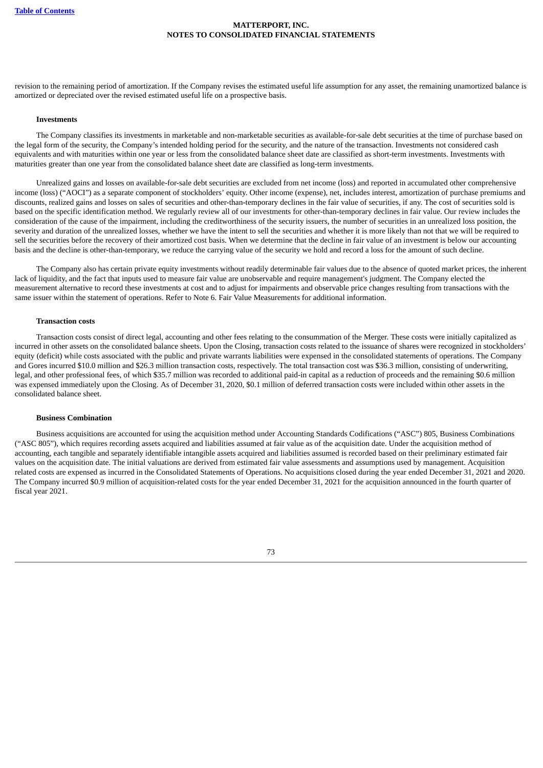revision to the remaining period of amortization. If the Company revises the estimated useful life assumption for any asset, the remaining unamortized balance is amortized or depreciated over the revised estimated useful life on a prospective basis.

**Investments**

The Company classifies its investments in marketable and non-marketable securities as available-for-sale debt securities at the time of purchase based on the legal form of the security, the Company's intended holding period for the security, and the nature of the transaction. Investments not considered cash equivalents and with maturities within one year or less from the consolidated balance sheet date are classified as short-term investments. Investments with maturities greater than one year from the consolidated balance sheet date are classified as long-term investments.

Unrealized gains and losses on available-for-sale debt securities are excluded from net income (loss) and reported in accumulated other comprehensive income (loss) ("AOCI") as a separate component of stockholders' equity. Other income (expense), net, includes interest, amortization of purchase premiums and discounts, realized gains and losses on sales of securities and other-than-temporary declines in the fair value of securities, if any. The cost of securities sold is based on the specific identification method. We regularly review all of our investments for other-than-temporary declines in fair value. Our review includes the consideration of the cause of the impairment, including the creditworthiness of the security issuers, the number of securities in an unrealized loss position, the severity and duration of the unrealized losses, whether we have the intent to sell the securities and whether it is more likely than not that we will be required to sell the securities before the recovery of their amortized cost basis. When we determine that the decline in fair value of an investment is below our accounting basis and the decline is other-than-temporary, we reduce the carrying value of the security we hold and record a loss for the amount of such decline.

The Company also has certain private equity investments without readily determinable fair values due to the absence of quoted market prices, the inherent lack of liquidity, and the fact that inputs used to measure fair value are unobservable and require management's judgment. The Company elected the measurement alternative to record these investments at cost and to adjust for impairments and observable price changes resulting from transactions with the same issuer within the statement of operations. Refer to Note 6. Fair Value Measurements for additional information.

**Transaction costs**

Transaction costs consist of direct legal, accounting and other fees relating to the consummation of the Merger. These costs were initially capitalized as incurred in other assets on the consolidated balance sheets. Upon the Closing, transaction costs related to the issuance of shares were recognized in stockholders' equity (deficit) while costs associated with the public and private warrants liabilities were expensed in the consolidated statements of operations. The Company and Gores incurred $10.0 million and $26.3 million transaction costs, respectively. The total transaction cost was $36.3 million, consisting of underwriting, legal, and other professional fees, of which $35.7 million was recorded to additional paid-in capital as a reduction of proceeds and the remaining $0.6 million was expensed immediately upon the Closing. As of December 31, 2020, $0.1 million of deferred transaction costs were included within other assets in the consolidated balance sheet.

**Business Combination**

Business acquisitions are accounted for using the acquisition method under Accounting Standards Codifications ("ASC") 805, Business Combinations ("ASC 805"), which requires recording assets acquired and liabilities assumed at fair value as of the acquisition date. Under the acquisition method of accounting, each tangible and separately identifiable intangible assets acquired and liabilities assumed is recorded based on their preliminary estimated fair values on the acquisition date. The initial valuations are derived from estimated fair value assessments and assumptions used by management. Acquisition related costs are expensed as incurred in the Consolidated Statements of Operations. No acquisitions closed during the year ended December 31, 2021 and 2020. The Company incurred $0.9 million of acquisition-related costs for the year ended December 31, 2021 for the acquisition announced in the fourth quarter of fiscal year 2021.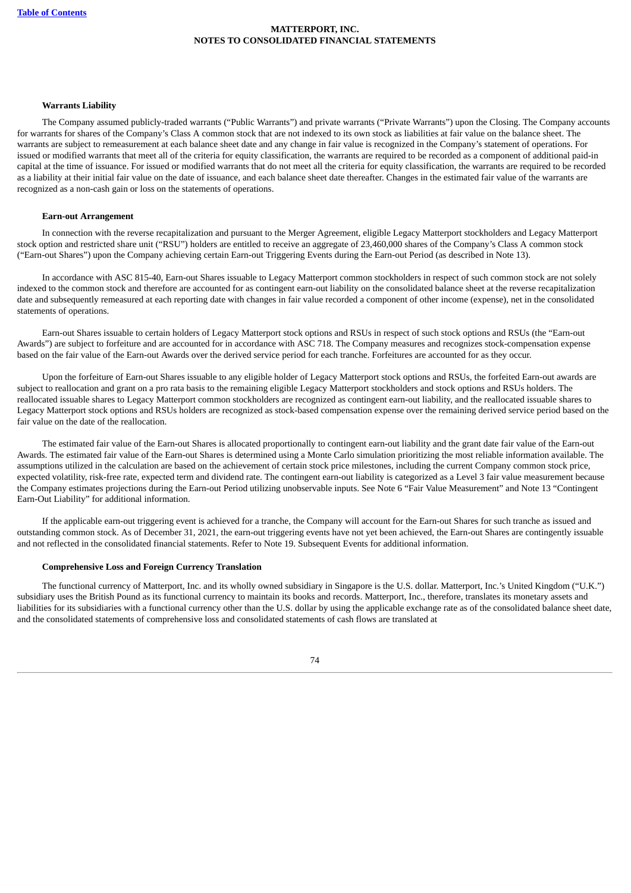#### Warrants Liability

The Company assumed publicly-traded warrants ("Public Warrants") and private warrants ("Private Warrants") upon the Closing. The Company accounts for warrants for shares of the Company's Class A common stock that are not indexed to its own stock as liabilities at fair value on the balance sheet. The warrants are subject to remeasurement at each balance sheet date and any change in fair value is recognized in the Company's statement of operations. For issued or modified warrants that meet all of the criteria for equity classification, the warrants are required to be recorded as a component of additional paid-in capital at the time of issuance. For issued or modified warrants that do not meet all the criteria for equity classification, the warrants are required to be recorded as a liability at their initial fair value on the date of issuance, and each balance sheet date thereafter. Changes in the estimated fair value of the warrants are recognized as a non-cash gain or loss on the statements of operations.

#### Earn-out Arrangement

In connection with the reverse recapitalization and pursuant to the Merger Agreement, eligible Legacy Matterport stockholders and Legacy Matterport stock option and restricted share unit ("RSU") holders are entitled to receive an aggregate of 23,460,000 shares of the Company's Class A common stock ("Earn-out Shares") upon the Company achieving certain Earn-out Triggering Events during the Earn-out Period (as described in Note 13).

In accordance with ASC 815-40, Earn-out Shares issuable to Legacy Matterport common stockholders in respect of such common stock are not solely indexed to the common stock and therefore are accounted for as contingent earn-out liability on the consolidated balance sheet at the reverse recapitalization date and subsequently remeasured at each reporting date with changes in fair value recorded a component of other income (expense), net in the consolidated statements of operations.

Earn-out Shares issuable to certain holders of Legacy Matterport stock options and RSUs in respect of such stock options and RSUs (the "Earn-out Awards") are subject to forfeiture and are accounted for in accordance with ASC 718. The Company measures and recognizes stock-compensation expense based on the fair value of the Earn-out Awards over the derived service period for each tranche. Forfeitures are accounted for as they occur.

Upon the forfeiture of Earn-out Shares issuable to any eligible holder of Legacy Matterport stock options and RSUs, the forfeited Earn-out awards are subject to reallocation and grant on a pro rata basis to the remaining eligible Legacy Matterport stockholders and stock options and RSUs holders. The reallocated issuable shares to Legacy Matterport common stockholders are recognized as contingent earn-out liability, and the reallocated issuable shares to Legacy Matterport stock options and RSUs holders are recognized as stock-based compensation expense over the remaining derived service period based on the fair value on the date of the reallocation.

The estimated fair value of the Earn-out Shares is allocated proportionally to contingent earn-out liability and the grant date fair value of the Earn-out Awards. The estimated fair value of the Earn-out Shares is determined using a Monte Carlo simulation prioritizing the most reliable information available. The assumptions utilized in the calculation are based on the achievement of certain stock price milestones, including the current Company common stock price, expected volatility, risk-free rate, expected term and dividend rate. The contingent earn-out liability is categorized as a Level 3 fair value measurement because the Company estimates projections during the Earn-out Period utilizing unobservable inputs. See Note 6 "Fair Value Measurement" and Note 13 "Contingent Earn-Out Liability" for additional information.

If the applicable earn-out triggering event is achieved for a tranche, the Company will account for the Earn-out Shares for such tranche as issued and outstanding common stock. As of December 31, 2021, the earn-out triggering events have not yet been achieved, the Earn-out Shares are contingently issuable and not reflected in the consolidated financial statements. Refer to Note 19. Subsequent Events for additional information.

#### Comprehensive Loss and Foreign Currency Translation

The functional currency of Matterport, Inc. and its wholly owned subsidiary in Singapore is the U.S. dollar. Matterport, Inc.'s United Kingdom ("U.K.") subsidiary uses the British Pound as its functional currency to maintain its books and records. Matterport, Inc., therefore, translates its monetary assets and liabilities for its subsidiaries with a functional currency other than the U.S. dollar by using the applicable exchange rate as of the consolidated balance sheet date, and the consolidated statements of comprehensive loss and consolidated statements of cash flows are translated at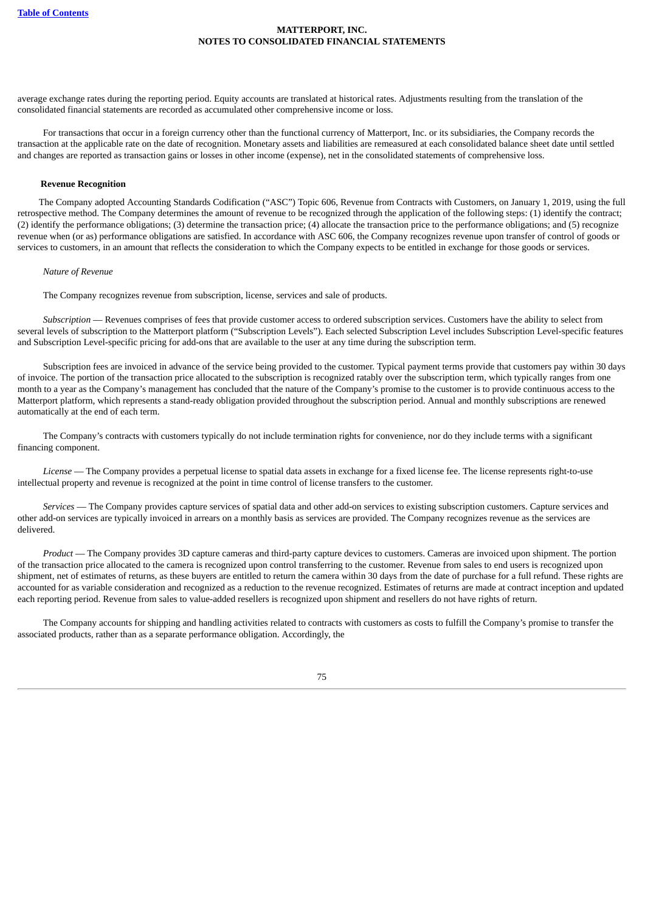average exchange rates during the reporting period. Equity accounts are translated at historical rates. Adjustments resulting from the translation of the consolidated financial statements are recorded as accumulated other comprehensive income or loss.

For transactions that occur in a foreign currency other than the functional currency of Matterport, Inc. or its subsidiaries, the Company records the transaction at the applicable rate on the date of recognition. Monetary assets and liabilities are remeasured at each consolidated balance sheet date until settled and changes are reported as transaction gains or losses in other income (expense), net in the consolidated statements of comprehensive loss.

**Revenue Recognition**

The Company adopted Accounting Standards Codification ("ASC") Topic 606, Revenue from Contracts with Customers, on January 1, 2019, using the full retrospective method. The Company determines the amount of revenue to be recognized through the application of the following steps: (1) identify the contract; (2) identify the performance obligations; (3) determine the transaction price; (4) allocate the transaction price to the performance obligations; and (5) recognize revenue when (or as) performance obligations are satisfied. In accordance with ASC 606, the Company recognizes revenue upon transfer of control of goods or services to customers, in an amount that reflects the consideration to which the Company expects to be entitled in exchange for those goods or services.

*Nature of Revenue*

The Company recognizes revenue from subscription, license, services and sale of products.

*Subscription* — Revenues comprises of fees that provide customer access to ordered subscription services. Customers have the ability to select from several levels of subscription to the Matterport platform ("Subscription Levels"). Each selected Subscription Level includes Subscription Level-specific features and Subscription Level-specific pricing for add-ons that are available to the user at any time during the subscription term.

Subscription fees are invoiced in advance of the service being provided to the customer. Typical payment terms provide that customers pay within 30 days of invoice. The portion of the transaction price allocated to the subscription is recognized ratably over the subscription term, which typically ranges from one month to a year as the Company's management has concluded that the nature of the Company's promise to the customer is to provide continuous access to the Matterport platform, which represents a stand-ready obligation provided throughout the subscription period. Annual and monthly subscriptions are renewed automatically at the end of each term.

The Company's contracts with customers typically do not include termination rights for convenience, nor do they include terms with a significant financing component.

*License* — The Company provides a perpetual license to spatial data assets in exchange for a fixed license fee. The license represents right-to-use intellectual property and revenue is recognized at the point in time control of license transfers to the customer.

*Services* — The Company provides capture services of spatial data and other add-on services to existing subscription customers. Capture services and other add-on services are typically invoiced in arrears on a monthly basis as services are provided. The Company recognizes revenue as the services are delivered.

*Product* — The Company provides 3D capture cameras and third-party capture devices to customers. Cameras are invoiced upon shipment. The portion of the transaction price allocated to the camera is recognized upon control transferring to the customer. Revenue from sales to end users is recognized upon shipment, net of estimates of returns, as these buyers are entitled to return the camera within 30 days from the date of purchase for a full refund. These rights are accounted for as variable consideration and recognized as a reduction to the revenue recognized. Estimates of returns are made at contract inception and updated each reporting period. Revenue from sales to value-added resellers is recognized upon shipment and resellers do not have rights of return.

The Company accounts for shipping and handling activities related to contracts with customers as costs to fulfill the Company's promise to transfer the associated products, rather than as a separate performance obligation. Accordingly, the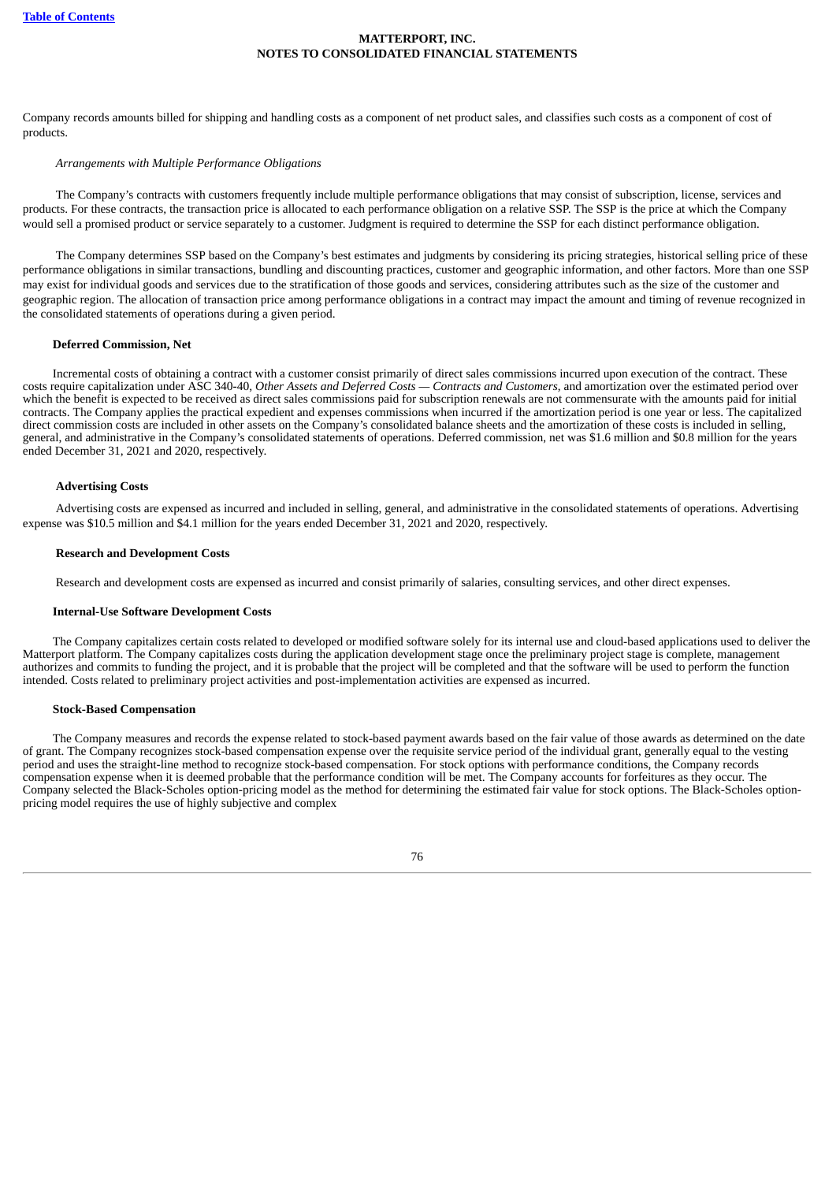Company records amounts billed for shipping and handling costs as a component of net product sales, and classifies such costs as a component of cost of products.

*Arrangements with Multiple Performance Obligations*

The Company's contracts with customers frequently include multiple performance obligations that may consist of subscription, license, services and products. For these contracts, the transaction price is allocated to each performance obligation on a relative SSP. The SSP is the price at which the Company would sell a promised product or service separately to a customer. Judgment is required to determine the SSP for each distinct performance obligation.

The Company determines SSP based on the Company's best estimates and judgments by considering its pricing strategies, historical selling price of these performance obligations in similar transactions, bundling and discounting practices, customer and geographic information, and other factors. More than one SSP may exist for individual goods and services due to the stratification of those goods and services, considering attributes such as the size of the customer and geographic region. The allocation of transaction price among performance obligations in a contract may impact the amount and timing of revenue recognized in the consolidated statements of operations during a given period.

**Deferred Commission, Net**

Incremental costs of obtaining a contract with a customer consist primarily of direct sales commissions incurred upon execution of the contract. These costs require capitalization under ASC 340-40, *Other Assets and Deferred Costs — Contracts and Customers*, and amortization over the estimated period over which the benefit is expected to be received as direct sales commissions paid for subscription renewals are not commensurate with the amounts paid for initial contracts. The Company applies the practical expedient and expenses commissions when incurred if the amortization period is one year or less. The capitalized direct commission costs are included in other assets on the Company's consolidated balance sheets and the amortization of these costs is included in selling, general, and administrative in the Company's consolidated statements of operations. Deferred commission, net was $1.6 million and $0.8 million for the years ended December 31, 2021 and 2020, respectively.

**Advertising Costs**

Advertising costs are expensed as incurred and included in selling, general, and administrative in the consolidated statements of operations. Advertising expense was $10.5 million and $4.1 million for the years ended December 31, 2021 and 2020, respectively.

**Research and Development Costs**

Research and development costs are expensed as incurred and consist primarily of salaries, consulting services, and other direct expenses.

**Internal-Use Software Development Costs**

The Company capitalizes certain costs related to developed or modified software solely for its internal use and cloud-based applications used to deliver the Matterport platform. The Company capitalizes costs during the application development stage once the preliminary project stage is complete, management authorizes and commits to funding the project, and it is probable that the project will be completed and that the software will be used to perform the function intended. Costs related to preliminary project activities and post-implementation activities are expensed as incurred.

**Stock-Based Compensation**

The Company measures and records the expense related to stock-based payment awards based on the fair value of those awards as determined on the date of grant. The Company recognizes stock-based compensation expense over the requisite service period of the individual grant, generally equal to the vesting period and uses the straight-line method to recognize stock-based compensation. For stock options with performance conditions, the Company records compensation expense when it is deemed probable that the performance condition will be met. The Company accounts for forfeitures as they occur. The Company selected the Black-Scholes option-pricing model as the method for determining the estimated fair value for stock options. The Black-Scholes option-pricing model requires the use of highly subjective and complex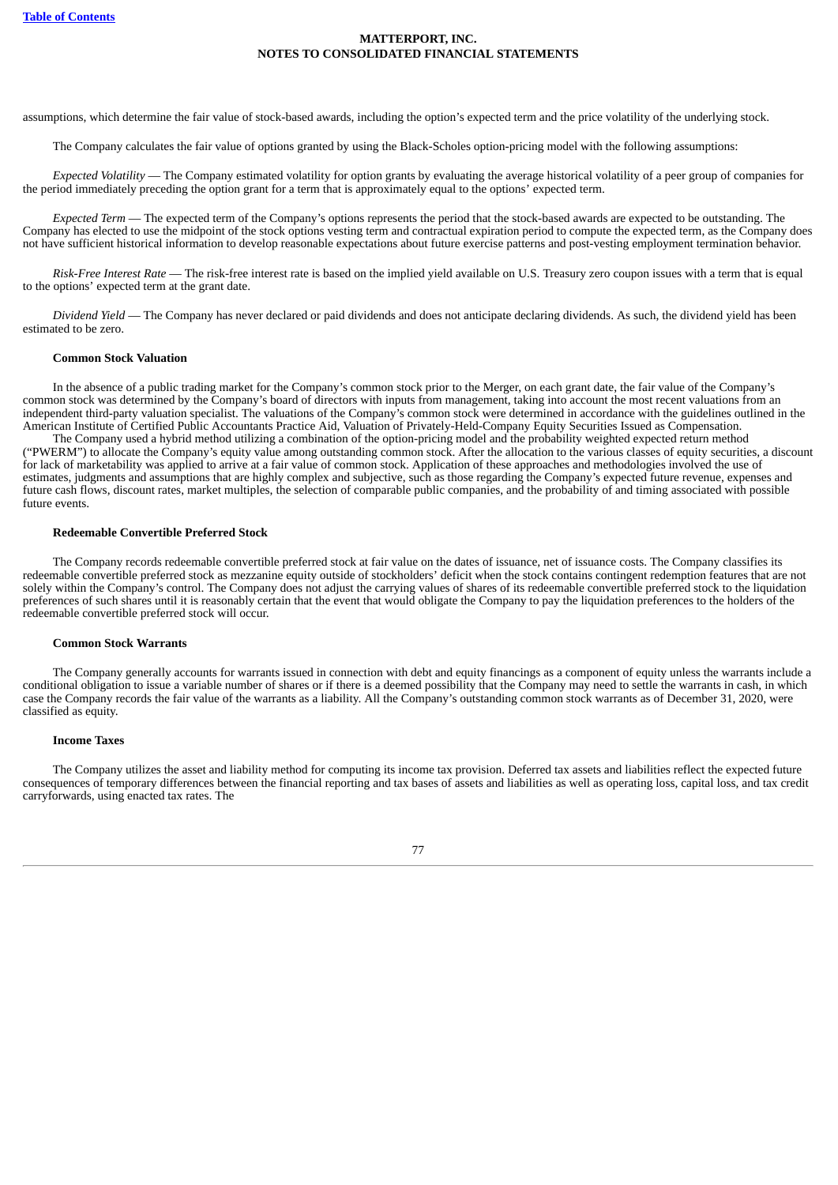assumptions, which determine the fair value of stock-based awards, including the option's expected term and the price volatility of the underlying stock.

The Company calculates the fair value of options granted by using the Black-Scholes option-pricing model with the following assumptions:

*Expected Volatility* — The Company estimated volatility for option grants by evaluating the average historical volatility of a peer group of companies for the period immediately preceding the option grant for a term that is approximately equal to the options' expected term.

*Expected Term* — The expected term of the Company's options represents the period that the stock-based awards are expected to be outstanding. The Company has elected to use the midpoint of the stock options vesting term and contractual expiration period to compute the expected term, as the Company does not have sufficient historical information to develop reasonable expectations about future exercise patterns and post-vesting employment termination behavior.

*Risk-Free Interest Rate* — The risk-free interest rate is based on the implied yield available on U.S. Treasury zero coupon issues with a term that is equal to the options' expected term at the grant date.

*Dividend Yield* — The Company has never declared or paid dividends and does not anticipate declaring dividends. As such, the dividend yield has been estimated to be zero.

**Common Stock Valuation**

In the absence of a public trading market for the Company's common stock prior to the Merger, on each grant date, the fair value of the Company's common stock was determined by the Company's board of directors with inputs from management, taking into account the most recent valuations from an independent third-party valuation specialist. The valuations of the Company's common stock were determined in accordance with the guidelines outlined in the American Institute of Certified Public Accountants Practice Aid, Valuation of Privately-Held-Company Equity Securities Issued as Compensation.

The Company used a hybrid method utilizing a combination of the option-pricing model and the probability weighted expected return method ("PWERM") to allocate the Company's equity value among outstanding common stock. After the allocation to the various classes of equity securities, a discount for lack of marketability was applied to arrive at a fair value of common stock. Application of these approaches and methodologies involved the use of estimates, judgments and assumptions that are highly complex and subjective, such as those regarding the Company's expected future revenue, expenses and future cash flows, discount rates, market multiples, the selection of comparable public companies, and the probability of and timing associated with possible future events.

**Redeemable Convertible Preferred Stock**

The Company records redeemable convertible preferred stock at fair value on the dates of issuance, net of issuance costs. The Company classifies its redeemable convertible preferred stock as mezzanine equity outside of stockholders' deficit when the stock contains contingent redemption features that are not solely within the Company's control. The Company does not adjust the carrying values of shares of its redeemable convertible preferred stock to the liquidation preferences of such shares until it is reasonably certain that the event that would obligate the Company to pay the liquidation preferences to the holders of the redeemable convertible preferred stock will occur.

**Common Stock Warrants**

The Company generally accounts for warrants issued in connection with debt and equity financings as a component of equity unless the warrants include a conditional obligation to issue a variable number of shares or if there is a deemed possibility that the Company may need to settle the warrants in cash, in which case the Company records the fair value of the warrants as a liability. All the Company's outstanding common stock warrants as of December 31, 2020, were classified as equity.

**Income Taxes**

The Company utilizes the asset and liability method for computing its income tax provision. Deferred tax assets and liabilities reflect the expected future consequences of temporary differences between the financial reporting and tax bases of assets and liabilities as well as operating loss, capital loss, and tax credit carryforwards, using enacted tax rates. The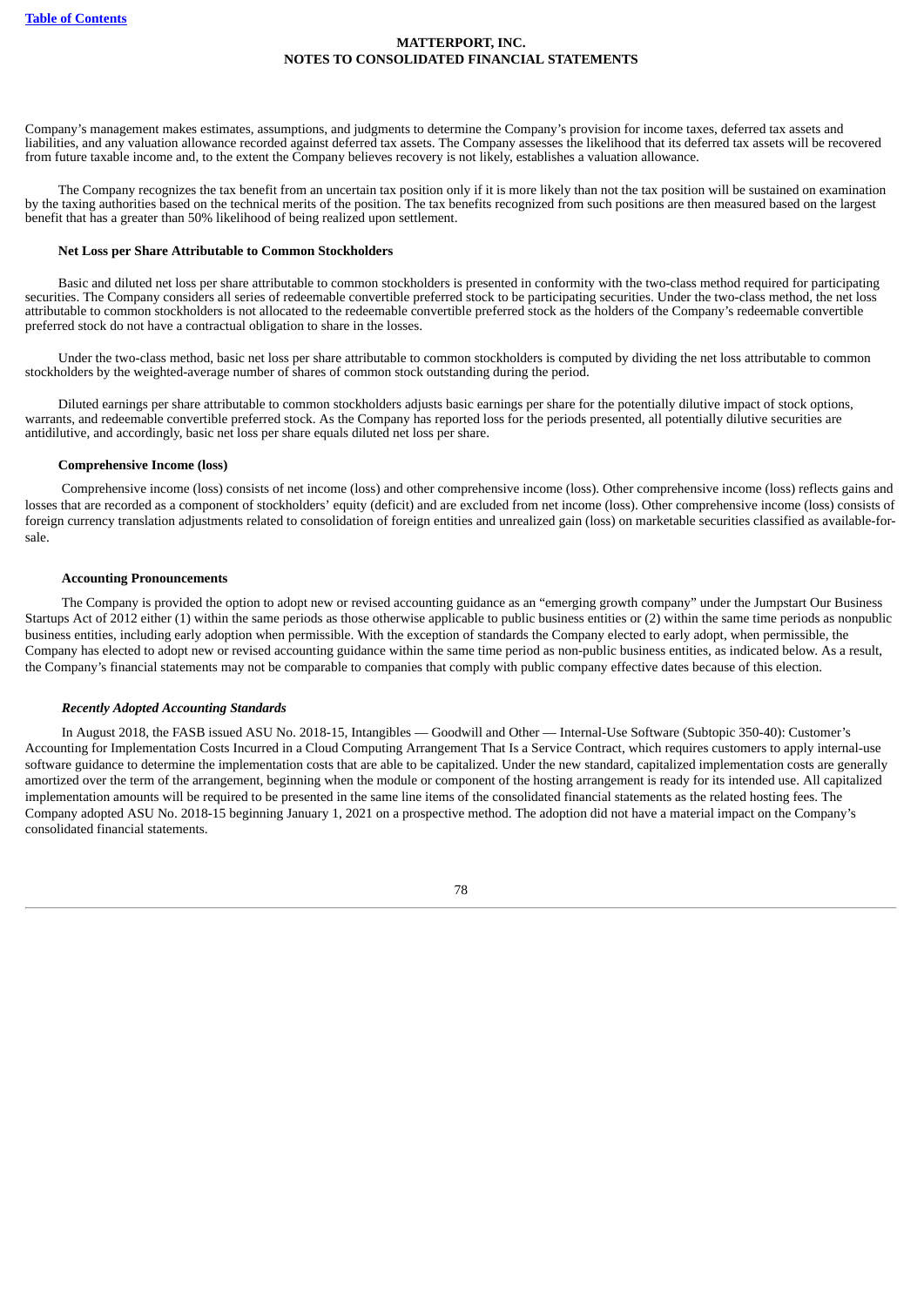Company's management makes estimates, assumptions, and judgments to determine the Company's provision for income taxes, deferred tax assets and liabilities, and any valuation allowance recorded against deferred tax assets. The Company assesses the likelihood that its deferred tax assets will be recovered from future taxable income and, to the extent the Company believes recovery is not likely, establishes a valuation allowance.

The Company recognizes the tax benefit from an uncertain tax position only if it is more likely than not the tax position will be sustained on examination by the taxing authorities based on the technical merits of the position. The tax benefits recognized from such positions are then measured based on the largest benefit that has a greater than 50% likelihood of being realized upon settlement.

**Net Loss per Share Attributable to Common Stockholders**

Basic and diluted net loss per share attributable to common stockholders is presented in conformity with the two-class method required for participating securities. The Company considers all series of redeemable convertible preferred stock to be participating securities. Under the two-class method, the net loss attributable to common stockholders is not allocated to the redeemable convertible preferred stock as the holders of the Company's redeemable convertible preferred stock do not have a contractual obligation to share in the losses.

Under the two-class method, basic net loss per share attributable to common stockholders is computed by dividing the net loss attributable to common stockholders by the weighted-average number of shares of common stock outstanding during the period.

Diluted earnings per share attributable to common stockholders adjusts basic earnings per share for the potentially dilutive impact of stock options, warrants, and redeemable convertible preferred stock. As the Company has reported loss for the periods presented, all potentially dilutive securities are antidilutive, and accordingly, basic net loss per share equals diluted net loss per share.

**Comprehensive Income (loss)**

Comprehensive income (loss) consists of net income (loss) and other comprehensive income (loss). Other comprehensive income (loss) reflects gains and losses that are recorded as a component of stockholders' equity (deficit) and are excluded from net income (loss). Other comprehensive income (loss) consists of foreign currency translation adjustments related to consolidation of foreign entities and unrealized gain (loss) on marketable securities classified as available-for-sale.

**Accounting Pronouncements**

The Company is provided the option to adopt new or revised accounting guidance as an "emerging growth company" under the Jumpstart Our Business Startups Act of 2012 either (1) within the same periods as those otherwise applicable to public business entities or (2) within the same time periods as nonpublic business entities, including early adoption when permissible. With the exception of standards the Company elected to early adopt, when permissible, the Company has elected to adopt new or revised accounting guidance within the same time period as non-public business entities, as indicated below. As a result, the Company's financial statements may not be comparable to companies that comply with public company effective dates because of this election.

***Recently Adopted Accounting Standards***

In August 2018, the FASB issued ASU No. 2018-15, Intangibles — Goodwill and Other — Internal-Use Software (Subtopic 350-40): Customer's Accounting for Implementation Costs Incurred in a Cloud Computing Arrangement That Is a Service Contract, which requires customers to apply internal-use software guidance to determine the implementation costs that are able to be capitalized. Under the new standard, capitalized implementation costs are generally amortized over the term of the arrangement, beginning when the module or component of the hosting arrangement is ready for its intended use. All capitalized implementation amounts will be required to be presented in the same line items of the consolidated financial statements as the related hosting fees. The Company adopted ASU No. 2018-15 beginning January 1, 2021 on a prospective method. The adoption did not have a material impact on the Company's consolidated financial statements.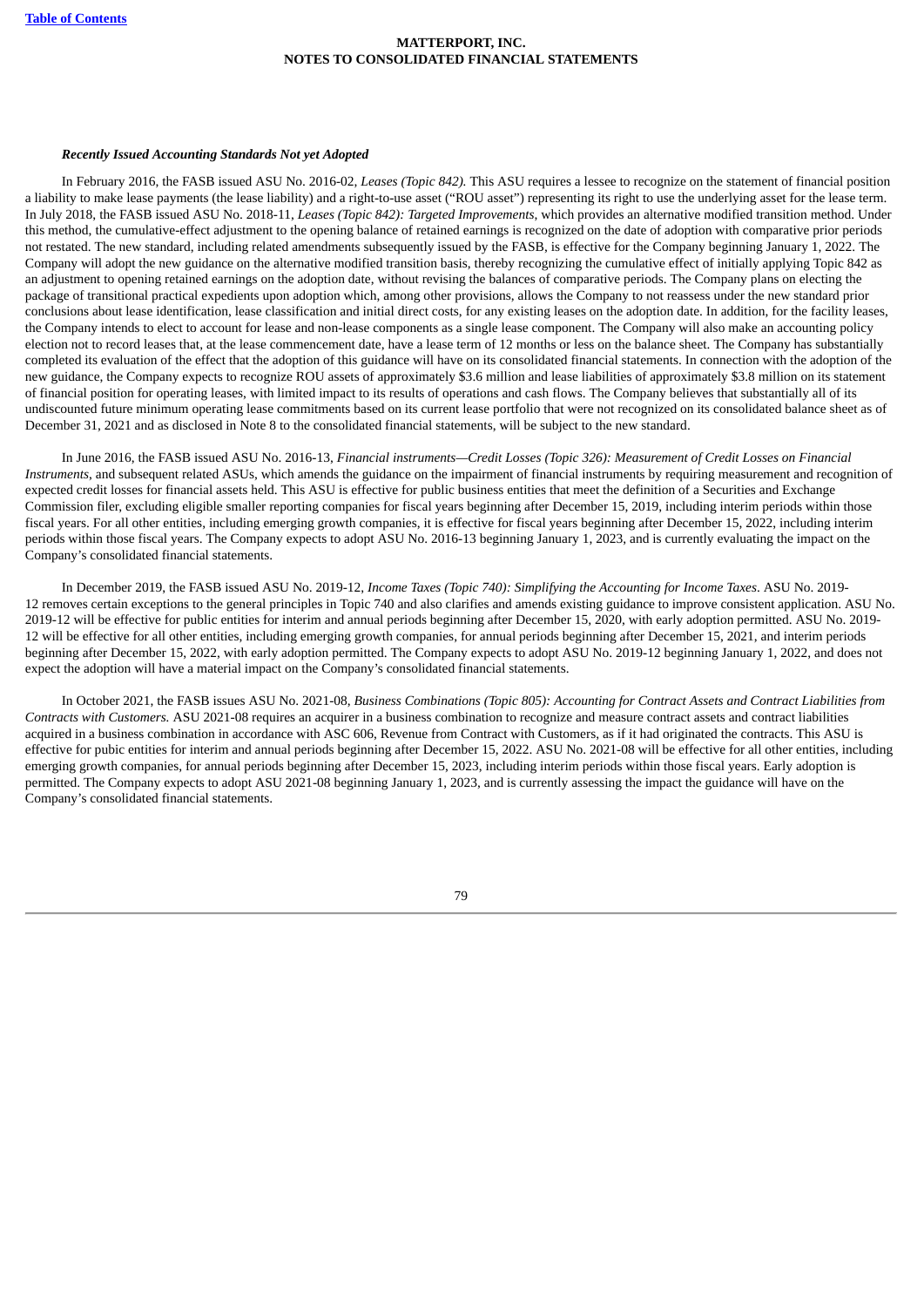***Recently Issued Accounting Standards Not yet Adopted***

In February 2016, the FASB issued ASU No. 2016-02, *Leases (Topic 842).* This ASU requires a lessee to recognize on the statement of financial position a liability to make lease payments (the lease liability) and a right-to-use asset ("ROU asset") representing its right to use the underlying asset for the lease term. In July 2018, the FASB issued ASU No. 2018-11, *Leases (Topic 842): Targeted Improvements*, which provides an alternative modified transition method. Under this method, the cumulative-effect adjustment to the opening balance of retained earnings is recognized on the date of adoption with comparative prior periods not restated. The new standard, including related amendments subsequently issued by the FASB, is effective for the Company beginning January 1, 2022. The Company will adopt the new guidance on the alternative modified transition basis, thereby recognizing the cumulative effect of initially applying Topic 842 as an adjustment to opening retained earnings on the adoption date, without revising the balances of comparative periods. The Company plans on electing the package of transitional practical expedients upon adoption which, among other provisions, allows the Company to not reassess under the new standard prior conclusions about lease identification, lease classification and initial direct costs, for any existing leases on the adoption date. In addition, for the facility leases, the Company intends to elect to account for lease and non-lease components as a single lease component. The Company will also make an accounting policy election not to record leases that, at the lease commencement date, have a lease term of 12 months or less on the balance sheet. The Company has substantially completed its evaluation of the effect that the adoption of this guidance will have on its consolidated financial statements. In connection with the adoption of the new guidance, the Company expects to recognize ROU assets of approximately $3.6 million and lease liabilities of approximately $3.8 million on its statement of financial position for operating leases, with limited impact to its results of operations and cash flows. The Company believes that substantially all of its undiscounted future minimum operating lease commitments based on its current lease portfolio that were not recognized on its consolidated balance sheet as of December 31, 2021 and as disclosed in Note 8 to the consolidated financial statements, will be subject to the new standard.

In June 2016, the FASB issued ASU No. 2016-13, *Financial instruments—Credit Losses (Topic 326): Measurement of Credit Losses on Financial Instruments*, and subsequent related ASUs, which amends the guidance on the impairment of financial instruments by requiring measurement and recognition of expected credit losses for financial assets held. This ASU is effective for public business entities that meet the definition of a Securities and Exchange Commission filer, excluding eligible smaller reporting companies for fiscal years beginning after December 15, 2019, including interim periods within those fiscal years. For all other entities, including emerging growth companies, it is effective for fiscal years beginning after December 15, 2022, including interim periods within those fiscal years. The Company expects to adopt ASU No. 2016-13 beginning January 1, 2023, and is currently evaluating the impact on the Company's consolidated financial statements.

In December 2019, the FASB issued ASU No. 2019-12, *Income Taxes (Topic 740): Simplifying the Accounting for Income Taxes*. ASU No. 2019-12 removes certain exceptions to the general principles in Topic 740 and also clarifies and amends existing guidance to improve consistent application. ASU No. 2019-12 will be effective for public entities for interim and annual periods beginning after December 15, 2020, with early adoption permitted. ASU No. 2019-12 will be effective for all other entities, including emerging growth companies, for annual periods beginning after December 15, 2021, and interim periods beginning after December 15, 2022, with early adoption permitted. The Company expects to adopt ASU No. 2019-12 beginning January 1, 2022, and does not expect the adoption will have a material impact on the Company's consolidated financial statements.

In October 2021, the FASB issues ASU No. 2021-08, *Business Combinations (Topic 805): Accounting for Contract Assets and Contract Liabilities from Contracts with Customers.* ASU 2021-08 requires an acquirer in a business combination to recognize and measure contract assets and contract liabilities acquired in a business combination in accordance with ASC 606, Revenue from Contract with Customers, as if it had originated the contracts. This ASU is effective for pubic entities for interim and annual periods beginning after December 15, 2022. ASU No. 2021-08 will be effective for all other entities, including emerging growth companies, for annual periods beginning after December 15, 2023, including interim periods within those fiscal years. Early adoption is permitted. The Company expects to adopt ASU 2021-08 beginning January 1, 2023, and is currently assessing the impact the guidance will have on the Company's consolidated financial statements.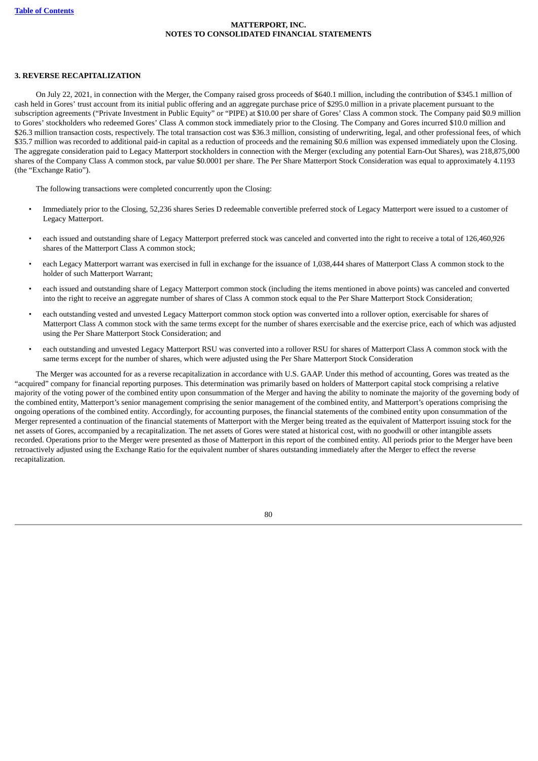# MATTERPORT, INC.
## NOTES TO CONSOLIDATED FINANCIAL STATEMENTS

**3. REVERSE RECAPITALIZATION**

On July 22, 2021, in connection with the Merger, the Company raised gross proceeds of $640.1 million, including the contribution of $345.1 million of cash held in Gores' trust account from its initial public offering and an aggregate purchase price of $295.0 million in a private placement pursuant to the subscription agreements ("Private Investment in Public Equity" or "PIPE) at $10.00 per share of Gores' Class A common stock. The Company paid $0.9 million to Gores' stockholders who redeemed Gores' Class A common stock immediately prior to the Closing. The Company and Gores incurred $10.0 million and $26.3 million transaction costs, respectively. The total transaction cost was $36.3 million, consisting of underwriting, legal, and other professional fees, of which $35.7 million was recorded to additional paid-in capital as a reduction of proceeds and the remaining $0.6 million was expensed immediately upon the Closing. The aggregate consideration paid to Legacy Matterport stockholders in connection with the Merger (excluding any potential Earn-Out Shares), was 218,875,000 shares of the Company Class A common stock, par value $0.0001 per share. The Per Share Matterport Stock Consideration was equal to approximately 4.1193 (the "Exchange Ratio").

The following transactions were completed concurrently upon the Closing:

- Immediately prior to the Closing, 52,236 shares Series D redeemable convertible preferred stock of Legacy Matterport were issued to a customer of Legacy Matterport.
- each issued and outstanding share of Legacy Matterport preferred stock was canceled and converted into the right to receive a total of 126,460,926 shares of the Matterport Class A common stock;
- each Legacy Matterport warrant was exercised in full in exchange for the issuance of 1,038,444 shares of Matterport Class A common stock to the holder of such Matterport Warrant;
- each issued and outstanding share of Legacy Matterport common stock (including the items mentioned in above points) was canceled and converted into the right to receive an aggregate number of shares of Class A common stock equal to the Per Share Matterport Stock Consideration;
- each outstanding vested and unvested Legacy Matterport common stock option was converted into a rollover option, exercisable for shares of Matterport Class A common stock with the same terms except for the number of shares exercisable and the exercise price, each of which was adjusted using the Per Share Matterport Stock Consideration; and
- each outstanding and unvested Legacy Matterport RSU was converted into a rollover RSU for shares of Matterport Class A common stock with the same terms except for the number of shares, which were adjusted using the Per Share Matterport Stock Consideration

The Merger was accounted for as a reverse recapitalization in accordance with U.S. GAAP. Under this method of accounting, Gores was treated as the "acquired" company for financial reporting purposes. This determination was primarily based on holders of Matterport capital stock comprising a relative majority of the voting power of the combined entity upon consummation of the Merger and having the ability to nominate the majority of the governing body of the combined entity, Matterport's senior management comprising the senior management of the combined entity, and Matterport's operations comprising the ongoing operations of the combined entity. Accordingly, for accounting purposes, the financial statements of the combined entity upon consummation of the Merger represented a continuation of the financial statements of Matterport with the Merger being treated as the equivalent of Matterport issuing stock for the net assets of Gores, accompanied by a recapitalization. The net assets of Gores were stated at historical cost, with no goodwill or other intangible assets recorded. Operations prior to the Merger were presented as those of Matterport in this report of the combined entity. All periods prior to the Merger have been retroactively adjusted using the Exchange Ratio for the equivalent number of shares outstanding immediately after the Merger to effect the reverse recapitalization.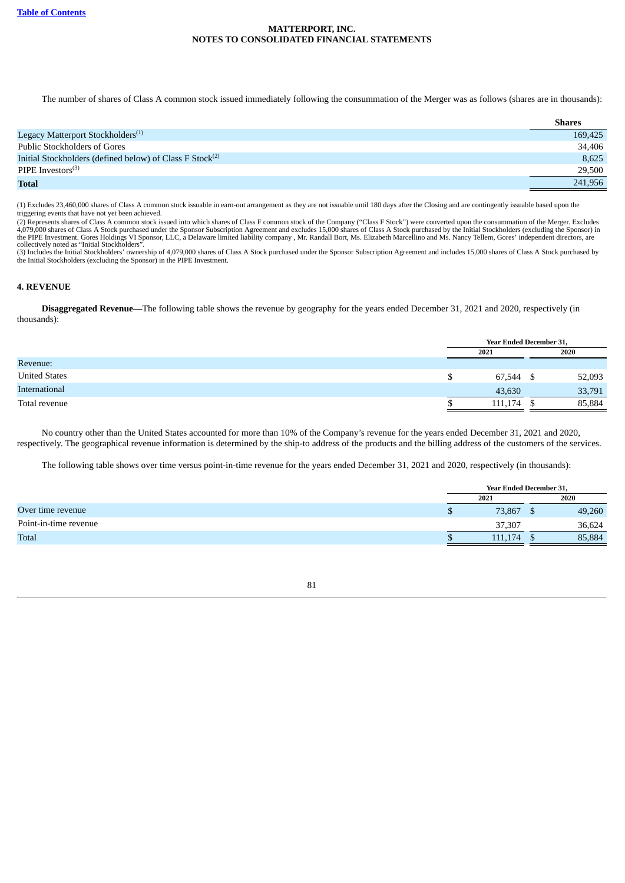The number of shares of Class A common stock issued immediately following the consummation of the Merger was as follows (shares are in thousands):

| | Shares |
|---|---|
| Legacy Matterport Stockholders[1] | 169,425 |
| Public Stockholders of Gores | 34,406 |
| Initial Stockholders (defined below) of Class F Stock[2] | 8,625 |
| PIPE Investors[3] | 29,500 |
| **Total** | 241,956 |

(1) Excludes 23,460,000 shares of Class A common stock issuable in earn-out arrangement as they are not issuable until 180 days after the Closing and are contingently issuable based upon the triggering events that have not yet been achieved.

(2) Represents shares of Class A common stock issued into which shares of Class F common stock of the Company ("Class F Stock") were converted upon the consummation of the Merger. Excludes 4,079,000 shares of Class A Stock purchased under the Sponsor Subscription Agreement and excludes 15,000 shares of Class A Stock purchased by the Initial Stockholders (excluding the Sponsor) in the PIPE Investment. Gores Holdings VI Sponsor, LLC, a Delaware limited liability company , Mr. Randall Bort, Ms. Elizabeth Marcellino and Ms. Nancy Tellem, Gores' independent directors, are collectively noted as "Initial Stockholders".

(3) Includes the Initial Stockholders' ownership of 4,079,000 shares of Class A Stock purchased under the Sponsor Subscription Agreement and includes 15,000 shares of Class A Stock purchased by the Initial Stockholders (excluding the Sponsor) in the PIPE Investment.

## 4. REVENUE

**Disaggregated Revenue**—The following table shows the revenue by geography for the years ended December 31, 2021 and 2020, respectively (in thousands):

| | Year Ended December 31, | |
|---|---|---|
| | 2021 | 2020 |
| Revenue: | | |
| United States | $ 67,544 | $ 52,093 |
| International | 43,630 | 33,791 |
| Total revenue | $ 111,174 | $ 85,884 |

No country other than the United States accounted for more than 10% of the Company's revenue for the years ended December 31, 2021 and 2020, respectively. The geographical revenue information is determined by the ship-to address of the products and the billing address of the customers of the services.

The following table shows over time versus point-in-time revenue for the years ended December 31, 2021 and 2020, respectively (in thousands):

| | Year Ended December 31, | |
|---|---|---|
| | 2021 | 2020 |
| Over time revenue | $ 73,867 | $ 49,260 |
| Point-in-time revenue | 37,307 | 36,624 |
| Total | $ 111,174 | $ 85,884 |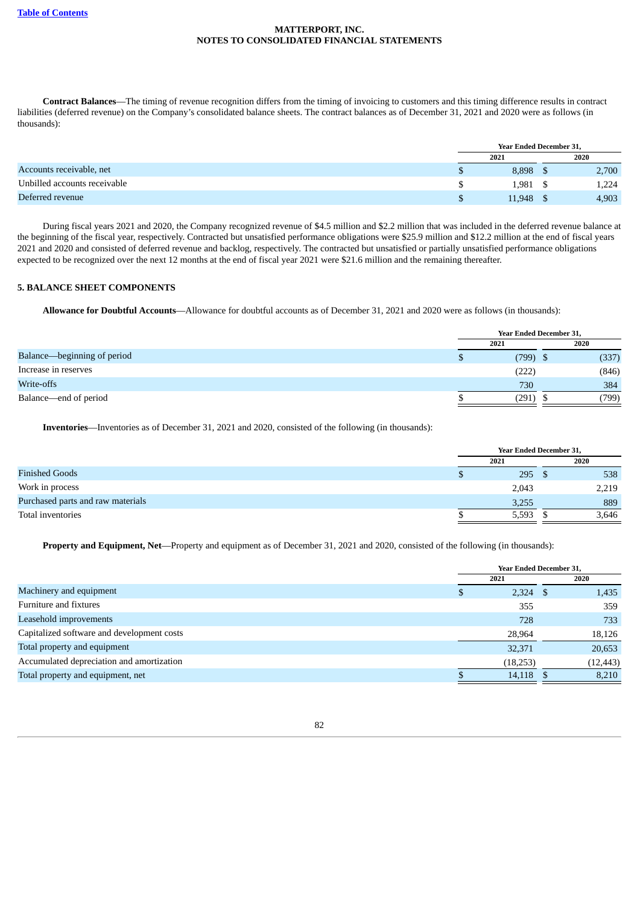**Contract Balances**—The timing of revenue recognition differs from the timing of invoicing to customers and this timing difference results in contract liabilities (deferred revenue) on the Company's consolidated balance sheets. The contract balances as of December 31, 2021 and 2020 were as follows (in thousands):

| | Year Ended December 31, | |
|---|---|---|
| | 2021 | 2020 |
| Accounts receivable, net | $ 8,898 | $ 2,700 |
| Unbilled accounts receivable | $ 1,981 | $ 1,224 |
| Deferred revenue | $ 11,948 | $ 4,903 |

During fiscal years 2021 and 2020, the Company recognized revenue of $4.5 million and $2.2 million that was included in the deferred revenue balance at the beginning of the fiscal year, respectively. Contracted but unsatisfied performance obligations were $25.9 million and $12.2 million at the end of fiscal years 2021 and 2020 and consisted of deferred revenue and backlog, respectively. The contracted but unsatisfied or partially unsatisfied performance obligations expected to be recognized over the next 12 months at the end of fiscal year 2021 were $21.6 million and the remaining thereafter.

## 5. BALANCE SHEET COMPONENTS

**Allowance for Doubtful Accounts**—Allowance for doubtful accounts as of December 31, 2021 and 2020 were as follows (in thousands):

| | Year Ended December 31, | |
|---|---|---|
| | 2021 | 2020 |
| Balance—beginning of period | $ (799) | $ (337) |
| Increase in reserves | (222) | (846) |
| Write-offs | 730 | 384 |
| Balance—end of period | $ (291) | $ (799) |

**Inventories**—Inventories as of December 31, 2021 and 2020, consisted of the following (in thousands):

| | Year Ended December 31, | |
|---|---|---|
| | 2021 | 2020 |
| Finished Goods | $ 295 | $ 538 |
| Work in process | 2,043 | 2,219 |
| Purchased parts and raw materials | 3,255 | 889 |
| Total inventories | $ 5,593 | $ 3,646 |

**Property and Equipment, Net**—Property and equipment as of December 31, 2021 and 2020, consisted of the following (in thousands):

| | Year Ended December 31, | |
|---|---|---|
| | 2021 | 2020 |
| Machinery and equipment | $ 2,324 | $ 1,435 |
| Furniture and fixtures | 355 | 359 |
| Leasehold improvements | 728 | 733 |
| Capitalized software and development costs | 28,964 | 18,126 |
| Total property and equipment | 32,371 | 20,653 |
| Accumulated depreciation and amortization | (18,253) | (12,443) |
| Total property and equipment, net | $ 14,118 | $ 8,210 |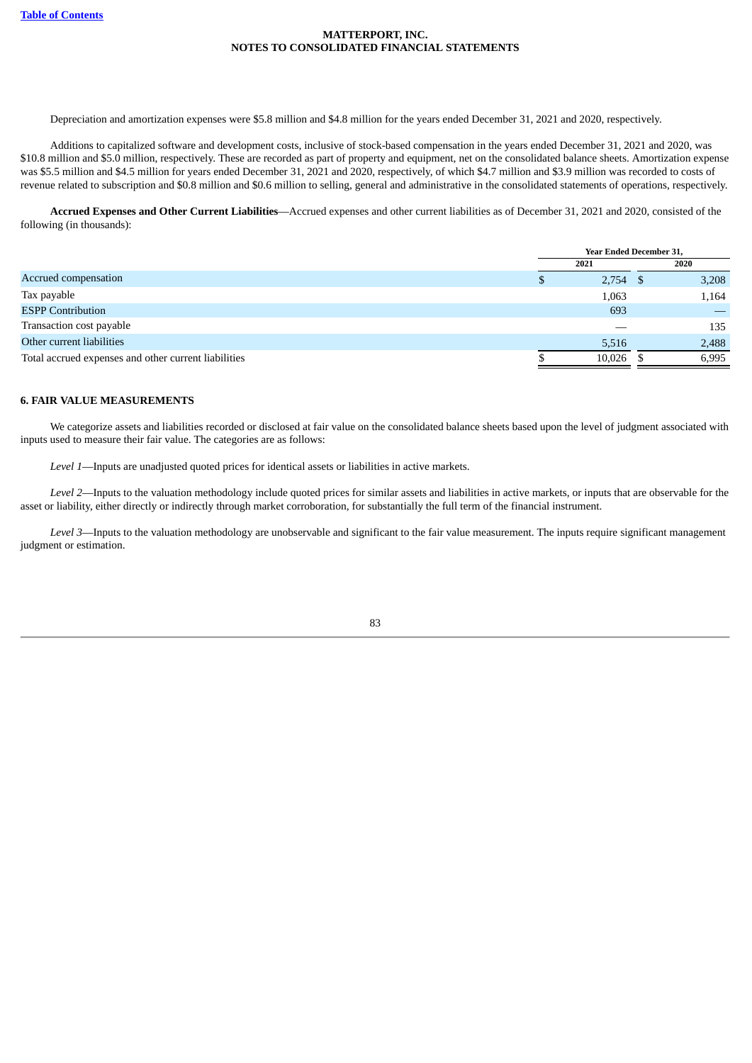Depreciation and amortization expenses were $5.8 million and $4.8 million for the years ended December 31, 2021 and 2020, respectively.

Additions to capitalized software and development costs, inclusive of stock-based compensation in the years ended December 31, 2021 and 2020, was $10.8 million and $5.0 million, respectively. These are recorded as part of property and equipment, net on the consolidated balance sheets. Amortization expense was $5.5 million and $4.5 million for years ended December 31, 2021 and 2020, respectively, of which $4.7 million and $3.9 million was recorded to costs of revenue related to subscription and $0.8 million and $0.6 million to selling, general and administrative in the consolidated statements of operations, respectively.

**Accrued Expenses and Other Current Liabilities**—Accrued expenses and other current liabilities as of December 31, 2021 and 2020, consisted of the following (in thousands):

| | Year Ended December 31, | |
|---|---|---|
| | 2021 | 2020 |
| Accrued compensation | $ 2,754 | $ 3,208 |
| Tax payable | 1,063 | 1,164 |
| ESPP Contribution | 693 | — |
| Transaction cost payable | — | 135 |
| Other current liabilities | 5,516 | 2,488 |
| Total accrued expenses and other current liabilities | $ 10,026 | $ 6,995 |

## 6. FAIR VALUE MEASUREMENTS

We categorize assets and liabilities recorded or disclosed at fair value on the consolidated balance sheets based upon the level of judgment associated with inputs used to measure their fair value. The categories are as follows:

*Level 1*—Inputs are unadjusted quoted prices for identical assets or liabilities in active markets.

*Level 2*—Inputs to the valuation methodology include quoted prices for similar assets and liabilities in active markets, or inputs that are observable for the asset or liability, either directly or indirectly through market corroboration, for substantially the full term of the financial instrument.

*Level 3*—Inputs to the valuation methodology are unobservable and significant to the fair value measurement. The inputs require significant management judgment or estimation.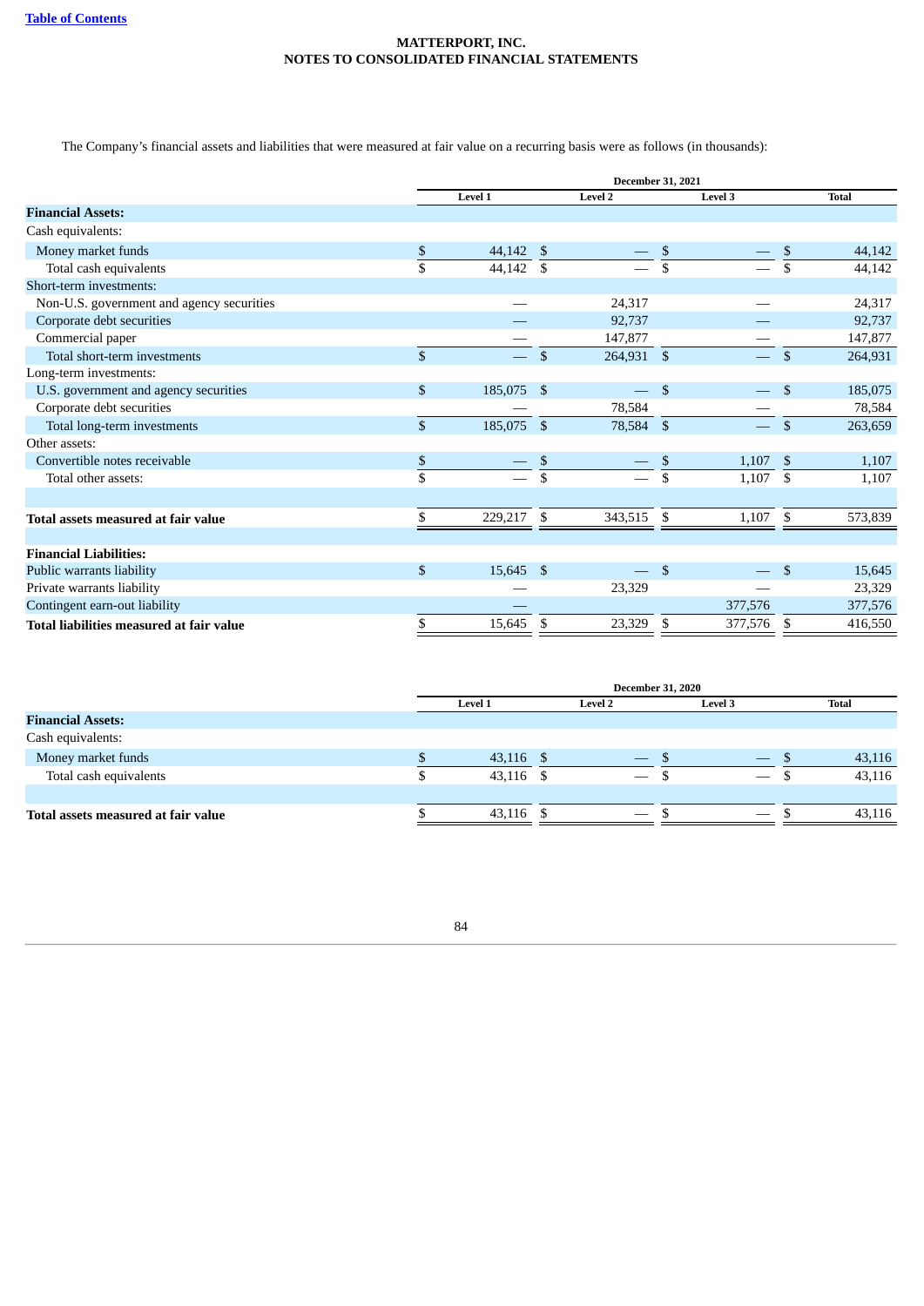MATTERPORT, INC.
NOTES TO CONSOLIDATED FINANCIAL STATEMENTS

The Company's financial assets and liabilities that were measured at fair value on a recurring basis were as follows (in thousands):

| | December 31, 2021 | | | |
|---|---|---|---|---|
| | Level 1 | Level 2 | Level 3 | Total |
| **Financial Assets:** | | | | |
| Cash equivalents: | | | | |
| Money market funds | $ 44,142 | $ — | $ — | $ 44,142 |
| Total cash equivalents | $ 44,142 | $ — | $ — | $ 44,142 |
| Short-term investments: | | | | |
| Non-U.S. government and agency securities | — | 24,317 | — | 24,317 |
| Corporate debt securities | — | 92,737 | — | 92,737 |
| Commercial paper | — | 147,877 | — | 147,877 |
| Total short-term investments | $ — | $ 264,931 | $ — | $ 264,931 |
| Long-term investments: | | | | |
| U.S. government and agency securities | $ 185,075 | $ — | $ — | $ 185,075 |
| Corporate debt securities | — | 78,584 | — | 78,584 |
| Total long-term investments | $ 185,075 | $ 78,584 | $ — | $ 263,659 |
| Other assets: | | | | |
| Convertible notes receivable | $ — | $ — | $ 1,107 | $ 1,107 |
| Total other assets: | $ — | $ — | $ 1,107 | $ 1,107 |
| **Total assets measured at fair value** | $ 229,217 | $ 343,515 | $ 1,107 | $ 573,839 |
| **Financial Liabilities:** | | | | |
| Public warrants liability | $ 15,645 | $ — | $ — | $ 15,645 |
| Private warrants liability | — | 23,329 | — | 23,329 |
| Contingent earn-out liability | — | | 377,576 | 377,576 |
| **Total liabilities measured at fair value** | $ 15,645 | $ 23,329 | $ 377,576 | $ 416,550 |

| | December 31, 2020 | | | |
|---|---|---|---|---|
| | Level 1 | Level 2 | Level 3 | Total |
| **Financial Assets:** | | | | |
| Cash equivalents: | | | | |
| Money market funds | $ 43,116 | $ — | $ — | $ 43,116 |
| Total cash equivalents | $ 43,116 | $ — | $ — | $ 43,116 |
| **Total assets measured at fair value** | $ 43,116 | $ — | $ — | $ 43,116 |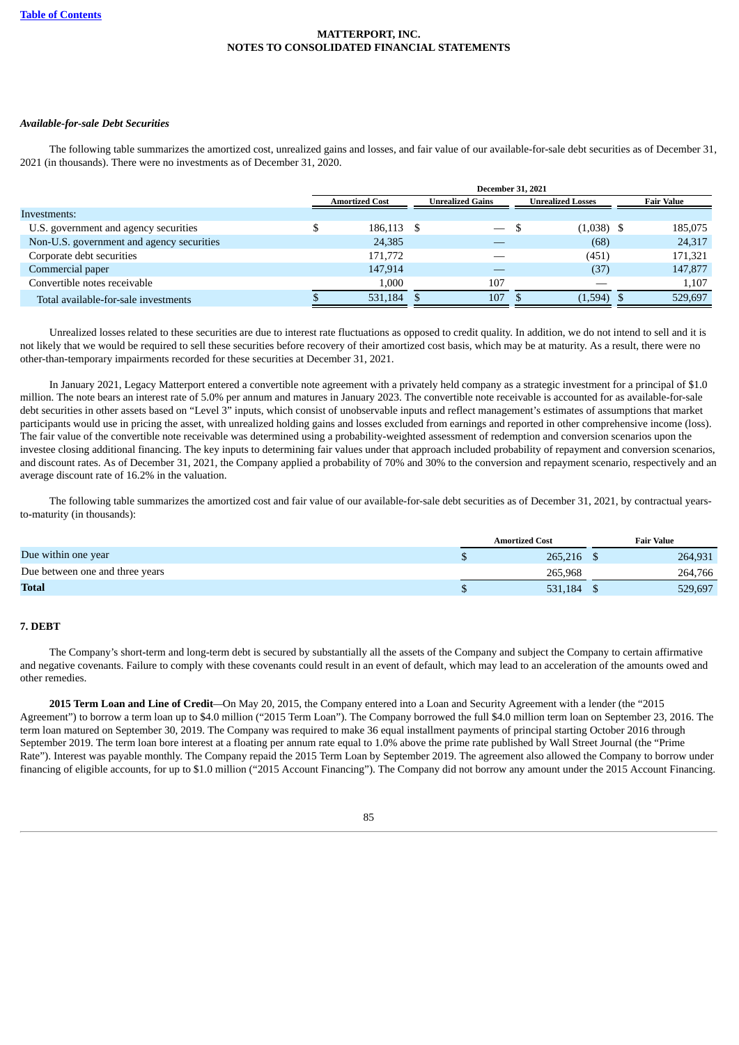### *Available-for-sale Debt Securities*

The following table summarizes the amortized cost, unrealized gains and losses, and fair value of our available-for-sale debt securities as of December 31, 2021 (in thousands). There were no investments as of December 31, 2020.

| | December 31, 2021 | | | |
|---|---|---|---|---|
| | Amortized Cost | Unrealized Gains | Unrealized Losses | Fair Value |
| Investments: | | | | |
| U.S. government and agency securities | $ 186,113 | $ — | $ (1,038) | $ 185,075 |
| Non-U.S. government and agency securities | 24,385 | — | (68) | 24,317 |
| Corporate debt securities | 171,772 | — | (451) | 171,321 |
| Commercial paper | 147,914 | — | (37) | 147,877 |
| Convertible notes receivable | 1,000 | 107 | — | 1,107 |
| Total available-for-sale investments | $ 531,184 | $ 107 | $ (1,594) | $ 529,697 |

Unrealized losses related to these securities are due to interest rate fluctuations as opposed to credit quality. In addition, we do not intend to sell and it is not likely that we would be required to sell these securities before recovery of their amortized cost basis, which may be at maturity. As a result, there were no other-than-temporary impairments recorded for these securities at December 31, 2021.

In January 2021, Legacy Matterport entered a convertible note agreement with a privately held company as a strategic investment for a principal of $1.0 million. The note bears an interest rate of 5.0% per annum and matures in January 2023. The convertible note receivable is accounted for as available-for-sale debt securities in other assets based on "Level 3" inputs, which consist of unobservable inputs and reflect management's estimates of assumptions that market participants would use in pricing the asset, with unrealized holding gains and losses excluded from earnings and reported in other comprehensive income (loss). The fair value of the convertible note receivable was determined using a probability-weighted assessment of redemption and conversion scenarios upon the investee closing additional financing. The key inputs to determining fair values under that approach included probability of repayment and conversion scenarios, and discount rates. As of December 31, 2021, the Company applied a probability of 70% and 30% to the conversion and repayment scenario, respectively and an average discount rate of 16.2% in the valuation.

The following table summarizes the amortized cost and fair value of our available-for-sale debt securities as of December 31, 2021, by contractual years-to-maturity (in thousands):

| | Amortized Cost | Fair Value |
|---|---|---|
| Due within one year | $ 265,216 | $ 264,931 |
| Due between one and three years | 265,968 | 264,766 |
| **Total** | $ 531,184 | $ 529,697 |

## 7. DEBT

The Company's short-term and long-term debt is secured by substantially all the assets of the Company and subject the Company to certain affirmative and negative covenants. Failure to comply with these covenants could result in an event of default, which may lead to an acceleration of the amounts owed and other remedies.

**2015 Term Loan and Line of Credit**—On May 20, 2015, the Company entered into a Loan and Security Agreement with a lender (the "2015 Agreement") to borrow a term loan up to $4.0 million ("2015 Term Loan"). The Company borrowed the full $4.0 million term loan on September 23, 2016. The term loan matured on September 30, 2019. The Company was required to make 36 equal installment payments of principal starting October 2016 through September 2019. The term loan bore interest at a floating per annum rate equal to 1.0% above the prime rate published by Wall Street Journal (the "Prime Rate"). Interest was payable monthly. The Company repaid the 2015 Term Loan by September 2019. The agreement also allowed the Company to borrow under financing of eligible accounts, for up to $1.0 million ("2015 Account Financing"). The Company did not borrow any amount under the 2015 Account Financing.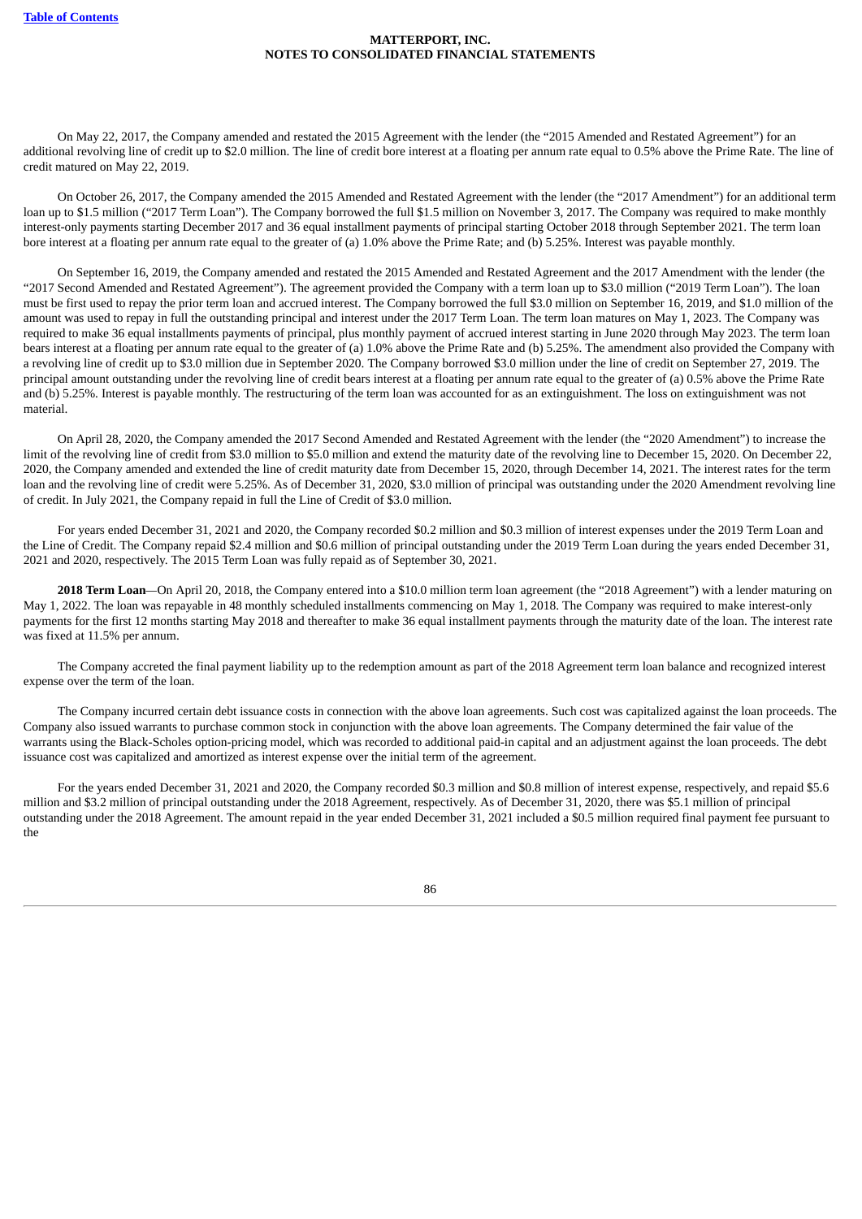On May 22, 2017, the Company amended and restated the 2015 Agreement with the lender (the "2015 Amended and Restated Agreement") for an additional revolving line of credit up to $2.0 million. The line of credit bore interest at a floating per annum rate equal to 0.5% above the Prime Rate. The line of credit matured on May 22, 2019.

On October 26, 2017, the Company amended the 2015 Amended and Restated Agreement with the lender (the "2017 Amendment") for an additional term loan up to $1.5 million ("2017 Term Loan"). The Company borrowed the full $1.5 million on November 3, 2017. The Company was required to make monthly interest-only payments starting December 2017 and 36 equal installment payments of principal starting October 2018 through September 2021. The term loan bore interest at a floating per annum rate equal to the greater of (a) 1.0% above the Prime Rate; and (b) 5.25%. Interest was payable monthly.

On September 16, 2019, the Company amended and restated the 2015 Amended and Restated Agreement and the 2017 Amendment with the lender (the "2017 Second Amended and Restated Agreement"). The agreement provided the Company with a term loan up to $3.0 million ("2019 Term Loan"). The loan must be first used to repay the prior term loan and accrued interest. The Company borrowed the full $3.0 million on September 16, 2019, and $1.0 million of the amount was used to repay in full the outstanding principal and interest under the 2017 Term Loan. The term loan matures on May 1, 2023. The Company was required to make 36 equal installments payments of principal, plus monthly payment of accrued interest starting in June 2020 through May 2023. The term loan bears interest at a floating per annum rate equal to the greater of (a) 1.0% above the Prime Rate and (b) 5.25%. The amendment also provided the Company with a revolving line of credit up to $3.0 million due in September 2020. The Company borrowed $3.0 million under the line of credit on September 27, 2019. The principal amount outstanding under the revolving line of credit bears interest at a floating per annum rate equal to the greater of (a) 0.5% above the Prime Rate and (b) 5.25%. Interest is payable monthly. The restructuring of the term loan was accounted for as an extinguishment. The loss on extinguishment was not material.

On April 28, 2020, the Company amended the 2017 Second Amended and Restated Agreement with the lender (the "2020 Amendment") to increase the limit of the revolving line of credit from $3.0 million to $5.0 million and extend the maturity date of the revolving line to December 15, 2020. On December 22, 2020, the Company amended and extended the line of credit maturity date from December 15, 2020, through December 14, 2021. The interest rates for the term loan and the revolving line of credit were 5.25%. As of December 31, 2020, $3.0 million of principal was outstanding under the 2020 Amendment revolving line of credit. In July 2021, the Company repaid in full the Line of Credit of $3.0 million.

For years ended December 31, 2021 and 2020, the Company recorded $0.2 million and $0.3 million of interest expenses under the 2019 Term Loan and the Line of Credit. The Company repaid $2.4 million and $0.6 million of principal outstanding under the 2019 Term Loan during the years ended December 31, 2021 and 2020, respectively. The 2015 Term Loan was fully repaid as of September 30, 2021.

**2018 Term Loan**—On April 20, 2018, the Company entered into a $10.0 million term loan agreement (the "2018 Agreement") with a lender maturing on May 1, 2022. The loan was repayable in 48 monthly scheduled installments commencing on May 1, 2018. The Company was required to make interest-only payments for the first 12 months starting May 2018 and thereafter to make 36 equal installment payments through the maturity date of the loan. The interest rate was fixed at 11.5% per annum.

The Company accreted the final payment liability up to the redemption amount as part of the 2018 Agreement term loan balance and recognized interest expense over the term of the loan.

The Company incurred certain debt issuance costs in connection with the above loan agreements. Such cost was capitalized against the loan proceeds. The Company also issued warrants to purchase common stock in conjunction with the above loan agreements. The Company determined the fair value of the warrants using the Black-Scholes option-pricing model, which was recorded to additional paid-in capital and an adjustment against the loan proceeds. The debt issuance cost was capitalized and amortized as interest expense over the initial term of the agreement.

For the years ended December 31, 2021 and 2020, the Company recorded $0.3 million and $0.8 million of interest expense, respectively, and repaid $5.6 million and $3.2 million of principal outstanding under the 2018 Agreement, respectively. As of December 31, 2020, there was $5.1 million of principal outstanding under the 2018 Agreement. The amount repaid in the year ended December 31, 2021 included a $0.5 million required final payment fee pursuant to the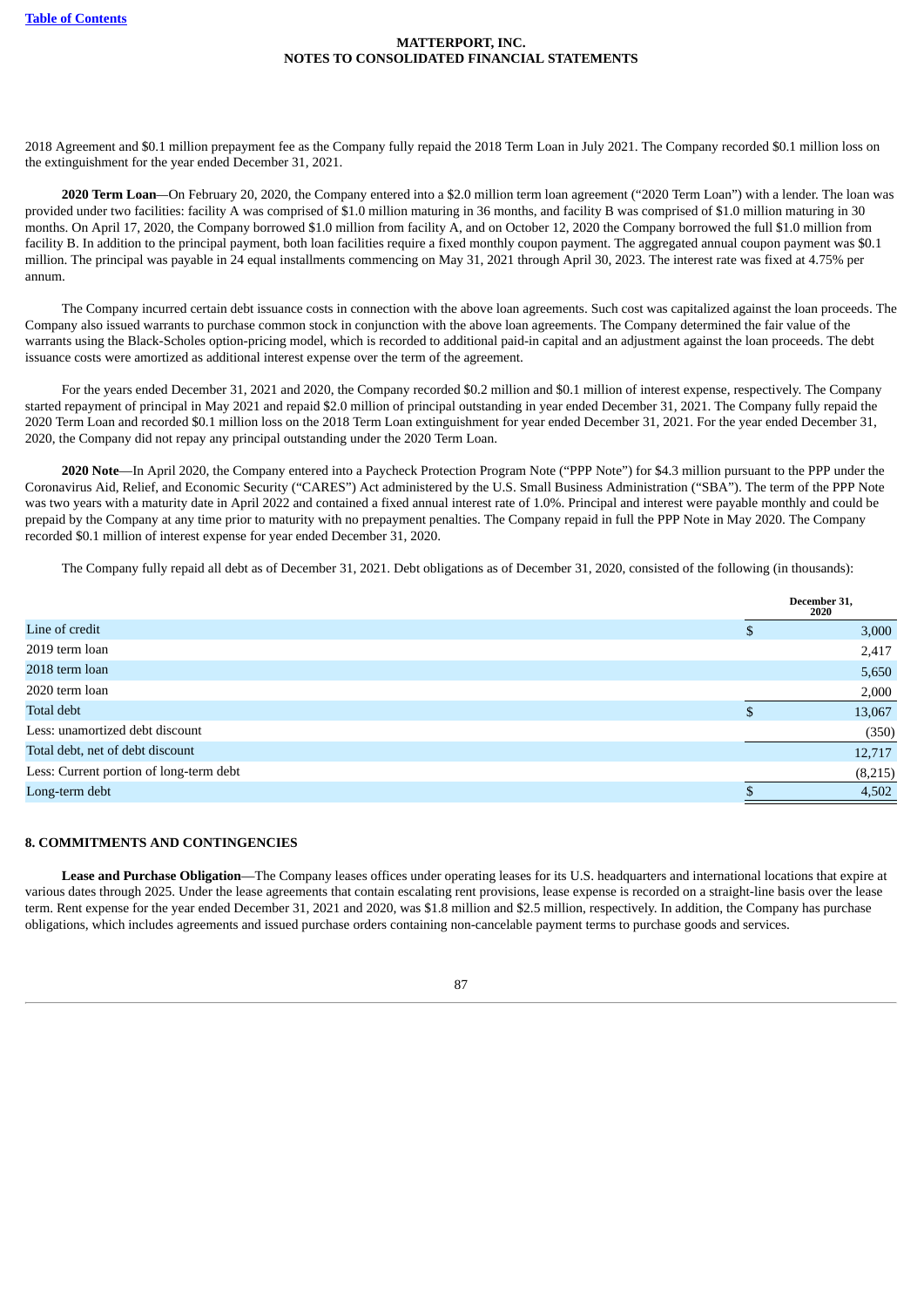2018 Agreement and $0.1 million prepayment fee as the Company fully repaid the 2018 Term Loan in July 2021. The Company recorded $0.1 million loss on the extinguishment for the year ended December 31, 2021.

**2020 Term Loan**—On February 20, 2020, the Company entered into a $2.0 million term loan agreement ("2020 Term Loan") with a lender. The loan was provided under two facilities: facility A was comprised of $1.0 million maturing in 36 months, and facility B was comprised of $1.0 million maturing in 30 months. On April 17, 2020, the Company borrowed $1.0 million from facility A, and on October 12, 2020 the Company borrowed the full $1.0 million from facility B. In addition to the principal payment, both loan facilities require a fixed monthly coupon payment. The aggregated annual coupon payment was $0.1 million. The principal was payable in 24 equal installments commencing on May 31, 2021 through April 30, 2023. The interest rate was fixed at 4.75% per annum.

The Company incurred certain debt issuance costs in connection with the above loan agreements. Such cost was capitalized against the loan proceeds. The Company also issued warrants to purchase common stock in conjunction with the above loan agreements. The Company determined the fair value of the warrants using the Black-Scholes option-pricing model, which is recorded to additional paid-in capital and an adjustment against the loan proceeds. The debt issuance costs were amortized as additional interest expense over the term of the agreement.

For the years ended December 31, 2021 and 2020, the Company recorded $0.2 million and $0.1 million of interest expense, respectively. The Company started repayment of principal in May 2021 and repaid $2.0 million of principal outstanding in year ended December 31, 2021. The Company fully repaid the 2020 Term Loan and recorded $0.1 million loss on the 2018 Term Loan extinguishment for year ended December 31, 2021. For the year ended December 31, 2020, the Company did not repay any principal outstanding under the 2020 Term Loan.

**2020 Note**—In April 2020, the Company entered into a Paycheck Protection Program Note ("PPP Note") for $4.3 million pursuant to the PPP under the Coronavirus Aid, Relief, and Economic Security ("CARES") Act administered by the U.S. Small Business Administration ("SBA"). The term of the PPP Note was two years with a maturity date in April 2022 and contained a fixed annual interest rate of 1.0%. Principal and interest were payable monthly and could be prepaid by the Company at any time prior to maturity with no prepayment penalties. The Company repaid in full the PPP Note in May 2020. The Company recorded $0.1 million of interest expense for year ended December 31, 2020.

The Company fully repaid all debt as of December 31, 2021. Debt obligations as of December 31, 2020, consisted of the following (in thousands):

| | December 31, 2020 |
|---|---|
| Line of credit | $ 3,000 |
| 2019 term loan | 2,417 |
| 2018 term loan | 5,650 |
| 2020 term loan | 2,000 |
| Total debt | $ 13,067 |
| Less: unamortized debt discount | (350) |
| Total debt, net of debt discount | 12,717 |
| Less: Current portion of long-term debt | (8,215) |
| Long-term debt | $ 4,502 |

## 8. COMMITMENTS AND CONTINGENCIES

**Lease and Purchase Obligation**—The Company leases offices under operating leases for its U.S. headquarters and international locations that expire at various dates through 2025. Under the lease agreements that contain escalating rent provisions, lease expense is recorded on a straight-line basis over the lease term. Rent expense for the year ended December 31, 2021 and 2020, was $1.8 million and $2.5 million, respectively. In addition, the Company has purchase obligations, which includes agreements and issued purchase orders containing non-cancelable payment terms to purchase goods and services.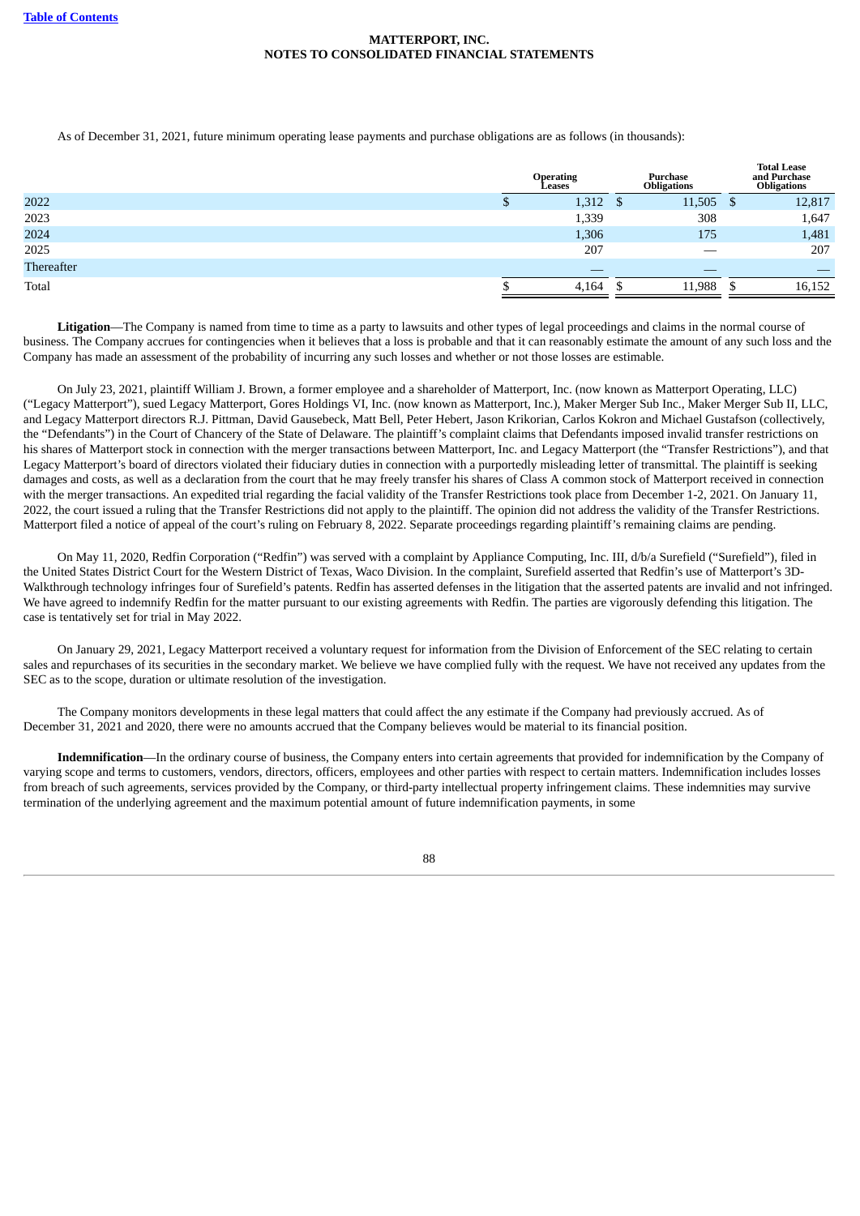As of December 31, 2021, future minimum operating lease payments and purchase obligations are as follows (in thousands):

| | Operating Leases | Purchase Obligations | Total Lease and Purchase Obligations |
|---|---|---|---|
| 2022 | $ 1,312 | $ 11,505 | $ 12,817 |
| 2023 | 1,339 | 308 | 1,647 |
| 2024 | 1,306 | 175 | 1,481 |
| 2025 | 207 | — | 207 |
| Thereafter | — | — | — |
| Total | $ 4,164 | $ 11,988 | $ 16,152 |

**Litigation**—The Company is named from time to time as a party to lawsuits and other types of legal proceedings and claims in the normal course of business. The Company accrues for contingencies when it believes that a loss is probable and that it can reasonably estimate the amount of any such loss and the Company has made an assessment of the probability of incurring any such losses and whether or not those losses are estimable.

On July 23, 2021, plaintiff William J. Brown, a former employee and a shareholder of Matterport, Inc. (now known as Matterport Operating, LLC) ("Legacy Matterport"), sued Legacy Matterport, Gores Holdings VI, Inc. (now known as Matterport, Inc.), Maker Merger Sub Inc., Maker Merger Sub II, LLC, and Legacy Matterport directors R.J. Pittman, David Gausebeck, Matt Bell, Peter Hebert, Jason Krikorian, Carlos Kokron and Michael Gustafson (collectively, the "Defendants") in the Court of Chancery of the State of Delaware. The plaintiff's complaint claims that Defendants imposed invalid transfer restrictions on his shares of Matterport stock in connection with the merger transactions between Matterport, Inc. and Legacy Matterport (the "Transfer Restrictions"), and that Legacy Matterport's board of directors violated their fiduciary duties in connection with a purportedly misleading letter of transmittal. The plaintiff is seeking damages and costs, as well as a declaration from the court that he may freely transfer his shares of Class A common stock of Matterport received in connection with the merger transactions. An expedited trial regarding the facial validity of the Transfer Restrictions took place from December 1-2, 2021. On January 11, 2022, the court issued a ruling that the Transfer Restrictions did not apply to the plaintiff. The opinion did not address the validity of the Transfer Restrictions. Matterport filed a notice of appeal of the court's ruling on February 8, 2022. Separate proceedings regarding plaintiff's remaining claims are pending.

On May 11, 2020, Redfin Corporation ("Redfin") was served with a complaint by Appliance Computing, Inc. III, d/b/a Surefield ("Surefield"), filed in the United States District Court for the Western District of Texas, Waco Division. In the complaint, Surefield asserted that Redfin's use of Matterport's 3D-Walkthrough technology infringes four of Surefield's patents. Redfin has asserted defenses in the litigation that the asserted patents are invalid and not infringed. We have agreed to indemnify Redfin for the matter pursuant to our existing agreements with Redfin. The parties are vigorously defending this litigation. The case is tentatively set for trial in May 2022.

On January 29, 2021, Legacy Matterport received a voluntary request for information from the Division of Enforcement of the SEC relating to certain sales and repurchases of its securities in the secondary market. We believe we have complied fully with the request. We have not received any updates from the SEC as to the scope, duration or ultimate resolution of the investigation.

The Company monitors developments in these legal matters that could affect the any estimate if the Company had previously accrued. As of December 31, 2021 and 2020, there were no amounts accrued that the Company believes would be material to its financial position.

**Indemnification**—In the ordinary course of business, the Company enters into certain agreements that provided for indemnification by the Company of varying scope and terms to customers, vendors, directors, officers, employees and other parties with respect to certain matters. Indemnification includes losses from breach of such agreements, services provided by the Company, or third-party intellectual property infringement claims. These indemnities may survive termination of the underlying agreement and the maximum potential amount of future indemnification payments, in some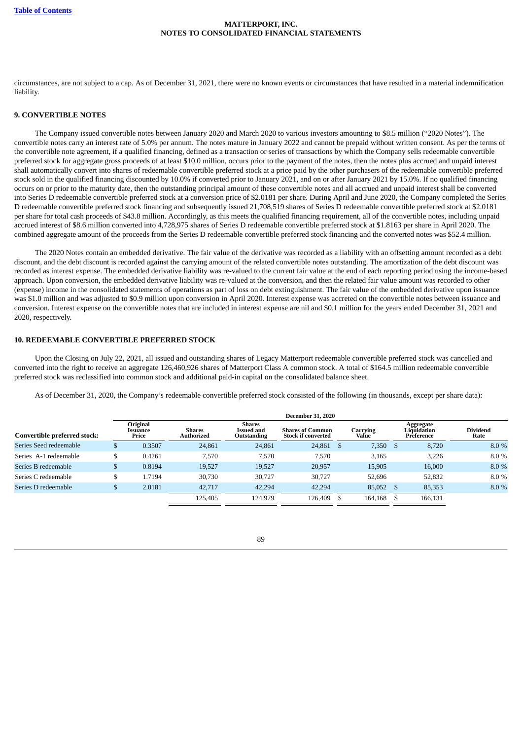circumstances, are not subject to a cap. As of December 31, 2021, there were no known events or circumstances that have resulted in a material indemnification liability.

## 9. CONVERTIBLE NOTES

The Company issued convertible notes between January 2020 and March 2020 to various investors amounting to $8.5 million ("2020 Notes"). The convertible notes carry an interest rate of 5.0% per annum. The notes mature in January 2022 and cannot be prepaid without written consent. As per the terms of the convertible note agreement, if a qualified financing, defined as a transaction or series of transactions by which the Company sells redeemable convertible preferred stock for aggregate gross proceeds of at least $10.0 million, occurs prior to the payment of the notes, then the notes plus accrued and unpaid interest shall automatically convert into shares of redeemable convertible preferred stock at a price paid by the other purchasers of the redeemable convertible preferred stock sold in the qualified financing discounted by 10.0% if converted prior to January 2021, and on or after January 2021 by 15.0%. If no qualified financing occurs on or prior to the maturity date, then the outstanding principal amount of these convertible notes and all accrued and unpaid interest shall be converted into Series D redeemable convertible preferred stock at a conversion price of $2.0181 per share. During April and June 2020, the Company completed the Series D redeemable convertible preferred stock financing and subsequently issued 21,708,519 shares of Series D redeemable convertible preferred stock at $2.0181 per share for total cash proceeds of $43.8 million. Accordingly, as this meets the qualified financing requirement, all of the convertible notes, including unpaid accrued interest of $8.6 million converted into 4,728,975 shares of Series D redeemable convertible preferred stock at $1.8163 per share in April 2020. The combined aggregate amount of the proceeds from the Series D redeemable convertible preferred stock financing and the converted notes was $52.4 million.

The 2020 Notes contain an embedded derivative. The fair value of the derivative was recorded as a liability with an offsetting amount recorded as a debt discount, and the debt discount is recorded against the carrying amount of the related convertible notes outstanding. The amortization of the debt discount was recorded as interest expense. The embedded derivative liability was re-valued to the current fair value at the end of each reporting period using the income-based approach. Upon conversion, the embedded derivative liability was re-valued at the conversion, and then the related fair value amount was recorded to other (expense) income in the consolidated statements of operations as part of loss on debt extinguishment. The fair value of the embedded derivative upon issuance was $1.0 million and was adjusted to $0.9 million upon conversion in April 2020. Interest expense was accreted on the convertible notes between issuance and conversion. Interest expense on the convertible notes that are included in interest expense are nil and $0.1 million for the years ended December 31, 2021 and 2020, respectively.

## 10. REDEEMABLE CONVERTIBLE PREFERRED STOCK

Upon the Closing on July 22, 2021, all issued and outstanding shares of Legacy Matterport redeemable convertible preferred stock was cancelled and converted into the right to receive an aggregate 126,460,926 shares of Matterport Class A common stock. A total of $164.5 million redeemable convertible preferred stock was reclassified into common stock and additional paid-in capital on the consolidated balance sheet.

As of December 31, 2020, the Company's redeemable convertible preferred stock consisted of the following (in thousands, except per share data):

| | December 31, 2020 | | | | | | |
|---|---|---|---|---|---|---|---|
| Convertible preferred stock: | Original Issuance Price | Shares Authorized | Shares Issued and Outstanding | Shares of Common Stock if converted | Carrying Value | Aggregate Liquidation Preference | Dividend Rate |
| Series Seed redeemable | $ 0.3507 | 24,861 | 24,861 | 24,861 | $ 7,350 | $ 8,720 | 8.0 % |
| Series A-1 redeemable | $ 0.4261 | 7,570 | 7,570 | 7,570 | 3,165 | 3,226 | 8.0 % |
| Series B redeemable | $ 0.8194 | 19,527 | 19,527 | 20,957 | 15,905 | 16,000 | 8.0 % |
| Series C redeemable | $ 1.7194 | 30,730 | 30,727 | 30,727 | 52,696 | 52,832 | 8.0 % |
| Series D redeemable | $ 2.0181 | 42,717 | 42,294 | 42,294 | 85,052 | $ 85,353 | 8.0 % |
| | | 125,405 | 124,979 | 126,409 | $ 164,168 | $ 166,131 | |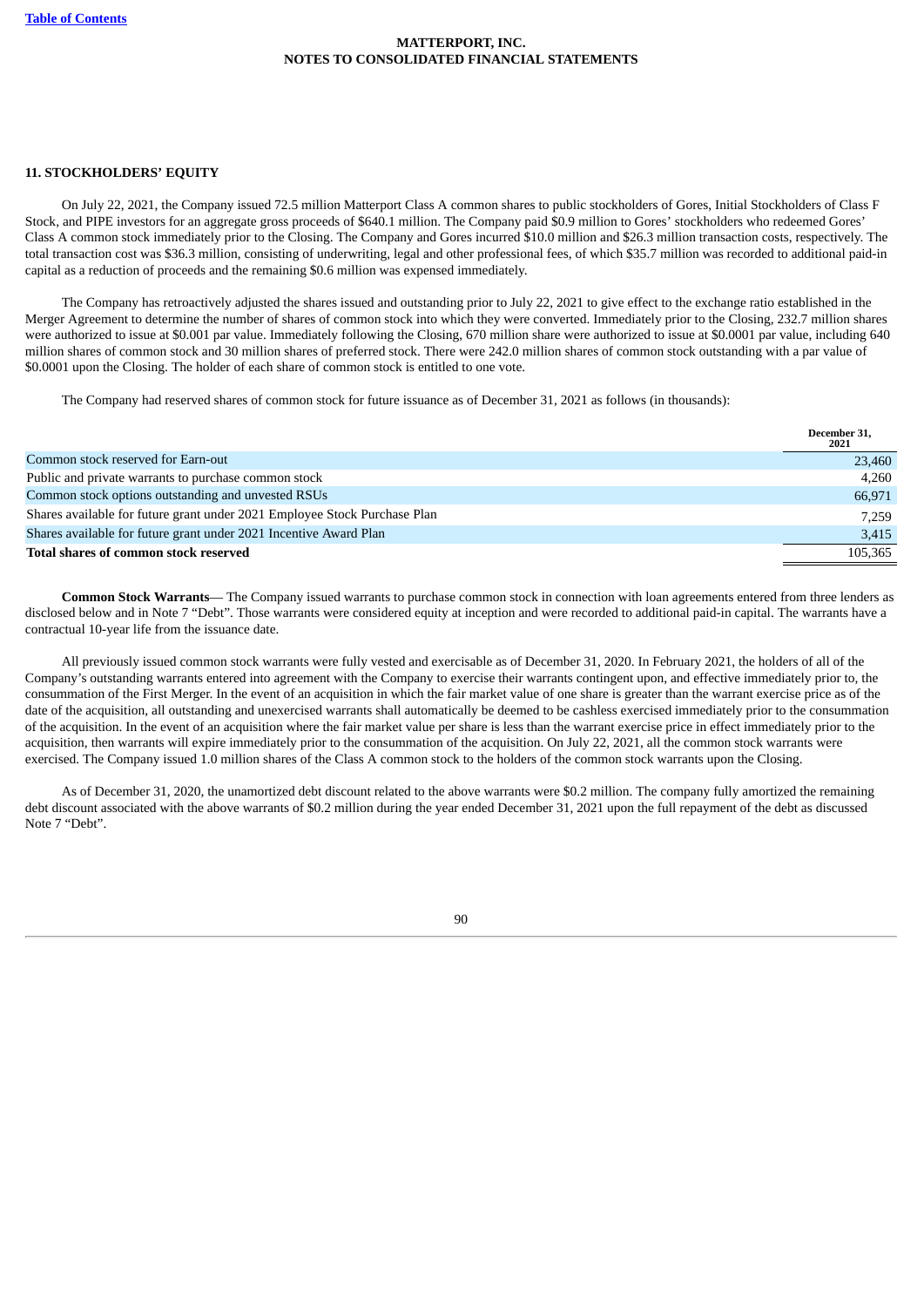## 11. STOCKHOLDERS' EQUITY

On July 22, 2021, the Company issued 72.5 million Matterport Class A common shares to public stockholders of Gores, Initial Stockholders of Class F Stock, and PIPE investors for an aggregate gross proceeds of $640.1 million. The Company paid $0.9 million to Gores' stockholders who redeemed Gores' Class A common stock immediately prior to the Closing. The Company and Gores incurred $10.0 million and $26.3 million transaction costs, respectively. The total transaction cost was $36.3 million, consisting of underwriting, legal and other professional fees, of which $35.7 million was recorded to additional paid-in capital as a reduction of proceeds and the remaining $0.6 million was expensed immediately.

The Company has retroactively adjusted the shares issued and outstanding prior to July 22, 2021 to give effect to the exchange ratio established in the Merger Agreement to determine the number of shares of common stock into which they were converted. Immediately prior to the Closing, 232.7 million shares were authorized to issue at $0.001 par value. Immediately following the Closing, 670 million share were authorized to issue at $0.0001 par value, including 640 million shares of common stock and 30 million shares of preferred stock. There were 242.0 million shares of common stock outstanding with a par value of $0.0001 upon the Closing. The holder of each share of common stock is entitled to one vote.

The Company had reserved shares of common stock for future issuance as of December 31, 2021 as follows (in thousands):

| | December 31, 2021 |
|---|---|
| Common stock reserved for Earn-out | 23,460 |
| Public and private warrants to purchase common stock | 4,260 |
| Common stock options outstanding and unvested RSUs | 66,971 |
| Shares available for future grant under 2021 Employee Stock Purchase Plan | 7,259 |
| Shares available for future grant under 2021 Incentive Award Plan | 3,415 |
| **Total shares of common stock reserved** | 105,365 |

**Common Stock Warrants**— The Company issued warrants to purchase common stock in connection with loan agreements entered from three lenders as disclosed below and in Note 7 "Debt". Those warrants were considered equity at inception and were recorded to additional paid-in capital. The warrants have a contractual 10-year life from the issuance date.

All previously issued common stock warrants were fully vested and exercisable as of December 31, 2020. In February 2021, the holders of all of the Company's outstanding warrants entered into agreement with the Company to exercise their warrants contingent upon, and effective immediately prior to, the consummation of the First Merger. In the event of an acquisition in which the fair market value of one share is greater than the warrant exercise price as of the date of the acquisition, all outstanding and unexercised warrants shall automatically be deemed to be cashless exercised immediately prior to the consummation of the acquisition. In the event of an acquisition where the fair market value per share is less than the warrant exercise price in effect immediately prior to the acquisition, then warrants will expire immediately prior to the consummation of the acquisition. On July 22, 2021, all the common stock warrants were exercised. The Company issued 1.0 million shares of the Class A common stock to the holders of the common stock warrants upon the Closing.

As of December 31, 2020, the unamortized debt discount related to the above warrants were $0.2 million. The company fully amortized the remaining debt discount associated with the above warrants of $0.2 million during the year ended December 31, 2021 upon the full repayment of the debt as discussed Note 7 "Debt".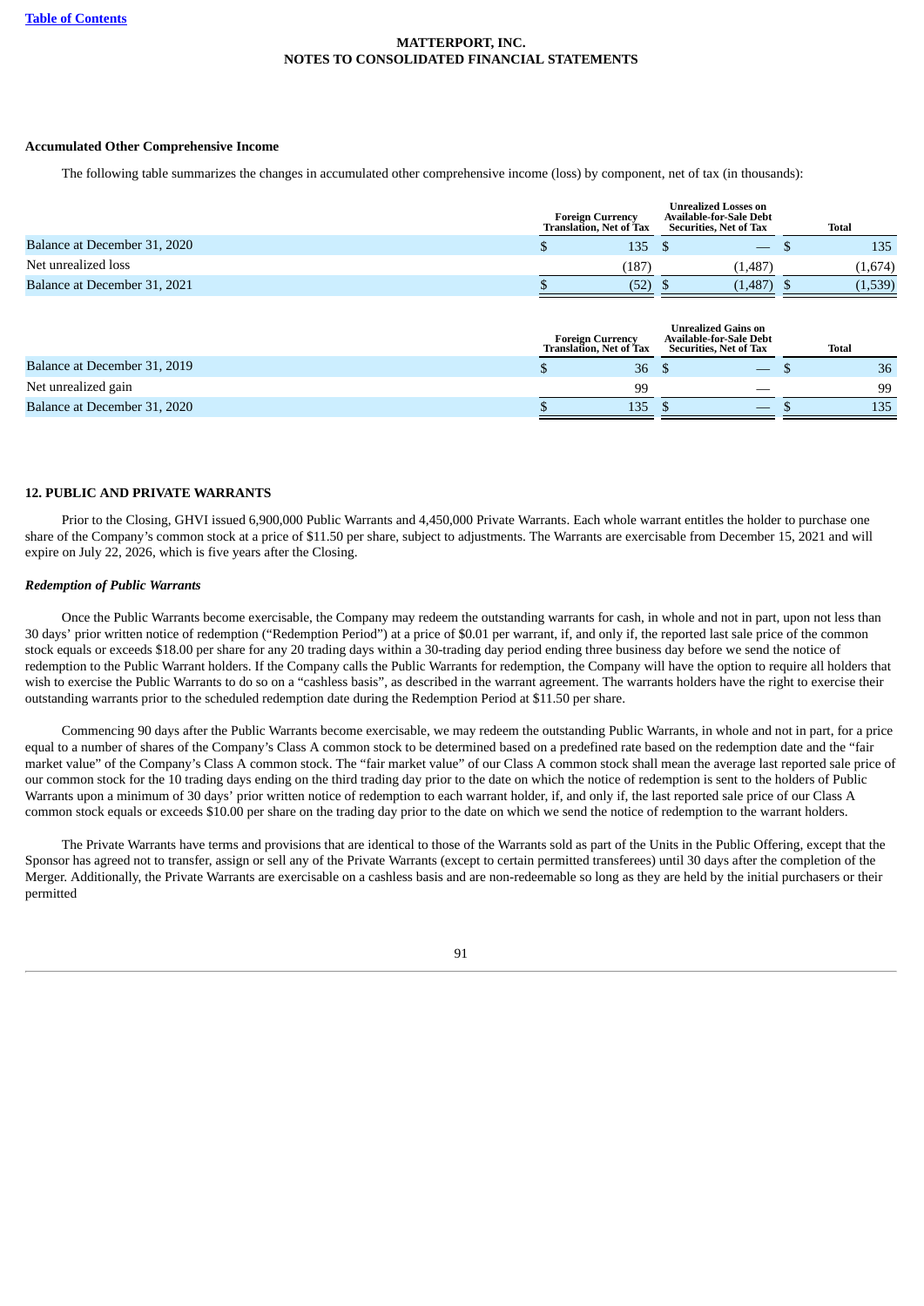**Accumulated Other Comprehensive Income**

The following table summarizes the changes in accumulated other comprehensive income (loss) by component, net of tax (in thousands):

| | Foreign Currency Translation, Net of Tax | Unrealized Losses on Available-for-Sale Debt Securities, Net of Tax | Total |
|---|---|---|---|
| Balance at December 31, 2020 | $ 135 | $ — | $ 135 |
| Net unrealized loss | (187) | (1,487) | (1,674) |
| Balance at December 31, 2021 | $ (52) | $ (1,487) | $ (1,539) |

| | Foreign Currency Translation, Net of Tax | Unrealized Gains on Available-for-Sale Debt Securities, Net of Tax | Total |
|---|---|---|---|
| Balance at December 31, 2019 | $ 36 | $ — | $ 36 |
| Net unrealized gain | 99 | — | 99 |
| Balance at December 31, 2020 | $ 135 | $ — | $ 135 |

## 12. PUBLIC AND PRIVATE WARRANTS

Prior to the Closing, GHVI issued 6,900,000 Public Warrants and 4,450,000 Private Warrants. Each whole warrant entitles the holder to purchase one share of the Company's common stock at a price of $11.50 per share, subject to adjustments. The Warrants are exercisable from December 15, 2021 and will expire on July 22, 2026, which is five years after the Closing.

***Redemption of Public Warrants***

Once the Public Warrants become exercisable, the Company may redeem the outstanding warrants for cash, in whole and not in part, upon not less than 30 days' prior written notice of redemption ("Redemption Period") at a price of $0.01 per warrant, if, and only if, the reported last sale price of the common stock equals or exceeds $18.00 per share for any 20 trading days within a 30-trading day period ending three business day before we send the notice of redemption to the Public Warrant holders. If the Company calls the Public Warrants for redemption, the Company will have the option to require all holders that wish to exercise the Public Warrants to do so on a "cashless basis", as described in the warrant agreement. The warrants holders have the right to exercise their outstanding warrants prior to the scheduled redemption date during the Redemption Period at $11.50 per share.

Commencing 90 days after the Public Warrants become exercisable, we may redeem the outstanding Public Warrants, in whole and not in part, for a price equal to a number of shares of the Company's Class A common stock to be determined based on a predefined rate based on the redemption date and the "fair market value" of the Company's Class A common stock. The "fair market value" of our Class A common stock shall mean the average last reported sale price of our common stock for the 10 trading days ending on the third trading day prior to the date on which the notice of redemption is sent to the holders of Public Warrants upon a minimum of 30 days' prior written notice of redemption to each warrant holder, if, and only if, the last reported sale price of our Class A common stock equals or exceeds $10.00 per share on the trading day prior to the date on which we send the notice of redemption to the warrant holders.

The Private Warrants have terms and provisions that are identical to those of the Warrants sold as part of the Units in the Public Offering, except that the Sponsor has agreed not to transfer, assign or sell any of the Private Warrants (except to certain permitted transferees) until 30 days after the completion of the Merger. Additionally, the Private Warrants are exercisable on a cashless basis and are non-redeemable so long as they are held by the initial purchasers or their permitted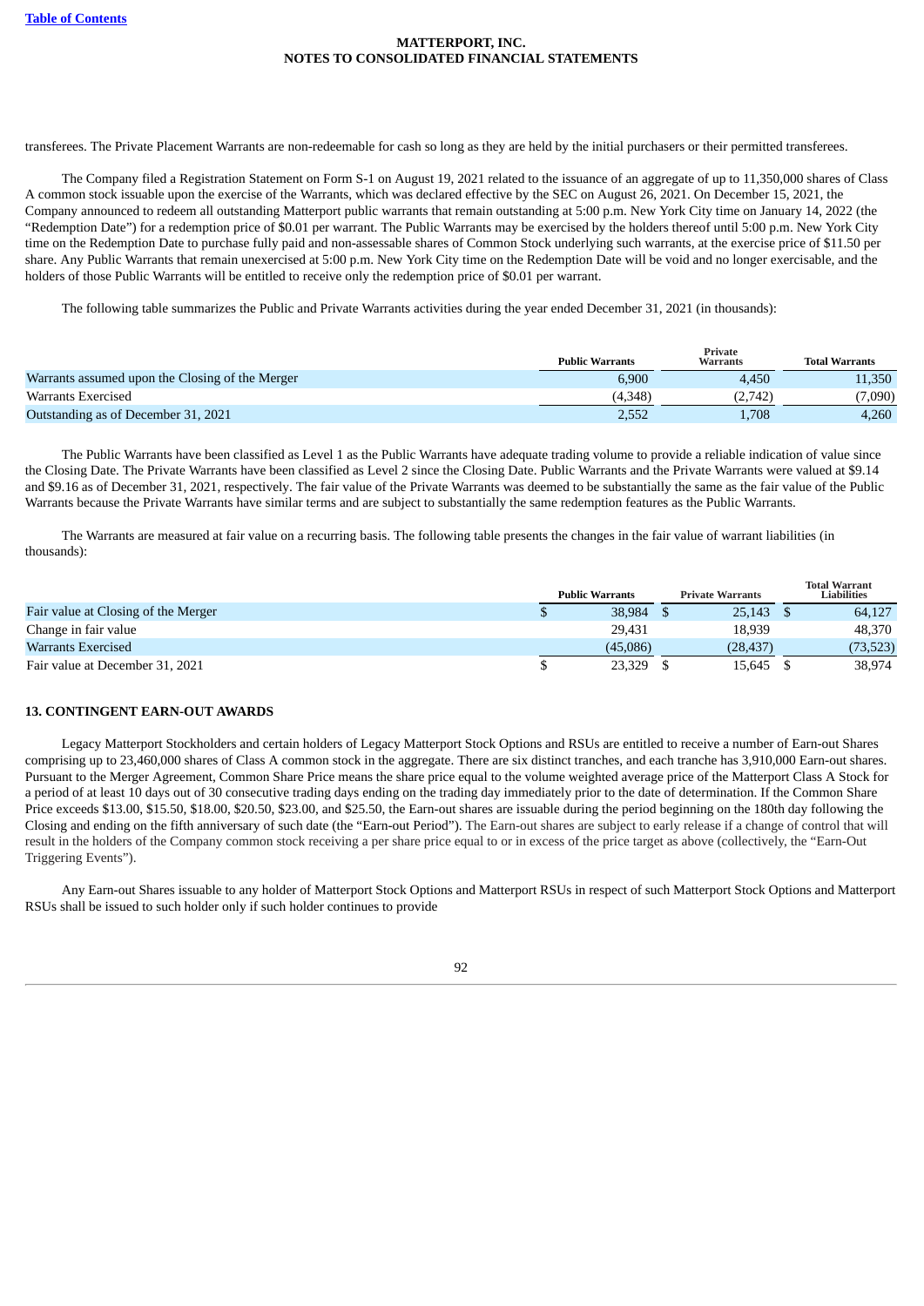transferees. The Private Placement Warrants are non-redeemable for cash so long as they are held by the initial purchasers or their permitted transferees.

The Company filed a Registration Statement on Form S-1 on August 19, 2021 related to the issuance of an aggregate of up to 11,350,000 shares of Class A common stock issuable upon the exercise of the Warrants, which was declared effective by the SEC on August 26, 2021. On December 15, 2021, the Company announced to redeem all outstanding Matterport public warrants that remain outstanding at 5:00 p.m. New York City time on January 14, 2022 (the "Redemption Date") for a redemption price of $0.01 per warrant. The Public Warrants may be exercised by the holders thereof until 5:00 p.m. New York City time on the Redemption Date to purchase fully paid and non-assessable shares of Common Stock underlying such warrants, at the exercise price of $11.50 per share. Any Public Warrants that remain unexercised at 5:00 p.m. New York City time on the Redemption Date will be void and no longer exercisable, and the holders of those Public Warrants will be entitled to receive only the redemption price of $0.01 per warrant.

The following table summarizes the Public and Private Warrants activities during the year ended December 31, 2021 (in thousands):

| | Public Warrants | Private Warrants | Total Warrants |
|---|---|---|---|
| Warrants assumed upon the Closing of the Merger | 6,900 | 4,450 | 11,350 |
| Warrants Exercised | (4,348) | (2,742) | (7,090) |
| Outstanding as of December 31, 2021 | 2,552 | 1,708 | 4,260 |

The Public Warrants have been classified as Level 1 as the Public Warrants have adequate trading volume to provide a reliable indication of value since the Closing Date. The Private Warrants have been classified as Level 2 since the Closing Date. Public Warrants and the Private Warrants were valued at $9.14 and $9.16 as of December 31, 2021, respectively. The fair value of the Private Warrants was deemed to be substantially the same as the fair value of the Public Warrants because the Private Warrants have similar terms and are subject to substantially the same redemption features as the Public Warrants.

The Warrants are measured at fair value on a recurring basis. The following table presents the changes in the fair value of warrant liabilities (in thousands):

| | Public Warrants | Private Warrants | Total Warrant Liabilities |
|---|---|---|---|
| Fair value at Closing of the Merger | $ 38,984 | $ 25,143 | $ 64,127 |
| Change in fair value | 29,431 | 18,939 | 48,370 |
| Warrants Exercised | (45,086) | (28,437) | (73,523) |
| Fair value at December 31, 2021 | $ 23,329 | $ 15,645 | $ 38,974 |

## 13. CONTINGENT EARN-OUT AWARDS

Legacy Matterport Stockholders and certain holders of Legacy Matterport Stock Options and RSUs are entitled to receive a number of Earn-out Shares comprising up to 23,460,000 shares of Class A common stock in the aggregate. There are six distinct tranches, and each tranche has 3,910,000 Earn-out shares. Pursuant to the Merger Agreement, Common Share Price means the share price equal to the volume weighted average price of the Matterport Class A Stock for a period of at least 10 days out of 30 consecutive trading days ending on the trading day immediately prior to the date of determination. If the Common Share Price exceeds $13.00, $15.50, $18.00, $20.50, $23.00, and $25.50, the Earn-out shares are issuable during the period beginning on the 180th day following the Closing and ending on the fifth anniversary of such date (the "Earn-out Period"). The Earn-out shares are subject to early release if a change of control that will result in the holders of the Company common stock receiving a per share price equal to or in excess of the price target as above (collectively, the "Earn-Out Triggering Events").

Any Earn-out Shares issuable to any holder of Matterport Stock Options and Matterport RSUs in respect of such Matterport Stock Options and Matterport RSUs shall be issued to such holder only if such holder continues to provide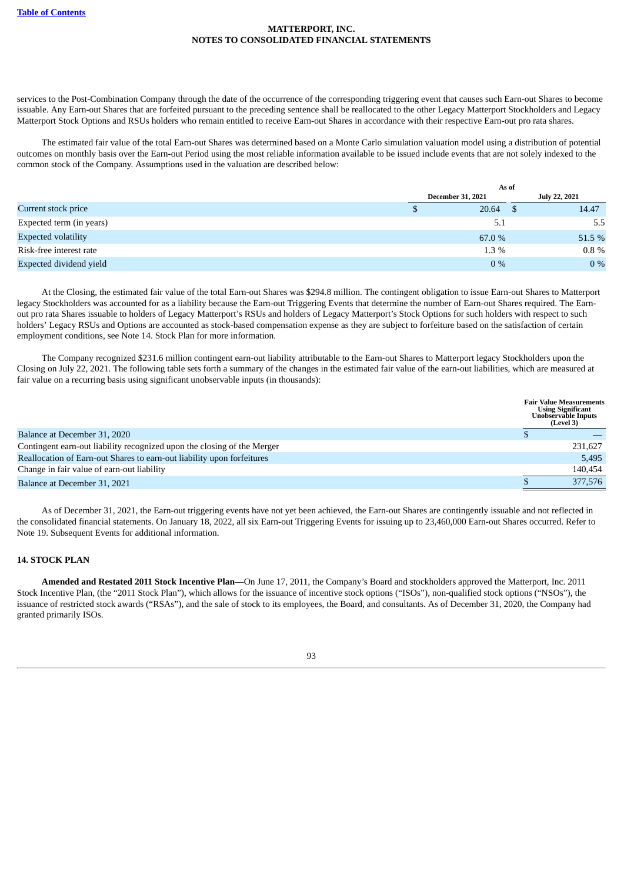services to the Post-Combination Company through the date of the occurrence of the corresponding triggering event that causes such Earn-out Shares to become issuable. Any Earn-out Shares that are forfeited pursuant to the preceding sentence shall be reallocated to the other Legacy Matterport Stockholders and Legacy Matterport Stock Options and RSUs holders who remain entitled to receive Earn-out Shares in accordance with their respective Earn-out pro rata shares.

The estimated fair value of the total Earn-out Shares was determined based on a Monte Carlo simulation valuation model using a distribution of potential outcomes on monthly basis over the Earn-out Period using the most reliable information available to be issued include events that are not solely indexed to the common stock of the Company. Assumptions used in the valuation are described below:

| | As of | |
|---|---|---|
| | December 31, 2021 | July 22, 2021 |
| Current stock price | $ 20.64 | $ 14.47 |
| Expected term (in years) | 5.1 | 5.5 |
| Expected volatility | 67.0 % | 51.5 % |
| Risk-free interest rate | 1.3 % | 0.8 % |
| Expected dividend yield | 0 % | 0 % |

At the Closing, the estimated fair value of the total Earn-out Shares was $294.8 million. The contingent obligation to issue Earn-out Shares to Matterport legacy Stockholders was accounted for as a liability because the Earn-out Triggering Events that determine the number of Earn-out Shares required. The Earn-out pro rata Shares issuable to holders of Legacy Matterport's RSUs and holders of Legacy Matterport's Stock Options for such holders with respect to such holders' Legacy RSUs and Options are accounted as stock-based compensation expense as they are subject to forfeiture based on the satisfaction of certain employment conditions, see Note 14. Stock Plan for more information.

The Company recognized $231.6 million contingent earn-out liability attributable to the Earn-out Shares to Matterport legacy Stockholders upon the Closing on July 22, 2021. The following table sets forth a summary of the changes in the estimated fair value of the earn-out liabilities, which are measured at fair value on a recurring basis using significant unobservable inputs (in thousands):

| | Fair Value Measurements Using Significant Unobservable Inputs (Level 3) |
|---|---|
| Balance at December 31, 2020 | $ — |
| Contingent earn-out liability recognized upon the closing of the Merger | 231,627 |
| Reallocation of Earn-out Shares to earn-out liability upon forfeitures | 5,495 |
| Change in fair value of earn-out liability | 140,454 |
| Balance at December 31, 2021 | $ 377,576 |

As of December 31, 2021, the Earn-out triggering events have not yet been achieved, the Earn-out Shares are contingently issuable and not reflected in the consolidated financial statements. On January 18, 2022, all six Earn-out Triggering Events for issuing up to 23,460,000 Earn-out Shares occurred. Refer to Note 19. Subsequent Events for additional information.

## 14. STOCK PLAN

**Amended and Restated 2011 Stock Incentive Plan**—On June 17, 2011, the Company's Board and stockholders approved the Matterport, Inc. 2011 Stock Incentive Plan, (the "2011 Stock Plan"), which allows for the issuance of incentive stock options ("ISOs"), non-qualified stock options ("NSOs"), the issuance of restricted stock awards ("RSAs"), and the sale of stock to its employees, the Board, and consultants. As of December 31, 2020, the Company had granted primarily ISOs.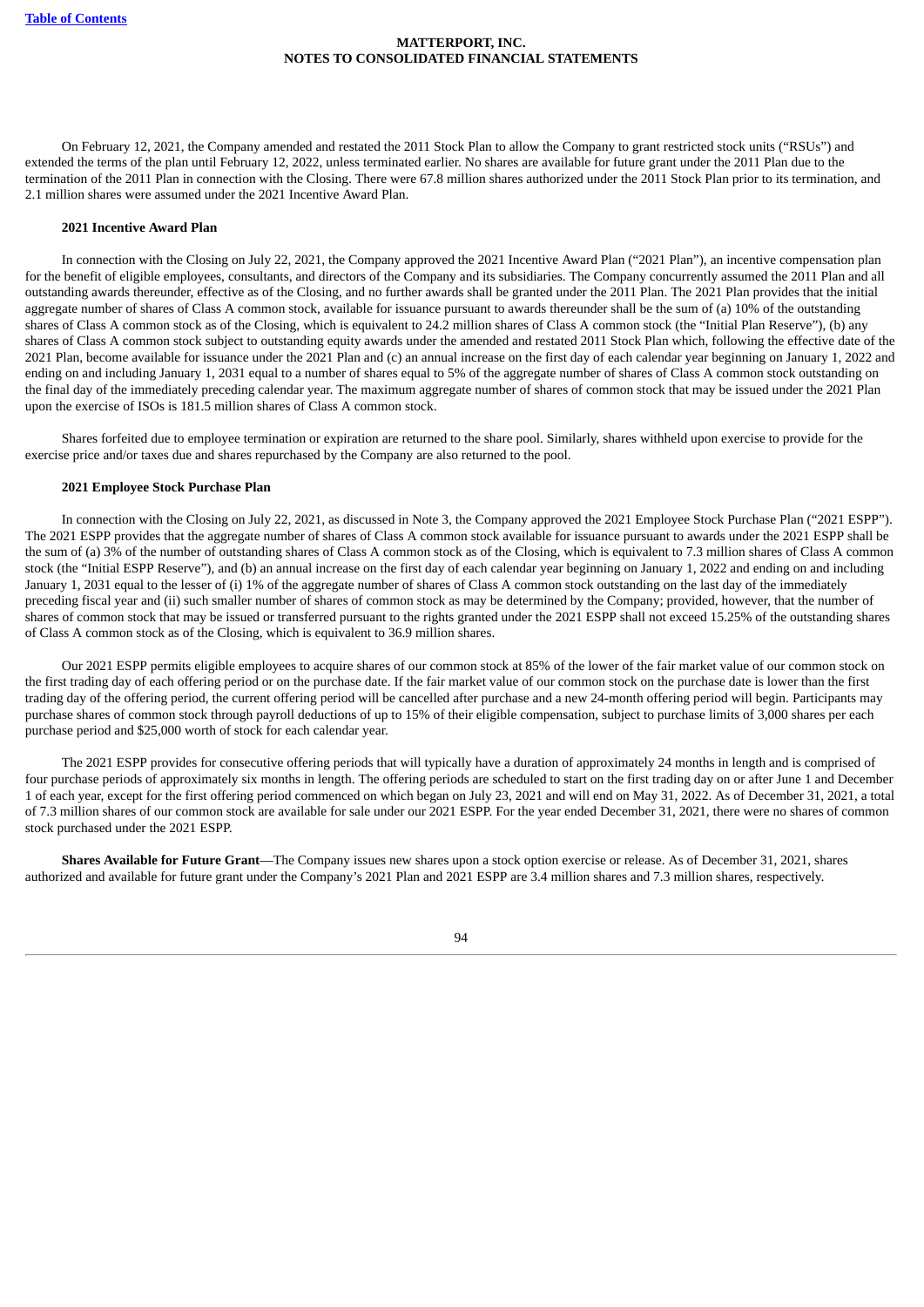On February 12, 2021, the Company amended and restated the 2011 Stock Plan to allow the Company to grant restricted stock units ("RSUs") and extended the terms of the plan until February 12, 2022, unless terminated earlier. No shares are available for future grant under the 2011 Plan due to the termination of the 2011 Plan in connection with the Closing. There were 67.8 million shares authorized under the 2011 Stock Plan prior to its termination, and 2.1 million shares were assumed under the 2021 Incentive Award Plan.

**2021 Incentive Award Plan**

In connection with the Closing on July 22, 2021, the Company approved the 2021 Incentive Award Plan ("2021 Plan"), an incentive compensation plan for the benefit of eligible employees, consultants, and directors of the Company and its subsidiaries. The Company concurrently assumed the 2011 Plan and all outstanding awards thereunder, effective as of the Closing, and no further awards shall be granted under the 2011 Plan. The 2021 Plan provides that the initial aggregate number of shares of Class A common stock, available for issuance pursuant to awards thereunder shall be the sum of (a) 10% of the outstanding shares of Class A common stock as of the Closing, which is equivalent to 24.2 million shares of Class A common stock (the "Initial Plan Reserve"), (b) any shares of Class A common stock subject to outstanding equity awards under the amended and restated 2011 Stock Plan which, following the effective date of the 2021 Plan, become available for issuance under the 2021 Plan and (c) an annual increase on the first day of each calendar year beginning on January 1, 2022 and ending on and including January 1, 2031 equal to a number of shares equal to 5% of the aggregate number of shares of Class A common stock outstanding on the final day of the immediately preceding calendar year. The maximum aggregate number of shares of common stock that may be issued under the 2021 Plan upon the exercise of ISOs is 181.5 million shares of Class A common stock.

Shares forfeited due to employee termination or expiration are returned to the share pool. Similarly, shares withheld upon exercise to provide for the exercise price and/or taxes due and shares repurchased by the Company are also returned to the pool.

**2021 Employee Stock Purchase Plan**

In connection with the Closing on July 22, 2021, as discussed in Note 3, the Company approved the 2021 Employee Stock Purchase Plan ("2021 ESPP"). The 2021 ESPP provides that the aggregate number of shares of Class A common stock available for issuance pursuant to awards under the 2021 ESPP shall be the sum of (a) 3% of the number of outstanding shares of Class A common stock as of the Closing, which is equivalent to 7.3 million shares of Class A common stock (the "Initial ESPP Reserve"), and (b) an annual increase on the first day of each calendar year beginning on January 1, 2022 and ending on and including January 1, 2031 equal to the lesser of (i) 1% of the aggregate number of shares of Class A common stock outstanding on the last day of the immediately preceding fiscal year and (ii) such smaller number of shares of common stock as may be determined by the Company; provided, however, that the number of shares of common stock that may be issued or transferred pursuant to the rights granted under the 2021 ESPP shall not exceed 15.25% of the outstanding shares of Class A common stock as of the Closing, which is equivalent to 36.9 million shares.

Our 2021 ESPP permits eligible employees to acquire shares of our common stock at 85% of the lower of the fair market value of our common stock on the first trading day of each offering period or on the purchase date. If the fair market value of our common stock on the purchase date is lower than the first trading day of the offering period, the current offering period will be cancelled after purchase and a new 24-month offering period will begin. Participants may purchase shares of common stock through payroll deductions of up to 15% of their eligible compensation, subject to purchase limits of 3,000 shares per each purchase period and $25,000 worth of stock for each calendar year.

The 2021 ESPP provides for consecutive offering periods that will typically have a duration of approximately 24 months in length and is comprised of four purchase periods of approximately six months in length. The offering periods are scheduled to start on the first trading day on or after June 1 and December 1 of each year, except for the first offering period commenced on which began on July 23, 2021 and will end on May 31, 2022. As of December 31, 2021, a total of 7.3 million shares of our common stock are available for sale under our 2021 ESPP. For the year ended December 31, 2021, there were no shares of common stock purchased under the 2021 ESPP.

**Shares Available for Future Grant**—The Company issues new shares upon a stock option exercise or release. As of December 31, 2021, shares authorized and available for future grant under the Company's 2021 Plan and 2021 ESPP are 3.4 million shares and 7.3 million shares, respectively.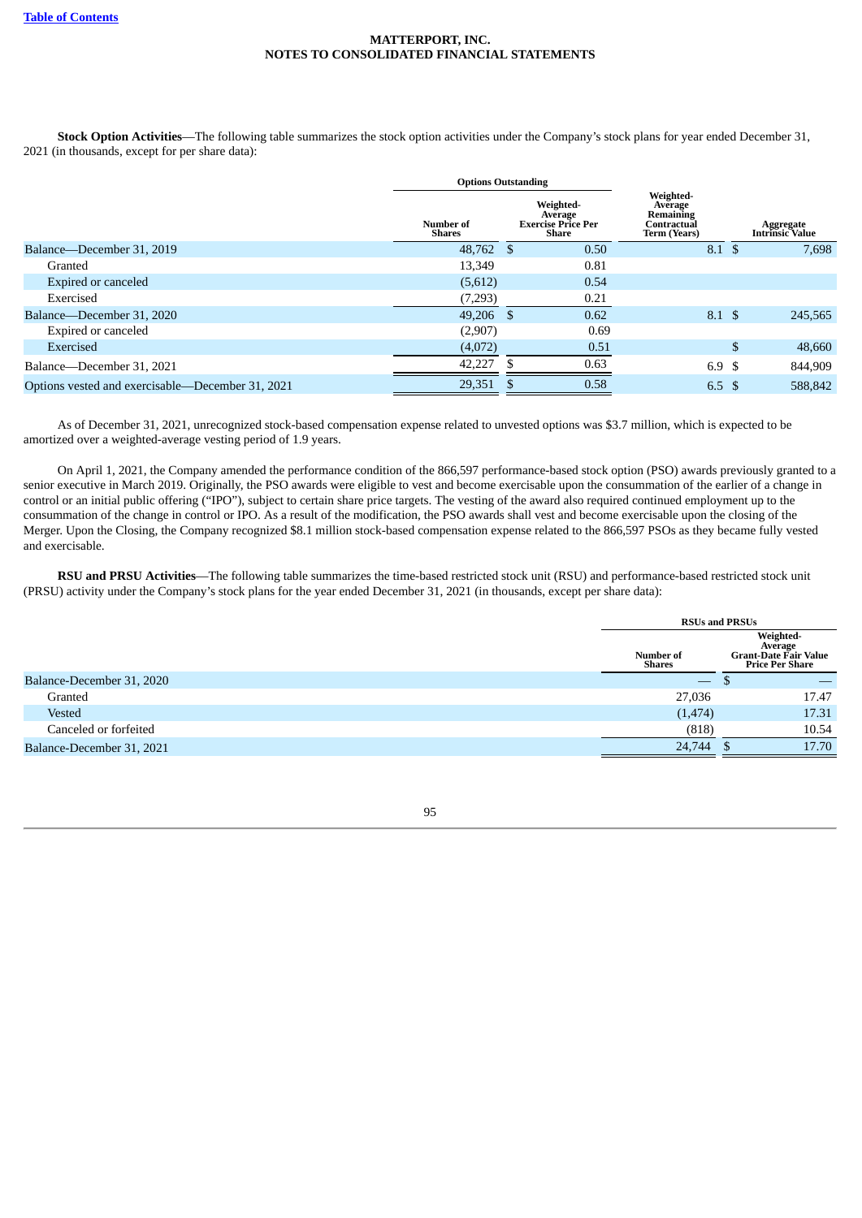MATTERPORT, INC.
NOTES TO CONSOLIDATED FINANCIAL STATEMENTS

**Stock Option Activities**—The following table summarizes the stock option activities under the Company's stock plans for year ended December 31, 2021 (in thousands, except for per share data):

| | Options Outstanding | | | |
|---|---|---|---|---|
| | Number of Shares | Weighted-Average Exercise Price Per Share | Weighted-Average Remaining Contractual Term (Years) | Aggregate Intrinsic Value |
| Balance—December 31, 2019 | 48,762 | $ 0.50 | 8.1 | $ 7,698 |
| Granted | 13,349 | 0.81 | | |
| Expired or canceled | (5,612) | 0.54 | | |
| Exercised | (7,293) | 0.21 | | |
| Balance—December 31, 2020 | 49,206 | $ 0.62 | 8.1 | $ 245,565 |
| Expired or canceled | (2,907) | 0.69 | | |
| Exercised | (4,072) | 0.51 | | $ 48,660 |
| Balance—December 31, 2021 | 42,227 | $ 0.63 | 6.9 | $ 844,909 |
| Options vested and exercisable—December 31, 2021 | 29,351 | $ 0.58 | 6.5 | $ 588,842 |

As of December 31, 2021, unrecognized stock-based compensation expense related to unvested options was $3.7 million, which is expected to be amortized over a weighted-average vesting period of 1.9 years.

On April 1, 2021, the Company amended the performance condition of the 866,597 performance-based stock option (PSO) awards previously granted to a senior executive in March 2019. Originally, the PSO awards were eligible to vest and become exercisable upon the consummation of the earlier of a change in control or an initial public offering ("IPO"), subject to certain share price targets. The vesting of the award also required continued employment up to the consummation of the change in control or IPO. As a result of the modification, the PSO awards shall vest and become exercisable upon the closing of the Merger. Upon the Closing, the Company recognized $8.1 million stock-based compensation expense related to the 866,597 PSOs as they became fully vested and exercisable.

**RSU and PRSU Activities**—The following table summarizes the time-based restricted stock unit (RSU) and performance-based restricted stock unit (PRSU) activity under the Company's stock plans for the year ended December 31, 2021 (in thousands, except per share data):

| | RSUs and PRSUs | |
|---|---|---|
| | Number of Shares | Weighted-Average Grant-Date Fair Value Price Per Share |
| Balance-December 31, 2020 | — | $ — |
| Granted | 27,036 | 17.47 |
| Vested | (1,474) | 17.31 |
| Canceled or forfeited | (818) | 10.54 |
| Balance-December 31, 2021 | 24,744 | $ 17.70 |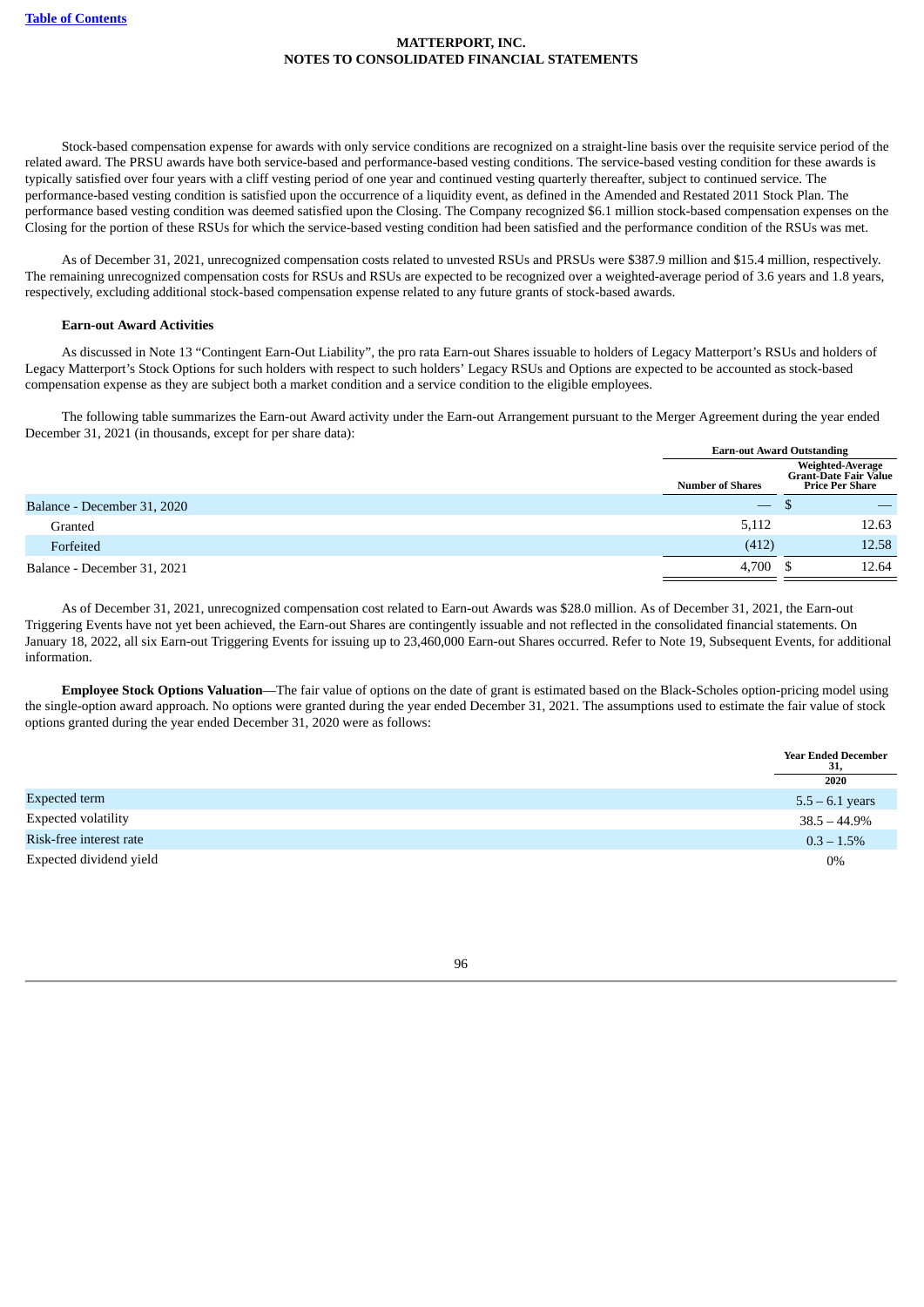Stock-based compensation expense for awards with only service conditions are recognized on a straight-line basis over the requisite service period of the related award. The PRSU awards have both service-based and performance-based vesting conditions. The service-based vesting condition for these awards is typically satisfied over four years with a cliff vesting period of one year and continued vesting quarterly thereafter, subject to continued service. The performance-based vesting condition is satisfied upon the occurrence of a liquidity event, as defined in the Amended and Restated 2011 Stock Plan. The performance based vesting condition was deemed satisfied upon the Closing. The Company recognized $6.1 million stock-based compensation expenses on the Closing for the portion of these RSUs for which the service-based vesting condition had been satisfied and the performance condition of the RSUs was met.

As of December 31, 2021, unrecognized compensation costs related to unvested RSUs and PRSUs were $387.9 million and $15.4 million, respectively. The remaining unrecognized compensation costs for RSUs and RSUs are expected to be recognized over a weighted-average period of 3.6 years and 1.8 years, respectively, excluding additional stock-based compensation expense related to any future grants of stock-based awards.

**Earn-out Award Activities**

As discussed in Note 13 "Contingent Earn-Out Liability", the pro rata Earn-out Shares issuable to holders of Legacy Matterport's RSUs and holders of Legacy Matterport's Stock Options for such holders with respect to such holders' Legacy RSUs and Options are expected to be accounted as stock-based compensation expense as they are subject both a market condition and a service condition to the eligible employees.

The following table summarizes the Earn-out Award activity under the Earn-out Arrangement pursuant to the Merger Agreement during the year ended December 31, 2021 (in thousands, except for per share data):

| | Earn-out Award Outstanding | |
|---|---|---|
| | Number of Shares | Weighted-Average Grant-Date Fair Value Price Per Share |
| Balance - December 31, 2020 | — | $ — |
| Granted | 5,112 | 12.63 |
| Forfeited | (412) | 12.58 |
| Balance - December 31, 2021 | 4,700 | $ 12.64 |

As of December 31, 2021, unrecognized compensation cost related to Earn-out Awards was $28.0 million. As of December 31, 2021, the Earn-out Triggering Events have not yet been achieved, the Earn-out Shares are contingently issuable and not reflected in the consolidated financial statements. On January 18, 2022, all six Earn-out Triggering Events for issuing up to 23,460,000 Earn-out Shares occurred. Refer to Note 19, Subsequent Events, for additional information.

**Employee Stock Options Valuation**—The fair value of options on the date of grant is estimated based on the Black-Scholes option-pricing model using the single-option award approach. No options were granted during the year ended December 31, 2021. The assumptions used to estimate the fair value of stock options granted during the year ended December 31, 2020 were as follows:

| | Year Ended December 31, 2020 |
|---|---|
| Expected term | 5.5 – 6.1 years |
| Expected volatility | 38.5 – 44.9% |
| Risk-free interest rate | 0.3 – 1.5% |
| Expected dividend yield | 0% |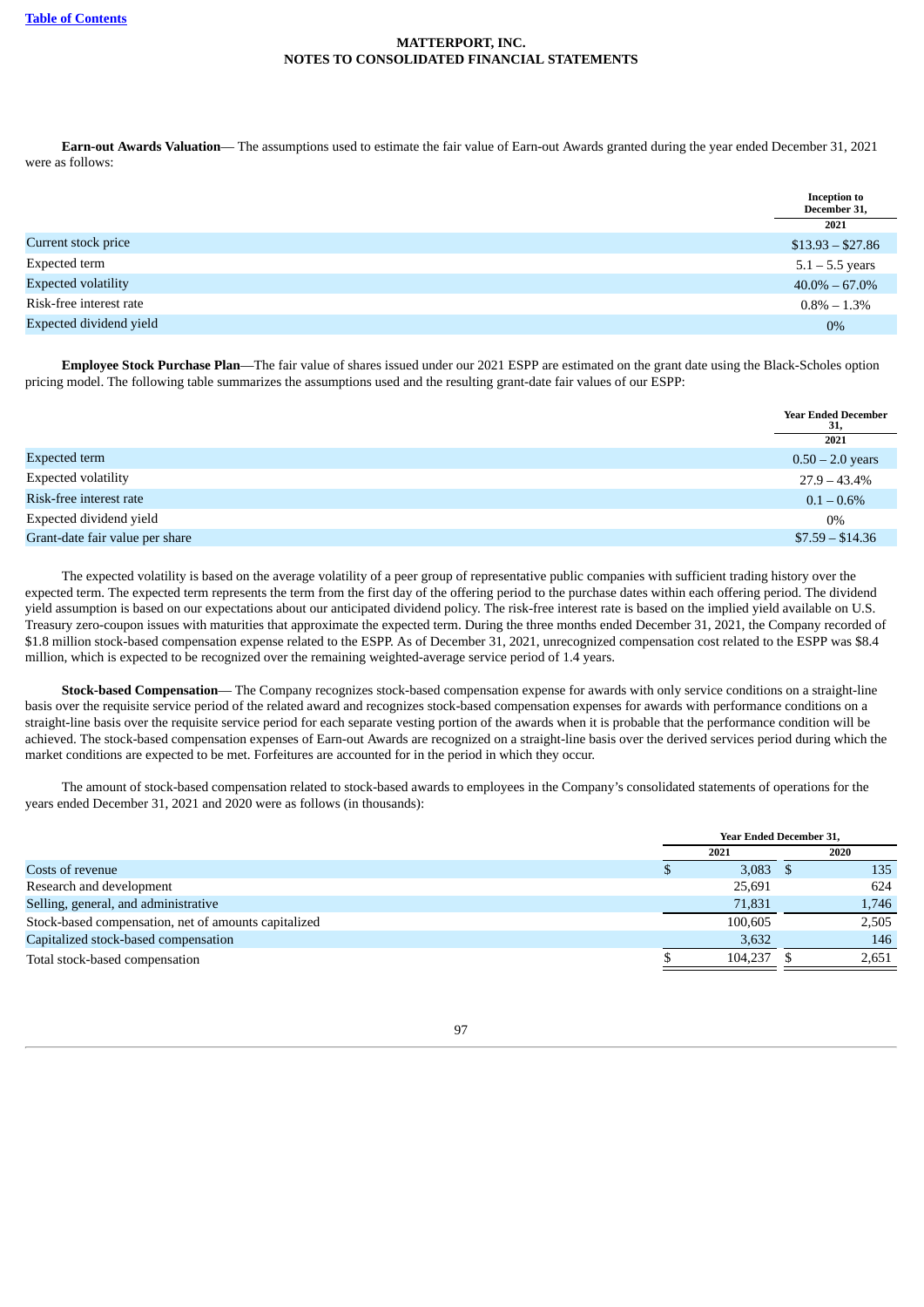**Earn-out Awards Valuation**— The assumptions used to estimate the fair value of Earn-out Awards granted during the year ended December 31, 2021 were as follows:

| | Inception to December 31, 2021 |
|---|---|
| Current stock price | $13.93 – $27.86 |
| Expected term | 5.1 – 5.5 years |
| Expected volatility | 40.0% – 67.0% |
| Risk-free interest rate | 0.8% – 1.3% |
| Expected dividend yield | 0% |

**Employee Stock Purchase Plan**—The fair value of shares issued under our 2021 ESPP are estimated on the grant date using the Black-Scholes option pricing model. The following table summarizes the assumptions used and the resulting grant-date fair values of our ESPP:

| | Year Ended December 31, 2021 |
|---|---|
| Expected term | 0.50 – 2.0 years |
| Expected volatility | 27.9 – 43.4% |
| Risk-free interest rate | 0.1 – 0.6% |
| Expected dividend yield | 0% |
| Grant-date fair value per share | $7.59 – $14.36 |

The expected volatility is based on the average volatility of a peer group of representative public companies with sufficient trading history over the expected term. The expected term represents the term from the first day of the offering period to the purchase dates within each offering period. The dividend yield assumption is based on our expectations about our anticipated dividend policy. The risk-free interest rate is based on the implied yield available on U.S. Treasury zero-coupon issues with maturities that approximate the expected term. During the three months ended December 31, 2021, the Company recorded of $1.8 million stock-based compensation expense related to the ESPP. As of December 31, 2021, unrecognized compensation cost related to the ESPP was $8.4 million, which is expected to be recognized over the remaining weighted-average service period of 1.4 years.

**Stock-based Compensation**— The Company recognizes stock-based compensation expense for awards with only service conditions on a straight-line basis over the requisite service period of the related award and recognizes stock-based compensation expenses for awards with performance conditions on a straight-line basis over the requisite service period for each separate vesting portion of the awards when it is probable that the performance condition will be achieved. The stock-based compensation expenses of Earn-out Awards are recognized on a straight-line basis over the derived services period during which the market conditions are expected to be met. Forfeitures are accounted for in the period in which they occur.

The amount of stock-based compensation related to stock-based awards to employees in the Company's consolidated statements of operations for the years ended December 31, 2021 and 2020 were as follows (in thousands):

| | Year Ended December 31, | |
|---|---|---|
| | 2021 | 2020 |
| Costs of revenue | $ 3,083 | $ 135 |
| Research and development | 25,691 | 624 |
| Selling, general, and administrative | 71,831 | 1,746 |
| Stock-based compensation, net of amounts capitalized | 100,605 | 2,505 |
| Capitalized stock-based compensation | 3,632 | 146 |
| Total stock-based compensation | $ 104,237 | $ 2,651 |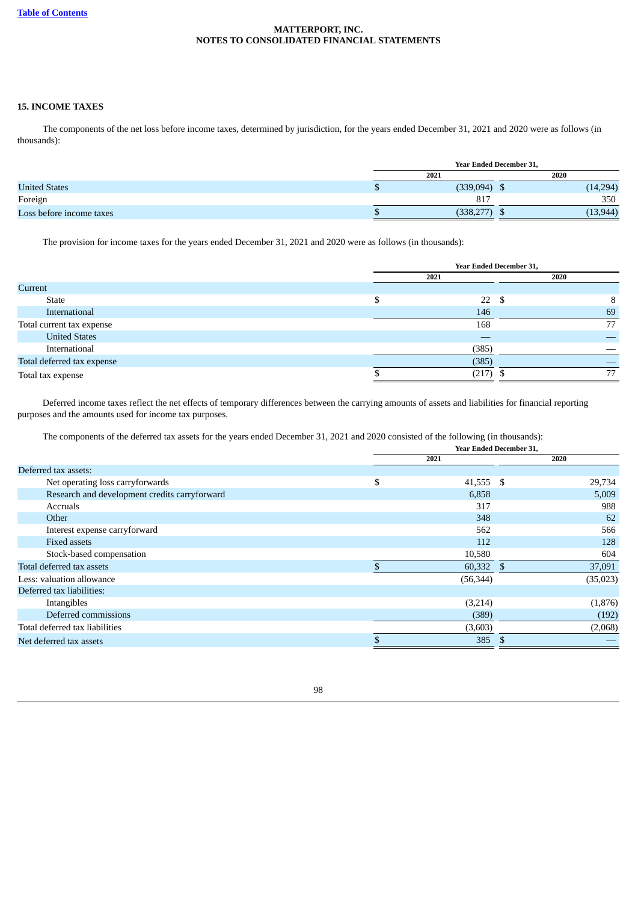MATTERPORT, INC.
NOTES TO CONSOLIDATED FINANCIAL STATEMENTS

## 15. INCOME TAXES

The components of the net loss before income taxes, determined by jurisdiction, for the years ended December 31, 2021 and 2020 were as follows (in thousands):

| | Year Ended December 31, | |
|---|---|---|
| | 2021 | 2020 |
| United States | $ (339,094) | $ (14,294) |
| Foreign | 817 | 350 |
| Loss before income taxes | $ (338,277) | $ (13,944) |

The provision for income taxes for the years ended December 31, 2021 and 2020 were as follows (in thousands):

| | Year Ended December 31, | |
|---|---|---|
| | 2021 | 2020 |
| Current | | |
| State | $ 22 | $ 8 |
| International | 146 | 69 |
| Total current tax expense | 168 | 77 |
| United States | — | — |
| International | (385) | — |
| Total deferred tax expense | (385) | — |
| Total tax expense | $ (217) | $ 77 |

Deferred income taxes reflect the net effects of temporary differences between the carrying amounts of assets and liabilities for financial reporting purposes and the amounts used for income tax purposes.

The components of the deferred tax assets for the years ended December 31, 2021 and 2020 consisted of the following (in thousands):

| | Year Ended December 31, | |
|---|---|---|
| | 2021 | 2020 |
| Deferred tax assets: | | |
| Net operating loss carryforwards | $ 41,555 | $ 29,734 |
| Research and development credits carryforward | 6,858 | 5,009 |
| Accruals | 317 | 988 |
| Other | 348 | 62 |
| Interest expense carryforward | 562 | 566 |
| Fixed assets | 112 | 128 |
| Stock-based compensation | 10,580 | 604 |
| Total deferred tax assets | $ 60,332 | $ 37,091 |
| Less: valuation allowance | (56,344) | (35,023) |
| Deferred tax liabilities: | | |
| Intangibles | (3,214) | (1,876) |
| Deferred commissions | (389) | (192) |
| Total deferred tax liabilities | (3,603) | (2,068) |
| Net deferred tax assets | $ 385 | $ — |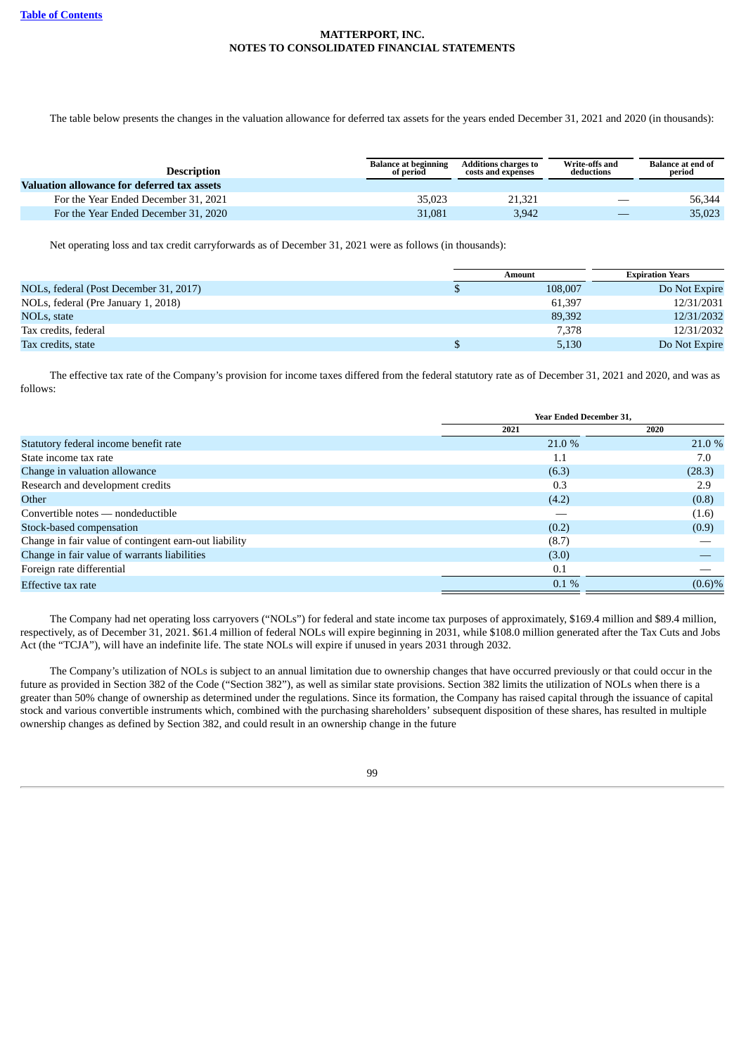**MATTERPORT, INC.**
**NOTES TO CONSOLIDATED FINANCIAL STATEMENTS**

The table below presents the changes in the valuation allowance for deferred tax assets for the years ended December 31, 2021 and 2020 (in thousands):

| Description | Balance at beginning of period | Additions charges to costs and expenses | Write-offs and deductions | Balance at end of period |
|---|---|---|---|---|
| **Valuation allowance for deferred tax assets** | | | | |
| For the Year Ended December 31, 2021 | 35,023 | 21,321 | — | 56,344 |
| For the Year Ended December 31, 2020 | 31,081 | 3,942 | — | 35,023 |

Net operating loss and tax credit carryforwards as of December 31, 2021 were as follows (in thousands):

| | Amount | Expiration Years |
|---|---|---|
| NOLs, federal (Post December 31, 2017) | $ 108,007 | Do Not Expire |
| NOLs, federal (Pre January 1, 2018) | 61,397 | 12/31/2031 |
| NOLs, state | 89,392 | 12/31/2032 |
| Tax credits, federal | 7,378 | 12/31/2032 |
| Tax credits, state | $ 5,130 | Do Not Expire |

The effective tax rate of the Company's provision for income taxes differed from the federal statutory rate as of December 31, 2021 and 2020, and was as follows:

| | Year Ended December 31, | |
|---|---|---|
| | 2021 | 2020 |
| Statutory federal income benefit rate | 21.0 % | 21.0 % |
| State income tax rate | 1.1 | 7.0 |
| Change in valuation allowance | (6.3) | (28.3) |
| Research and development credits | 0.3 | 2.9 |
| Other | (4.2) | (0.8) |
| Convertible notes — nondeductible | — | (1.6) |
| Stock-based compensation | (0.2) | (0.9) |
| Change in fair value of contingent earn-out liability | (8.7) | — |
| Change in fair value of warrants liabilities | (3.0) | — |
| Foreign rate differential | 0.1 | — |
| Effective tax rate | 0.1 % | (0.6)% |

The Company had net operating loss carryovers ("NOLs") for federal and state income tax purposes of approximately, $169.4 million and $89.4 million, respectively, as of December 31, 2021. $61.4 million of federal NOLs will expire beginning in 2031, while $108.0 million generated after the Tax Cuts and Jobs Act (the "TCJA"), will have an indefinite life. The state NOLs will expire if unused in years 2031 through 2032.

The Company's utilization of NOLs is subject to an annual limitation due to ownership changes that have occurred previously or that could occur in the future as provided in Section 382 of the Code ("Section 382"), as well as similar state provisions. Section 382 limits the utilization of NOLs when there is a greater than 50% change of ownership as determined under the regulations. Since its formation, the Company has raised capital through the issuance of capital stock and various convertible instruments which, combined with the purchasing shareholders' subsequent disposition of these shares, has resulted in multiple ownership changes as defined by Section 382, and could result in an ownership change in the future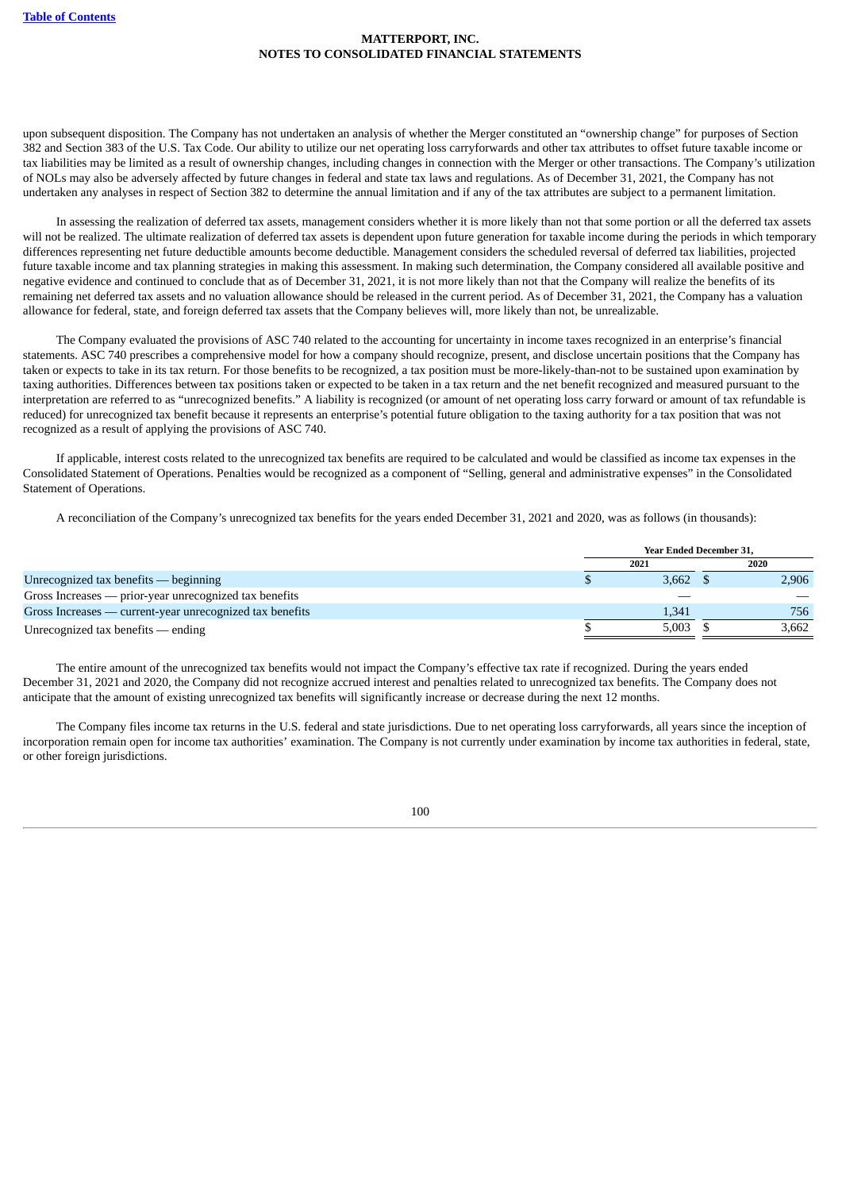upon subsequent disposition. The Company has not undertaken an analysis of whether the Merger constituted an "ownership change" for purposes of Section 382 and Section 383 of the U.S. Tax Code. Our ability to utilize our net operating loss carryforwards and other tax attributes to offset future taxable income or tax liabilities may be limited as a result of ownership changes, including changes in connection with the Merger or other transactions. The Company's utilization of NOLs may also be adversely affected by future changes in federal and state tax laws and regulations. As of December 31, 2021, the Company has not undertaken any analyses in respect of Section 382 to determine the annual limitation and if any of the tax attributes are subject to a permanent limitation.

In assessing the realization of deferred tax assets, management considers whether it is more likely than not that some portion or all the deferred tax assets will not be realized. The ultimate realization of deferred tax assets is dependent upon future generation for taxable income during the periods in which temporary differences representing net future deductible amounts become deductible. Management considers the scheduled reversal of deferred tax liabilities, projected future taxable income and tax planning strategies in making this assessment. In making such determination, the Company considered all available positive and negative evidence and continued to conclude that as of December 31, 2021, it is not more likely than not that the Company will realize the benefits of its remaining net deferred tax assets and no valuation allowance should be released in the current period. As of December 31, 2021, the Company has a valuation allowance for federal, state, and foreign deferred tax assets that the Company believes will, more likely than not, be unrealizable.

The Company evaluated the provisions of ASC 740 related to the accounting for uncertainty in income taxes recognized in an enterprise's financial statements. ASC 740 prescribes a comprehensive model for how a company should recognize, present, and disclose uncertain positions that the Company has taken or expects to take in its tax return. For those benefits to be recognized, a tax position must be more-likely-than-not to be sustained upon examination by taxing authorities. Differences between tax positions taken or expected to be taken in a tax return and the net benefit recognized and measured pursuant to the interpretation are referred to as "unrecognized benefits." A liability is recognized (or amount of net operating loss carry forward or amount of tax refundable is reduced) for unrecognized tax benefit because it represents an enterprise's potential future obligation to the taxing authority for a tax position that was not recognized as a result of applying the provisions of ASC 740.

If applicable, interest costs related to the unrecognized tax benefits are required to be calculated and would be classified as income tax expenses in the Consolidated Statement of Operations. Penalties would be recognized as a component of "Selling, general and administrative expenses" in the Consolidated Statement of Operations.

A reconciliation of the Company's unrecognized tax benefits for the years ended December 31, 2021 and 2020, was as follows (in thousands):

| | Year Ended December 31, | |
|---|---|---|
| | 2021 | 2020 |
| Unrecognized tax benefits — beginning | $ 3,662 | $ 2,906 |
| Gross Increases — prior-year unrecognized tax benefits | — | — |
| Gross Increases — current-year unrecognized tax benefits | 1,341 | 756 |
| Unrecognized tax benefits — ending | $ 5,003 | $ 3,662 |

The entire amount of the unrecognized tax benefits would not impact the Company's effective tax rate if recognized. During the years ended December 31, 2021 and 2020, the Company did not recognize accrued interest and penalties related to unrecognized tax benefits. The Company does not anticipate that the amount of existing unrecognized tax benefits will significantly increase or decrease during the next 12 months.

The Company files income tax returns in the U.S. federal and state jurisdictions. Due to net operating loss carryforwards, all years since the inception of incorporation remain open for income tax authorities' examination. The Company is not currently under examination by income tax authorities in federal, state, or other foreign jurisdictions.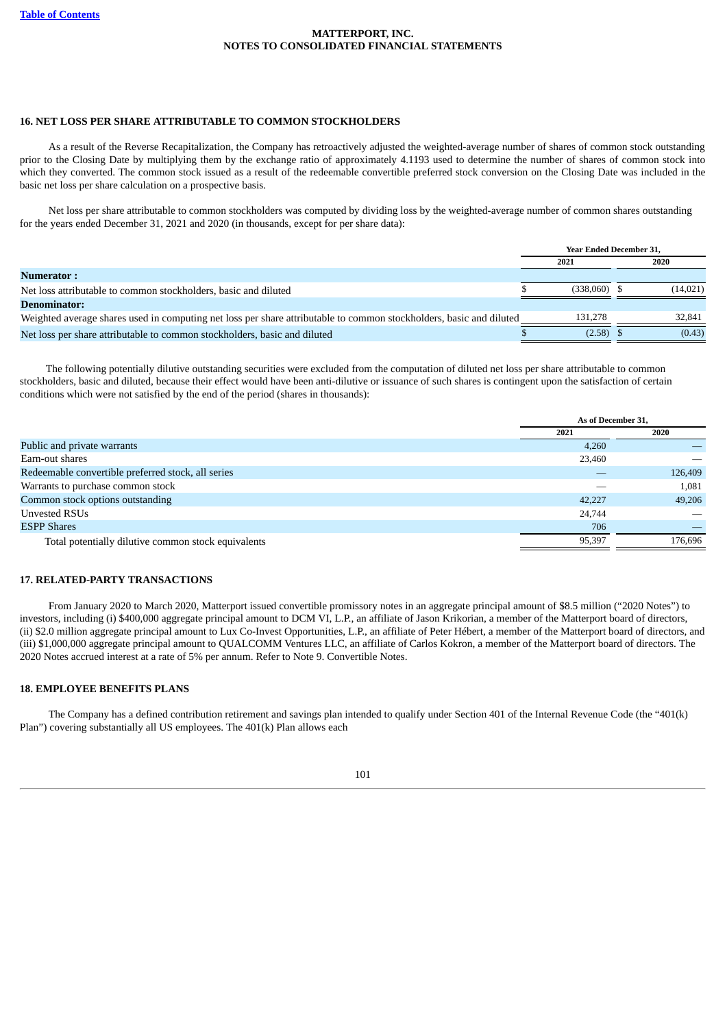## 16. NET LOSS PER SHARE ATTRIBUTABLE TO COMMON STOCKHOLDERS

As a result of the Reverse Recapitalization, the Company has retroactively adjusted the weighted-average number of shares of common stock outstanding prior to the Closing Date by multiplying them by the exchange ratio of approximately 4.1193 used to determine the number of shares of common stock into which they converted. The common stock issued as a result of the redeemable convertible preferred stock conversion on the Closing Date was included in the basic net loss per share calculation on a prospective basis.

Net loss per share attributable to common stockholders was computed by dividing loss by the weighted-average number of common shares outstanding for the years ended December 31, 2021 and 2020 (in thousands, except for per share data):

| | Year Ended December 31, | |
|---|---|---|
| | 2021 | 2020 |
| **Numerator :** | | |
| Net loss attributable to common stockholders, basic and diluted | $ (338,060) | $ (14,021) |
| **Denominator:** | | |
| Weighted average shares used in computing net loss per share attributable to common stockholders, basic and diluted | 131,278 | 32,841 |
| Net loss per share attributable to common stockholders, basic and diluted | $ (2.58) | $ (0.43) |

The following potentially dilutive outstanding securities were excluded from the computation of diluted net loss per share attributable to common stockholders, basic and diluted, because their effect would have been anti-dilutive or issuance of such shares is contingent upon the satisfaction of certain conditions which were not satisfied by the end of the period (shares in thousands):

| | As of December 31, | |
|---|---|---|
| | 2021 | 2020 |
| Public and private warrants | 4,260 | — |
| Earn-out shares | 23,460 | — |
| Redeemable convertible preferred stock, all series | — | 126,409 |
| Warrants to purchase common stock | — | 1,081 |
| Common stock options outstanding | 42,227 | 49,206 |
| Unvested RSUs | 24,744 | — |
| ESPP Shares | 706 | — |
| Total potentially dilutive common stock equivalents | 95,397 | 176,696 |

## 17. RELATED-PARTY TRANSACTIONS

From January 2020 to March 2020, Matterport issued convertible promissory notes in an aggregate principal amount of $8.5 million ("2020 Notes") to investors, including (i) $400,000 aggregate principal amount to DCM VI, L.P., an affiliate of Jason Krikorian, a member of the Matterport board of directors, (ii) $2.0 million aggregate principal amount to Lux Co-Invest Opportunities, L.P., an affiliate of Peter Hébert, a member of the Matterport board of directors, and (iii) $1,000,000 aggregate principal amount to QUALCOMM Ventures LLC, an affiliate of Carlos Kokron, a member of the Matterport board of directors. The 2020 Notes accrued interest at a rate of 5% per annum. Refer to Note 9. Convertible Notes.

## 18. EMPLOYEE BENEFITS PLANS

The Company has a defined contribution retirement and savings plan intended to qualify under Section 401 of the Internal Revenue Code (the "401(k) Plan") covering substantially all US employees. The 401(k) Plan allows each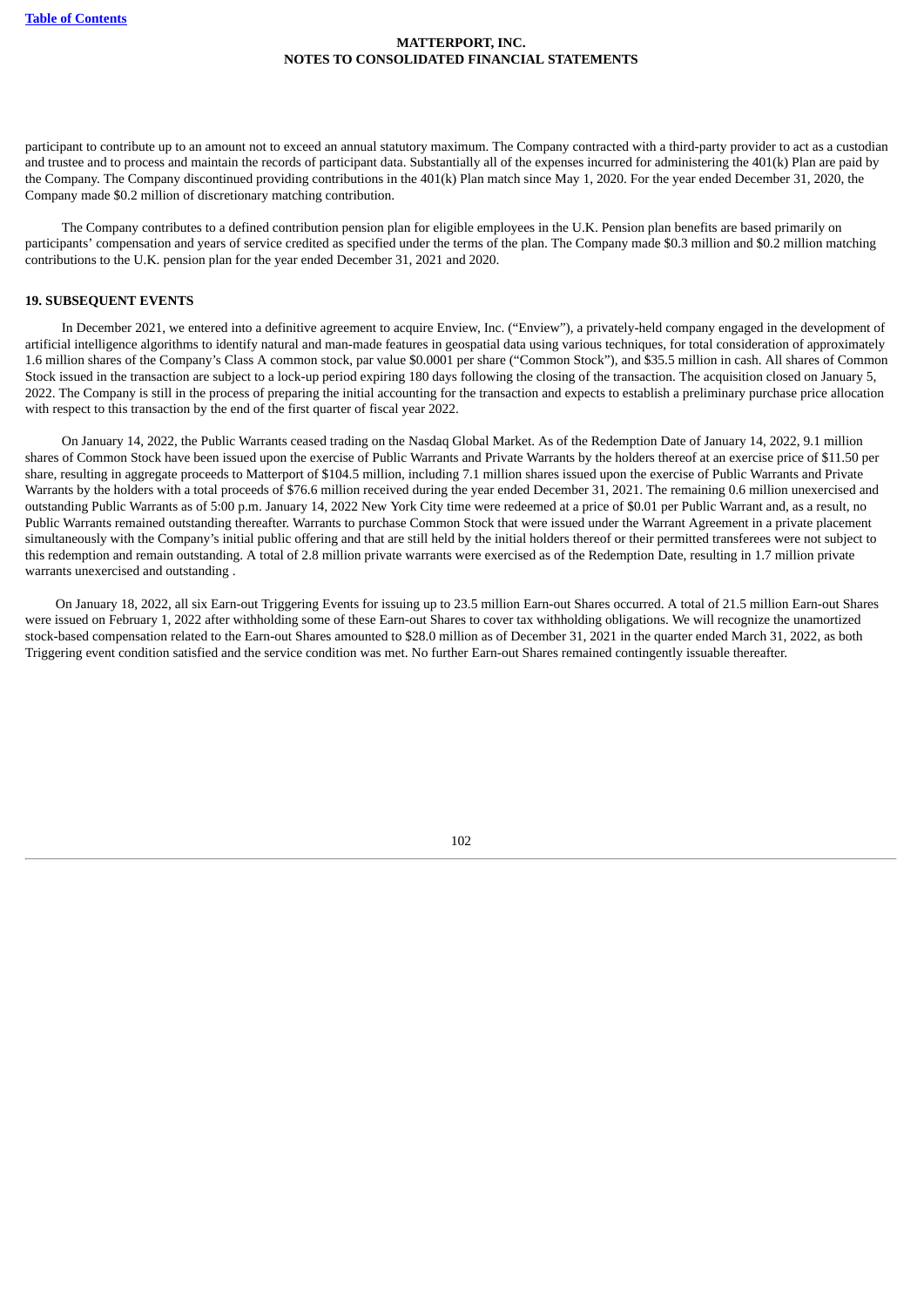participant to contribute up to an amount not to exceed an annual statutory maximum. The Company contracted with a third-party provider to act as a custodian and trustee and to process and maintain the records of participant data. Substantially all of the expenses incurred for administering the 401(k) Plan are paid by the Company. The Company discontinued providing contributions in the 401(k) Plan match since May 1, 2020. For the year ended December 31, 2020, the Company made $0.2 million of discretionary matching contribution.

The Company contributes to a defined contribution pension plan for eligible employees in the U.K. Pension plan benefits are based primarily on participants' compensation and years of service credited as specified under the terms of the plan. The Company made $0.3 million and $0.2 million matching contributions to the U.K. pension plan for the year ended December 31, 2021 and 2020.

**19. SUBSEQUENT EVENTS**

In December 2021, we entered into a definitive agreement to acquire Enview, Inc. ("Enview"), a privately-held company engaged in the development of artificial intelligence algorithms to identify natural and man-made features in geospatial data using various techniques, for total consideration of approximately 1.6 million shares of the Company's Class A common stock, par value $0.0001 per share ("Common Stock"), and $35.5 million in cash. All shares of Common Stock issued in the transaction are subject to a lock-up period expiring 180 days following the closing of the transaction. The acquisition closed on January 5, 2022. The Company is still in the process of preparing the initial accounting for the transaction and expects to establish a preliminary purchase price allocation with respect to this transaction by the end of the first quarter of fiscal year 2022.

On January 14, 2022, the Public Warrants ceased trading on the Nasdaq Global Market. As of the Redemption Date of January 14, 2022, 9.1 million shares of Common Stock have been issued upon the exercise of Public Warrants and Private Warrants by the holders thereof at an exercise price of $11.50 per share, resulting in aggregate proceeds to Matterport of $104.5 million, including 7.1 million shares issued upon the exercise of Public Warrants and Private Warrants by the holders with a total proceeds of $76.6 million received during the year ended December 31, 2021. The remaining 0.6 million unexercised and outstanding Public Warrants as of 5:00 p.m. January 14, 2022 New York City time were redeemed at a price of $0.01 per Public Warrant and, as a result, no Public Warrants remained outstanding thereafter. Warrants to purchase Common Stock that were issued under the Warrant Agreement in a private placement simultaneously with the Company's initial public offering and that are still held by the initial holders thereof or their permitted transferees were not subject to this redemption and remain outstanding. A total of 2.8 million private warrants were exercised as of the Redemption Date, resulting in 1.7 million private warrants unexercised and outstanding .

On January 18, 2022, all six Earn-out Triggering Events for issuing up to 23.5 million Earn-out Shares occurred. A total of 21.5 million Earn-out Shares were issued on February 1, 2022 after withholding some of these Earn-out Shares to cover tax withholding obligations. We will recognize the unamortized stock-based compensation related to the Earn-out Shares amounted to $28.0 million as of December 31, 2021 in the quarter ended March 31, 2022, as both Triggering event condition satisfied and the service condition was met. No further Earn-out Shares remained contingently issuable thereafter.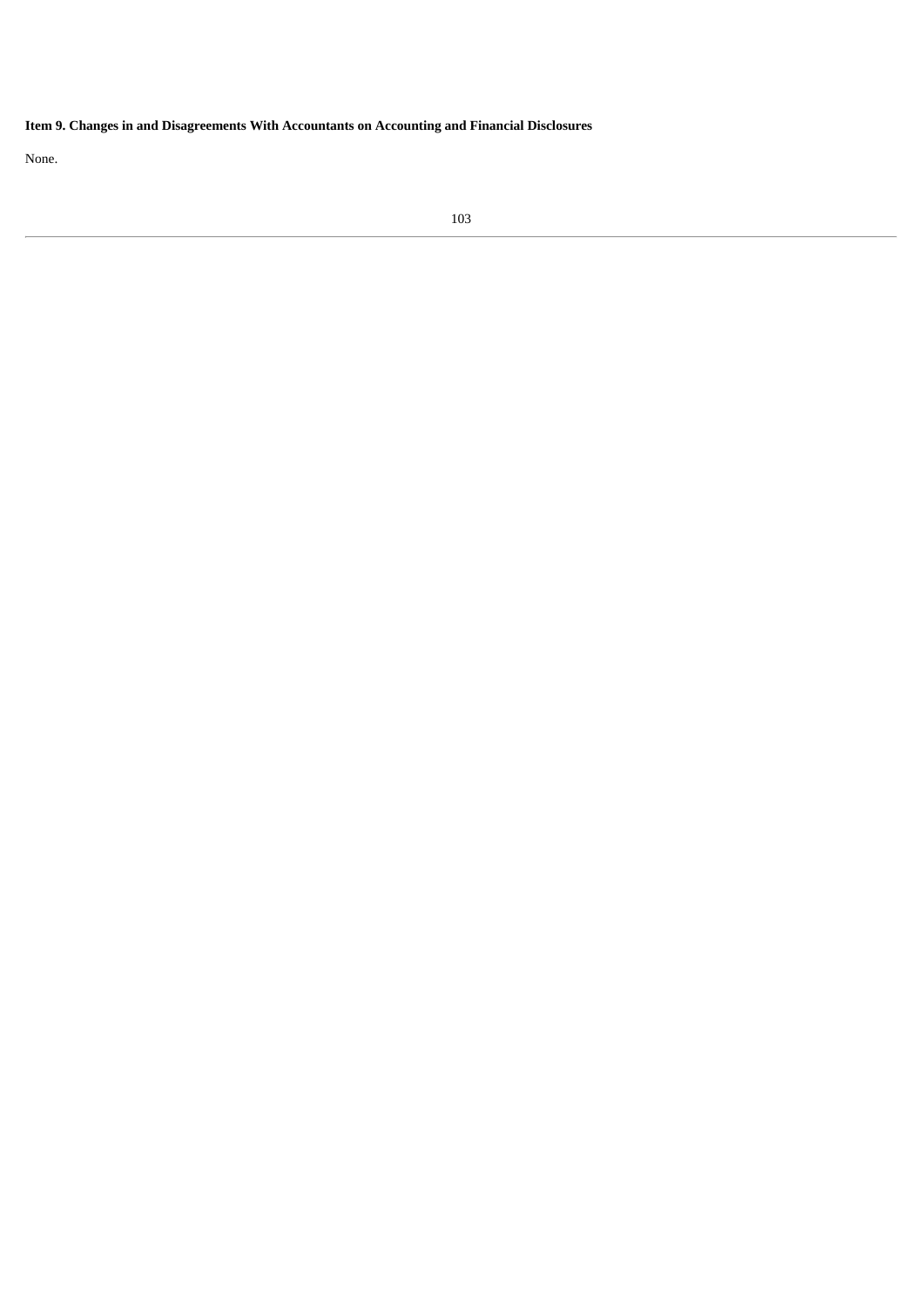**Item 9. Changes in and Disagreements With Accountants on Accounting and Financial Disclosures**

None.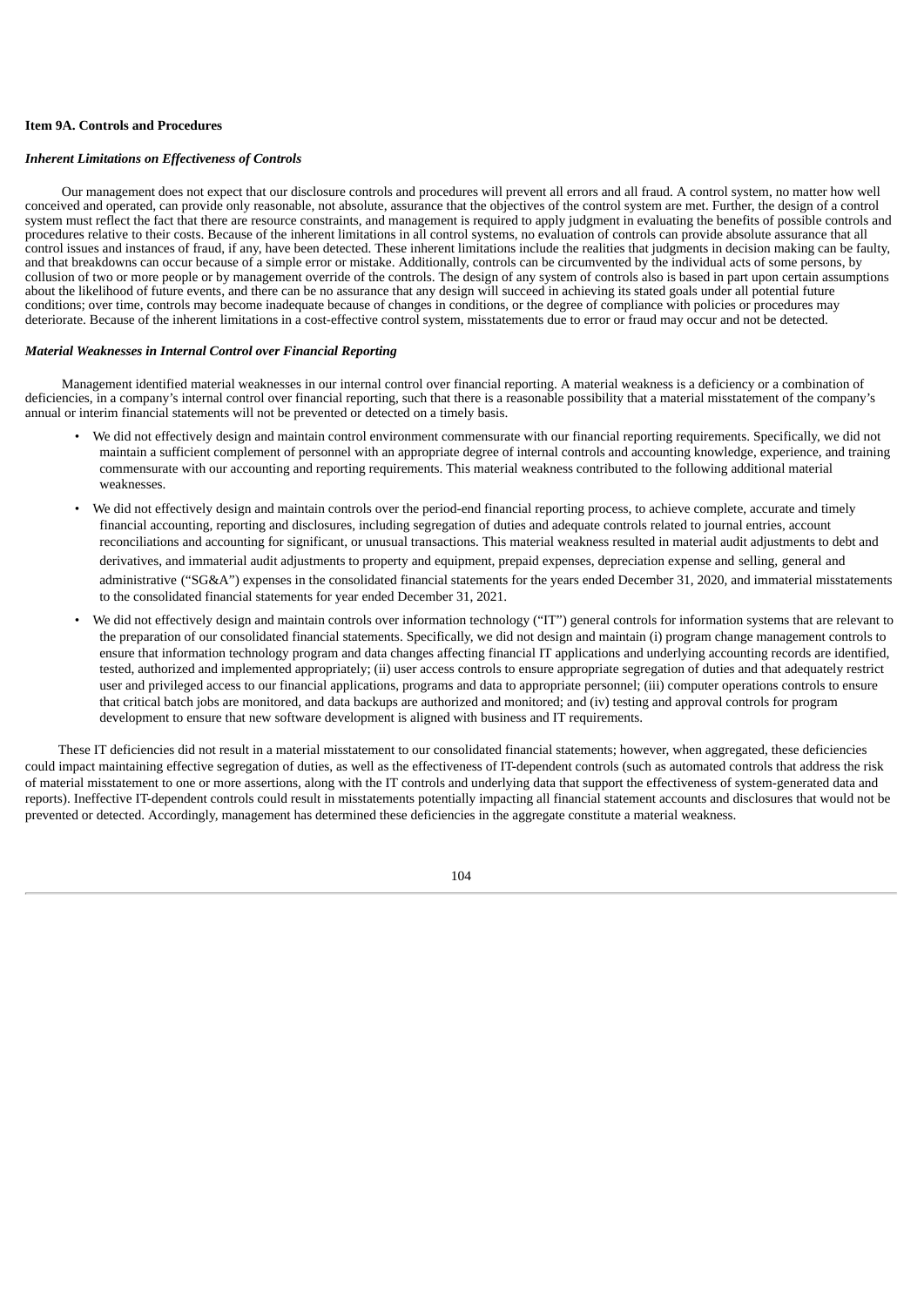**Item 9A. Controls and Procedures**

***Inherent Limitations on Effectiveness of Controls***

Our management does not expect that our disclosure controls and procedures will prevent all errors and all fraud. A control system, no matter how well conceived and operated, can provide only reasonable, not absolute, assurance that the objectives of the control system are met. Further, the design of a control system must reflect the fact that there are resource constraints, and management is required to apply judgment in evaluating the benefits of possible controls and procedures relative to their costs. Because of the inherent limitations in all control systems, no evaluation of controls can provide absolute assurance that all control issues and instances of fraud, if any, have been detected. These inherent limitations include the realities that judgments in decision making can be faulty, and that breakdowns can occur because of a simple error or mistake. Additionally, controls can be circumvented by the individual acts of some persons, by collusion of two or more people or by management override of the controls. The design of any system of controls also is based in part upon certain assumptions about the likelihood of future events, and there can be no assurance that any design will succeed in achieving its stated goals under all potential future conditions; over time, controls may become inadequate because of changes in conditions, or the degree of compliance with policies or procedures may deteriorate. Because of the inherent limitations in a cost-effective control system, misstatements due to error or fraud may occur and not be detected.

***Material Weaknesses in Internal Control over Financial Reporting***

Management identified material weaknesses in our internal control over financial reporting. A material weakness is a deficiency or a combination of deficiencies, in a company's internal control over financial reporting, such that there is a reasonable possibility that a material misstatement of the company's annual or interim financial statements will not be prevented or detected on a timely basis.

- We did not effectively design and maintain control environment commensurate with our financial reporting requirements. Specifically, we did not maintain a sufficient complement of personnel with an appropriate degree of internal controls and accounting knowledge, experience, and training commensurate with our accounting and reporting requirements. This material weakness contributed to the following additional material weaknesses.
- We did not effectively design and maintain controls over the period-end financial reporting process, to achieve complete, accurate and timely financial accounting, reporting and disclosures, including segregation of duties and adequate controls related to journal entries, account reconciliations and accounting for significant, or unusual transactions. This material weakness resulted in material audit adjustments to debt and derivatives, and immaterial audit adjustments to property and equipment, prepaid expenses, depreciation expense and selling, general and administrative ("SG&A") expenses in the consolidated financial statements for the years ended December 31, 2020, and immaterial misstatements to the consolidated financial statements for year ended December 31, 2021.
- We did not effectively design and maintain controls over information technology ("IT") general controls for information systems that are relevant to the preparation of our consolidated financial statements. Specifically, we did not design and maintain (i) program change management controls to ensure that information technology program and data changes affecting financial IT applications and underlying accounting records are identified, tested, authorized and implemented appropriately; (ii) user access controls to ensure appropriate segregation of duties and that adequately restrict user and privileged access to our financial applications, programs and data to appropriate personnel; (iii) computer operations controls to ensure that critical batch jobs are monitored, and data backups are authorized and monitored; and (iv) testing and approval controls for program development to ensure that new software development is aligned with business and IT requirements.

These IT deficiencies did not result in a material misstatement to our consolidated financial statements; however, when aggregated, these deficiencies could impact maintaining effective segregation of duties, as well as the effectiveness of IT-dependent controls (such as automated controls that address the risk of material misstatement to one or more assertions, along with the IT controls and underlying data that support the effectiveness of system-generated data and reports). Ineffective IT-dependent controls could result in misstatements potentially impacting all financial statement accounts and disclosures that would not be prevented or detected. Accordingly, management has determined these deficiencies in the aggregate constitute a material weakness.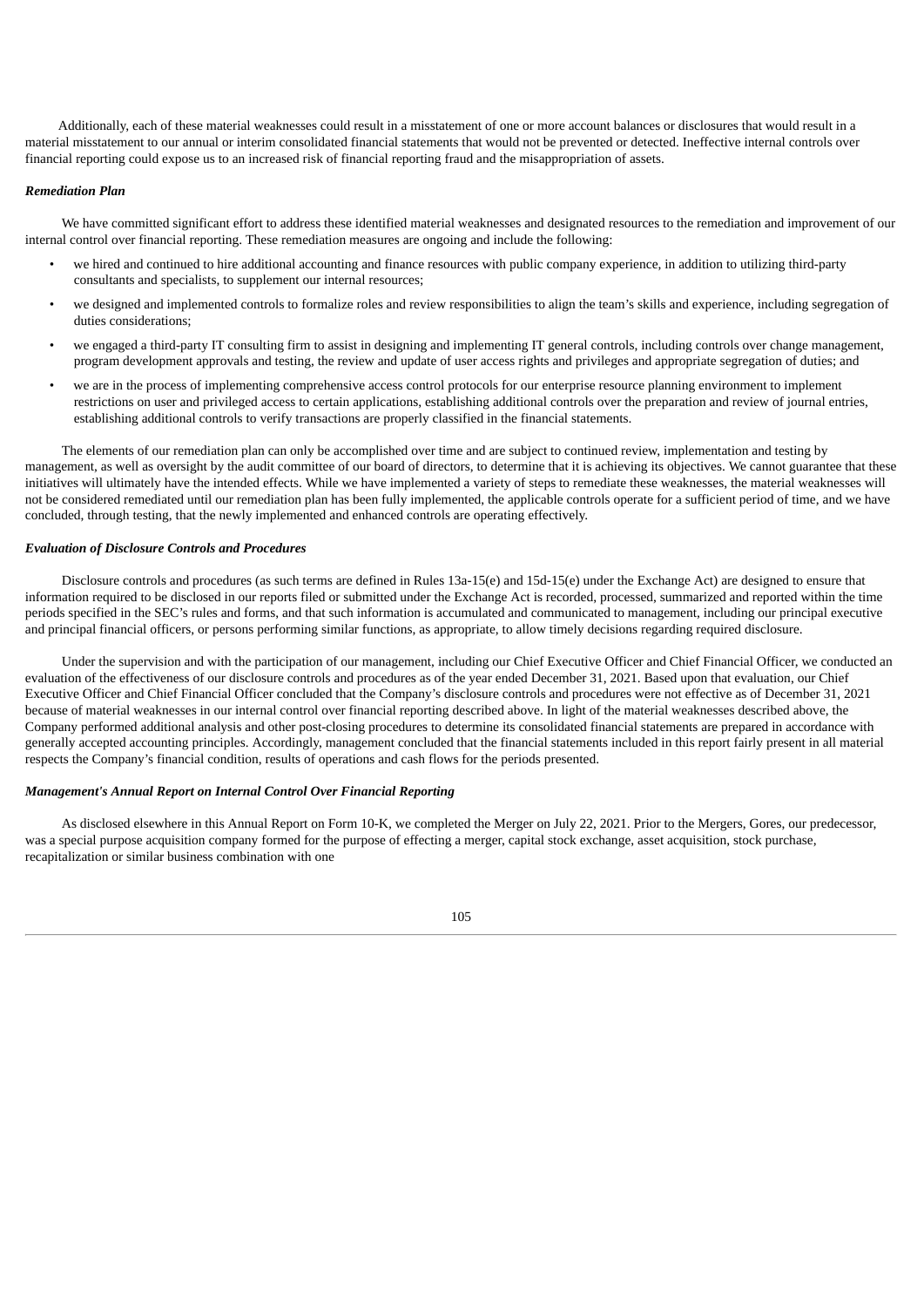Additionally, each of these material weaknesses could result in a misstatement of one or more account balances or disclosures that would result in a material misstatement to our annual or interim consolidated financial statements that would not be prevented or detected. Ineffective internal controls over financial reporting could expose us to an increased risk of financial reporting fraud and the misappropriation of assets.

***Remediation Plan***

We have committed significant effort to address these identified material weaknesses and designated resources to the remediation and improvement of our internal control over financial reporting. These remediation measures are ongoing and include the following:

- we hired and continued to hire additional accounting and finance resources with public company experience, in addition to utilizing third-party consultants and specialists, to supplement our internal resources;
- we designed and implemented controls to formalize roles and review responsibilities to align the team's skills and experience, including segregation of duties considerations;
- we engaged a third-party IT consulting firm to assist in designing and implementing IT general controls, including controls over change management, program development approvals and testing, the review and update of user access rights and privileges and appropriate segregation of duties; and
- we are in the process of implementing comprehensive access control protocols for our enterprise resource planning environment to implement restrictions on user and privileged access to certain applications, establishing additional controls over the preparation and review of journal entries, establishing additional controls to verify transactions are properly classified in the financial statements.

The elements of our remediation plan can only be accomplished over time and are subject to continued review, implementation and testing by management, as well as oversight by the audit committee of our board of directors, to determine that it is achieving its objectives. We cannot guarantee that these initiatives will ultimately have the intended effects. While we have implemented a variety of steps to remediate these weaknesses, the material weaknesses will not be considered remediated until our remediation plan has been fully implemented, the applicable controls operate for a sufficient period of time, and we have concluded, through testing, that the newly implemented and enhanced controls are operating effectively.

***Evaluation of Disclosure Controls and Procedures***

Disclosure controls and procedures (as such terms are defined in Rules 13a-15(e) and 15d-15(e) under the Exchange Act) are designed to ensure that information required to be disclosed in our reports filed or submitted under the Exchange Act is recorded, processed, summarized and reported within the time periods specified in the SEC's rules and forms, and that such information is accumulated and communicated to management, including our principal executive and principal financial officers, or persons performing similar functions, as appropriate, to allow timely decisions regarding required disclosure.

Under the supervision and with the participation of our management, including our Chief Executive Officer and Chief Financial Officer, we conducted an evaluation of the effectiveness of our disclosure controls and procedures as of the year ended December 31, 2021. Based upon that evaluation, our Chief Executive Officer and Chief Financial Officer concluded that the Company's disclosure controls and procedures were not effective as of December 31, 2021 because of material weaknesses in our internal control over financial reporting described above. In light of the material weaknesses described above, the Company performed additional analysis and other post-closing procedures to determine its consolidated financial statements are prepared in accordance with generally accepted accounting principles. Accordingly, management concluded that the financial statements included in this report fairly present in all material respects the Company's financial condition, results of operations and cash flows for the periods presented.

***Management's Annual Report on Internal Control Over Financial Reporting***

As disclosed elsewhere in this Annual Report on Form 10-K, we completed the Merger on July 22, 2021. Prior to the Mergers, Gores, our predecessor, was a special purpose acquisition company formed for the purpose of effecting a merger, capital stock exchange, asset acquisition, stock purchase, recapitalization or similar business combination with one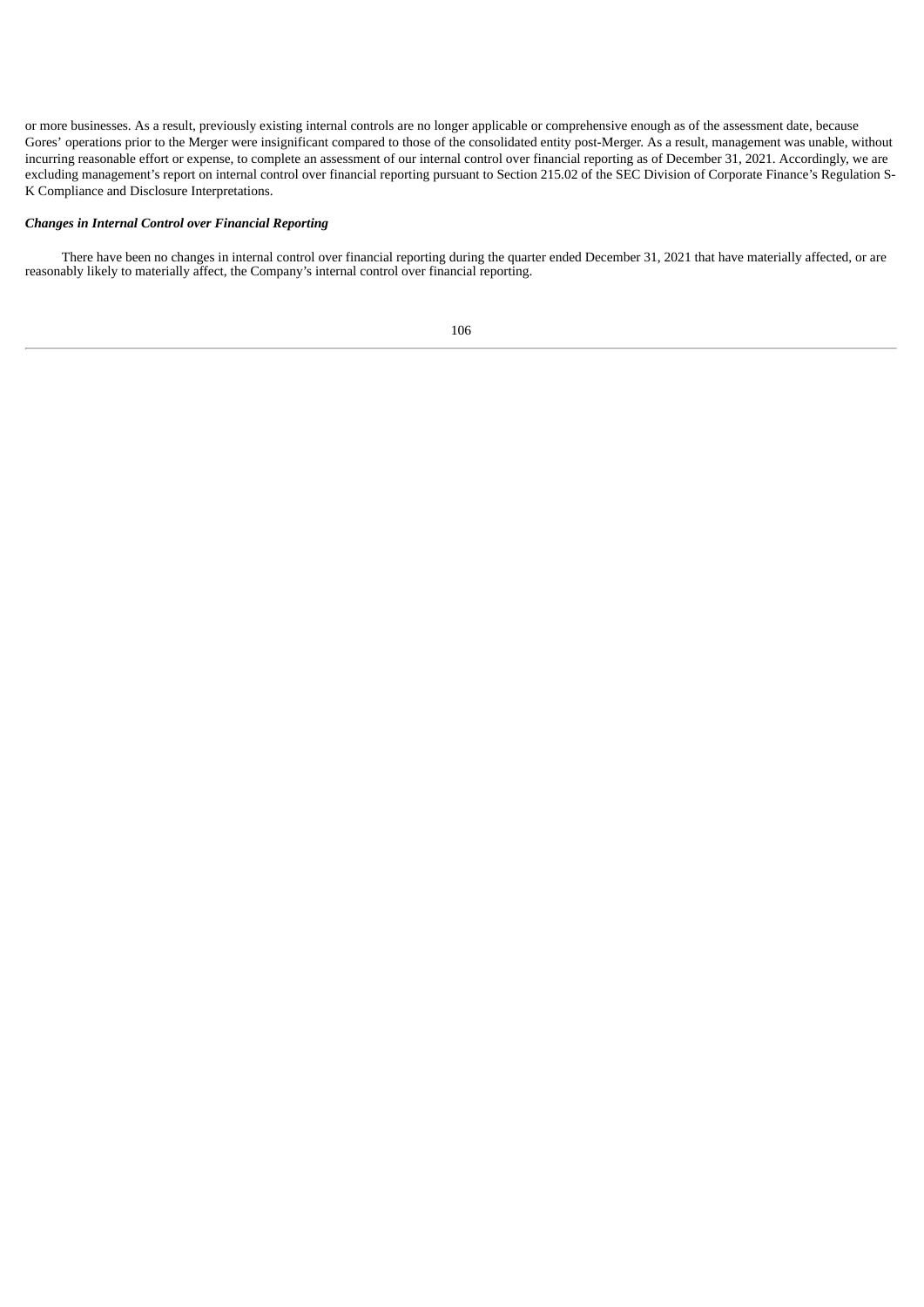or more businesses. As a result, previously existing internal controls are no longer applicable or comprehensive enough as of the assessment date, because Gores' operations prior to the Merger were insignificant compared to those of the consolidated entity post-Merger. As a result, management was unable, without incurring reasonable effort or expense, to complete an assessment of our internal control over financial reporting as of December 31, 2021. Accordingly, we are excluding management's report on internal control over financial reporting pursuant to Section 215.02 of the SEC Division of Corporate Finance's Regulation S-K Compliance and Disclosure Interpretations.

***Changes in Internal Control over Financial Reporting***

There have been no changes in internal control over financial reporting during the quarter ended December 31, 2021 that have materially affected, or are reasonably likely to materially affect, the Company's internal control over financial reporting.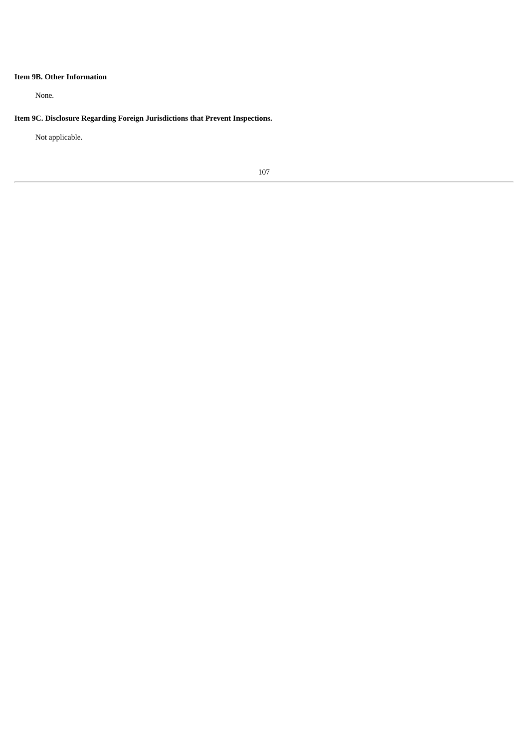**Item 9B. Other Information**

None.

**Item 9C. Disclosure Regarding Foreign Jurisdictions that Prevent Inspections.**

Not applicable.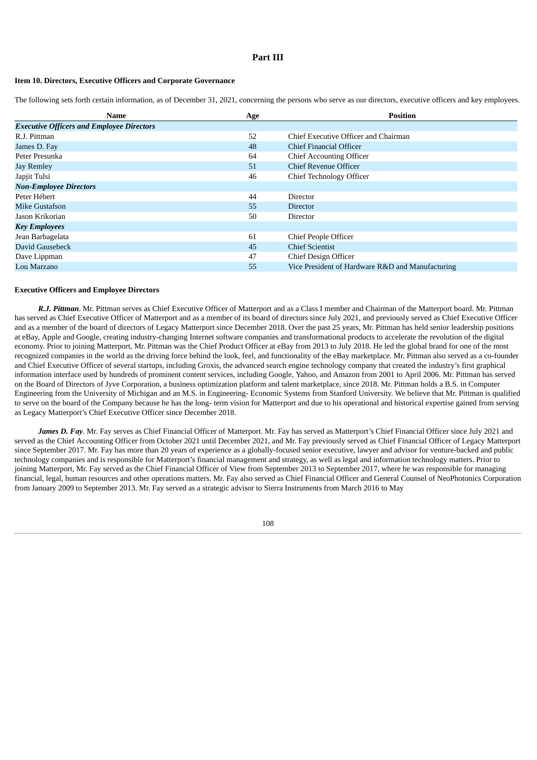# Part III

### Item 10. Directors, Executive Officers and Corporate Governance

The following sets forth certain information, as of December 31, 2021, concerning the persons who serve as our directors, executive officers and key employees.

| Name | Age | Position |
|---|---|---|
| ***Executive Officers and Employee Directors*** | | |
| R.J. Pittman | 52 | Chief Executive Officer and Chairman |
| James D. Fay | 48 | Chief Financial Officer |
| Peter Presunka | 64 | Chief Accounting Officer |
| Jay Remley | 51 | Chief Revenue Officer |
| Japjit Tulsi | 46 | Chief Technology Officer |
| ***Non-Employee Directors*** | | |
| Peter Hébert | 44 | Director |
| Mike Gustafson | 55 | Director |
| Jason Krikorian | 50 | Director |
| ***Key Employees*** | | |
| Jean Barbagelata | 61 | Chief People Officer |
| David Gausebeck | 45 | Chief Scientist |
| Dave Lippman | 47 | Chief Design Officer |
| Lou Marzano | 55 | Vice President of Hardware R&D and Manufacturing |

**Executive Officers and Employee Directors**

***R.J. Pittman***. Mr. Pittman serves as Chief Executive Officer of Matterport and as a Class I member and Chairman of the Matterport board. Mr. Pittman has served as Chief Executive Officer of Matterport and as a member of its board of directors since July 2021, and previously served as Chief Executive Officer and as a member of the board of directors of Legacy Matterport since December 2018. Over the past 25 years, Mr. Pittman has held senior leadership positions at eBay, Apple and Google, creating industry-changing Internet software companies and transformational products to accelerate the revolution of the digital economy. Prior to joining Matterport, Mr. Pittman was the Chief Product Officer at eBay from 2013 to July 2018. He led the global brand for one of the most recognized companies in the world as the driving force behind the look, feel, and functionality of the eBay marketplace. Mr. Pittman also served as a co-founder and Chief Executive Officer of several startups, including Groxis, the advanced search engine technology company that created the industry's first graphical information interface used by hundreds of prominent content services, including Google, Yahoo, and Amazon from 2001 to April 2006. Mr. Pittman has served on the Board of Directors of Jyve Corporation, a business optimization platform and talent marketplace, since 2018. Mr. Pittman holds a B.S. in Computer Engineering from the University of Michigan and an M.S. in Engineering- Economic Systems from Stanford University. We believe that Mr. Pittman is qualified to serve on the board of the Company because he has the long- term vision for Matterport and due to his operational and historical expertise gained from serving as Legacy Matterport's Chief Executive Officer since December 2018.

***James D. Fay***. Mr. Fay serves as Chief Financial Officer of Matterport. Mr. Fay has served as Matterport's Chief Financial Officer since July 2021 and served as the Chief Accounting Officer from October 2021 until December 2021, and Mr. Fay previously served as Chief Financial Officer of Legacy Matterport since September 2017. Mr. Fay has more than 20 years of experience as a globally-focused senior executive, lawyer and advisor for venture-backed and public technology companies and is responsible for Matterport's financial management and strategy, as well as legal and information technology matters. Prior to joining Matterport, Mr. Fay served as the Chief Financial Officer of View from September 2013 to September 2017, where he was responsible for managing financial, legal, human resources and other operations matters. Mr. Fay also served as Chief Financial Officer and General Counsel of NeoPhotonics Corporation from January 2009 to September 2013. Mr. Fay served as a strategic advisor to Sierra Instruments from March 2016 to May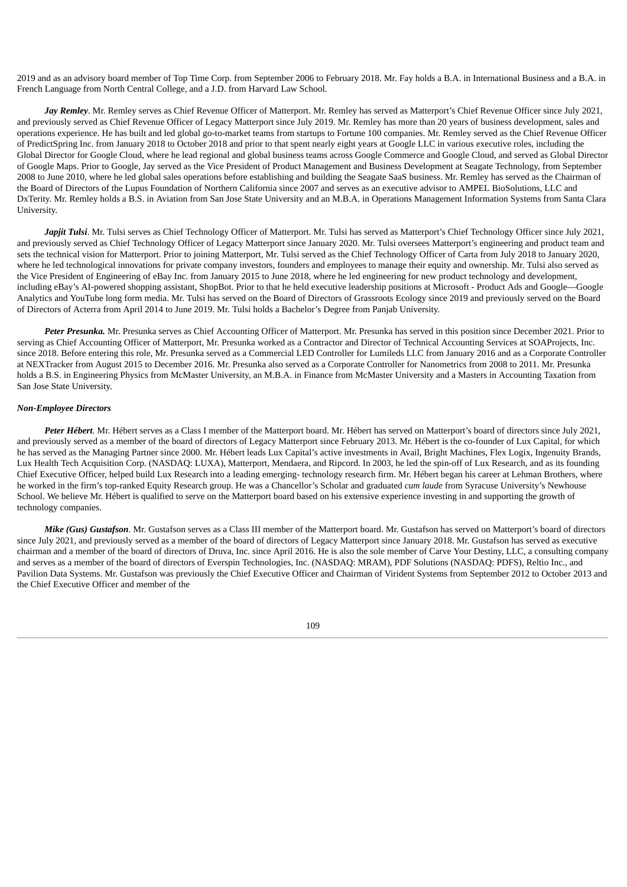2019 and as an advisory board member of Top Time Corp. from September 2006 to February 2018. Mr. Fay holds a B.A. in International Business and a B.A. in French Language from North Central College, and a J.D. from Harvard Law School.

***Jay Remley***. Mr. Remley serves as Chief Revenue Officer of Matterport. Mr. Remley has served as Matterport's Chief Revenue Officer since July 2021, and previously served as Chief Revenue Officer of Legacy Matterport since July 2019. Mr. Remley has more than 20 years of business development, sales and operations experience. He has built and led global go-to-market teams from startups to Fortune 100 companies. Mr. Remley served as the Chief Revenue Officer of PredictSpring Inc. from January 2018 to October 2018 and prior to that spent nearly eight years at Google LLC in various executive roles, including the Global Director for Google Cloud, where he lead regional and global business teams across Google Commerce and Google Cloud, and served as Global Director of Google Maps. Prior to Google, Jay served as the Vice President of Product Management and Business Development at Seagate Technology, from September 2008 to June 2010, where he led global sales operations before establishing and building the Seagate SaaS business. Mr. Remley has served as the Chairman of the Board of Directors of the Lupus Foundation of Northern California since 2007 and serves as an executive advisor to AMPEL BioSolutions, LLC and DxTerity. Mr. Remley holds a B.S. in Aviation from San Jose State University and an M.B.A. in Operations Management Information Systems from Santa Clara University.

***Japjit Tulsi***. Mr. Tulsi serves as Chief Technology Officer of Matterport. Mr. Tulsi has served as Matterport's Chief Technology Officer since July 2021, and previously served as Chief Technology Officer of Legacy Matterport since January 2020. Mr. Tulsi oversees Matterport's engineering and product team and sets the technical vision for Matterport. Prior to joining Matterport, Mr. Tulsi served as the Chief Technology Officer of Carta from July 2018 to January 2020, where he led technological innovations for private company investors, founders and employees to manage their equity and ownership. Mr. Tulsi also served as the Vice President of Engineering of eBay Inc. from January 2015 to June 2018, where he led engineering for new product technology and development, including eBay's AI-powered shopping assistant, ShopBot. Prior to that he held executive leadership positions at Microsoft - Product Ads and Google—Google Analytics and YouTube long form media. Mr. Tulsi has served on the Board of Directors of Grassroots Ecology since 2019 and previously served on the Board of Directors of Acterra from April 2014 to June 2019. Mr. Tulsi holds a Bachelor's Degree from Panjab University.

***Peter Presunka.*** Mr. Presunka serves as Chief Accounting Officer of Matterport. Mr. Presunka has served in this position since December 2021. Prior to serving as Chief Accounting Officer of Matterport, Mr. Presunka worked as a Contractor and Director of Technical Accounting Services at SOAProjects, Inc. since 2018. Before entering this role, Mr. Presunka served as a Commercial LED Controller for Lumileds LLC from January 2016 and as a Corporate Controller at NEXTracker from August 2015 to December 2016. Mr. Presunka also served as a Corporate Controller for Nanometrics from 2008 to 2011. Mr. Presunka holds a B.S. in Engineering Physics from McMaster University, an M.B.A. in Finance from McMaster University and a Masters in Accounting Taxation from San Jose State University.

***Non-Employee Directors***

***Peter Hébert.*** Mr. Hébert serves as a Class I member of the Matterport board. Mr. Hébert has served on Matterport's board of directors since July 2021, and previously served as a member of the board of directors of Legacy Matterport since February 2013. Mr. Hébert is the co-founder of Lux Capital, for which he has served as the Managing Partner since 2000. Mr. Hébert leads Lux Capital's active investments in Avail, Bright Machines, Flex Logix, Ingenuity Brands, Lux Health Tech Acquisition Corp. (NASDAQ: LUXA), Matterport, Mendaera, and Ripcord. In 2003, he led the spin-off of Lux Research, and as its founding Chief Executive Officer, helped build Lux Research into a leading emerging- technology research firm. Mr. Hébert began his career at Lehman Brothers, where he worked in the firm's top-ranked Equity Research group. He was a Chancellor's Scholar and graduated *cum laude* from Syracuse University's Newhouse School. We believe Mr. Hébert is qualified to serve on the Matterport board based on his extensive experience investing in and supporting the growth of technology companies.

***Mike (Gus) Gustafson***. Mr. Gustafson serves as a Class III member of the Matterport board. Mr. Gustafson has served on Matterport's board of directors since July 2021, and previously served as a member of the board of directors of Legacy Matterport since January 2018. Mr. Gustafson has served as executive chairman and a member of the board of directors of Druva, Inc. since April 2016. He is also the sole member of Carve Your Destiny, LLC, a consulting company and serves as a member of the board of directors of Everspin Technologies, Inc. (NASDAQ: MRAM), PDF Solutions (NASDAQ: PDFS), Reltio Inc., and Pavilion Data Systems. Mr. Gustafson was previously the Chief Executive Officer and Chairman of Virident Systems from September 2012 to October 2013 and the Chief Executive Officer and member of the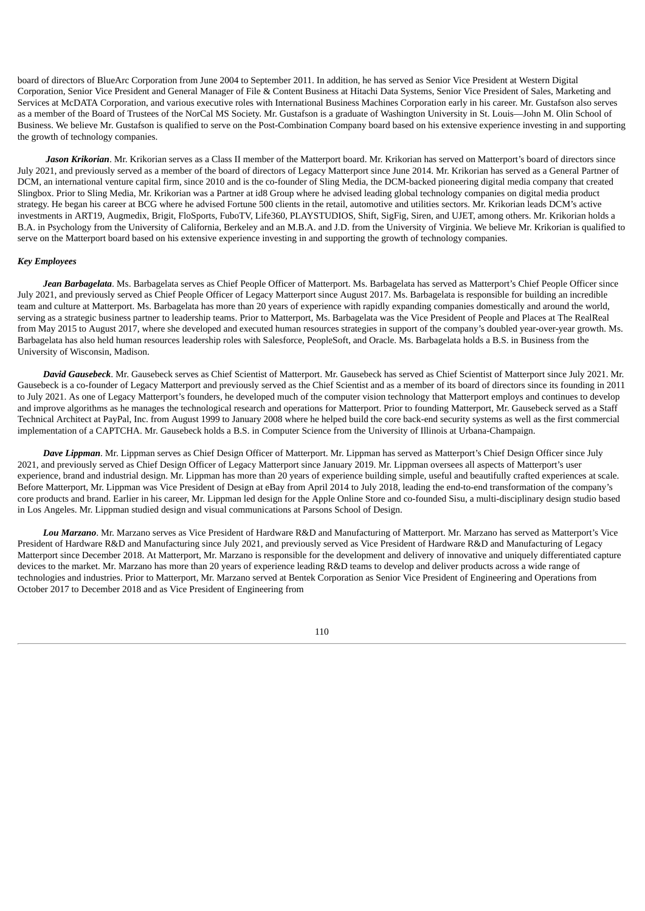board of directors of BlueArc Corporation from June 2004 to September 2011. In addition, he has served as Senior Vice President at Western Digital Corporation, Senior Vice President and General Manager of File & Content Business at Hitachi Data Systems, Senior Vice President of Sales, Marketing and Services at McDATA Corporation, and various executive roles with International Business Machines Corporation early in his career. Mr. Gustafson also serves as a member of the Board of Trustees of the NorCal MS Society. Mr. Gustafson is a graduate of Washington University in St. Louis—John M. Olin School of Business. We believe Mr. Gustafson is qualified to serve on the Post-Combination Company board based on his extensive experience investing in and supporting the growth of technology companies.

***Jason Krikorian***. Mr. Krikorian serves as a Class II member of the Matterport board. Mr. Krikorian has served on Matterport's board of directors since July 2021, and previously served as a member of the board of directors of Legacy Matterport since June 2014. Mr. Krikorian has served as a General Partner of DCM, an international venture capital firm, since 2010 and is the co-founder of Sling Media, the DCM-backed pioneering digital media company that created Slingbox. Prior to Sling Media, Mr. Krikorian was a Partner at id8 Group where he advised leading global technology companies on digital media product strategy. He began his career at BCG where he advised Fortune 500 clients in the retail, automotive and utilities sectors. Mr. Krikorian leads DCM's active investments in ART19, Augmedix, Brigit, FloSports, FuboTV, Life360, PLAYSTUDIOS, Shift, SigFig, Siren, and UJET, among others. Mr. Krikorian holds a B.A. in Psychology from the University of California, Berkeley and an M.B.A. and J.D. from the University of Virginia. We believe Mr. Krikorian is qualified to serve on the Matterport board based on his extensive experience investing in and supporting the growth of technology companies.

***Key Employees***

***Jean Barbagelata***. Ms. Barbagelata serves as Chief People Officer of Matterport. Ms. Barbagelata has served as Matterport's Chief People Officer since July 2021, and previously served as Chief People Officer of Legacy Matterport since August 2017. Ms. Barbagelata is responsible for building an incredible team and culture at Matterport. Ms. Barbagelata has more than 20 years of experience with rapidly expanding companies domestically and around the world, serving as a strategic business partner to leadership teams. Prior to Matterport, Ms. Barbagelata was the Vice President of People and Places at The RealReal from May 2015 to August 2017, where she developed and executed human resources strategies in support of the company's doubled year-over-year growth. Ms. Barbagelata has also held human resources leadership roles with Salesforce, PeopleSoft, and Oracle. Ms. Barbagelata holds a B.S. in Business from the University of Wisconsin, Madison.

***David Gausebeck***. Mr. Gausebeck serves as Chief Scientist of Matterport. Mr. Gausebeck has served as Chief Scientist of Matterport since July 2021. Mr. Gausebeck is a co-founder of Legacy Matterport and previously served as the Chief Scientist and as a member of its board of directors since its founding in 2011 to July 2021. As one of Legacy Matterport's founders, he developed much of the computer vision technology that Matterport employs and continues to develop and improve algorithms as he manages the technological research and operations for Matterport. Prior to founding Matterport, Mr. Gausebeck served as a Staff Technical Architect at PayPal, Inc. from August 1999 to January 2008 where he helped build the core back-end security systems as well as the first commercial implementation of a CAPTCHA. Mr. Gausebeck holds a B.S. in Computer Science from the University of Illinois at Urbana-Champaign.

***Dave Lippman***. Mr. Lippman serves as Chief Design Officer of Matterport. Mr. Lippman has served as Matterport's Chief Design Officer since July 2021, and previously served as Chief Design Officer of Legacy Matterport since January 2019. Mr. Lippman oversees all aspects of Matterport's user experience, brand and industrial design. Mr. Lippman has more than 20 years of experience building simple, useful and beautifully crafted experiences at scale. Before Matterport, Mr. Lippman was Vice President of Design at eBay from April 2014 to July 2018, leading the end-to-end transformation of the company's core products and brand. Earlier in his career, Mr. Lippman led design for the Apple Online Store and co-founded Sisu, a multi-disciplinary design studio based in Los Angeles. Mr. Lippman studied design and visual communications at Parsons School of Design.

***Lou Marzano***. Mr. Marzano serves as Vice President of Hardware R&D and Manufacturing of Matterport. Mr. Marzano has served as Matterport's Vice President of Hardware R&D and Manufacturing since July 2021, and previously served as Vice President of Hardware R&D and Manufacturing of Legacy Matterport since December 2018. At Matterport, Mr. Marzano is responsible for the development and delivery of innovative and uniquely differentiated capture devices to the market. Mr. Marzano has more than 20 years of experience leading R&D teams to develop and deliver products across a wide range of technologies and industries. Prior to Matterport, Mr. Marzano served at Bentek Corporation as Senior Vice President of Engineering and Operations from October 2017 to December 2018 and as Vice President of Engineering from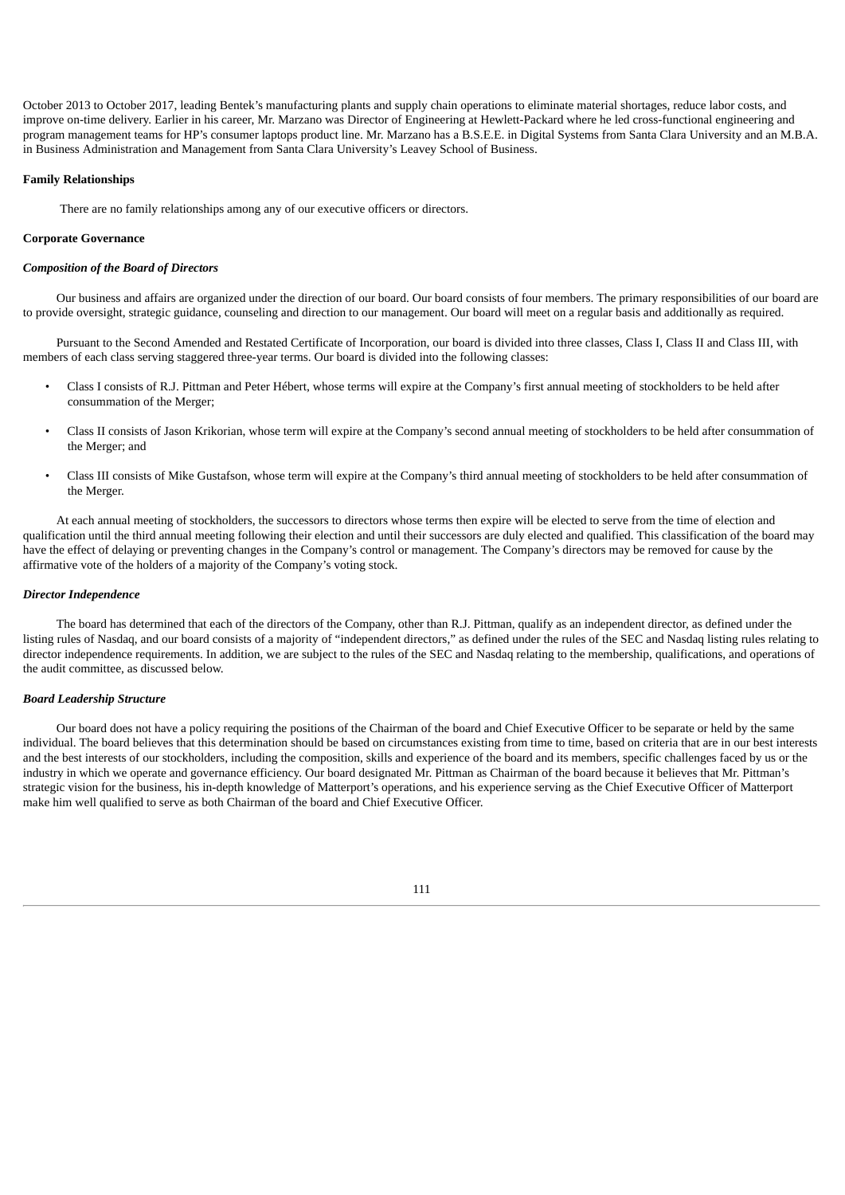October 2013 to October 2017, leading Bentek's manufacturing plants and supply chain operations to eliminate material shortages, reduce labor costs, and improve on-time delivery. Earlier in his career, Mr. Marzano was Director of Engineering at Hewlett-Packard where he led cross-functional engineering and program management teams for HP's consumer laptops product line. Mr. Marzano has a B.S.E.E. in Digital Systems from Santa Clara University and an M.B.A. in Business Administration and Management from Santa Clara University's Leavey School of Business.

**Family Relationships**

There are no family relationships among any of our executive officers or directors.

**Corporate Governance**

***Composition of the Board of Directors***

Our business and affairs are organized under the direction of our board. Our board consists of four members. The primary responsibilities of our board are to provide oversight, strategic guidance, counseling and direction to our management. Our board will meet on a regular basis and additionally as required.

Pursuant to the Second Amended and Restated Certificate of Incorporation, our board is divided into three classes, Class I, Class II and Class III, with members of each class serving staggered three-year terms. Our board is divided into the following classes:

- Class I consists of R.J. Pittman and Peter Hébert, whose terms will expire at the Company's first annual meeting of stockholders to be held after consummation of the Merger;
- Class II consists of Jason Krikorian, whose term will expire at the Company's second annual meeting of stockholders to be held after consummation of the Merger; and
- Class III consists of Mike Gustafson, whose term will expire at the Company's third annual meeting of stockholders to be held after consummation of the Merger.

At each annual meeting of stockholders, the successors to directors whose terms then expire will be elected to serve from the time of election and qualification until the third annual meeting following their election and until their successors are duly elected and qualified. This classification of the board may have the effect of delaying or preventing changes in the Company's control or management. The Company's directors may be removed for cause by the affirmative vote of the holders of a majority of the Company's voting stock.

***Director Independence***

The board has determined that each of the directors of the Company, other than R.J. Pittman, qualify as an independent director, as defined under the listing rules of Nasdaq, and our board consists of a majority of "independent directors," as defined under the rules of the SEC and Nasdaq listing rules relating to director independence requirements. In addition, we are subject to the rules of the SEC and Nasdaq relating to the membership, qualifications, and operations of the audit committee, as discussed below.

***Board Leadership Structure***

Our board does not have a policy requiring the positions of the Chairman of the board and Chief Executive Officer to be separate or held by the same individual. The board believes that this determination should be based on circumstances existing from time to time, based on criteria that are in our best interests and the best interests of our stockholders, including the composition, skills and experience of the board and its members, specific challenges faced by us or the industry in which we operate and governance efficiency. Our board designated Mr. Pittman as Chairman of the board because it believes that Mr. Pittman's strategic vision for the business, his in-depth knowledge of Matterport's operations, and his experience serving as the Chief Executive Officer of Matterport make him well qualified to serve as both Chairman of the board and Chief Executive Officer.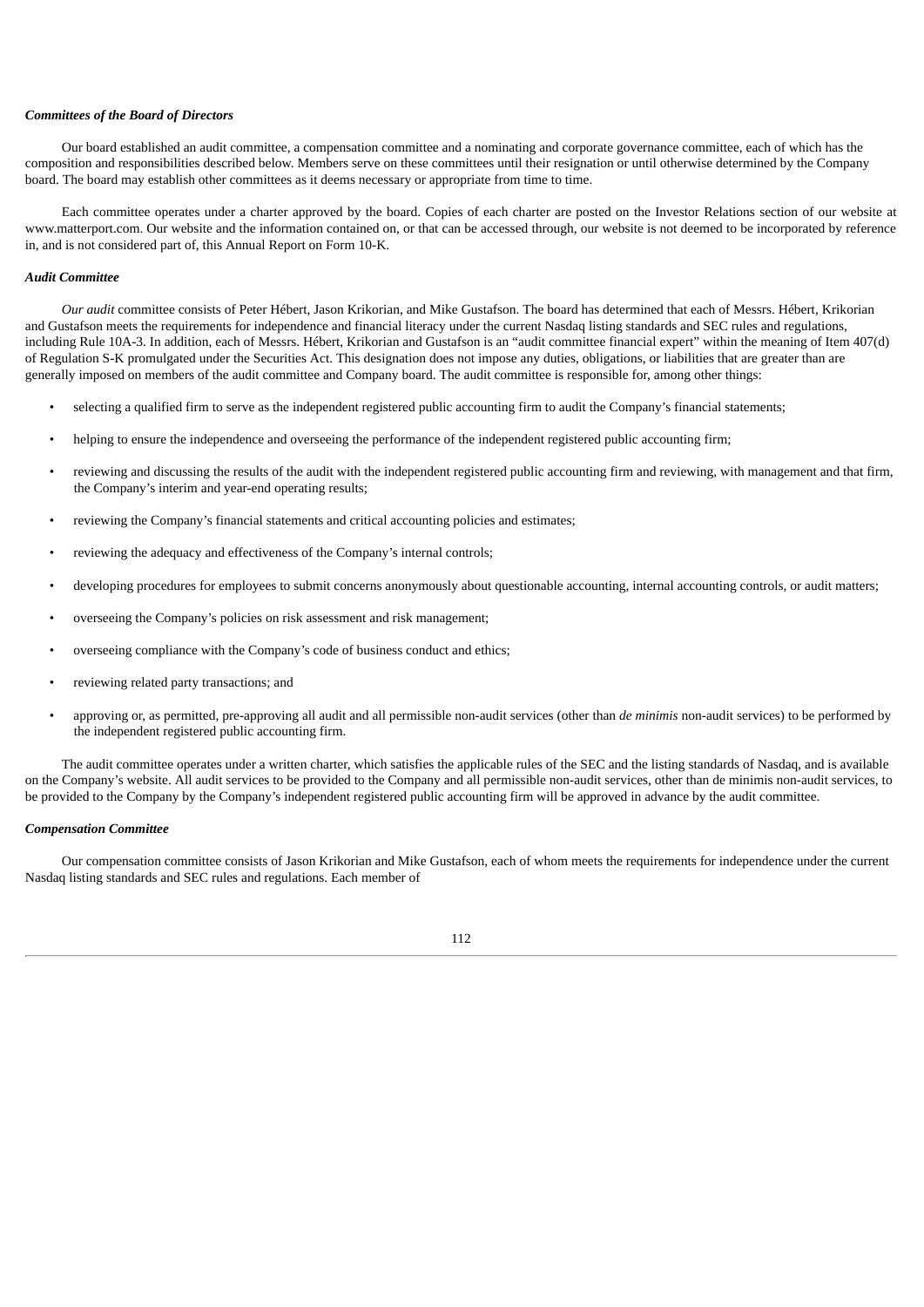***Committees of the Board of Directors***

Our board established an audit committee, a compensation committee and a nominating and corporate governance committee, each of which has the composition and responsibilities described below. Members serve on these committees until their resignation or until otherwise determined by the Company board. The board may establish other committees as it deems necessary or appropriate from time to time.

Each committee operates under a charter approved by the board. Copies of each charter are posted on the Investor Relations section of our website at www.matterport.com. Our website and the information contained on, or that can be accessed through, our website is not deemed to be incorporated by reference in, and is not considered part of, this Annual Report on Form 10-K.

***Audit Committee***

*Our audit* committee consists of Peter Hébert, Jason Krikorian, and Mike Gustafson. The board has determined that each of Messrs. Hébert, Krikorian and Gustafson meets the requirements for independence and financial literacy under the current Nasdaq listing standards and SEC rules and regulations, including Rule 10A-3. In addition, each of Messrs. Hébert, Krikorian and Gustafson is an "audit committee financial expert" within the meaning of Item 407(d) of Regulation S-K promulgated under the Securities Act. This designation does not impose any duties, obligations, or liabilities that are greater than are generally imposed on members of the audit committee and Company board. The audit committee is responsible for, among other things:

- selecting a qualified firm to serve as the independent registered public accounting firm to audit the Company's financial statements;
- helping to ensure the independence and overseeing the performance of the independent registered public accounting firm;
- reviewing and discussing the results of the audit with the independent registered public accounting firm and reviewing, with management and that firm, the Company's interim and year-end operating results;
- reviewing the Company's financial statements and critical accounting policies and estimates;
- reviewing the adequacy and effectiveness of the Company's internal controls;
- developing procedures for employees to submit concerns anonymously about questionable accounting, internal accounting controls, or audit matters;
- overseeing the Company's policies on risk assessment and risk management;
- overseeing compliance with the Company's code of business conduct and ethics;
- reviewing related party transactions; and
- approving or, as permitted, pre-approving all audit and all permissible non-audit services (other than *de minimis* non-audit services) to be performed by the independent registered public accounting firm.

The audit committee operates under a written charter, which satisfies the applicable rules of the SEC and the listing standards of Nasdaq, and is available on the Company's website. All audit services to be provided to the Company and all permissible non-audit services, other than de minimis non-audit services, to be provided to the Company by the Company's independent registered public accounting firm will be approved in advance by the audit committee.

***Compensation Committee***

Our compensation committee consists of Jason Krikorian and Mike Gustafson, each of whom meets the requirements for independence under the current Nasdaq listing standards and SEC rules and regulations. Each member of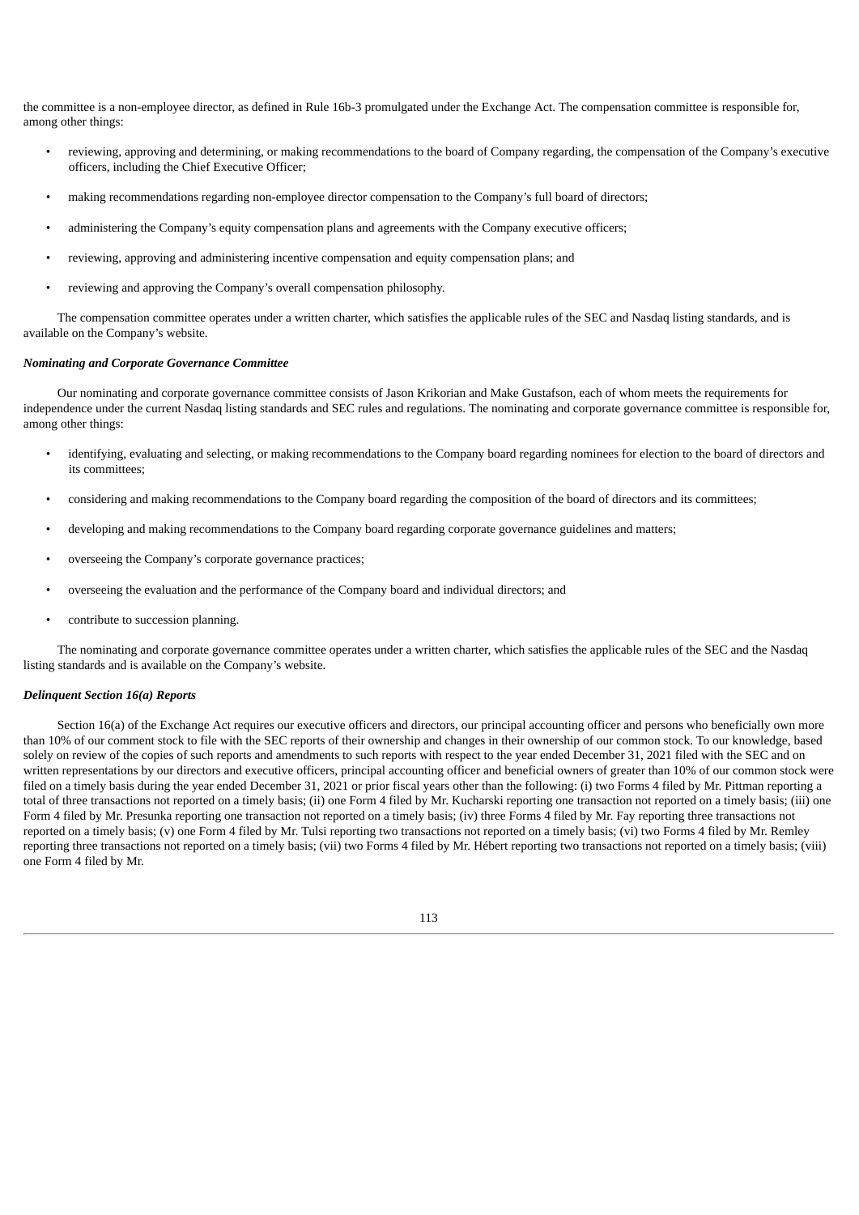the committee is a non-employee director, as defined in Rule 16b-3 promulgated under the Exchange Act. The compensation committee is responsible for, among other things:

- reviewing, approving and determining, or making recommendations to the board of Company regarding, the compensation of the Company's executive officers, including the Chief Executive Officer;
- making recommendations regarding non-employee director compensation to the Company's full board of directors;
- administering the Company's equity compensation plans and agreements with the Company executive officers;
- reviewing, approving and administering incentive compensation and equity compensation plans; and
- reviewing and approving the Company's overall compensation philosophy.

The compensation committee operates under a written charter, which satisfies the applicable rules of the SEC and Nasdaq listing standards, and is available on the Company's website.

***Nominating and Corporate Governance Committee***

Our nominating and corporate governance committee consists of Jason Krikorian and Make Gustafson, each of whom meets the requirements for independence under the current Nasdaq listing standards and SEC rules and regulations. The nominating and corporate governance committee is responsible for, among other things:

- identifying, evaluating and selecting, or making recommendations to the Company board regarding nominees for election to the board of directors and its committees;
- considering and making recommendations to the Company board regarding the composition of the board of directors and its committees;
- developing and making recommendations to the Company board regarding corporate governance guidelines and matters;
- overseeing the Company's corporate governance practices;
- overseeing the evaluation and the performance of the Company board and individual directors; and
- contribute to succession planning.

The nominating and corporate governance committee operates under a written charter, which satisfies the applicable rules of the SEC and the Nasdaq listing standards and is available on the Company's website.

***Delinquent Section 16(a) Reports***

Section 16(a) of the Exchange Act requires our executive officers and directors, our principal accounting officer and persons who beneficially own more than 10% of our comment stock to file with the SEC reports of their ownership and changes in their ownership of our common stock. To our knowledge, based solely on review of the copies of such reports and amendments to such reports with respect to the year ended December 31, 2021 filed with the SEC and on written representations by our directors and executive officers, principal accounting officer and beneficial owners of greater than 10% of our common stock were filed on a timely basis during the year ended December 31, 2021 or prior fiscal years other than the following: (i) two Forms 4 filed by Mr. Pittman reporting a total of three transactions not reported on a timely basis; (ii) one Form 4 filed by Mr. Kucharski reporting one transaction not reported on a timely basis; (iii) one Form 4 filed by Mr. Presunka reporting one transaction not reported on a timely basis; (iv) three Forms 4 filed by Mr. Fay reporting three transactions not reported on a timely basis; (v) one Form 4 filed by Mr. Tulsi reporting two transactions not reported on a timely basis; (vi) two Forms 4 filed by Mr. Remley reporting three transactions not reported on a timely basis; (vii) two Forms 4 filed by Mr. Hébert reporting two transactions not reported on a timely basis; (viii) one Form 4 filed by Mr.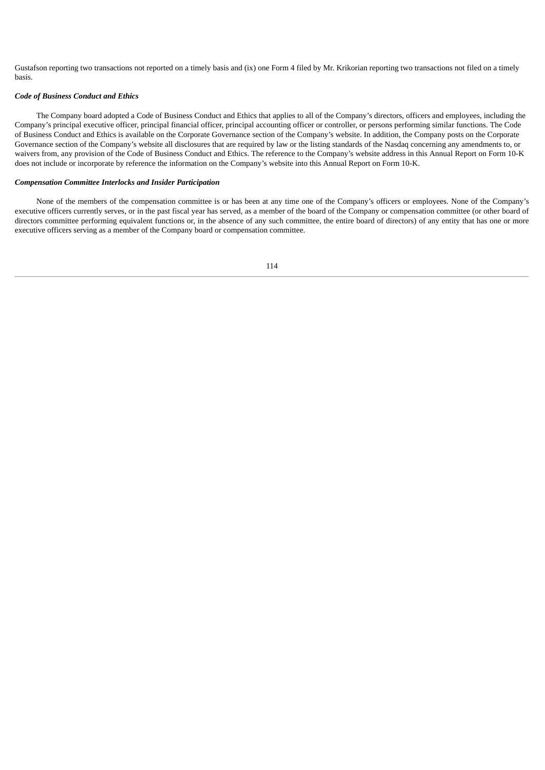Gustafson reporting two transactions not reported on a timely basis and (ix) one Form 4 filed by Mr. Krikorian reporting two transactions not filed on a timely basis.

***Code of Business Conduct and Ethics***

The Company board adopted a Code of Business Conduct and Ethics that applies to all of the Company's directors, officers and employees, including the Company's principal executive officer, principal financial officer, principal accounting officer or controller, or persons performing similar functions. The Code of Business Conduct and Ethics is available on the Corporate Governance section of the Company's website. In addition, the Company posts on the Corporate Governance section of the Company's website all disclosures that are required by law or the listing standards of the Nasdaq concerning any amendments to, or waivers from, any provision of the Code of Business Conduct and Ethics. The reference to the Company's website address in this Annual Report on Form 10-K does not include or incorporate by reference the information on the Company's website into this Annual Report on Form 10-K.

***Compensation Committee Interlocks and Insider Participation***

None of the members of the compensation committee is or has been at any time one of the Company's officers or employees. None of the Company's executive officers currently serves, or in the past fiscal year has served, as a member of the board of the Company or compensation committee (or other board of directors committee performing equivalent functions or, in the absence of any such committee, the entire board of directors) of any entity that has one or more executive officers serving as a member of the Company board or compensation committee.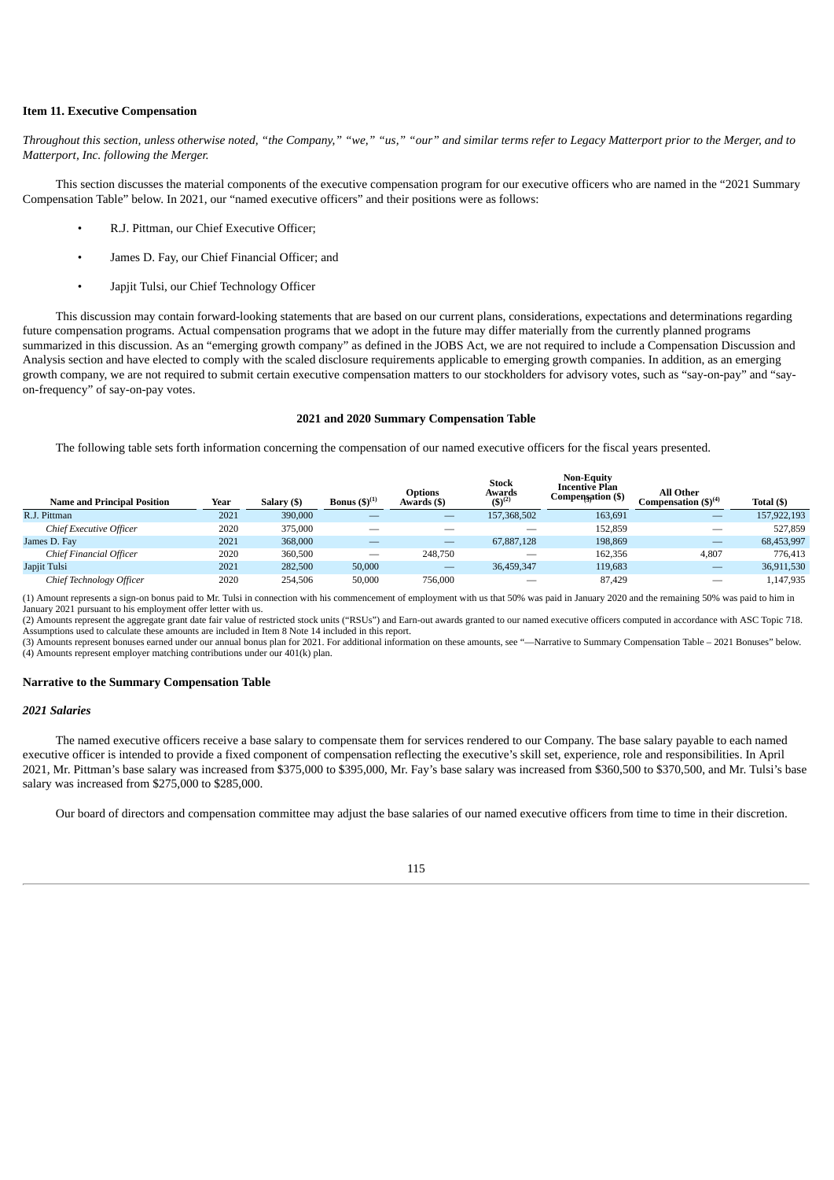## Item 11. Executive Compensation

*Throughout this section, unless otherwise noted, "the Company," "we," "us," "our" and similar terms refer to Legacy Matterport prior to the Merger, and to Matterport, Inc. following the Merger.*

This section discusses the material components of the executive compensation program for our executive officers who are named in the "2021 Summary Compensation Table" below. In 2021, our "named executive officers" and their positions were as follows:

- R.J. Pittman, our Chief Executive Officer;
- James D. Fay, our Chief Financial Officer; and
- Japjit Tulsi, our Chief Technology Officer

This discussion may contain forward-looking statements that are based on our current plans, considerations, expectations and determinations regarding future compensation programs. Actual compensation programs that we adopt in the future may differ materially from the currently planned programs summarized in this discussion. As an "emerging growth company" as defined in the JOBS Act, we are not required to include a Compensation Discussion and Analysis section and have elected to comply with the scaled disclosure requirements applicable to emerging growth companies. In addition, as an emerging growth company, we are not required to submit certain executive compensation matters to our stockholders for advisory votes, such as "say-on-pay" and "say-on-frequency" of say-on-pay votes.

### 2021 and 2020 Summary Compensation Table

The following table sets forth information concerning the compensation of our named executive officers for the fiscal years presented.

| Name and Principal Position | Year | Salary ($) | Bonus ($)[1] | Options Awards ($) | Stock Awards ($)[2] | Non-Equity Incentive Plan Compensation ($)[3] | All Other Compensation ($)[4] | Total ($) |
|---|---|---|---|---|---|---|---|---|
| R.J. Pittman | 2021 | 390,000 | — | — | 157,368,502 | 163,691 | — | 157,922,193 |
| *Chief Executive Officer* | 2020 | 375,000 | — | — | — | 152,859 | — | 527,859 |
| James D. Fay | 2021 | 368,000 | — | — | 67,887,128 | 198,869 | — | 68,453,997 |
| *Chief Financial Officer* | 2020 | 360,500 | — | 248,750 | — | 162,356 | 4,807 | 776,413 |
| Japjit Tulsi | 2021 | 282,500 | 50,000 | — | 36,459,347 | 119,683 | — | 36,911,530 |
| *Chief Technology Officer* | 2020 | 254,506 | 50,000 | 756,000 | — | 87,429 | — | 1,147,935 |

(1) Amount represents a sign-on bonus paid to Mr. Tulsi in connection with his commencement of employment with us that 50% was paid in January 2020 and the remaining 50% was paid to him in January 2021 pursuant to his employment offer letter with us.
(2) Amounts represent the aggregate grant date fair value of restricted stock units ("RSUs") and Earn-out awards granted to our named executive officers computed in accordance with ASC Topic 718. Assumptions used to calculate these amounts are included in Item 8 Note 14 included in this report.
(3) Amounts represent bonuses earned under our annual bonus plan for 2021. For additional information on these amounts, see "—Narrative to Summary Compensation Table – 2021 Bonuses" below.
(4) Amounts represent employer matching contributions under our 401(k) plan.

### Narrative to the Summary Compensation Table

#### *2021 Salaries*

The named executive officers receive a base salary to compensate them for services rendered to our Company. The base salary payable to each named executive officer is intended to provide a fixed component of compensation reflecting the executive's skill set, experience, role and responsibilities. In April 2021, Mr. Pittman's base salary was increased from $375,000 to $395,000, Mr. Fay's base salary was increased from $360,500 to $370,500, and Mr. Tulsi's base salary was increased from $275,000 to $285,000.

Our board of directors and compensation committee may adjust the base salaries of our named executive officers from time to time in their discretion.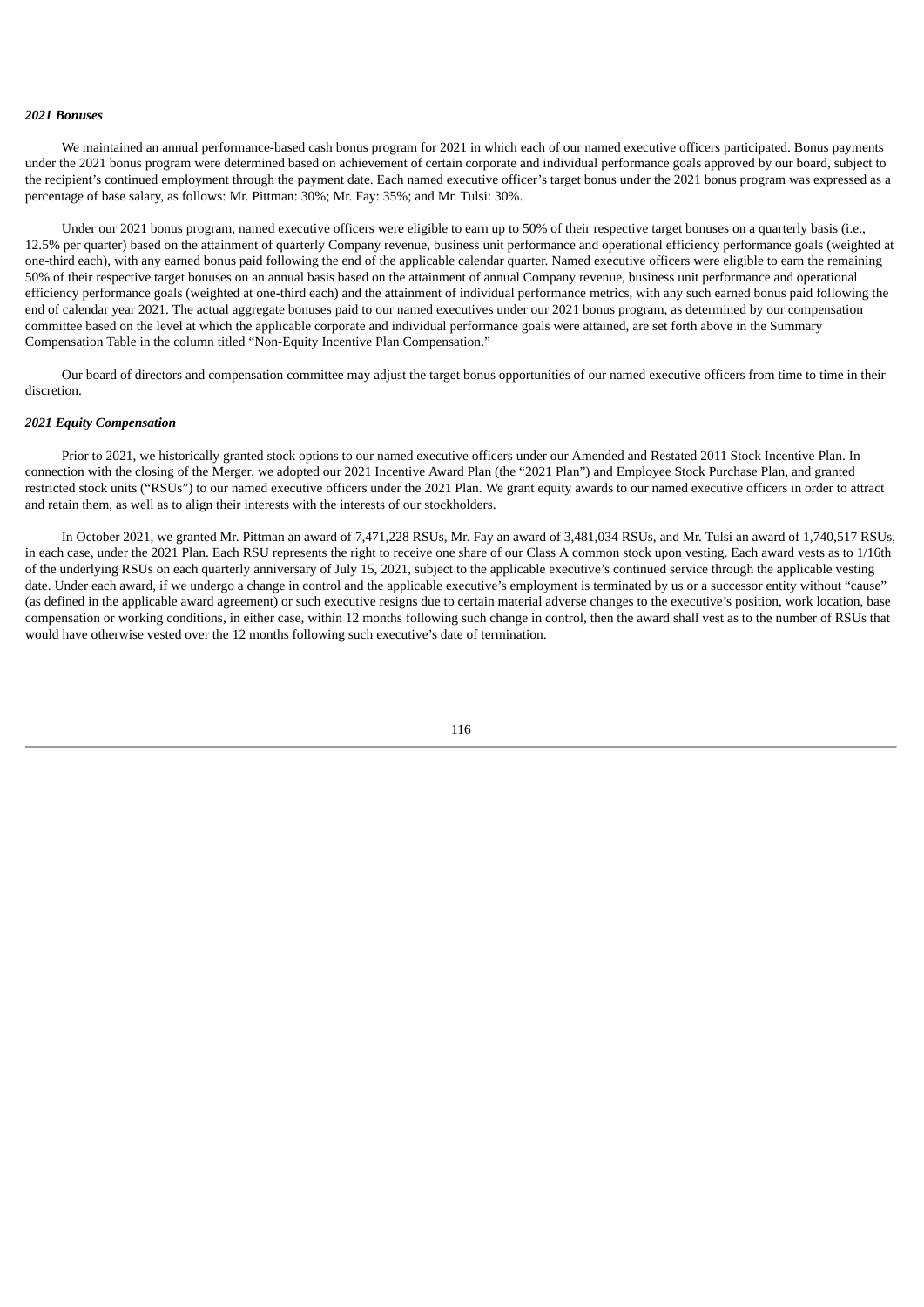***2021 Bonuses***

We maintained an annual performance-based cash bonus program for 2021 in which each of our named executive officers participated. Bonus payments under the 2021 bonus program were determined based on achievement of certain corporate and individual performance goals approved by our board, subject to the recipient's continued employment through the payment date. Each named executive officer's target bonus under the 2021 bonus program was expressed as a percentage of base salary, as follows: Mr. Pittman: 30%; Mr. Fay: 35%; and Mr. Tulsi: 30%.

Under our 2021 bonus program, named executive officers were eligible to earn up to 50% of their respective target bonuses on a quarterly basis (i.e., 12.5% per quarter) based on the attainment of quarterly Company revenue, business unit performance and operational efficiency performance goals (weighted at one-third each), with any earned bonus paid following the end of the applicable calendar quarter. Named executive officers were eligible to earn the remaining 50% of their respective target bonuses on an annual basis based on the attainment of annual Company revenue, business unit performance and operational efficiency performance goals (weighted at one-third each) and the attainment of individual performance metrics, with any such earned bonus paid following the end of calendar year 2021. The actual aggregate bonuses paid to our named executives under our 2021 bonus program, as determined by our compensation committee based on the level at which the applicable corporate and individual performance goals were attained, are set forth above in the Summary Compensation Table in the column titled "Non-Equity Incentive Plan Compensation."

Our board of directors and compensation committee may adjust the target bonus opportunities of our named executive officers from time to time in their discretion.

***2021 Equity Compensation***

Prior to 2021, we historically granted stock options to our named executive officers under our Amended and Restated 2011 Stock Incentive Plan. In connection with the closing of the Merger, we adopted our 2021 Incentive Award Plan (the "2021 Plan") and Employee Stock Purchase Plan, and granted restricted stock units ("RSUs") to our named executive officers under the 2021 Plan. We grant equity awards to our named executive officers in order to attract and retain them, as well as to align their interests with the interests of our stockholders.

In October 2021, we granted Mr. Pittman an award of 7,471,228 RSUs, Mr. Fay an award of 3,481,034 RSUs, and Mr. Tulsi an award of 1,740,517 RSUs, in each case, under the 2021 Plan. Each RSU represents the right to receive one share of our Class A common stock upon vesting. Each award vests as to 1/16th of the underlying RSUs on each quarterly anniversary of July 15, 2021, subject to the applicable executive's continued service through the applicable vesting date. Under each award, if we undergo a change in control and the applicable executive's employment is terminated by us or a successor entity without "cause" (as defined in the applicable award agreement) or such executive resigns due to certain material adverse changes to the executive's position, work location, base compensation or working conditions, in either case, within 12 months following such change in control, then the award shall vest as to the number of RSUs that would have otherwise vested over the 12 months following such executive's date of termination.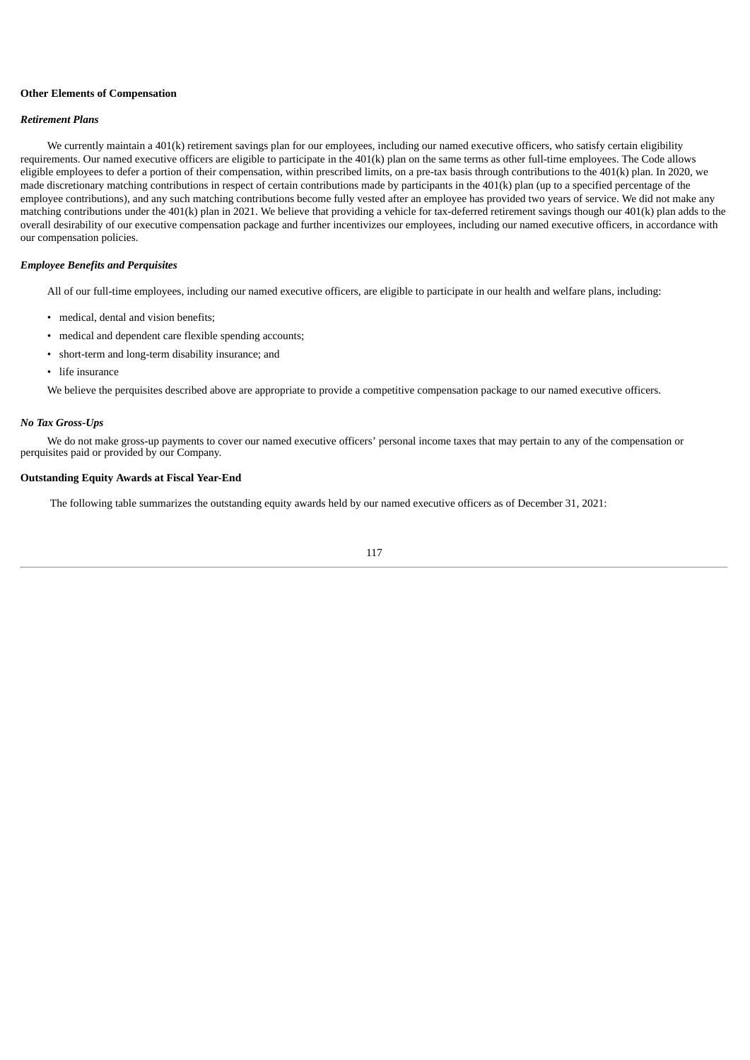**Other Elements of Compensation**

***Retirement Plans***

We currently maintain a 401(k) retirement savings plan for our employees, including our named executive officers, who satisfy certain eligibility requirements. Our named executive officers are eligible to participate in the 401(k) plan on the same terms as other full-time employees. The Code allows eligible employees to defer a portion of their compensation, within prescribed limits, on a pre-tax basis through contributions to the 401(k) plan. In 2020, we made discretionary matching contributions in respect of certain contributions made by participants in the 401(k) plan (up to a specified percentage of the employee contributions), and any such matching contributions become fully vested after an employee has provided two years of service. We did not make any matching contributions under the 401(k) plan in 2021. We believe that providing a vehicle for tax-deferred retirement savings though our 401(k) plan adds to the overall desirability of our executive compensation package and further incentivizes our employees, including our named executive officers, in accordance with our compensation policies.

***Employee Benefits and Perquisites***

All of our full-time employees, including our named executive officers, are eligible to participate in our health and welfare plans, including:

- medical, dental and vision benefits;
- medical and dependent care flexible spending accounts;
- short-term and long-term disability insurance; and
- life insurance

We believe the perquisites described above are appropriate to provide a competitive compensation package to our named executive officers.

***No Tax Gross-Ups***

We do not make gross-up payments to cover our named executive officers' personal income taxes that may pertain to any of the compensation or perquisites paid or provided by our Company.

**Outstanding Equity Awards at Fiscal Year-End**

The following table summarizes the outstanding equity awards held by our named executive officers as of December 31, 2021: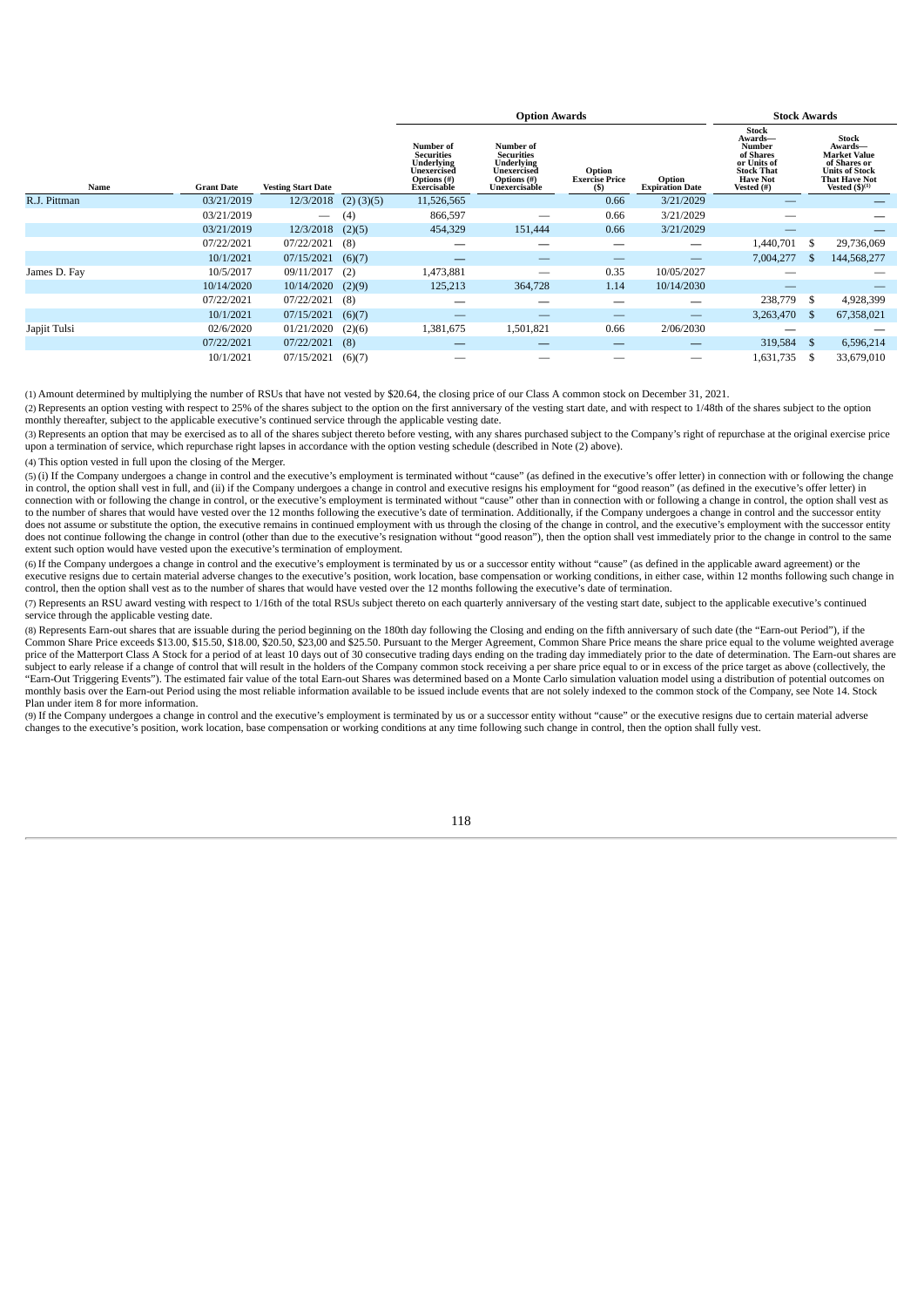| Name | Grant Date | Vesting Start Date | | Option Awards | | | | Stock Awards | |
|---|---|---|---|---|---|---|---|---|---|
| | | | | Number of Securities Underlying Unexercised Options (#) Exercisable | Number of Securities Underlying Unexercised Options (#) Unexercisable | Option Exercise Price ($) | Option Expiration Date | Stock Awards—Number of Shares or Units of Stock That Have Not Vested (#) | Stock Awards—Market Value of Shares or Units of Stock That Have Not Vested ($)(1) |
| R.J. Pittman | 03/21/2019 | 12/3/2018 | (2) (3)(5) | 11,526,565 | | 0.66 | 3/21/2029 | — | — |
| | 03/21/2019 | — | (4) | 866,597 | — | 0.66 | 3/21/2029 | — | — |
| | 03/21/2019 | 12/3/2018 | (2)(5) | 454,329 | 151,444 | 0.66 | 3/21/2029 | — | — |
| | 07/22/2021 | 07/22/2021 | (8) | — | — | — | — | 1,440,701 | $ 29,736,069 |
| | 10/1/2021 | 07/15/2021 | (6)(7) | — | — | — | — | 7,004,277 | $ 144,568,277 |
| James D. Fay | 10/5/2017 | 09/11/2017 | (2) | 1,473,881 | — | 0.35 | 10/05/2027 | — | — |
| | 10/14/2020 | 10/14/2020 | (2)(9) | 125,213 | 364,728 | 1.14 | 10/14/2030 | — | — |
| | 07/22/2021 | 07/22/2021 | (8) | — | — | — | — | 238,779 | $ 4,928,399 |
| | 10/1/2021 | 07/15/2021 | (6)(7) | — | — | — | — | 3,263,470 | $ 67,358,021 |
| Japjit Tulsi | 02/6/2020 | 01/21/2020 | (2)(6) | 1,381,675 | 1,501,821 | 0.66 | 2/06/2030 | — | — |
| | 07/22/2021 | 07/22/2021 | (8) | — | — | — | — | 319,584 | $ 6,596,214 |
| | 10/1/2021 | 07/15/2021 | (6)(7) | — | — | — | — | 1,631,735 | $ 33,679,010 |

(1) Amount determined by multiplying the number of RSUs that have not vested by $20.64, the closing price of our Class A common stock on December 31, 2021.

(2) Represents an option vesting with respect to 25% of the shares subject to the option on the first anniversary of the vesting start date, and with respect to 1/48th of the shares subject to the option monthly thereafter, subject to the applicable executive's continued service through the applicable vesting date.

(3) Represents an option that may be exercised as to all of the shares subject thereto before vesting, with any shares purchased subject to the Company's right of repurchase at the original exercise price upon a termination of service, which repurchase right lapses in accordance with the option vesting schedule (described in Note (2) above).

(4) This option vested in full upon the closing of the Merger.

(5) (i) If the Company undergoes a change in control and the executive's employment is terminated without "cause" (as defined in the executive's offer letter) in connection with or following the change in control, the option shall vest in full, and (ii) if the Company undergoes a change in control and executive resigns his employment for "good reason" (as defined in the executive's offer letter) in connection with or following the change in control, or the executive's employment is terminated without "cause" other than in connection with or following a change in control, the option shall vest as to the number of shares that would have vested over the 12 months following the executive's date of termination. Additionally, if the Company undergoes a change in control and the successor entity does not assume or substitute the option, the executive remains in continued employment with us through the closing of the change in control, and the executive's employment with the successor entity does not continue following the change in control (other than due to the executive's resignation without "good reason"), then the option shall vest immediately prior to the change in control to the same extent such option would have vested upon the executive's termination of employment.

(6) If the Company undergoes a change in control and the executive's employment is terminated by us or a successor entity without "cause" (as defined in the applicable award agreement) or the executive resigns due to certain material adverse changes to the executive's position, work location, base compensation or working conditions, in either case, within 12 months following such change in control, then the option shall vest as to the number of shares that would have vested over the 12 months following the executive's date of termination.

(7) Represents an RSU award vesting with respect to 1/16th of the total RSUs subject thereto on each quarterly anniversary of the vesting start date, subject to the applicable executive's continued service through the applicable vesting date.

(8) Represents Earn-out shares that are issuable during the period beginning on the 180th day following the Closing and ending on the fifth anniversary of such date (the "Earn-out Period"), if the Common Share Price exceeds $13.00, $15.50, $18.00, $20.50, $23,00 and $25.50. Pursuant to the Merger Agreement, Common Share Price means the share price equal to the volume weighted average price of the Matterport Class A Stock for a period of at least 10 days out of 30 consecutive trading days ending on the trading day immediately prior to the date of determination. The Earn-out shares are subject to early release if a change of control that will result in the holders of the Company common stock receiving a per share price equal to or in excess of the price target as above (collectively, the "Earn-Out Triggering Events"). The estimated fair value of the total Earn-out Shares was determined based on a Monte Carlo simulation valuation model using a distribution of potential outcomes on monthly basis over the Earn-out Period using the most reliable information available to be issued include events that are not solely indexed to the common stock of the Company, see Note 14. Stock Plan under item 8 for more information.

(9) If the Company undergoes a change in control and the executive's employment is terminated by us or a successor entity without "cause" or the executive resigns due to certain material adverse changes to the executive's position, work location, base compensation or working conditions at any time following such change in control, then the option shall fully vest.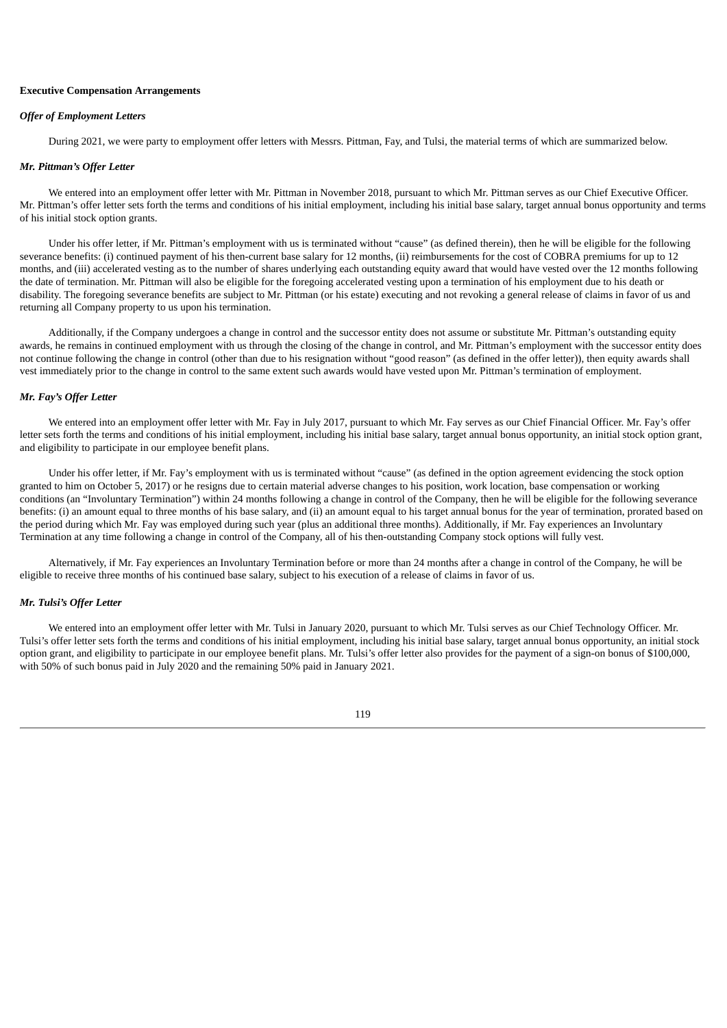**Executive Compensation Arrangements**

***Offer of Employment Letters***

During 2021, we were party to employment offer letters with Messrs. Pittman, Fay, and Tulsi, the material terms of which are summarized below.

***Mr. Pittman's Offer Letter***

We entered into an employment offer letter with Mr. Pittman in November 2018, pursuant to which Mr. Pittman serves as our Chief Executive Officer. Mr. Pittman's offer letter sets forth the terms and conditions of his initial employment, including his initial base salary, target annual bonus opportunity and terms of his initial stock option grants.

Under his offer letter, if Mr. Pittman's employment with us is terminated without "cause" (as defined therein), then he will be eligible for the following severance benefits: (i) continued payment of his then-current base salary for 12 months, (ii) reimbursements for the cost of COBRA premiums for up to 12 months, and (iii) accelerated vesting as to the number of shares underlying each outstanding equity award that would have vested over the 12 months following the date of termination. Mr. Pittman will also be eligible for the foregoing accelerated vesting upon a termination of his employment due to his death or disability. The foregoing severance benefits are subject to Mr. Pittman (or his estate) executing and not revoking a general release of claims in favor of us and returning all Company property to us upon his termination.

Additionally, if the Company undergoes a change in control and the successor entity does not assume or substitute Mr. Pittman's outstanding equity awards, he remains in continued employment with us through the closing of the change in control, and Mr. Pittman's employment with the successor entity does not continue following the change in control (other than due to his resignation without "good reason" (as defined in the offer letter)), then equity awards shall vest immediately prior to the change in control to the same extent such awards would have vested upon Mr. Pittman's termination of employment.

***Mr. Fay's Offer Letter***

We entered into an employment offer letter with Mr. Fay in July 2017, pursuant to which Mr. Fay serves as our Chief Financial Officer. Mr. Fay's offer letter sets forth the terms and conditions of his initial employment, including his initial base salary, target annual bonus opportunity, an initial stock option grant, and eligibility to participate in our employee benefit plans.

Under his offer letter, if Mr. Fay's employment with us is terminated without "cause" (as defined in the option agreement evidencing the stock option granted to him on October 5, 2017) or he resigns due to certain material adverse changes to his position, work location, base compensation or working conditions (an "Involuntary Termination") within 24 months following a change in control of the Company, then he will be eligible for the following severance benefits: (i) an amount equal to three months of his base salary, and (ii) an amount equal to his target annual bonus for the year of termination, prorated based on the period during which Mr. Fay was employed during such year (plus an additional three months). Additionally, if Mr. Fay experiences an Involuntary Termination at any time following a change in control of the Company, all of his then-outstanding Company stock options will fully vest.

Alternatively, if Mr. Fay experiences an Involuntary Termination before or more than 24 months after a change in control of the Company, he will be eligible to receive three months of his continued base salary, subject to his execution of a release of claims in favor of us.

***Mr. Tulsi's Offer Letter***

We entered into an employment offer letter with Mr. Tulsi in January 2020, pursuant to which Mr. Tulsi serves as our Chief Technology Officer. Mr. Tulsi's offer letter sets forth the terms and conditions of his initial employment, including his initial base salary, target annual bonus opportunity, an initial stock option grant, and eligibility to participate in our employee benefit plans. Mr. Tulsi's offer letter also provides for the payment of a sign-on bonus of $100,000, with 50% of such bonus paid in July 2020 and the remaining 50% paid in January 2021.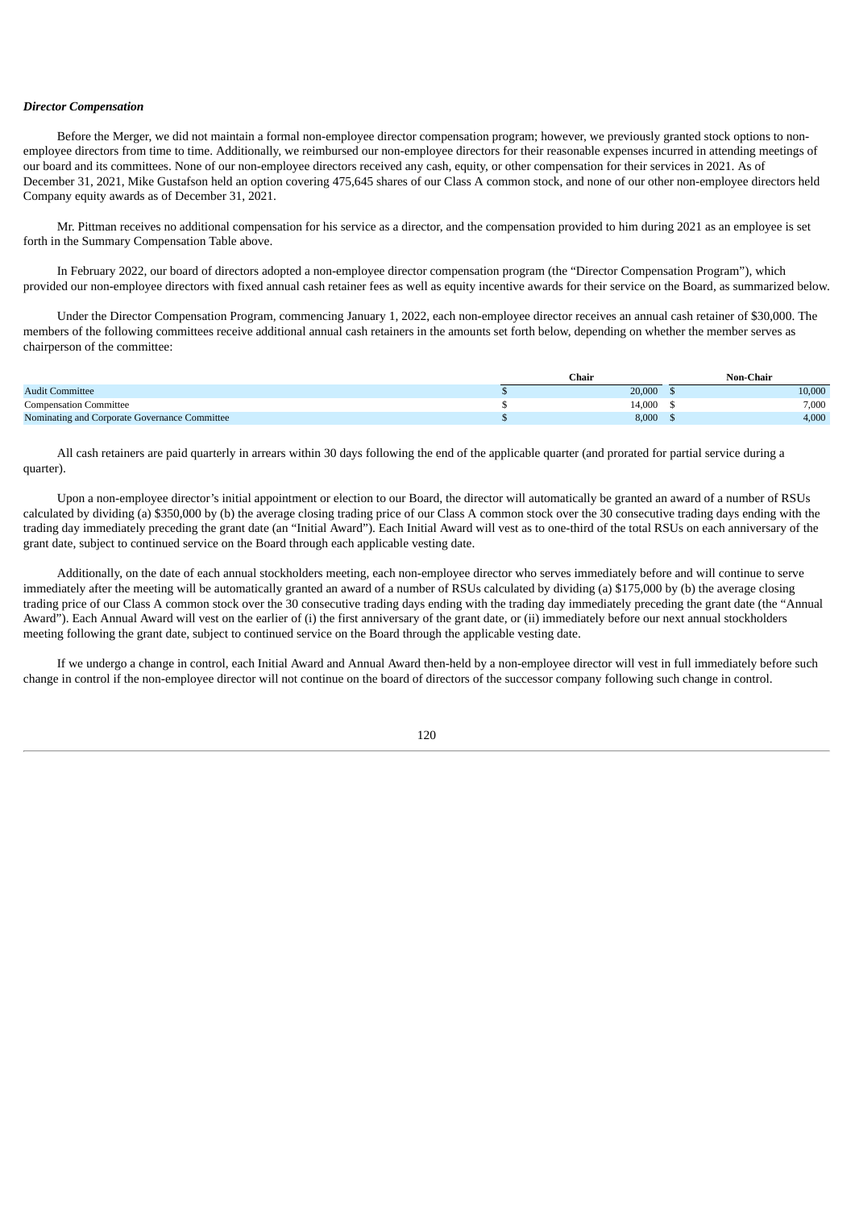***Director Compensation***

Before the Merger, we did not maintain a formal non-employee director compensation program; however, we previously granted stock options to non-employee directors from time to time. Additionally, we reimbursed our non-employee directors for their reasonable expenses incurred in attending meetings of our board and its committees. None of our non-employee directors received any cash, equity, or other compensation for their services in 2021. As of December 31, 2021, Mike Gustafson held an option covering 475,645 shares of our Class A common stock, and none of our other non-employee directors held Company equity awards as of December 31, 2021.

Mr. Pittman receives no additional compensation for his service as a director, and the compensation provided to him during 2021 as an employee is set forth in the Summary Compensation Table above.

In February 2022, our board of directors adopted a non-employee director compensation program (the "Director Compensation Program"), which provided our non-employee directors with fixed annual cash retainer fees as well as equity incentive awards for their service on the Board, as summarized below.

Under the Director Compensation Program, commencing January 1, 2022, each non-employee director receives an annual cash retainer of $30,000. The members of the following committees receive additional annual cash retainers in the amounts set forth below, depending on whether the member serves as chairperson of the committee:

| | Chair | Non-Chair |
|---|---|---|
| Audit Committee | $ 20,000 | $ 10,000 |
| Compensation Committee | $ 14,000 | $ 7,000 |
| Nominating and Corporate Governance Committee | $ 8,000 | $ 4,000 |

All cash retainers are paid quarterly in arrears within 30 days following the end of the applicable quarter (and prorated for partial service during a quarter).

Upon a non-employee director's initial appointment or election to our Board, the director will automatically be granted an award of a number of RSUs calculated by dividing (a) $350,000 by (b) the average closing trading price of our Class A common stock over the 30 consecutive trading days ending with the trading day immediately preceding the grant date (an "Initial Award"). Each Initial Award will vest as to one-third of the total RSUs on each anniversary of the grant date, subject to continued service on the Board through each applicable vesting date.

Additionally, on the date of each annual stockholders meeting, each non-employee director who serves immediately before and will continue to serve immediately after the meeting will be automatically granted an award of a number of RSUs calculated by dividing (a) $175,000 by (b) the average closing trading price of our Class A common stock over the 30 consecutive trading days ending with the trading day immediately preceding the grant date (the "Annual Award"). Each Annual Award will vest on the earlier of (i) the first anniversary of the grant date, or (ii) immediately before our next annual stockholders meeting following the grant date, subject to continued service on the Board through the applicable vesting date.

If we undergo a change in control, each Initial Award and Annual Award then-held by a non-employee director will vest in full immediately before such change in control if the non-employee director will not continue on the board of directors of the successor company following such change in control.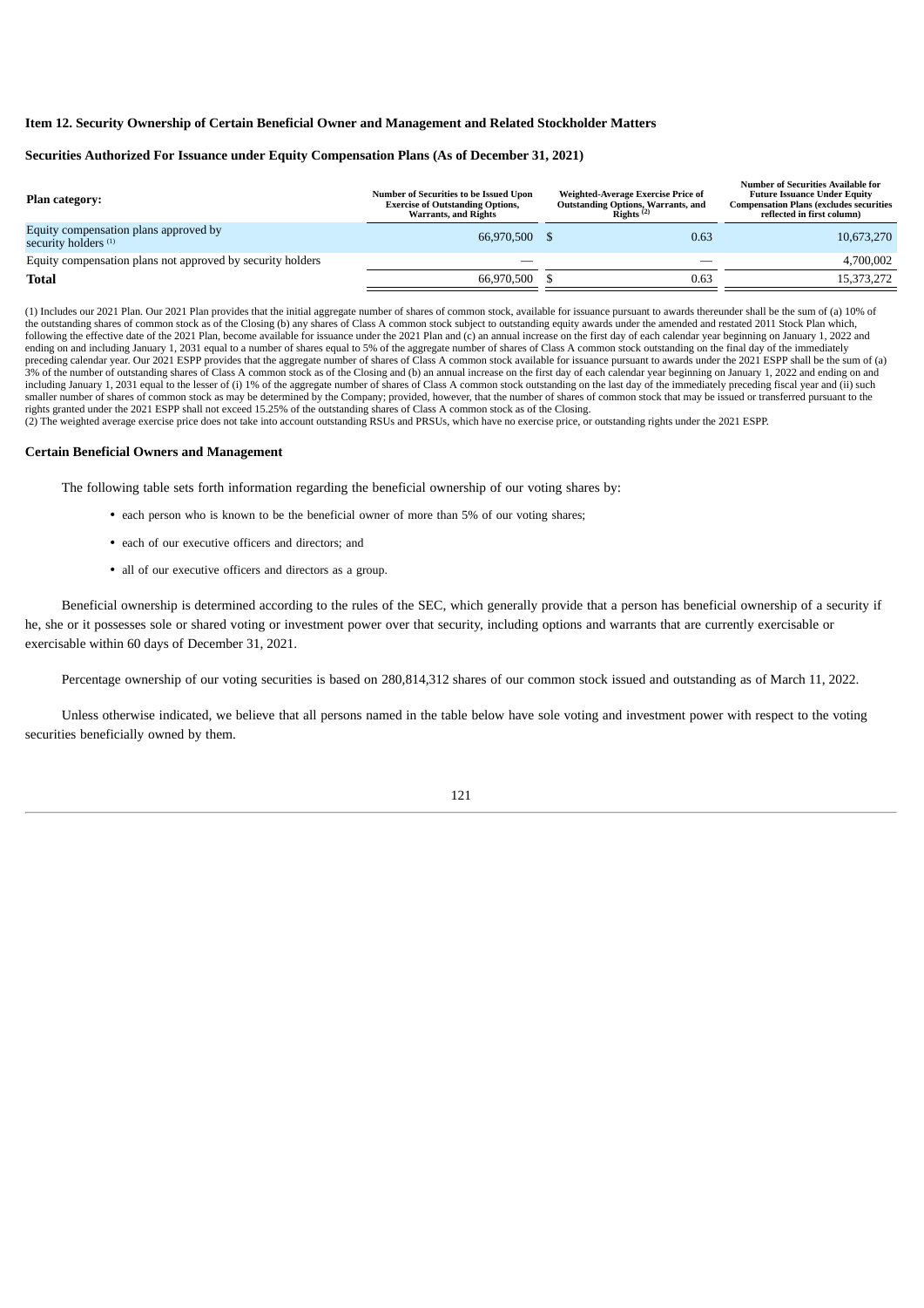### Item 12. Security Ownership of Certain Beneficial Owner and Management and Related Stockholder Matters

#### Securities Authorized For Issuance under Equity Compensation Plans (As of December 31, 2021)

| Plan category: | Number of Securities to be Issued Upon Exercise of Outstanding Options, Warrants, and Rights | Weighted-Average Exercise Price of Outstanding Options, Warrants, and Rights (2) | Number of Securities Available for Future Issuance Under Equity Compensation Plans (excludes securities reflected in first column) |
|---|---|---|---|
| Equity compensation plans approved by security holders (1) | 66,970,500 | $ 0.63 | 10,673,270 |
| Equity compensation plans not approved by security holders | — | — | 4,700,002 |
| **Total** | 66,970,500 | $ 0.63 | 15,373,272 |

(1) Includes our 2021 Plan. Our 2021 Plan provides that the initial aggregate number of shares of common stock, available for issuance pursuant to awards thereunder shall be the sum of (a) 10% of the outstanding shares of common stock as of the Closing (b) any shares of Class A common stock subject to outstanding equity awards under the amended and restated 2011 Stock Plan which, following the effective date of the 2021 Plan, become available for issuance under the 2021 Plan and (c) an annual increase on the first day of each calendar year beginning on January 1, 2022 and ending on and including January 1, 2031 equal to a number of shares equal to 5% of the aggregate number of shares of Class A common stock outstanding on the final day of the immediately preceding calendar year. Our 2021 ESPP provides that the aggregate number of shares of Class A common stock available for issuance pursuant to awards under the 2021 ESPP shall be the sum of (a) 3% of the number of outstanding shares of Class A common stock as of the Closing and (b) an annual increase on the first day of each calendar year beginning on January 1, 2022 and ending on and including January 1, 2031 equal to the lesser of (i) 1% of the aggregate number of shares of Class A common stock outstanding on the last day of the immediately preceding fiscal year and (ii) such smaller number of shares of common stock as may be determined by the Company; provided, however, that the number of shares of common stock that may be issued or transferred pursuant to the rights granted under the 2021 ESPP shall not exceed 15.25% of the outstanding shares of Class A common stock as of the Closing.
(2) The weighted average exercise price does not take into account outstanding RSUs and PRSUs, which have no exercise price, or outstanding rights under the 2021 ESPP.

#### Certain Beneficial Owners and Management

The following table sets forth information regarding the beneficial ownership of our voting shares by:

- each person who is known to be the beneficial owner of more than 5% of our voting shares;
- each of our executive officers and directors; and
- all of our executive officers and directors as a group.

Beneficial ownership is determined according to the rules of the SEC, which generally provide that a person has beneficial ownership of a security if he, she or it possesses sole or shared voting or investment power over that security, including options and warrants that are currently exercisable or exercisable within 60 days of December 31, 2021.

Percentage ownership of our voting securities is based on 280,814,312 shares of our common stock issued and outstanding as of March 11, 2022.

Unless otherwise indicated, we believe that all persons named in the table below have sole voting and investment power with respect to the voting securities beneficially owned by them.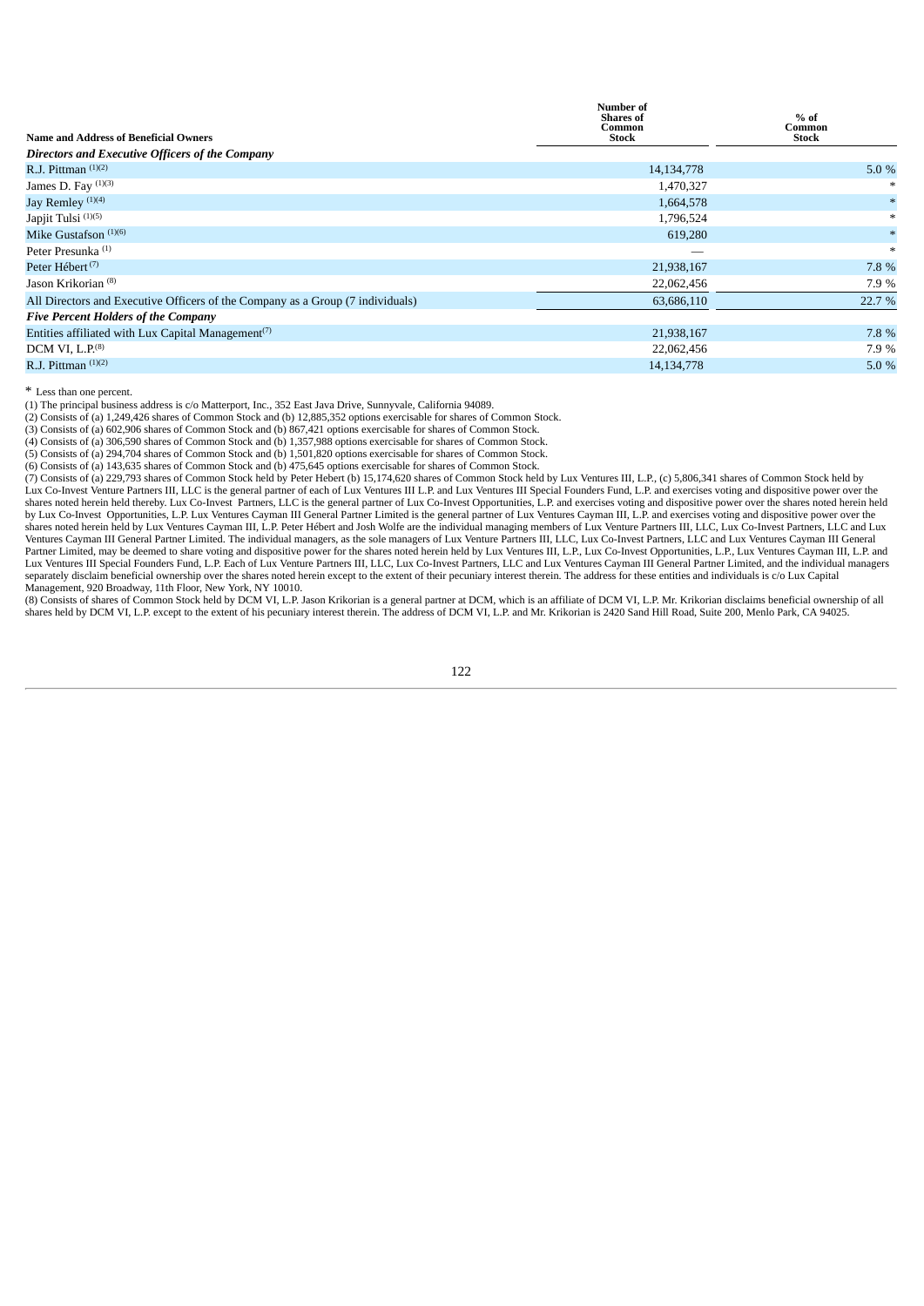| Name and Address of Beneficial Owners | Number of Shares of Common Stock | % of Common Stock |
|---|---|---|
| ***Directors and Executive Officers of the Company*** | | |
| R.J. Pittman [(1)(2)] | 14,134,778 | 5.0 % |
| James D. Fay [(1)(3)] | 1,470,327 | * |
| Jay Remley [(1)(4)] | 1,664,578 | * |
| Japjit Tulsi [(1)(5)] | 1,796,524 | * |
| Mike Gustafson [(1)(6)] | 619,280 | * |
| Peter Presunka [(1)] | — | * |
| Peter Hébert [(7)] | 21,938,167 | 7.8 % |
| Jason Krikorian [(8)] | 22,062,456 | 7.9 % |
| All Directors and Executive Officers of the Company as a Group (7 individuals) | 63,686,110 | 22.7 % |
| ***Five Percent Holders of the Company*** | | |
| Entities affiliated with Lux Capital Management[(7)] | 21,938,167 | 7.8 % |
| DCM VI, L.P.[(8)] | 22,062,456 | 7.9 % |
| R.J. Pittman [(1)(2)] | 14,134,778 | 5.0 % |

* Less than one percent.

(1) The principal business address is c/o Matterport, Inc., 352 East Java Drive, Sunnyvale, California 94089.

(2) Consists of (a) 1,249,426 shares of Common Stock and (b) 12,885,352 options exercisable for shares of Common Stock.

(3) Consists of (a) 602,906 shares of Common Stock and (b) 867,421 options exercisable for shares of Common Stock.

(4) Consists of (a) 306,590 shares of Common Stock and (b) 1,357,988 options exercisable for shares of Common Stock.

(5) Consists of (a) 294,704 shares of Common Stock and (b) 1,501,820 options exercisable for shares of Common Stock.

(6) Consists of (a) 143,635 shares of Common Stock and (b) 475,645 options exercisable for shares of Common Stock.

(7) Consists of (a) 229,793 shares of Common Stock held by Peter Hebert (b) 15,174,620 shares of Common Stock held by Lux Ventures III, L.P., (c) 5,806,341 shares of Common Stock held by Lux Co-Invest Venture Partners III, LLC is the general partner of each of Lux Ventures III L.P. and Lux Ventures III Special Founders Fund, L.P. and exercises voting and dispositive power over the shares noted herein held thereby. Lux Co-Invest Partners, LLC is the general partner of Lux Co-Invest Opportunities, L.P. and exercises voting and dispositive power over the shares noted herein held by Lux Co-Invest Opportunities, L.P. Lux Ventures Cayman III General Partner Limited is the general partner of Lux Ventures Cayman III, L.P. and exercises voting and dispositive power over the shares noted herein held by Lux Ventures Cayman III, L.P. Peter Hébert and Josh Wolfe are the individual managing members of Lux Venture Partners III, LLC, Lux Co-Invest Partners, LLC and Lux Ventures Cayman III General Partner Limited. The individual managers, as the sole managers of Lux Venture Partners III, LLC, Lux Co-Invest Partners, LLC and Lux Ventures Cayman III General Partner Limited, may be deemed to share voting and dispositive power for the shares noted herein held by Lux Ventures III, L.P., Lux Co-Invest Opportunities, L.P., Lux Ventures Cayman III, L.P. and Lux Ventures III Special Founders Fund, L.P. Each of Lux Venture Partners III, LLC, Lux Co-Invest Partners, LLC and Lux Ventures Cayman III General Partner Limited, and the individual managers separately disclaim beneficial ownership over the shares noted herein except to the extent of their pecuniary interest therein. The address for these entities and individuals is c/o Lux Capital Management, 920 Broadway, 11th Floor, New York, NY 10010.

(8) Consists of shares of Common Stock held by DCM VI, L.P. Jason Krikorian is a general partner at DCM, which is an affiliate of DCM VI, L.P. Mr. Krikorian disclaims beneficial ownership of all shares held by DCM VI, L.P. except to the extent of his pecuniary interest therein. The address of DCM VI, L.P. and Mr. Krikorian is 2420 Sand Hill Road, Suite 200, Menlo Park, CA 94025.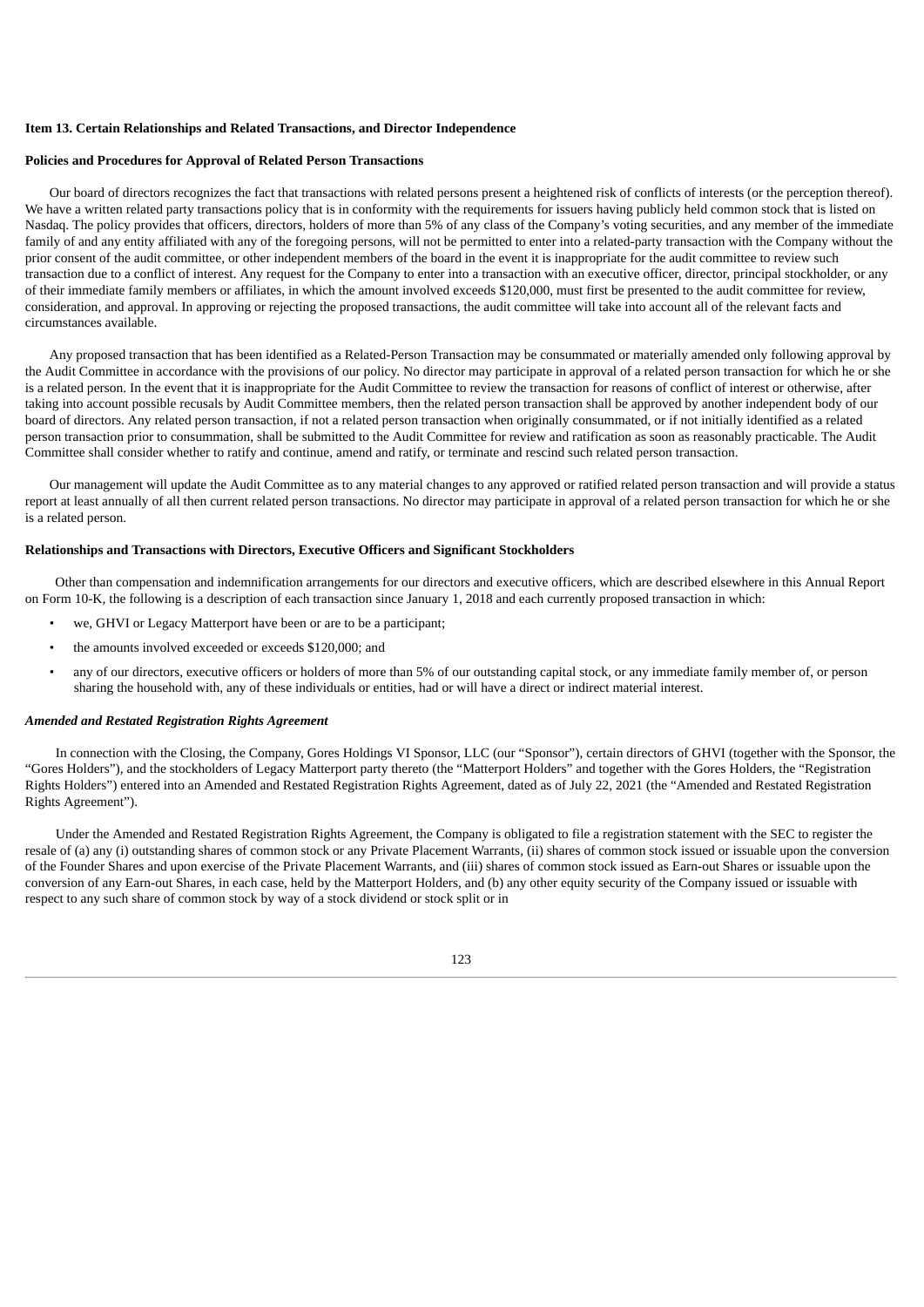**Item 13. Certain Relationships and Related Transactions, and Director Independence**

**Policies and Procedures for Approval of Related Person Transactions**

Our board of directors recognizes the fact that transactions with related persons present a heightened risk of conflicts of interests (or the perception thereof). We have a written related party transactions policy that is in conformity with the requirements for issuers having publicly held common stock that is listed on Nasdaq. The policy provides that officers, directors, holders of more than 5% of any class of the Company's voting securities, and any member of the immediate family of and any entity affiliated with any of the foregoing persons, will not be permitted to enter into a related-party transaction with the Company without the prior consent of the audit committee, or other independent members of the board in the event it is inappropriate for the audit committee to review such transaction due to a conflict of interest. Any request for the Company to enter into a transaction with an executive officer, director, principal stockholder, or any of their immediate family members or affiliates, in which the amount involved exceeds $120,000, must first be presented to the audit committee for review, consideration, and approval. In approving or rejecting the proposed transactions, the audit committee will take into account all of the relevant facts and circumstances available.

Any proposed transaction that has been identified as a Related-Person Transaction may be consummated or materially amended only following approval by the Audit Committee in accordance with the provisions of our policy. No director may participate in approval of a related person transaction for which he or she is a related person. In the event that it is inappropriate for the Audit Committee to review the transaction for reasons of conflict of interest or otherwise, after taking into account possible recusals by Audit Committee members, then the related person transaction shall be approved by another independent body of our board of directors. Any related person transaction, if not a related person transaction when originally consummated, or if not initially identified as a related person transaction prior to consummation, shall be submitted to the Audit Committee for review and ratification as soon as reasonably practicable. The Audit Committee shall consider whether to ratify and continue, amend and ratify, or terminate and rescind such related person transaction.

Our management will update the Audit Committee as to any material changes to any approved or ratified related person transaction and will provide a status report at least annually of all then current related person transactions. No director may participate in approval of a related person transaction for which he or she is a related person.

**Relationships and Transactions with Directors, Executive Officers and Significant Stockholders**

Other than compensation and indemnification arrangements for our directors and executive officers, which are described elsewhere in this Annual Report on Form 10-K, the following is a description of each transaction since January 1, 2018 and each currently proposed transaction in which:

- we, GHVI or Legacy Matterport have been or are to be a participant;
- the amounts involved exceeded or exceeds $120,000; and
- any of our directors, executive officers or holders of more than 5% of our outstanding capital stock, or any immediate family member of, or person sharing the household with, any of these individuals or entities, had or will have a direct or indirect material interest.

***Amended and Restated Registration Rights Agreement***

In connection with the Closing, the Company, Gores Holdings VI Sponsor, LLC (our "Sponsor"), certain directors of GHVI (together with the Sponsor, the "Gores Holders"), and the stockholders of Legacy Matterport party thereto (the "Matterport Holders" and together with the Gores Holders, the "Registration Rights Holders") entered into an Amended and Restated Registration Rights Agreement, dated as of July 22, 2021 (the "Amended and Restated Registration Rights Agreement").

Under the Amended and Restated Registration Rights Agreement, the Company is obligated to file a registration statement with the SEC to register the resale of (a) any (i) outstanding shares of common stock or any Private Placement Warrants, (ii) shares of common stock issued or issuable upon the conversion of the Founder Shares and upon exercise of the Private Placement Warrants, and (iii) shares of common stock issued as Earn-out Shares or issuable upon the conversion of any Earn-out Shares, in each case, held by the Matterport Holders, and (b) any other equity security of the Company issued or issuable with respect to any such share of common stock by way of a stock dividend or stock split or in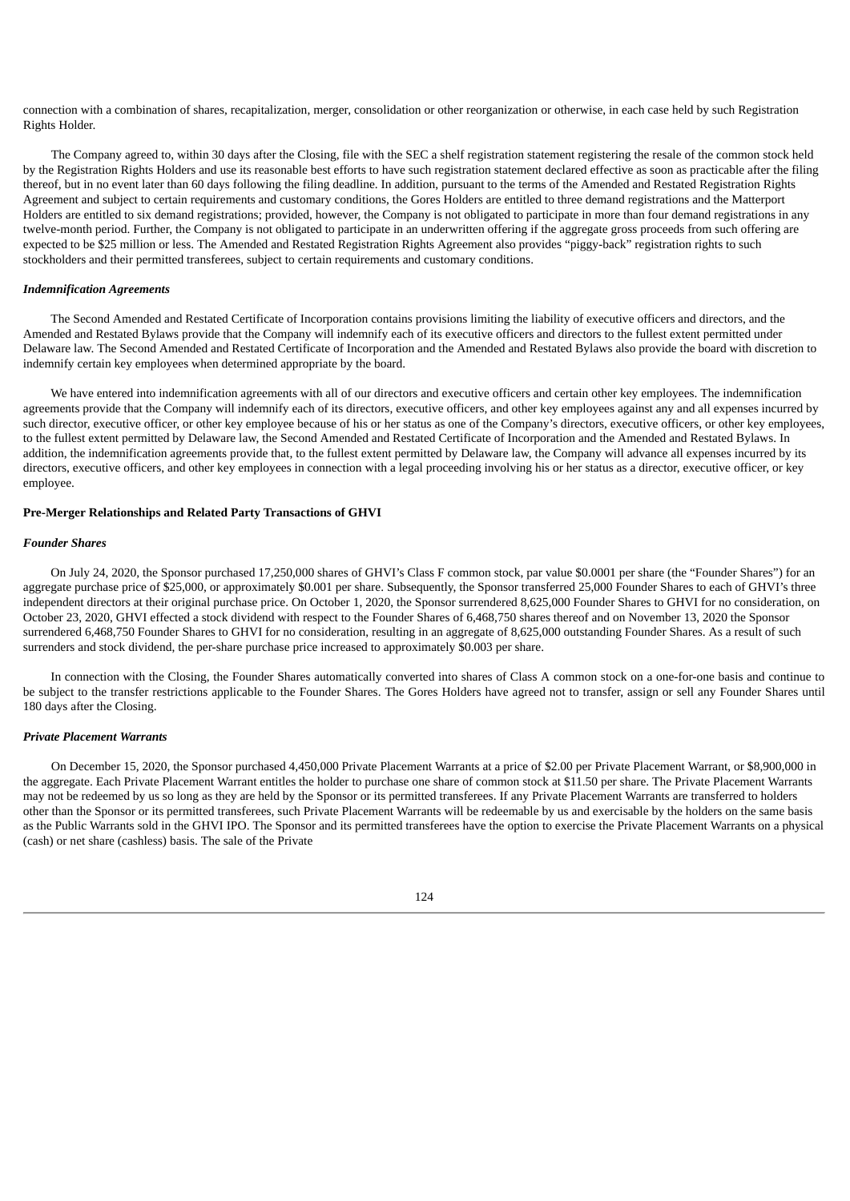connection with a combination of shares, recapitalization, merger, consolidation or other reorganization or otherwise, in each case held by such Registration Rights Holder.

The Company agreed to, within 30 days after the Closing, file with the SEC a shelf registration statement registering the resale of the common stock held by the Registration Rights Holders and use its reasonable best efforts to have such registration statement declared effective as soon as practicable after the filing thereof, but in no event later than 60 days following the filing deadline. In addition, pursuant to the terms of the Amended and Restated Registration Rights Agreement and subject to certain requirements and customary conditions, the Gores Holders are entitled to three demand registrations and the Matterport Holders are entitled to six demand registrations; provided, however, the Company is not obligated to participate in more than four demand registrations in any twelve-month period. Further, the Company is not obligated to participate in an underwritten offering if the aggregate gross proceeds from such offering are expected to be $25 million or less. The Amended and Restated Registration Rights Agreement also provides "piggy-back" registration rights to such stockholders and their permitted transferees, subject to certain requirements and customary conditions.

***Indemnification Agreements***

The Second Amended and Restated Certificate of Incorporation contains provisions limiting the liability of executive officers and directors, and the Amended and Restated Bylaws provide that the Company will indemnify each of its executive officers and directors to the fullest extent permitted under Delaware law. The Second Amended and Restated Certificate of Incorporation and the Amended and Restated Bylaws also provide the board with discretion to indemnify certain key employees when determined appropriate by the board.

We have entered into indemnification agreements with all of our directors and executive officers and certain other key employees. The indemnification agreements provide that the Company will indemnify each of its directors, executive officers, and other key employees against any and all expenses incurred by such director, executive officer, or other key employee because of his or her status as one of the Company's directors, executive officers, or other key employees, to the fullest extent permitted by Delaware law, the Second Amended and Restated Certificate of Incorporation and the Amended and Restated Bylaws. In addition, the indemnification agreements provide that, to the fullest extent permitted by Delaware law, the Company will advance all expenses incurred by its directors, executive officers, and other key employees in connection with a legal proceeding involving his or her status as a director, executive officer, or key employee.

**Pre-Merger Relationships and Related Party Transactions of GHVI**

***Founder Shares***

On July 24, 2020, the Sponsor purchased 17,250,000 shares of GHVI's Class F common stock, par value $0.0001 per share (the "Founder Shares") for an aggregate purchase price of $25,000, or approximately $0.001 per share. Subsequently, the Sponsor transferred 25,000 Founder Shares to each of GHVI's three independent directors at their original purchase price. On October 1, 2020, the Sponsor surrendered 8,625,000 Founder Shares to GHVI for no consideration, on October 23, 2020, GHVI effected a stock dividend with respect to the Founder Shares of 6,468,750 shares thereof and on November 13, 2020 the Sponsor surrendered 6,468,750 Founder Shares to GHVI for no consideration, resulting in an aggregate of 8,625,000 outstanding Founder Shares. As a result of such surrenders and stock dividend, the per-share purchase price increased to approximately $0.003 per share.

In connection with the Closing, the Founder Shares automatically converted into shares of Class A common stock on a one-for-one basis and continue to be subject to the transfer restrictions applicable to the Founder Shares. The Gores Holders have agreed not to transfer, assign or sell any Founder Shares until 180 days after the Closing.

***Private Placement Warrants***

On December 15, 2020, the Sponsor purchased 4,450,000 Private Placement Warrants at a price of $2.00 per Private Placement Warrant, or $8,900,000 in the aggregate. Each Private Placement Warrant entitles the holder to purchase one share of common stock at $11.50 per share. The Private Placement Warrants may not be redeemed by us so long as they are held by the Sponsor or its permitted transferees. If any Private Placement Warrants are transferred to holders other than the Sponsor or its permitted transferees, such Private Placement Warrants will be redeemable by us and exercisable by the holders on the same basis as the Public Warrants sold in the GHVI IPO. The Sponsor and its permitted transferees have the option to exercise the Private Placement Warrants on a physical (cash) or net share (cashless) basis. The sale of the Private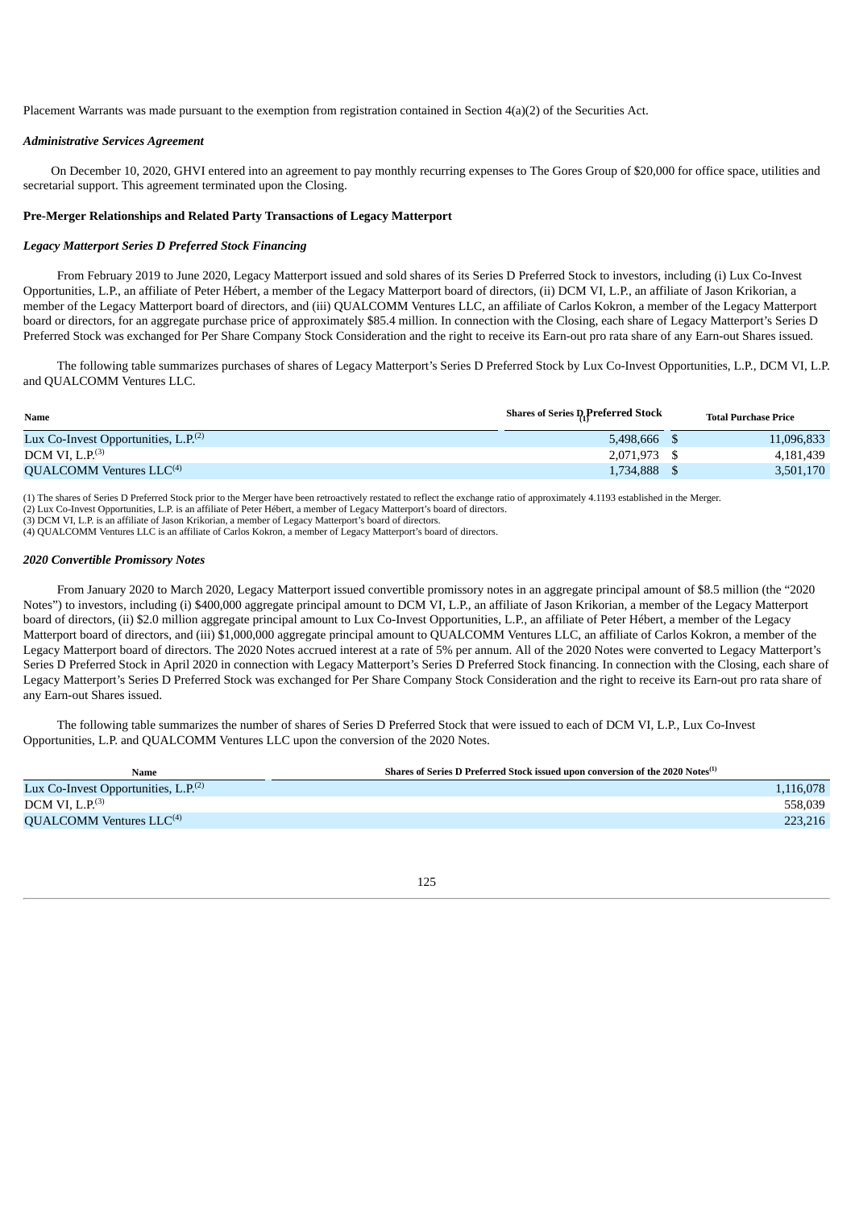Placement Warrants was made pursuant to the exemption from registration contained in Section 4(a)(2) of the Securities Act.

***Administrative Services Agreement***

On December 10, 2020, GHVI entered into an agreement to pay monthly recurring expenses to The Gores Group of $20,000 for office space, utilities and secretarial support. This agreement terminated upon the Closing.

**Pre-Merger Relationships and Related Party Transactions of Legacy Matterport**

***Legacy Matterport Series D Preferred Stock Financing***

From February 2019 to June 2020, Legacy Matterport issued and sold shares of its Series D Preferred Stock to investors, including (i) Lux Co-Invest Opportunities, L.P., an affiliate of Peter Hébert, a member of the Legacy Matterport board of directors, (ii) DCM VI, L.P., an affiliate of Jason Krikorian, a member of the Legacy Matterport board of directors, and (iii) QUALCOMM Ventures LLC, an affiliate of Carlos Kokron, a member of the Legacy Matterport board or directors, for an aggregate purchase price of approximately $85.4 million. In connection with the Closing, each share of Legacy Matterport's Series D Preferred Stock was exchanged for Per Share Company Stock Consideration and the right to receive its Earn-out pro rata share of any Earn-out Shares issued.

The following table summarizes purchases of shares of Legacy Matterport's Series D Preferred Stock by Lux Co-Invest Opportunities, L.P., DCM VI, L.P. and QUALCOMM Ventures LLC.

| Name | Shares of Series D Preferred Stock (1) | Total Purchase Price |
|---|---|---|
| Lux Co-Invest Opportunities, L.P.(2) | 5,498,666 | $ 11,096,833 |
| DCM VI, L.P.(3) | 2,071,973 | $ 4,181,439 |
| QUALCOMM Ventures LLC(4) | 1,734,888 | $ 3,501,170 |

(1) The shares of Series D Preferred Stock prior to the Merger have been retroactively restated to reflect the exchange ratio of approximately 4.1193 established in the Merger.
(2) Lux Co-Invest Opportunities, L.P. is an affiliate of Peter Hébert, a member of Legacy Matterport's board of directors.
(3) DCM VI, L.P. is an affiliate of Jason Krikorian, a member of Legacy Matterport's board of directors.
(4) QUALCOMM Ventures LLC is an affiliate of Carlos Kokron, a member of Legacy Matterport's board of directors.

***2020 Convertible Promissory Notes***

From January 2020 to March 2020, Legacy Matterport issued convertible promissory notes in an aggregate principal amount of $8.5 million (the "2020 Notes") to investors, including (i) $400,000 aggregate principal amount to DCM VI, L.P., an affiliate of Jason Krikorian, a member of the Legacy Matterport board of directors, (ii) $2.0 million aggregate principal amount to Lux Co-Invest Opportunities, L.P., an affiliate of Peter Hébert, a member of the Legacy Matterport board of directors, and (iii) $1,000,000 aggregate principal amount to QUALCOMM Ventures LLC, an affiliate of Carlos Kokron, a member of the Legacy Matterport board of directors. The 2020 Notes accrued interest at a rate of 5% per annum. All of the 2020 Notes were converted to Legacy Matterport's Series D Preferred Stock in April 2020 in connection with Legacy Matterport's Series D Preferred Stock financing. In connection with the Closing, each share of Legacy Matterport's Series D Preferred Stock was exchanged for Per Share Company Stock Consideration and the right to receive its Earn-out pro rata share of any Earn-out Shares issued.

The following table summarizes the number of shares of Series D Preferred Stock that were issued to each of DCM VI, L.P., Lux Co-Invest Opportunities, L.P. and QUALCOMM Ventures LLC upon the conversion of the 2020 Notes.

| Name | Shares of Series D Preferred Stock issued upon conversion of the 2020 Notes(1) |
|---|---|
| Lux Co-Invest Opportunities, L.P.(2) | 1,116,078 |
| DCM VI, L.P.(3) | 558,039 |
| QUALCOMM Ventures LLC(4) | 223,216 |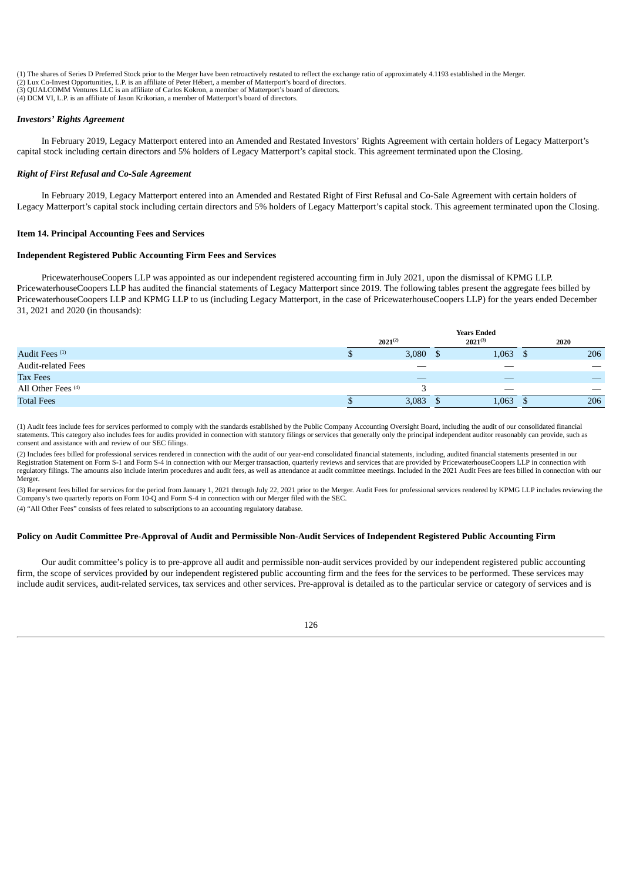(1) The shares of Series D Preferred Stock prior to the Merger have been retroactively restated to reflect the exchange ratio of approximately 4.1193 established in the Merger.
(2) Lux Co-Invest Opportunities, L.P. is an affiliate of Peter Hébert, a member of Matterport's board of directors.
(3) QUALCOMM Ventures LLC is an affiliate of Carlos Kokron, a member of Matterport's board of directors.
(4) DCM VI, L.P. is an affiliate of Jason Krikorian, a member of Matterport's board of directors.

### *Investors' Rights Agreement*

In February 2019, Legacy Matterport entered into an Amended and Restated Investors' Rights Agreement with certain holders of Legacy Matterport's capital stock including certain directors and 5% holders of Legacy Matterport's capital stock. This agreement terminated upon the Closing.

### *Right of First Refusal and Co-Sale Agreement*

In February 2019, Legacy Matterport entered into an Amended and Restated Right of First Refusal and Co-Sale Agreement with certain holders of Legacy Matterport's capital stock including certain directors and 5% holders of Legacy Matterport's capital stock. This agreement terminated upon the Closing.

## Item 14. Principal Accounting Fees and Services

### Independent Registered Public Accounting Firm Fees and Services

PricewaterhouseCoopers LLP was appointed as our independent registered accounting firm in July 2021, upon the dismissal of KPMG LLP. PricewaterhouseCoopers LLP has audited the financial statements of Legacy Matterport since 2019. The following tables present the aggregate fees billed by PricewaterhouseCoopers LLP and KPMG LLP to us (including Legacy Matterport, in the case of PricewaterhouseCoopers LLP) for the years ended December 31, 2021 and 2020 (in thousands):

| | Years Ended | | |
|---|---|---|---|
| | 2021[(2)] | 2021[(3)] | 2020 |
| Audit Fees [(1)] | $ 3,080 | $ 1,063 | $ 206 |
| Audit-related Fees | — | — | — |
| Tax Fees | — | — | — |
| All Other Fees [(4)] | 3 | — | — |
| Total Fees | $ 3,083 | $ 1,063 | $ 206 |

(1) Audit fees include fees for services performed to comply with the standards established by the Public Company Accounting Oversight Board, including the audit of our consolidated financial statements. This category also includes fees for audits provided in connection with statutory filings or services that generally only the principal independent auditor reasonably can provide, such as consent and assistance with and review of our SEC filings.

(2) Includes fees billed for professional services rendered in connection with the audit of our year-end consolidated financial statements, including, audited financial statements presented in our Registration Statement on Form S-1 and Form S-4 in connection with our Merger transaction, quarterly reviews and services that are provided by PricewaterhouseCoopers LLP in connection with regulatory filings. The amounts also include interim procedures and audit fees, as well as attendance at audit committee meetings. Included in the 2021 Audit Fees are fees billed in connection with our Merger.

(3) Represent fees billed for services for the period from January 1, 2021 through July 22, 2021 prior to the Merger. Audit Fees for professional services rendered by KPMG LLP includes reviewing the Company's two quarterly reports on Form 10-Q and Form S-4 in connection with our Merger filed with the SEC.

(4) "All Other Fees" consists of fees related to subscriptions to an accounting regulatory database.

### Policy on Audit Committee Pre-Approval of Audit and Permissible Non-Audit Services of Independent Registered Public Accounting Firm

Our audit committee's policy is to pre-approve all audit and permissible non-audit services provided by our independent registered public accounting firm, the scope of services provided by our independent registered public accounting firm and the fees for the services to be performed. These services may include audit services, audit-related services, tax services and other services. Pre-approval is detailed as to the particular service or category of services and is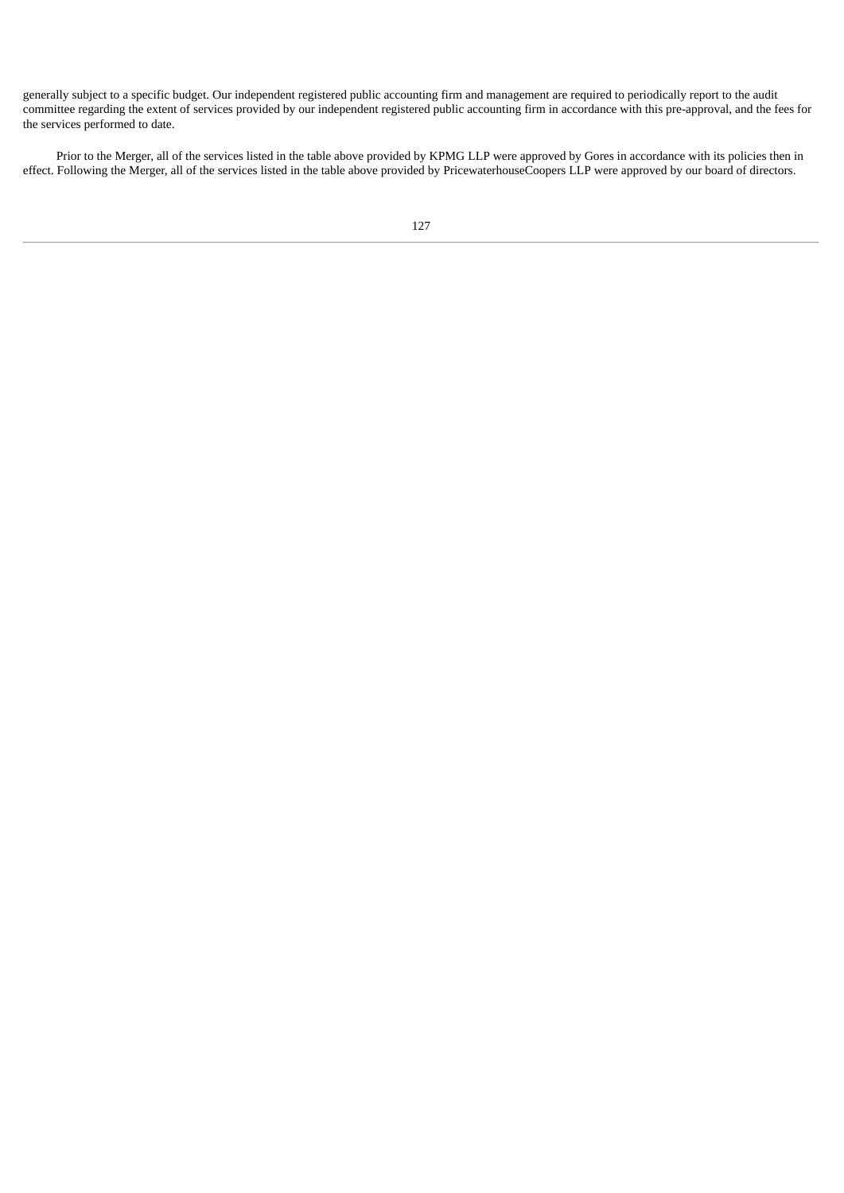generally subject to a specific budget. Our independent registered public accounting firm and management are required to periodically report to the audit committee regarding the extent of services provided by our independent registered public accounting firm in accordance with this pre-approval, and the fees for the services performed to date.

Prior to the Merger, all of the services listed in the table above provided by KPMG LLP were approved by Gores in accordance with its policies then in effect. Following the Merger, all of the services listed in the table above provided by PricewaterhouseCoopers LLP were approved by our board of directors.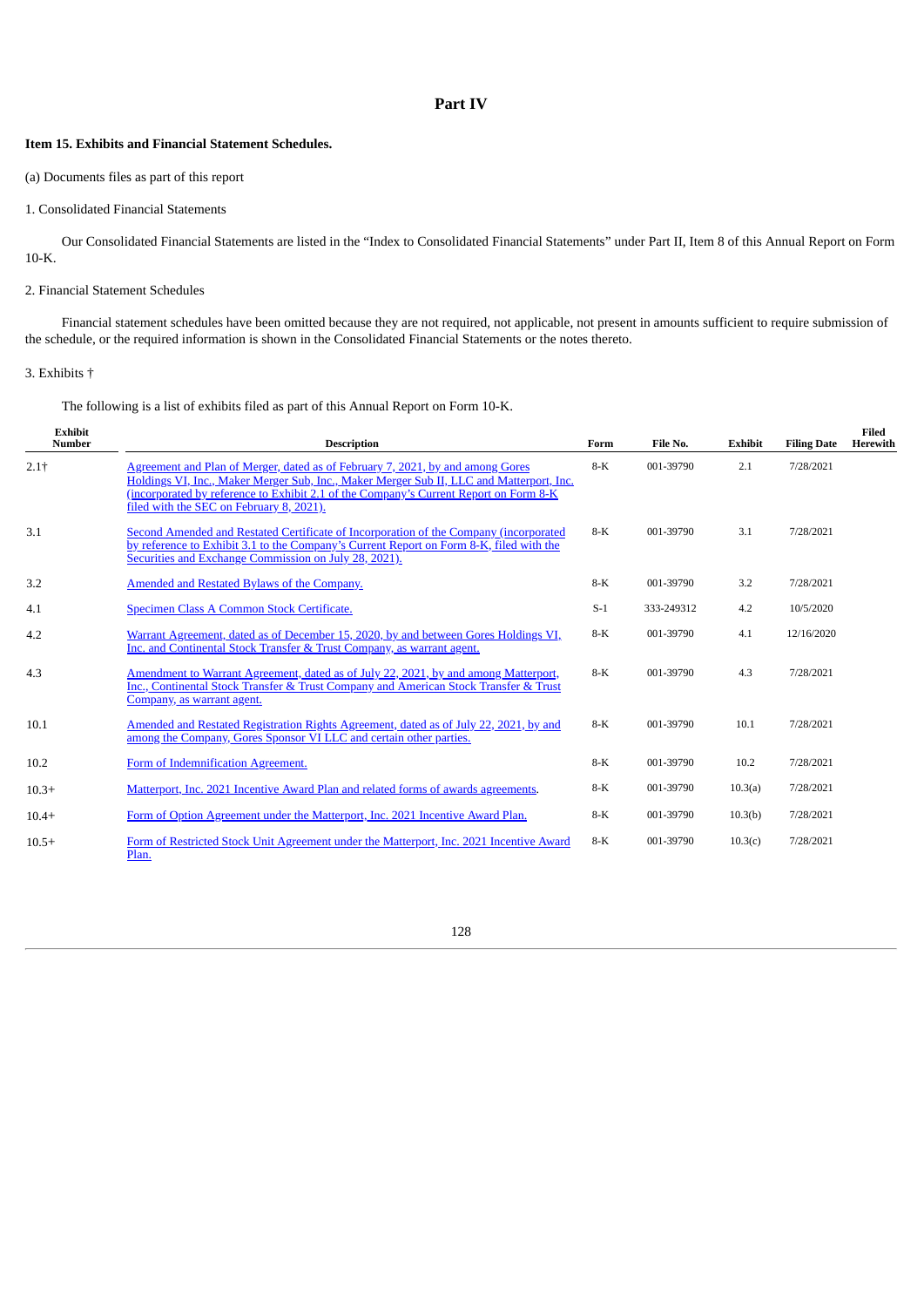# Part IV

### Item 15. Exhibits and Financial Statement Schedules.

(a) Documents files as part of this report

1. Consolidated Financial Statements

Our Consolidated Financial Statements are listed in the “Index to Consolidated Financial Statements” under Part II, Item 8 of this Annual Report on Form 10-K.

2. Financial Statement Schedules

Financial statement schedules have been omitted because they are not required, not applicable, not present in amounts sufficient to require submission of the schedule, or the required information is shown in the Consolidated Financial Statements or the notes thereto.

3. Exhibits †

The following is a list of exhibits filed as part of this Annual Report on Form 10-K.

| Exhibit Number | Description | Form | File No. | Exhibit | Filing Date | Filed Herewith |
|---|---|---|---|---|---|---|
| 2.1† | Agreement and Plan of Merger, dated as of February 7, 2021, by and among Gores Holdings VI, Inc., Maker Merger Sub, Inc., Maker Merger Sub II, LLC and Matterport, Inc. (incorporated by reference to Exhibit 2.1 of the Company's Current Report on Form 8-K filed with the SEC on February 8, 2021). | 8-K | 001-39790 | 2.1 | 7/28/2021 | |
| 3.1 | Second Amended and Restated Certificate of Incorporation of the Company (incorporated by reference to Exhibit 3.1 to the Company's Current Report on Form 8-K, filed with the Securities and Exchange Commission on July 28, 2021). | 8-K | 001-39790 | 3.1 | 7/28/2021 | |
| 3.2 | Amended and Restated Bylaws of the Company. | 8-K | 001-39790 | 3.2 | 7/28/2021 | |
| 4.1 | Specimen Class A Common Stock Certificate. | S-1 | 333-249312 | 4.2 | 10/5/2020 | |
| 4.2 | Warrant Agreement, dated as of December 15, 2020, by and between Gores Holdings VI, Inc. and Continental Stock Transfer & Trust Company, as warrant agent. | 8-K | 001-39790 | 4.1 | 12/16/2020 | |
| 4.3 | Amendment to Warrant Agreement, dated as of July 22, 2021, by and among Matterport, Inc., Continental Stock Transfer & Trust Company and American Stock Transfer & Trust Company, as warrant agent. | 8-K | 001-39790 | 4.3 | 7/28/2021 | |
| 10.1 | Amended and Restated Registration Rights Agreement, dated as of July 22, 2021, by and among the Company, Gores Sponsor VI LLC and certain other parties. | 8-K | 001-39790 | 10.1 | 7/28/2021 | |
| 10.2 | Form of Indemnification Agreement. | 8-K | 001-39790 | 10.2 | 7/28/2021 | |
| 10.3+ | Matterport, Inc. 2021 Incentive Award Plan and related forms of awards agreements. | 8-K | 001-39790 | 10.3(a) | 7/28/2021 | |
| 10.4+ | Form of Option Agreement under the Matterport, Inc. 2021 Incentive Award Plan. | 8-K | 001-39790 | 10.3(b) | 7/28/2021 | |
| 10.5+ | Form of Restricted Stock Unit Agreement under the Matterport, Inc. 2021 Incentive Award Plan. | 8-K | 001-39790 | 10.3(c) | 7/28/2021 | |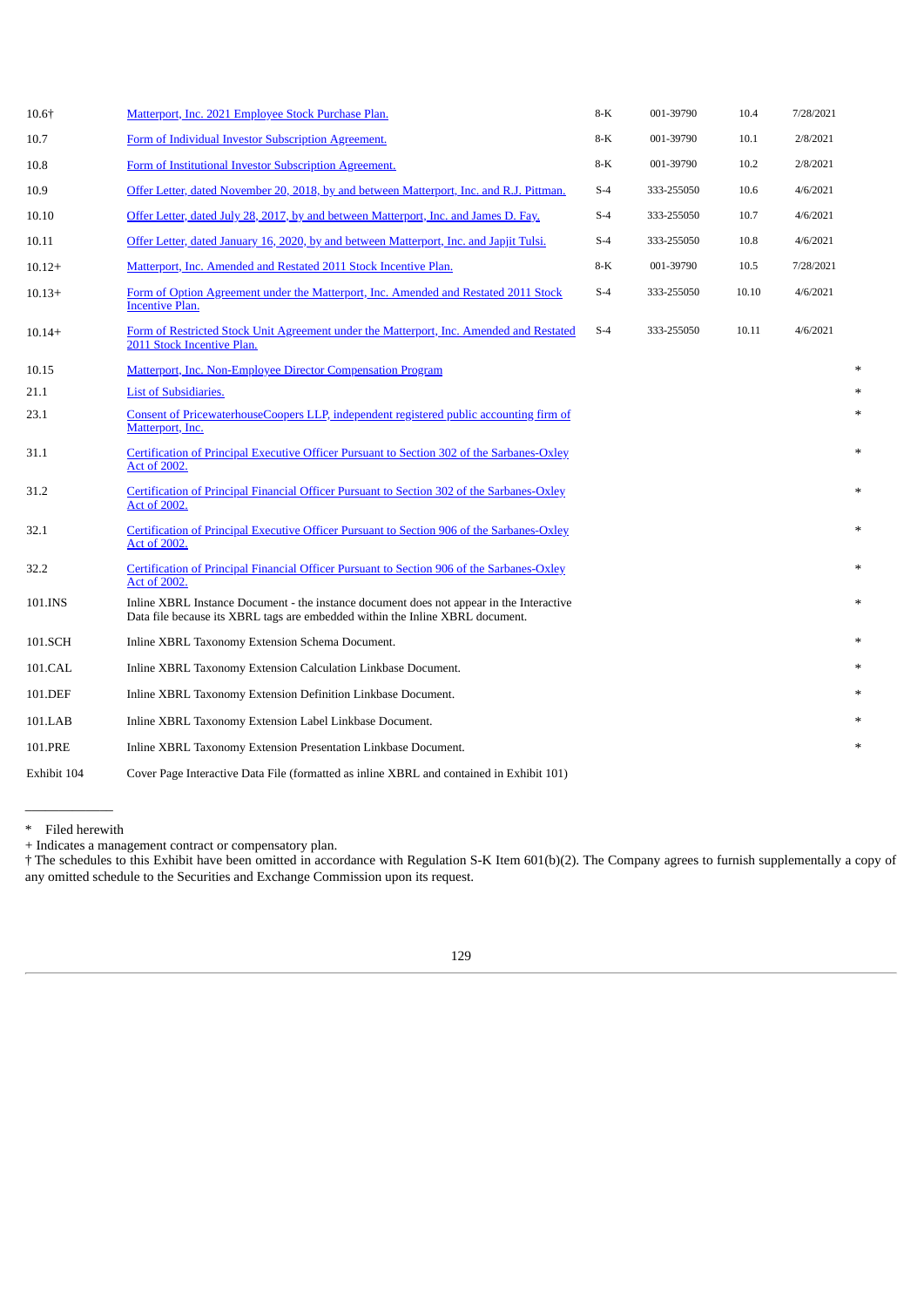| | | | | | | |
|---|---|---|---|---|---|---|
| 10.6† | Matterport, Inc. 2021 Employee Stock Purchase Plan. | 8-K | 001-39790 | 10.4 | 7/28/2021 | |
| 10.7 | Form of Individual Investor Subscription Agreement. | 8-K | 001-39790 | 10.1 | 2/8/2021 | |
| 10.8 | Form of Institutional Investor Subscription Agreement. | 8-K | 001-39790 | 10.2 | 2/8/2021 | |
| 10.9 | Offer Letter, dated November 20, 2018, by and between Matterport, Inc. and R.J. Pittman. | S-4 | 333-255050 | 10.6 | 4/6/2021 | |
| 10.10 | Offer Letter, dated July 28, 2017, by and between Matterport, Inc. and James D. Fay. | S-4 | 333-255050 | 10.7 | 4/6/2021 | |
| 10.11 | Offer Letter, dated January 16, 2020, by and between Matterport, Inc. and Japjit Tulsi. | S-4 | 333-255050 | 10.8 | 4/6/2021 | |
| 10.12+ | Matterport, Inc. Amended and Restated 2011 Stock Incentive Plan. | 8-K | 001-39790 | 10.5 | 7/28/2021 | |
| 10.13+ | Form of Option Agreement under the Matterport, Inc. Amended and Restated 2011 Stock Incentive Plan. | S-4 | 333-255050 | 10.10 | 4/6/2021 | |
| 10.14+ | Form of Restricted Stock Unit Agreement under the Matterport, Inc. Amended and Restated 2011 Stock Incentive Plan. | S-4 | 333-255050 | 10.11 | 4/6/2021 | |
| 10.15 | Matterport, Inc. Non-Employee Director Compensation Program | | | | | * |
| 21.1 | List of Subsidiaries. | | | | | * |
| 23.1 | Consent of PricewaterhouseCoopers LLP, independent registered public accounting firm of Matterport, Inc. | | | | | * |
| 31.1 | Certification of Principal Executive Officer Pursuant to Section 302 of the Sarbanes-Oxley Act of 2002. | | | | | * |
| 31.2 | Certification of Principal Financial Officer Pursuant to Section 302 of the Sarbanes-Oxley Act of 2002. | | | | | * |
| 32.1 | Certification of Principal Executive Officer Pursuant to Section 906 of the Sarbanes-Oxley Act of 2002. | | | | | * |
| 32.2 | Certification of Principal Financial Officer Pursuant to Section 906 of the Sarbanes-Oxley Act of 2002. | | | | | * |
| 101.INS | Inline XBRL Instance Document - the instance document does not appear in the Interactive Data file because its XBRL tags are embedded within the Inline XBRL document. | | | | | * |
| 101.SCH | Inline XBRL Taxonomy Extension Schema Document. | | | | | * |
| 101.CAL | Inline XBRL Taxonomy Extension Calculation Linkbase Document. | | | | | * |
| 101.DEF | Inline XBRL Taxonomy Extension Definition Linkbase Document. | | | | | * |
| 101.LAB | Inline XBRL Taxonomy Extension Label Linkbase Document. | | | | | * |
| 101.PRE | Inline XBRL Taxonomy Extension Presentation Linkbase Document. | | | | | * |
| Exhibit 104 | Cover Page Interactive Data File (formatted as inline XBRL and contained in Exhibit 101) | | | | | |

\* Filed herewith

\+ Indicates a management contract or compensatory plan.

† The schedules to this Exhibit have been omitted in accordance with Regulation S-K Item 601(b)(2). The Company agrees to furnish supplementally a copy of any omitted schedule to the Securities and Exchange Commission upon its request.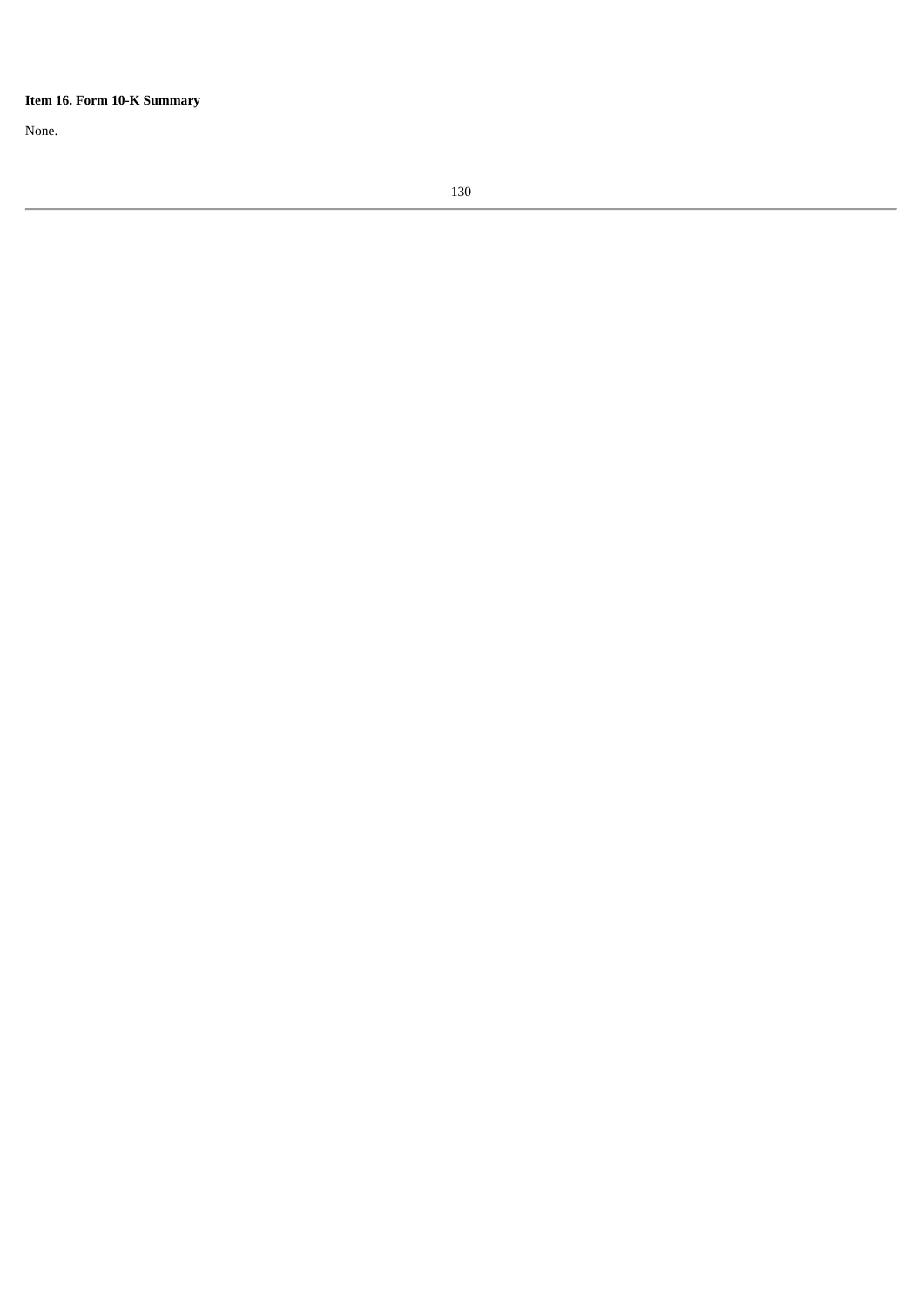**Item 16. Form 10-K Summary**

None.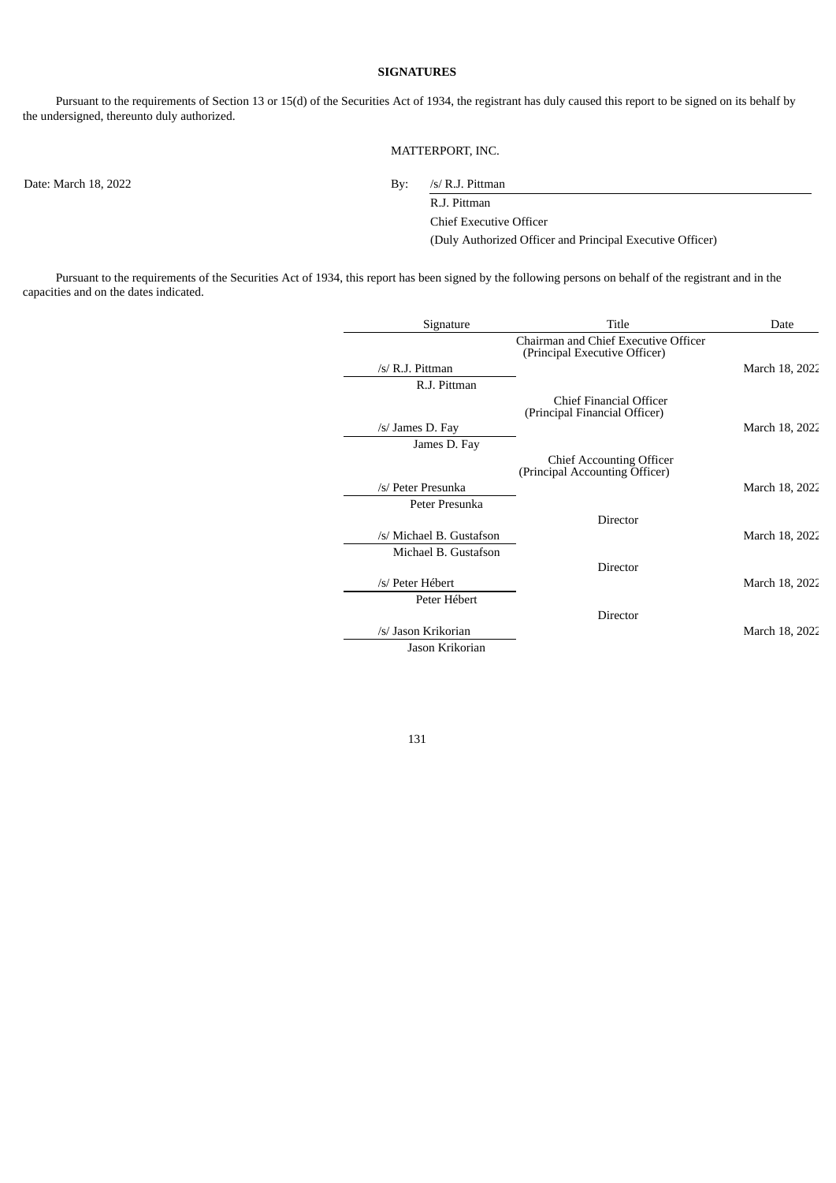**SIGNATURES**

Pursuant to the requirements of Section 13 or 15(d) of the Securities Act of 1934, the registrant has duly caused this report to be signed on its behalf by the undersigned, thereunto duly authorized.

MATTERPORT, INC.

Date: March 18, 2022

By: /s/ R.J. Pittman
R.J. Pittman
Chief Executive Officer
(Duly Authorized Officer and Principal Executive Officer)

Pursuant to the requirements of the Securities Act of 1934, this report has been signed by the following persons on behalf of the registrant and in the capacities and on the dates indicated.

| Signature | Title | Date |
|---|---|---|
| /s/ R.J. Pittman<br>R.J. Pittman | Chairman and Chief Executive Officer<br>(Principal Executive Officer) | March 18, 2022 |
| /s/ James D. Fay<br>James D. Fay | Chief Financial Officer<br>(Principal Financial Officer) | March 18, 2022 |
| /s/ Peter Presunka<br>Peter Presunka | Chief Accounting Officer<br>(Principal Accounting Officer) | March 18, 2022 |
| /s/ Michael B. Gustafson<br>Michael B. Gustafson | Director | March 18, 2022 |
| /s/ Peter Hébert<br>Peter Hébert | Director | March 18, 2022 |
| /s/ Jason Krikorian<br>Jason Krikorian | Director | March 18, 2022 |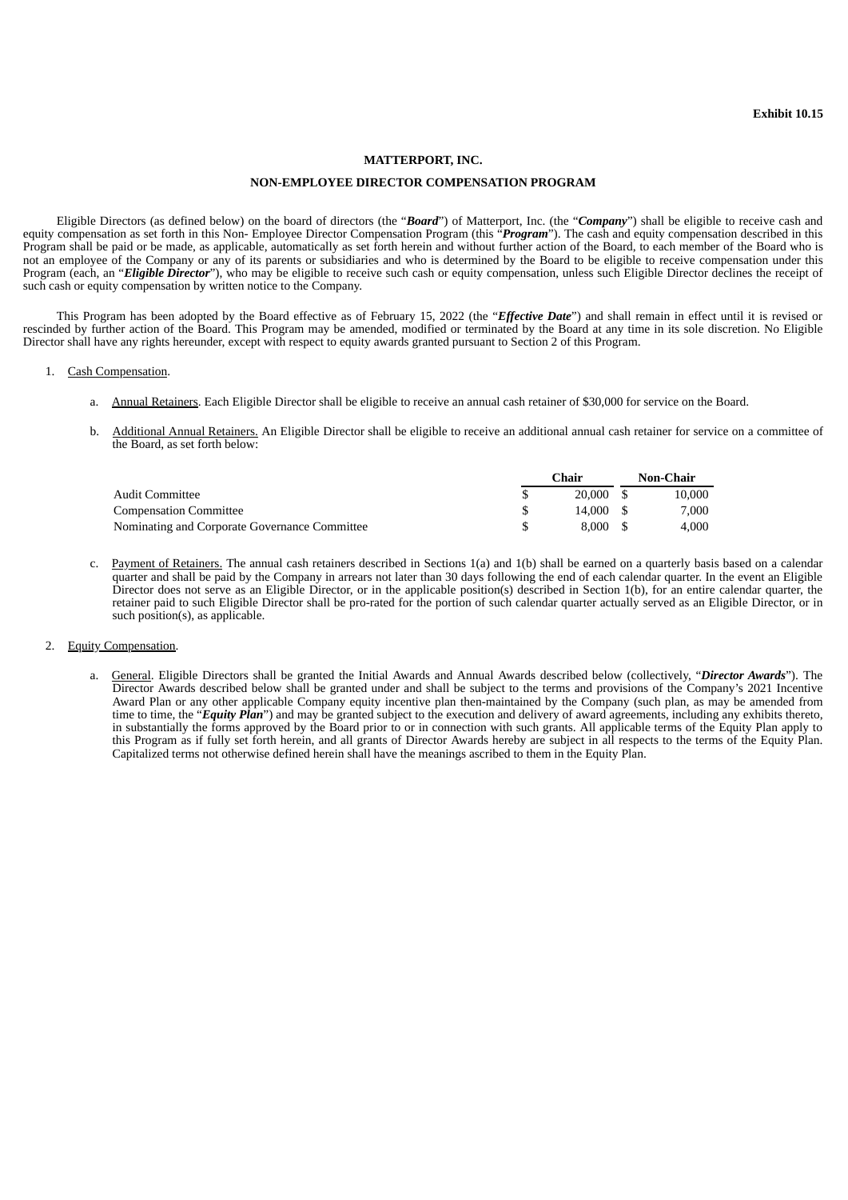**Exhibit 10.15**

**MATTERPORT, INC.**

**NON-EMPLOYEE DIRECTOR COMPENSATION PROGRAM**

Eligible Directors (as defined below) on the board of directors (the "***Board***") of Matterport, Inc. (the "***Company***") shall be eligible to receive cash and equity compensation as set forth in this Non- Employee Director Compensation Program (this "***Program***"). The cash and equity compensation described in this Program shall be paid or be made, as applicable, automatically as set forth herein and without further action of the Board, to each member of the Board who is not an employee of the Company or any of its parents or subsidiaries and who is determined by the Board to be eligible to receive compensation under this Program (each, an "***Eligible Director***"), who may be eligible to receive such cash or equity compensation, unless such Eligible Director declines the receipt of such cash or equity compensation by written notice to the Company.

This Program has been adopted by the Board effective as of February 15, 2022 (the "***Effective Date***") and shall remain in effect until it is revised or rescinded by further action of the Board. This Program may be amended, modified or terminated by the Board at any time in its sole discretion. No Eligible Director shall have any rights hereunder, except with respect to equity awards granted pursuant to Section 2 of this Program.

1. Cash Compensation.

   a. Annual Retainers. Each Eligible Director shall be eligible to receive an annual cash retainer of $30,000 for service on the Board.

   b. Additional Annual Retainers. An Eligible Director shall be eligible to receive an additional annual cash retainer for service on a committee of the Board, as set forth below:

| | Chair | Non-Chair |
|---|---|---|
| Audit Committee | $ 20,000 | $ 10,000 |
| Compensation Committee | $ 14,000 | $ 7,000 |
| Nominating and Corporate Governance Committee | $ 8,000 | $ 4,000 |

   c. Payment of Retainers. The annual cash retainers described in Sections 1(a) and 1(b) shall be earned on a quarterly basis based on a calendar quarter and shall be paid by the Company in arrears not later than 30 days following the end of each calendar quarter. In the event an Eligible Director does not serve as an Eligible Director, or in the applicable position(s) described in Section 1(b), for an entire calendar quarter, the retainer paid to such Eligible Director shall be pro-rated for the portion of such calendar quarter actually served as an Eligible Director, or in such position(s), as applicable.

2. Equity Compensation.

   a. General. Eligible Directors shall be granted the Initial Awards and Annual Awards described below (collectively, "***Director Awards***"). The Director Awards described below shall be granted under and shall be subject to the terms and provisions of the Company's 2021 Incentive Award Plan or any other applicable Company equity incentive plan then-maintained by the Company (such plan, as may be amended from time to time, the "***Equity Plan***") and may be granted subject to the execution and delivery of award agreements, including any exhibits thereto, in substantially the forms approved by the Board prior to or in connection with such grants. All applicable terms of the Equity Plan apply to this Program as if fully set forth herein, and all grants of Director Awards hereby are subject in all respects to the terms of the Equity Plan. Capitalized terms not otherwise defined herein shall have the meanings ascribed to them in the Equity Plan.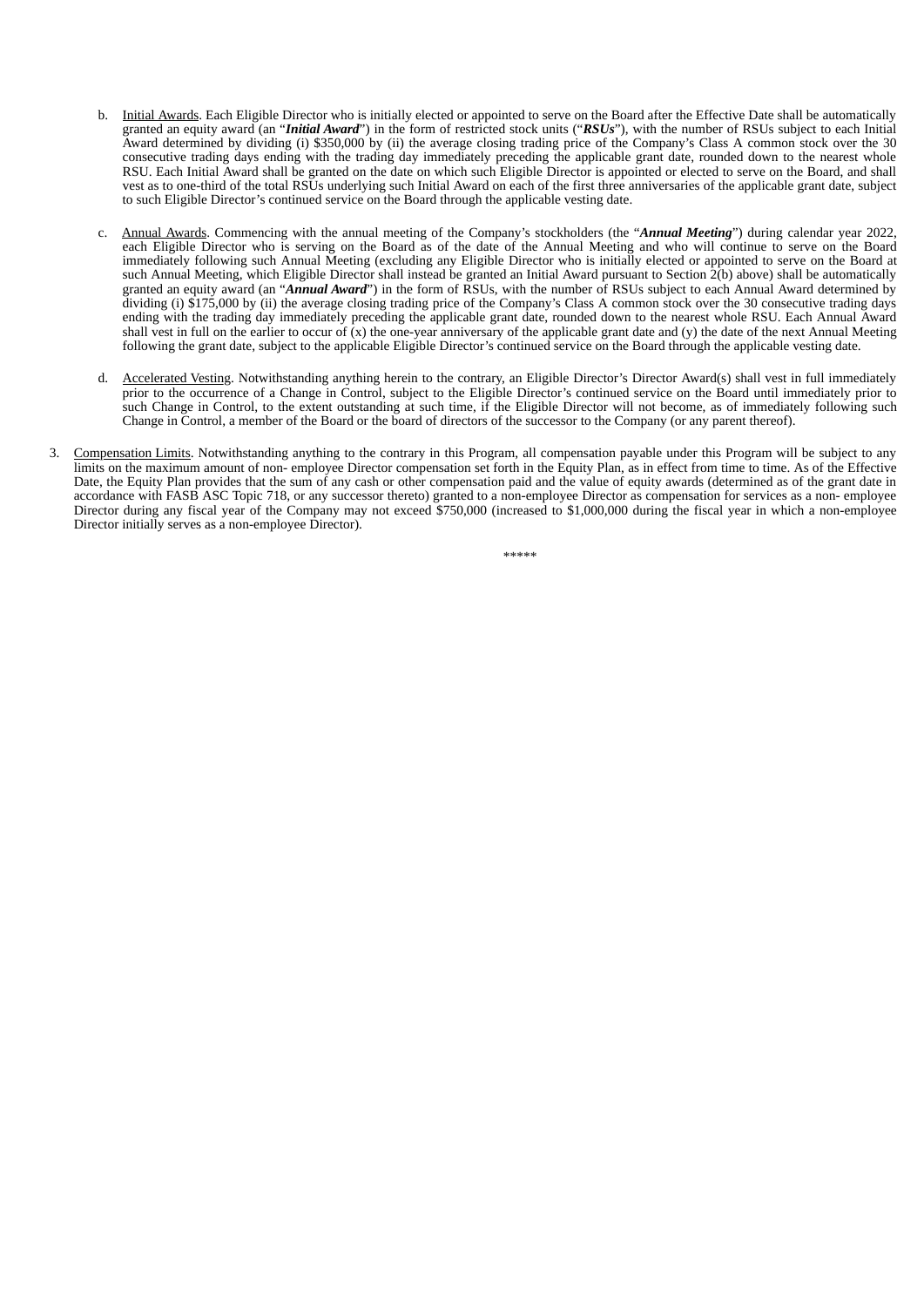b. Initial Awards. Each Eligible Director who is initially elected or appointed to serve on the Board after the Effective Date shall be automatically granted an equity award (an "***Initial Award***") in the form of restricted stock units ("***RSUs***"), with the number of RSUs subject to each Initial Award determined by dividing (i) $350,000 by (ii) the average closing trading price of the Company's Class A common stock over the 30 consecutive trading days ending with the trading day immediately preceding the applicable grant date, rounded down to the nearest whole RSU. Each Initial Award shall be granted on the date on which such Eligible Director is appointed or elected to serve on the Board, and shall vest as to one-third of the total RSUs underlying such Initial Award on each of the first three anniversaries of the applicable grant date, subject to such Eligible Director's continued service on the Board through the applicable vesting date.

c. Annual Awards. Commencing with the annual meeting of the Company's stockholders (the "***Annual Meeting***") during calendar year 2022, each Eligible Director who is serving on the Board as of the date of the Annual Meeting and who will continue to serve on the Board immediately following such Annual Meeting (excluding any Eligible Director who is initially elected or appointed to serve on the Board at such Annual Meeting, which Eligible Director shall instead be granted an Initial Award pursuant to Section 2(b) above) shall be automatically granted an equity award (an "***Annual Award***") in the form of RSUs, with the number of RSUs subject to each Annual Award determined by dividing (i) $175,000 by (ii) the average closing trading price of the Company's Class A common stock over the 30 consecutive trading days ending with the trading day immediately preceding the applicable grant date, rounded down to the nearest whole RSU. Each Annual Award shall vest in full on the earlier to occur of (x) the one-year anniversary of the applicable grant date and (y) the date of the next Annual Meeting following the grant date, subject to the applicable Eligible Director's continued service on the Board through the applicable vesting date.

d. Accelerated Vesting. Notwithstanding anything herein to the contrary, an Eligible Director's Director Award(s) shall vest in full immediately prior to the occurrence of a Change in Control, subject to the Eligible Director's continued service on the Board until immediately prior to such Change in Control, to the extent outstanding at such time, if the Eligible Director will not become, as of immediately following such Change in Control, a member of the Board or the board of directors of the successor to the Company (or any parent thereof).

3. Compensation Limits. Notwithstanding anything to the contrary in this Program, all compensation payable under this Program will be subject to any limits on the maximum amount of non- employee Director compensation set forth in the Equity Plan, as in effect from time to time. As of the Effective Date, the Equity Plan provides that the sum of any cash or other compensation paid and the value of equity awards (determined as of the grant date in accordance with FASB ASC Topic 718, or any successor thereto) granted to a non-employee Director as compensation for services as a non- employee Director during any fiscal year of the Company may not exceed $750,000 (increased to $1,000,000 during the fiscal year in which a non-employee Director initially serves as a non-employee Director).

*****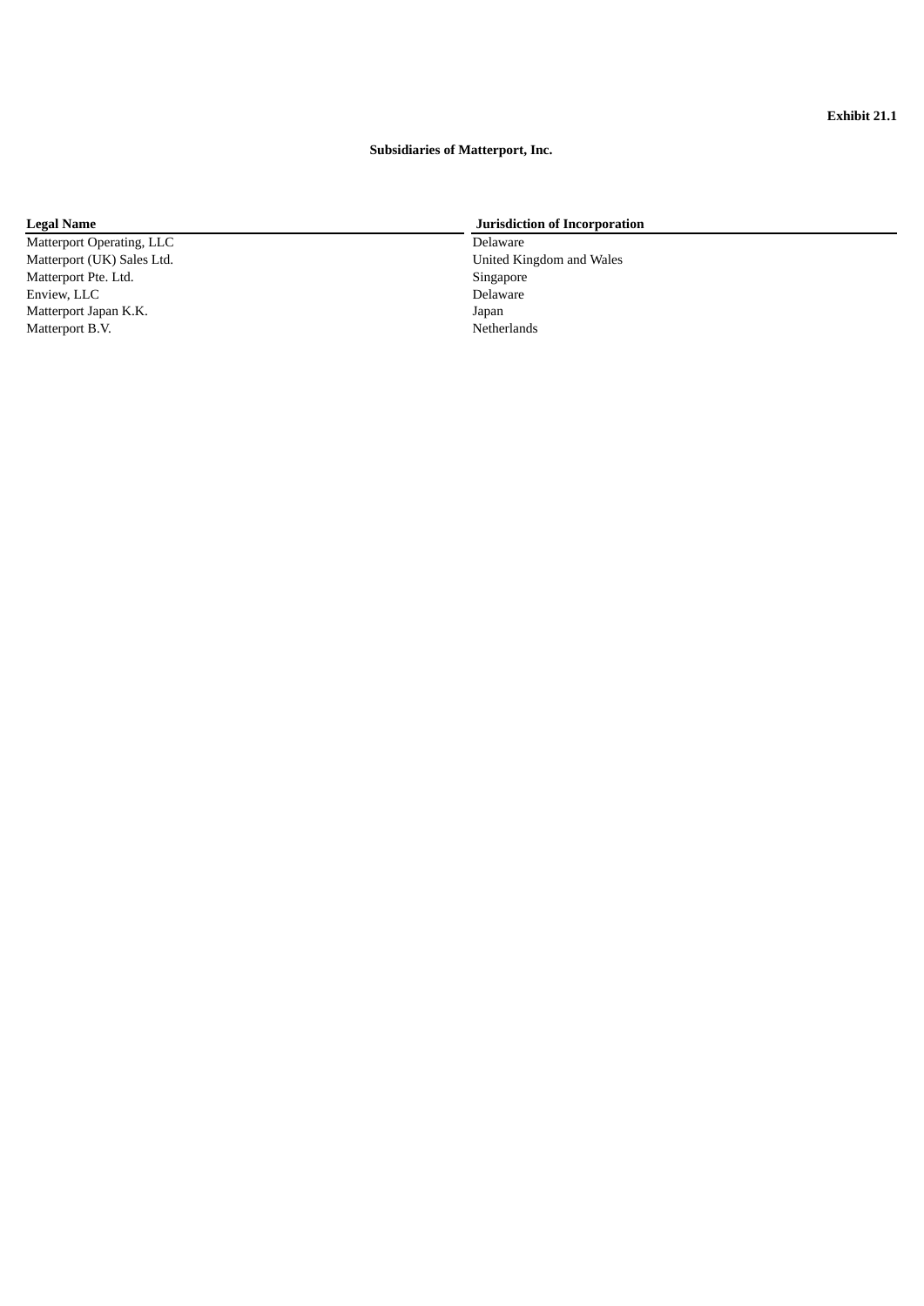**Exhibit 21.1**

**Subsidiaries of Matterport, Inc.**

| **Legal Name** | **Jurisdiction of Incorporation** |
|---|---|
| Matterport Operating, LLC | Delaware |
| Matterport (UK) Sales Ltd. | United Kingdom and Wales |
| Matterport Pte. Ltd. | Singapore |
| Enview, LLC | Delaware |
| Matterport Japan K.K. | Japan |
| Matterport B.V. | Netherlands |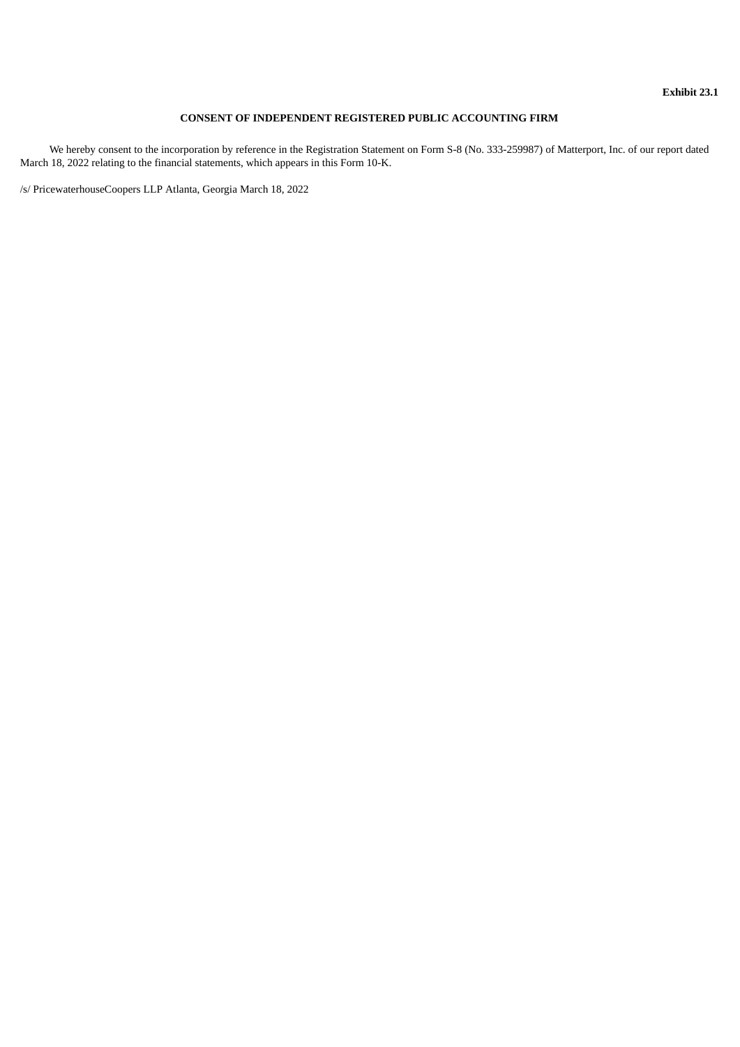**Exhibit 23.1**

**CONSENT OF INDEPENDENT REGISTERED PUBLIC ACCOUNTING FIRM**

We hereby consent to the incorporation by reference in the Registration Statement on Form S-8 (No. 333-259987) of Matterport, Inc. of our report dated March 18, 2022 relating to the financial statements, which appears in this Form 10-K.

/s/ PricewaterhouseCoopers LLP Atlanta, Georgia March 18, 2022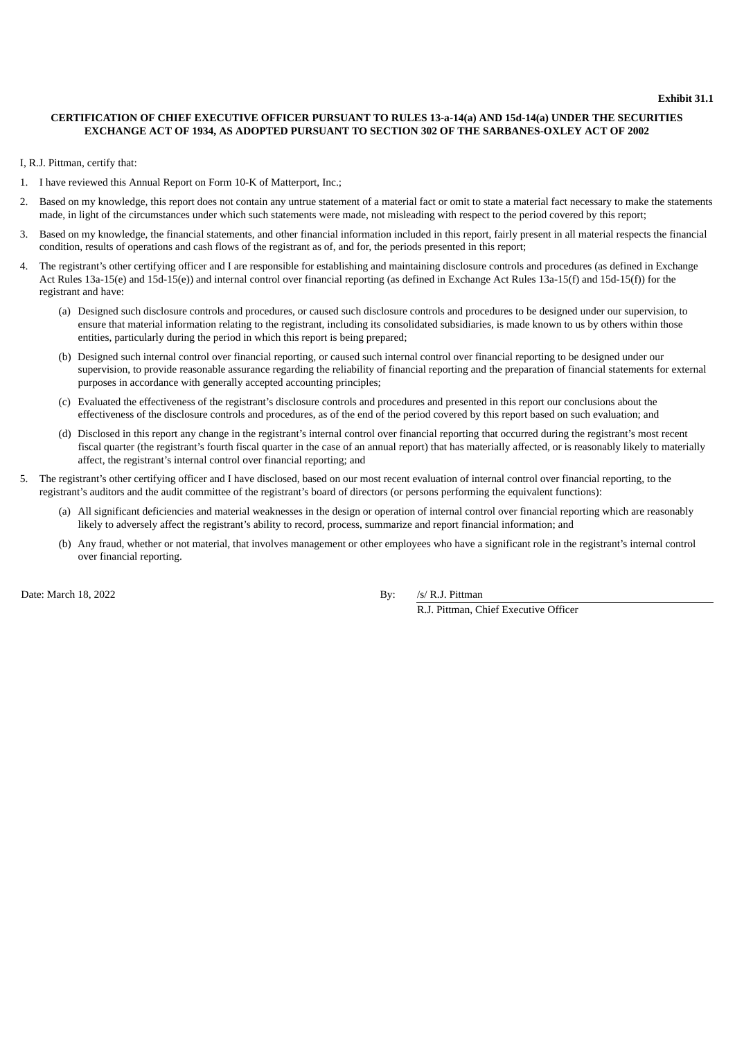**Exhibit 31.1**

**CERTIFICATION OF CHIEF EXECUTIVE OFFICER PURSUANT TO RULES 13-a-14(a) AND 15d-14(a) UNDER THE SECURITIES EXCHANGE ACT OF 1934, AS ADOPTED PURSUANT TO SECTION 302 OF THE SARBANES-OXLEY ACT OF 2002**

I, R.J. Pittman, certify that:

1. I have reviewed this Annual Report on Form 10-K of Matterport, Inc.;
2. Based on my knowledge, this report does not contain any untrue statement of a material fact or omit to state a material fact necessary to make the statements made, in light of the circumstances under which such statements were made, not misleading with respect to the period covered by this report;
3. Based on my knowledge, the financial statements, and other financial information included in this report, fairly present in all material respects the financial condition, results of operations and cash flows of the registrant as of, and for, the periods presented in this report;
4. The registrant's other certifying officer and I are responsible for establishing and maintaining disclosure controls and procedures (as defined in Exchange Act Rules 13a-15(e) and 15d-15(e)) and internal control over financial reporting (as defined in Exchange Act Rules 13a-15(f) and 15d-15(f)) for the registrant and have:
   - (a) Designed such disclosure controls and procedures, or caused such disclosure controls and procedures to be designed under our supervision, to ensure that material information relating to the registrant, including its consolidated subsidiaries, is made known to us by others within those entities, particularly during the period in which this report is being prepared;
   - (b) Designed such internal control over financial reporting, or caused such internal control over financial reporting to be designed under our supervision, to provide reasonable assurance regarding the reliability of financial reporting and the preparation of financial statements for external purposes in accordance with generally accepted accounting principles;
   - (c) Evaluated the effectiveness of the registrant's disclosure controls and procedures and presented in this report our conclusions about the effectiveness of the disclosure controls and procedures, as of the end of the period covered by this report based on such evaluation; and
   - (d) Disclosed in this report any change in the registrant's internal control over financial reporting that occurred during the registrant's most recent fiscal quarter (the registrant's fourth fiscal quarter in the case of an annual report) that has materially affected, or is reasonably likely to materially affect, the registrant's internal control over financial reporting; and
5. The registrant's other certifying officer and I have disclosed, based on our most recent evaluation of internal control over financial reporting, to the registrant's auditors and the audit committee of the registrant's board of directors (or persons performing the equivalent functions):
   - (a) All significant deficiencies and material weaknesses in the design or operation of internal control over financial reporting which are reasonably likely to adversely affect the registrant's ability to record, process, summarize and report financial information; and
   - (b) Any fraud, whether or not material, that involves management or other employees who have a significant role in the registrant's internal control over financial reporting.

Date: March 18, 2022

By: /s/ R.J. Pittman
R.J. Pittman, Chief Executive Officer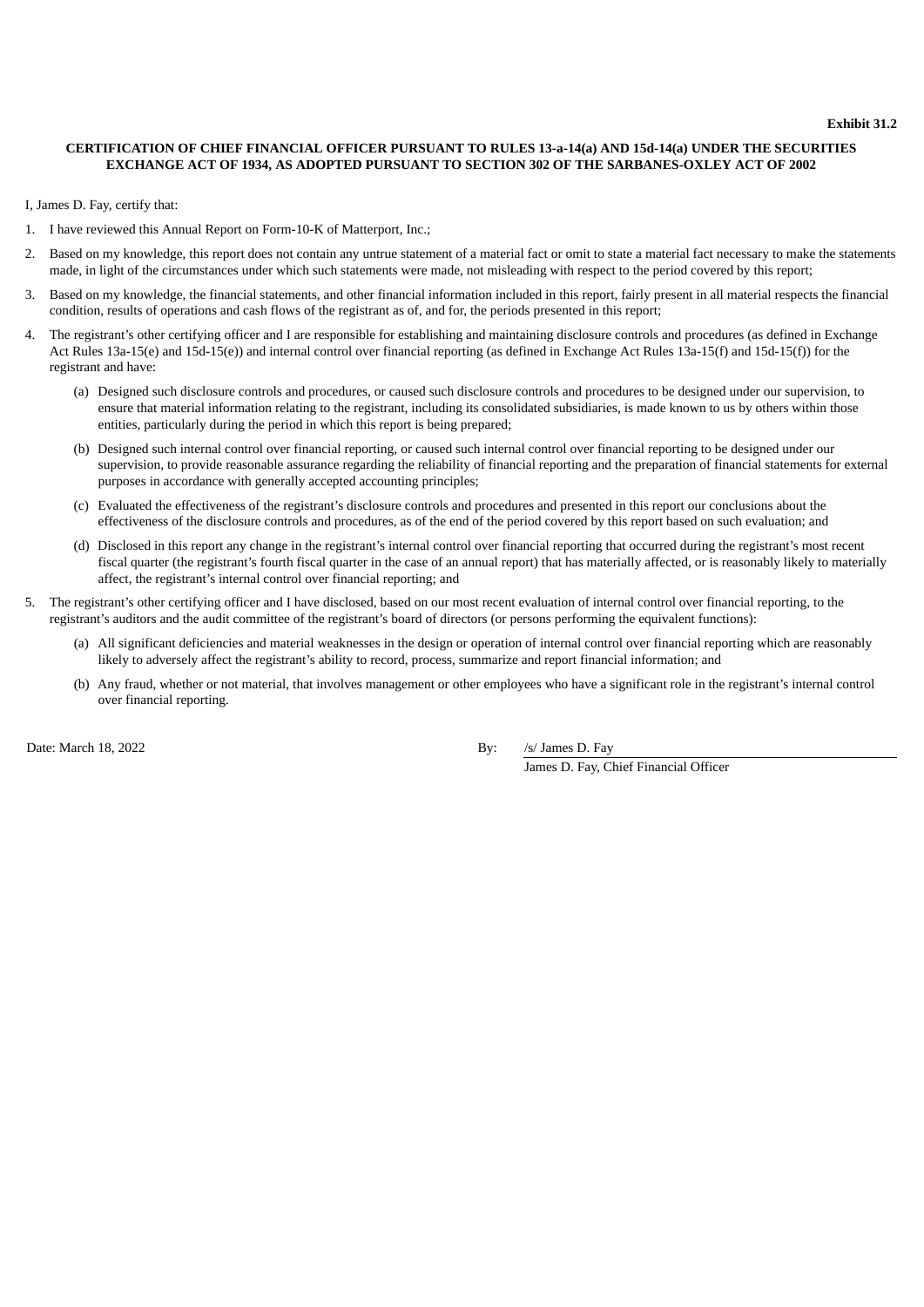**Exhibit 31.2**

**CERTIFICATION OF CHIEF FINANCIAL OFFICER PURSUANT TO RULES 13-a-14(a) AND 15d-14(a) UNDER THE SECURITIES EXCHANGE ACT OF 1934, AS ADOPTED PURSUANT TO SECTION 302 OF THE SARBANES-OXLEY ACT OF 2002**

I, James D. Fay, certify that:

1. I have reviewed this Annual Report on Form-10-K of Matterport, Inc.;
2. Based on my knowledge, this report does not contain any untrue statement of a material fact or omit to state a material fact necessary to make the statements made, in light of the circumstances under which such statements were made, not misleading with respect to the period covered by this report;
3. Based on my knowledge, the financial statements, and other financial information included in this report, fairly present in all material respects the financial condition, results of operations and cash flows of the registrant as of, and for, the periods presented in this report;
4. The registrant's other certifying officer and I are responsible for establishing and maintaining disclosure controls and procedures (as defined in Exchange Act Rules 13a-15(e) and 15d-15(e)) and internal control over financial reporting (as defined in Exchange Act Rules 13a-15(f) and 15d-15(f)) for the registrant and have:
   (a) Designed such disclosure controls and procedures, or caused such disclosure controls and procedures to be designed under our supervision, to ensure that material information relating to the registrant, including its consolidated subsidiaries, is made known to us by others within those entities, particularly during the period in which this report is being prepared;
   (b) Designed such internal control over financial reporting, or caused such internal control over financial reporting to be designed under our supervision, to provide reasonable assurance regarding the reliability of financial reporting and the preparation of financial statements for external purposes in accordance with generally accepted accounting principles;
   (c) Evaluated the effectiveness of the registrant's disclosure controls and procedures and presented in this report our conclusions about the effectiveness of the disclosure controls and procedures, as of the end of the period covered by this report based on such evaluation; and
   (d) Disclosed in this report any change in the registrant's internal control over financial reporting that occurred during the registrant's most recent fiscal quarter (the registrant's fourth fiscal quarter in the case of an annual report) that has materially affected, or is reasonably likely to materially affect, the registrant's internal control over financial reporting; and
5. The registrant's other certifying officer and I have disclosed, based on our most recent evaluation of internal control over financial reporting, to the registrant's auditors and the audit committee of the registrant's board of directors (or persons performing the equivalent functions):
   (a) All significant deficiencies and material weaknesses in the design or operation of internal control over financial reporting which are reasonably likely to adversely affect the registrant's ability to record, process, summarize and report financial information; and
   (b) Any fraud, whether or not material, that involves management or other employees who have a significant role in the registrant's internal control over financial reporting.

Date: March 18, 2022

By: /s/ James D. Fay
James D. Fay, Chief Financial Officer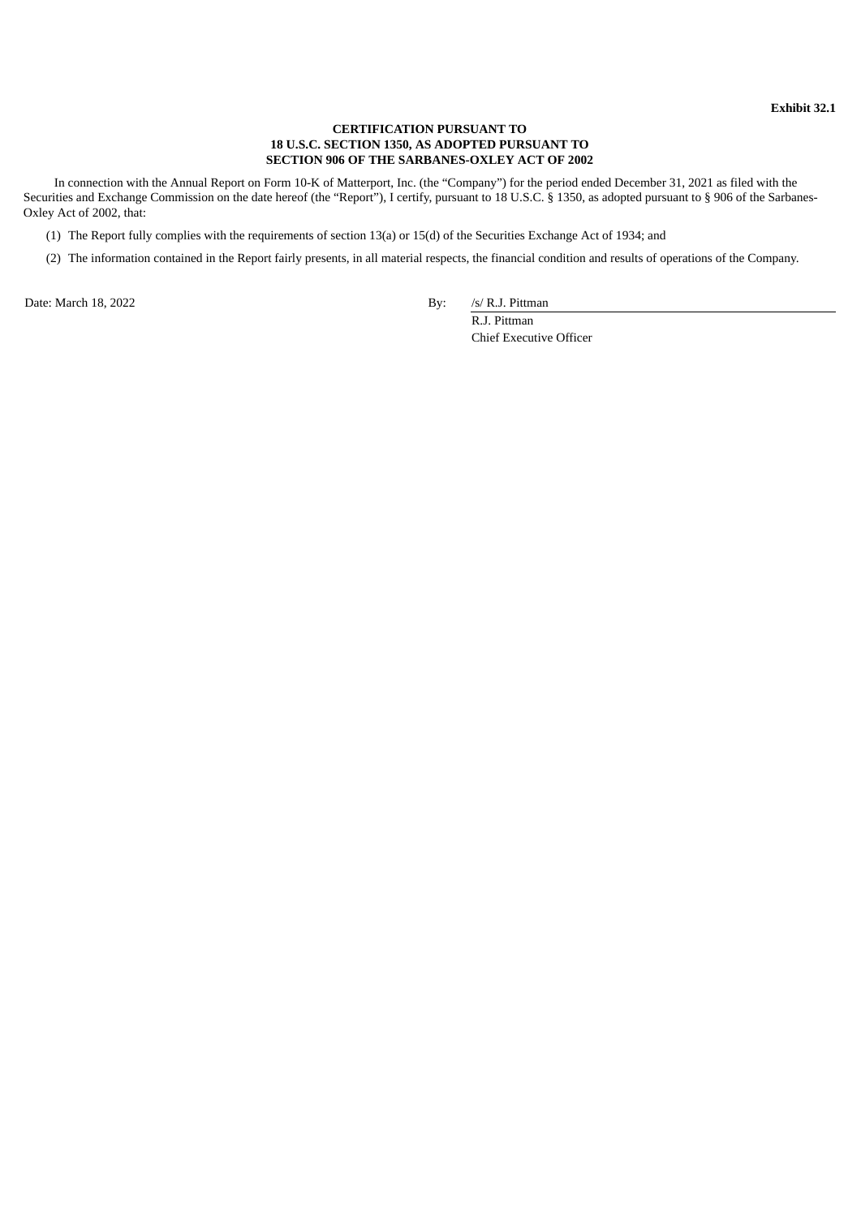**Exhibit 32.1**

**CERTIFICATION PURSUANT TO**
**18 U.S.C. SECTION 1350, AS ADOPTED PURSUANT TO**
**SECTION 906 OF THE SARBANES-OXLEY ACT OF 2002**

In connection with the Annual Report on Form 10-K of Matterport, Inc. (the "Company") for the period ended December 31, 2021 as filed with the Securities and Exchange Commission on the date hereof (the "Report"), I certify, pursuant to 18 U.S.C. § 1350, as adopted pursuant to § 906 of the Sarbanes-Oxley Act of 2002, that:

(1) The Report fully complies with the requirements of section 13(a) or 15(d) of the Securities Exchange Act of 1934; and

(2) The information contained in the Report fairly presents, in all material respects, the financial condition and results of operations of the Company.

Date: March 18, 2022

By: /s/ R.J. Pittman
R.J. Pittman
Chief Executive Officer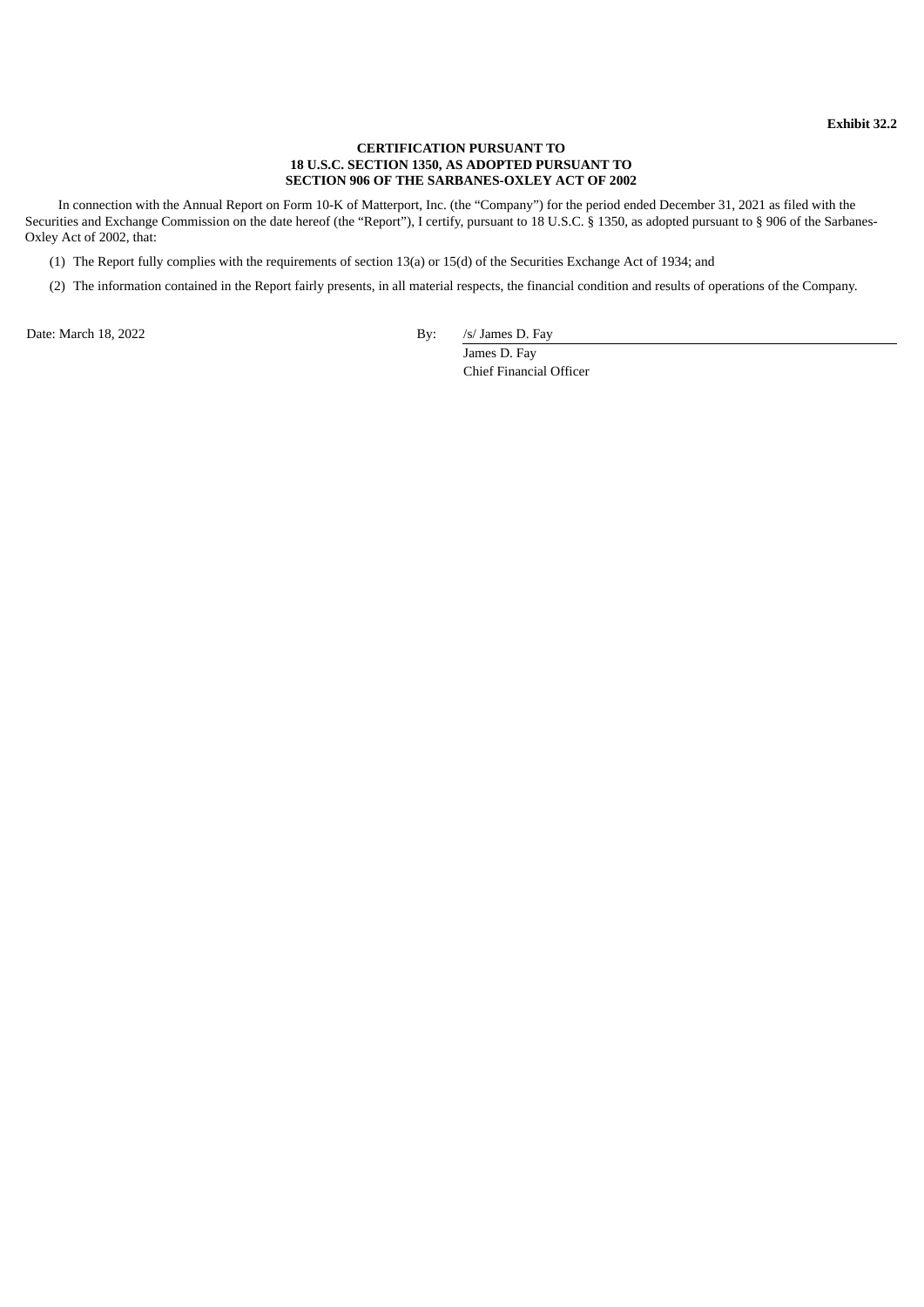**Exhibit 32.2**

**CERTIFICATION PURSUANT TO**
**18 U.S.C. SECTION 1350, AS ADOPTED PURSUANT TO**
**SECTION 906 OF THE SARBANES-OXLEY ACT OF 2002**

In connection with the Annual Report on Form 10-K of Matterport, Inc. (the “Company”) for the period ended December 31, 2021 as filed with the Securities and Exchange Commission on the date hereof (the “Report”), I certify, pursuant to 18 U.S.C. § 1350, as adopted pursuant to § 906 of the Sarbanes-Oxley Act of 2002, that:

(1) The Report fully complies with the requirements of section 13(a) or 15(d) of the Securities Exchange Act of 1934; and

(2) The information contained in the Report fairly presents, in all material respects, the financial condition and results of operations of the Company.

Date: March 18, 2022

By: /s/ James D. Fay
James D. Fay
Chief Financial Officer